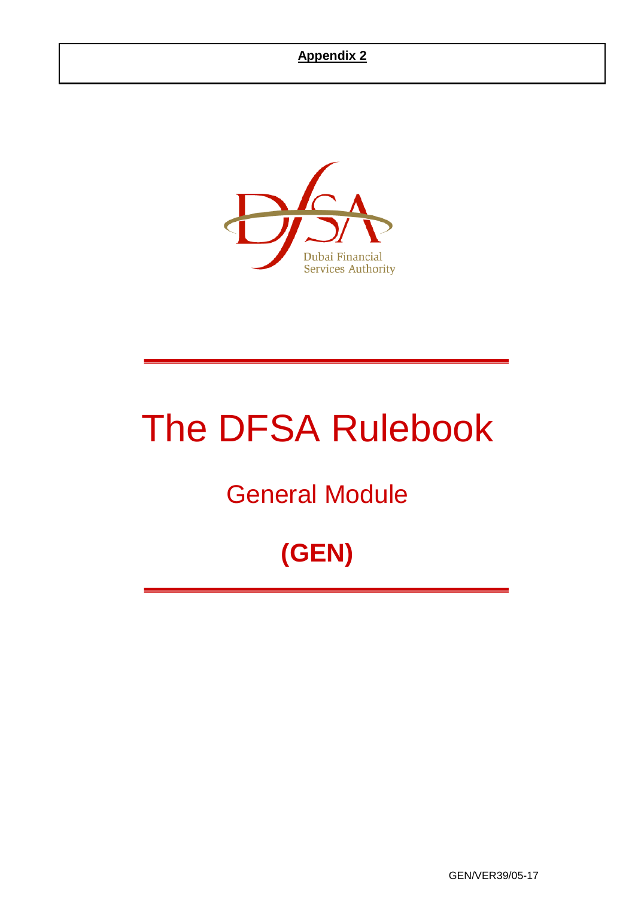**Appendix 2**

Dubai Financial Services Authority

# The DFSA Rulebook

## General Module

## (GEN)

GEN/VER39/05-17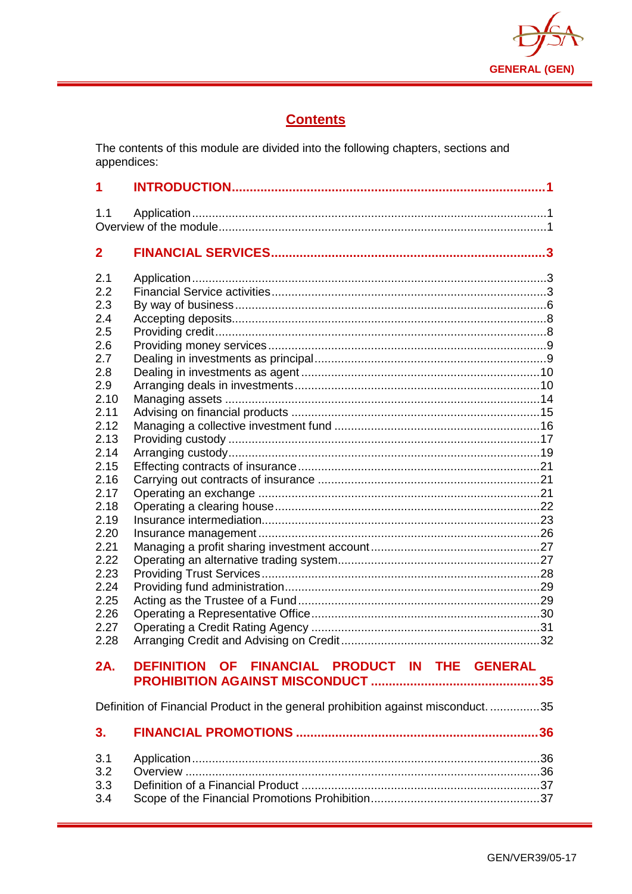## Contents

The contents of this module are divided into the following chapters, sections and appendices:

**1 INTRODUCTION ........ 1**

1.1 Application ........ 1
Overview of the module ........ 1

**2 FINANCIAL SERVICES ........ 3**

2.1 Application ........ 3
2.2 Financial Service activities ........ 3
2.3 By way of business ........ 6
2.4 Accepting deposits ........ 8
2.5 Providing credit ........ 8
2.6 Providing money services ........ 9
2.7 Dealing in investments as principal ........ 9
2.8 Dealing in investments as agent ........ 10
2.9 Arranging deals in investments ........ 10
2.10 Managing assets ........ 14
2.11 Advising on financial products ........ 15
2.12 Managing a collective investment fund ........ 16
2.13 Providing custody ........ 17
2.14 Arranging custody ........ 19
2.15 Effecting contracts of insurance ........ 21
2.16 Carrying out contracts of insurance ........ 21
2.17 Operating an exchange ........ 21
2.18 Operating a clearing house ........ 22
2.19 Insurance intermediation ........ 23
2.20 Insurance management ........ 26
2.21 Managing a profit sharing investment account ........ 27
2.22 Operating an alternative trading system ........ 27
2.23 Providing Trust Services ........ 28
2.24 Providing fund administration ........ 29
2.25 Acting as the Trustee of a Fund ........ 29
2.26 Operating a Representative Office ........ 30
2.27 Operating a Credit Rating Agency ........ 31
2.28 Arranging Credit and Advising on Credit ........ 32

**2A. DEFINITION OF FINANCIAL PRODUCT IN THE GENERAL PROHIBITION AGAINST MISCONDUCT ........ 35**

Definition of Financial Product in the general prohibition against misconduct. ........ 35

**3. FINANCIAL PROMOTIONS ........ 36**

3.1 Application ........ 36
3.2 Overview ........ 36
3.3 Definition of a Financial Product ........ 37
3.4 Scope of the Financial Promotions Prohibition ........ 37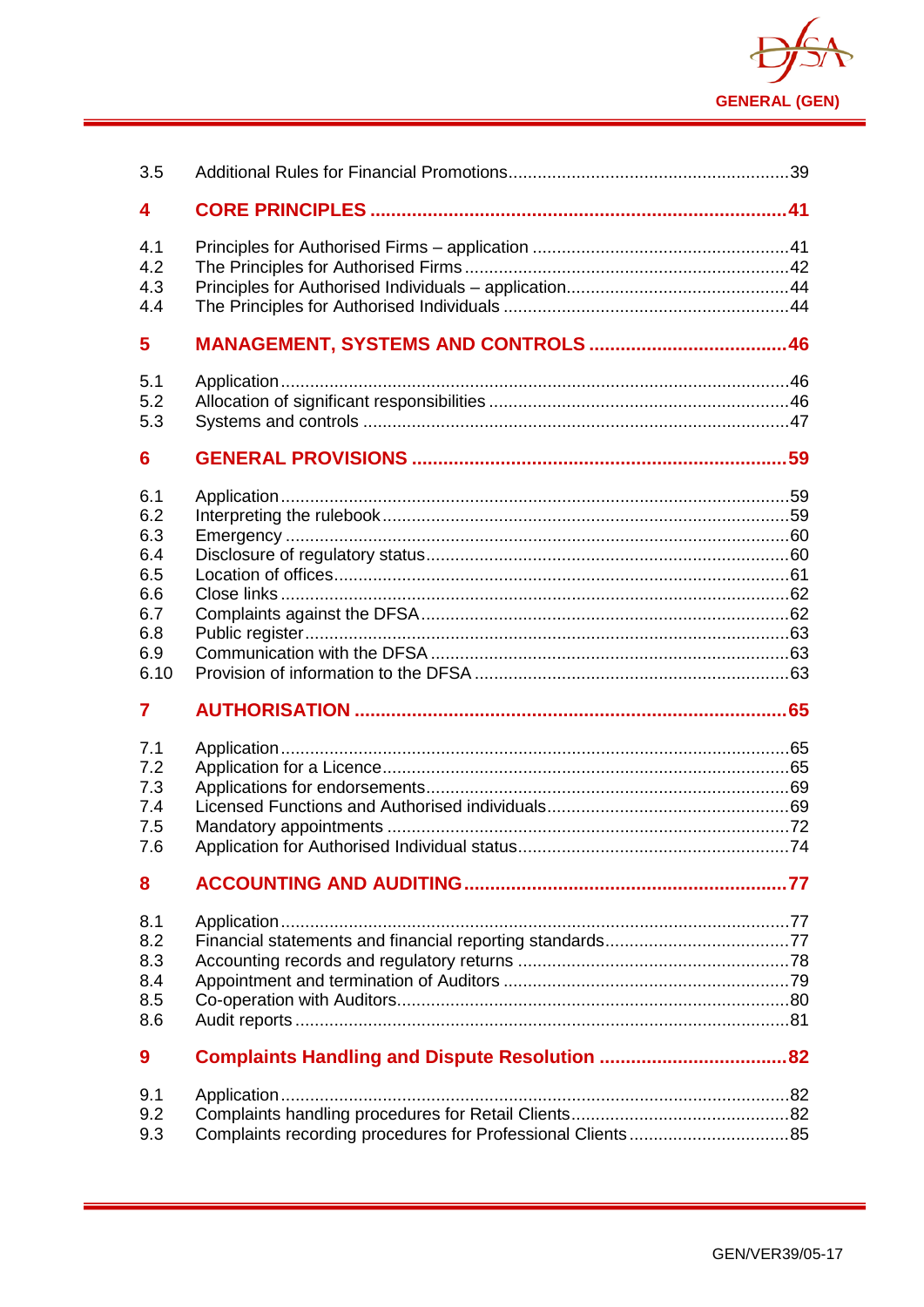| | | |
|---|---|---|
| 3.5 | Additional Rules for Financial Promotions | 39 |
| **4** | **CORE PRINCIPLES** | **41** |
| 4.1 | Principles for Authorised Firms – application | 41 |
| 4.2 | The Principles for Authorised Firms | 42 |
| 4.3 | Principles for Authorised Individuals – application | 44 |
| 4.4 | The Principles for Authorised Individuals | 44 |
| **5** | **MANAGEMENT, SYSTEMS AND CONTROLS** | **46** |
| 5.1 | Application | 46 |
| 5.2 | Allocation of significant responsibilities | 46 |
| 5.3 | Systems and controls | 47 |
| **6** | **GENERAL PROVISIONS** | **59** |
| 6.1 | Application | 59 |
| 6.2 | Interpreting the rulebook | 59 |
| 6.3 | Emergency | 60 |
| 6.4 | Disclosure of regulatory status | 60 |
| 6.5 | Location of offices | 61 |
| 6.6 | Close links | 62 |
| 6.7 | Complaints against the DFSA | 62 |
| 6.8 | Public register | 63 |
| 6.9 | Communication with the DFSA | 63 |
| 6.10 | Provision of information to the DFSA | 63 |
| **7** | **AUTHORISATION** | **65** |
| 7.1 | Application | 65 |
| 7.2 | Application for a Licence | 65 |
| 7.3 | Applications for endorsements | 69 |
| 7.4 | Licensed Functions and Authorised individuals | 69 |
| 7.5 | Mandatory appointments | 72 |
| 7.6 | Application for Authorised Individual status | 74 |
| **8** | **ACCOUNTING AND AUDITING** | **77** |
| 8.1 | Application | 77 |
| 8.2 | Financial statements and financial reporting standards | 77 |
| 8.3 | Accounting records and regulatory returns | 78 |
| 8.4 | Appointment and termination of Auditors | 79 |
| 8.5 | Co-operation with Auditors | 80 |
| 8.6 | Audit reports | 81 |
| **9** | **Complaints Handling and Dispute Resolution** | **82** |
| 9.1 | Application | 82 |
| 9.2 | Complaints handling procedures for Retail Clients | 82 |
| 9.3 | Complaints recording procedures for Professional Clients | 85 |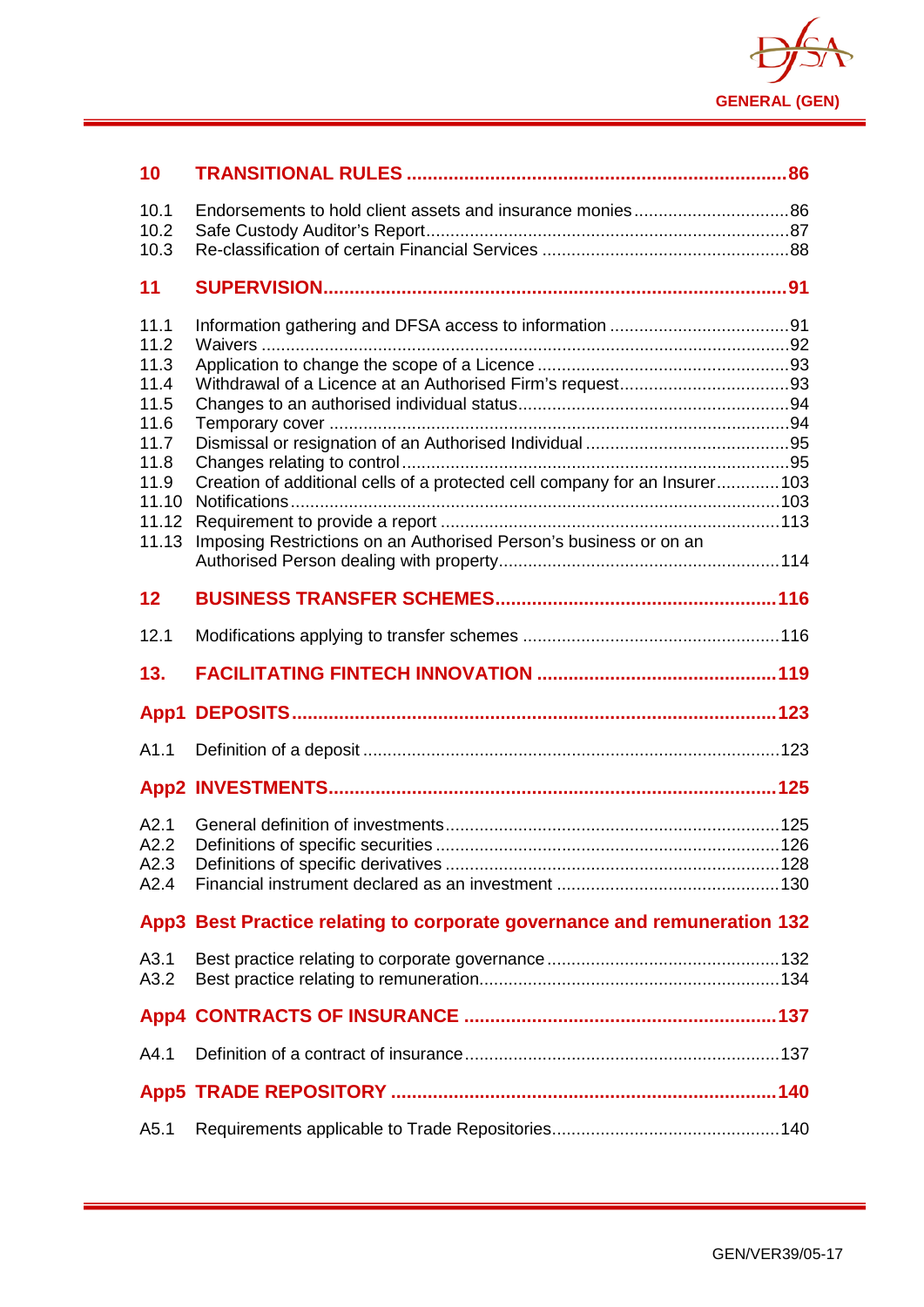| | | |
|---|---|---|
| **10** | **TRANSITIONAL RULES** | **86** |
| 10.1 | Endorsements to hold client assets and insurance monies | 86 |
| 10.2 | Safe Custody Auditor's Report | 87 |
| 10.3 | Re-classification of certain Financial Services | 88 |
| **11** | **SUPERVISION** | **91** |
| 11.1 | Information gathering and DFSA access to information | 91 |
| 11.2 | Waivers | 92 |
| 11.3 | Application to change the scope of a Licence | 93 |
| 11.4 | Withdrawal of a Licence at an Authorised Firm's request | 93 |
| 11.5 | Changes to an authorised individual status | 94 |
| 11.6 | Temporary cover | 94 |
| 11.7 | Dismissal or resignation of an Authorised Individual | 95 |
| 11.8 | Changes relating to control | 95 |
| 11.9 | Creation of additional cells of a protected cell company for an Insurer | 103 |
| 11.10 | Notifications | 103 |
| 11.12 | Requirement to provide a report | 113 |
| 11.13 | Imposing Restrictions on an Authorised Person's business or on an Authorised Person dealing with property | 114 |
| **12** | **BUSINESS TRANSFER SCHEMES** | **116** |
| 12.1 | Modifications applying to transfer schemes | 116 |
| **13.** | **FACILITATING FINTECH INNOVATION** | **119** |
| **App1** | **DEPOSITS** | **123** |
| A1.1 | Definition of a deposit | 123 |
| **App2** | **INVESTMENTS** | **125** |
| A2.1 | General definition of investments | 125 |
| A2.2 | Definitions of specific securities | 126 |
| A2.3 | Definitions of specific derivatives | 128 |
| A2.4 | Financial instrument declared as an investment | 130 |
| **App3** | **Best Practice relating to corporate governance and remuneration** | **132** |
| A3.1 | Best practice relating to corporate governance | 132 |
| A3.2 | Best practice relating to remuneration | 134 |
| **App4** | **CONTRACTS OF INSURANCE** | **137** |
| A4.1 | Definition of a contract of insurance | 137 |
| **App5** | **TRADE REPOSITORY** | **140** |
| A5.1 | Requirements applicable to Trade Repositories | 140 |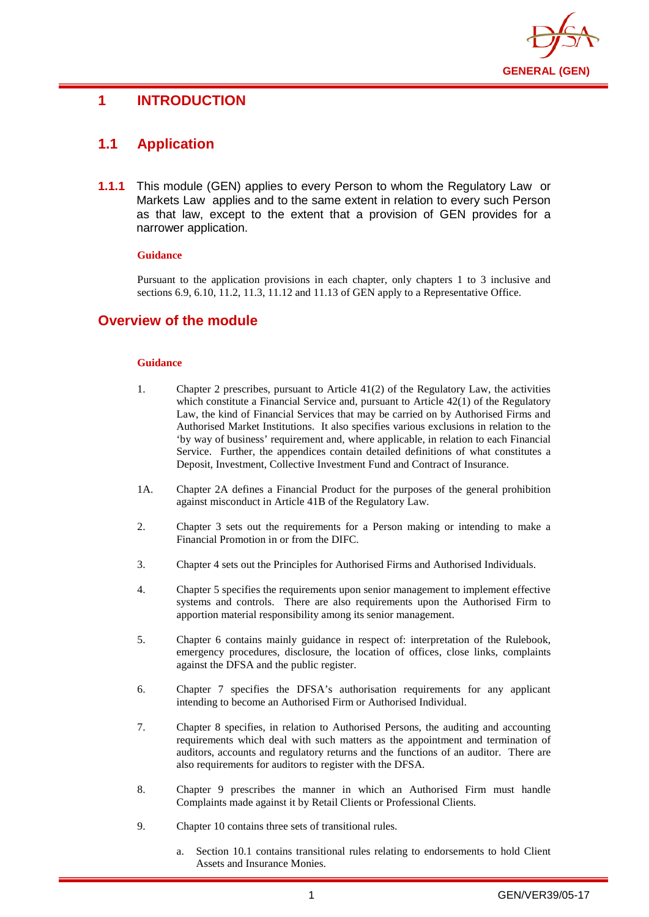# 1 INTRODUCTION

## 1.1 Application

**1.1.1** This module (GEN) applies to every Person to whom the Regulatory Law or Markets Law applies and to the same extent in relation to every such Person as that law, except to the extent that a provision of GEN provides for a narrower application.

**Guidance**

Pursuant to the application provisions in each chapter, only chapters 1 to 3 inclusive and sections 6.9, 6.10, 11.2, 11.3, 11.12 and 11.13 of GEN apply to a Representative Office.

## Overview of the module

**Guidance**

1. Chapter 2 prescribes, pursuant to Article 41(2) of the Regulatory Law, the activities which constitute a Financial Service and, pursuant to Article 42(1) of the Regulatory Law, the kind of Financial Services that may be carried on by Authorised Firms and Authorised Market Institutions. It also specifies various exclusions in relation to the 'by way of business' requirement and, where applicable, in relation to each Financial Service. Further, the appendices contain detailed definitions of what constitutes a Deposit, Investment, Collective Investment Fund and Contract of Insurance.

1A. Chapter 2A defines a Financial Product for the purposes of the general prohibition against misconduct in Article 41B of the Regulatory Law.

2. Chapter 3 sets out the requirements for a Person making or intending to make a Financial Promotion in or from the DIFC.

3. Chapter 4 sets out the Principles for Authorised Firms and Authorised Individuals.

4. Chapter 5 specifies the requirements upon senior management to implement effective systems and controls. There are also requirements upon the Authorised Firm to apportion material responsibility among its senior management.

5. Chapter 6 contains mainly guidance in respect of: interpretation of the Rulebook, emergency procedures, disclosure, the location of offices, close links, complaints against the DFSA and the public register.

6. Chapter 7 specifies the DFSA's authorisation requirements for any applicant intending to become an Authorised Firm or Authorised Individual.

7. Chapter 8 specifies, in relation to Authorised Persons, the auditing and accounting requirements which deal with such matters as the appointment and termination of auditors, accounts and regulatory returns and the functions of an auditor. There are also requirements for auditors to register with the DFSA.

8. Chapter 9 prescribes the manner in which an Authorised Firm must handle Complaints made against it by Retail Clients or Professional Clients.

9. Chapter 10 contains three sets of transitional rules.

   a. Section 10.1 contains transitional rules relating to endorsements to hold Client Assets and Insurance Monies.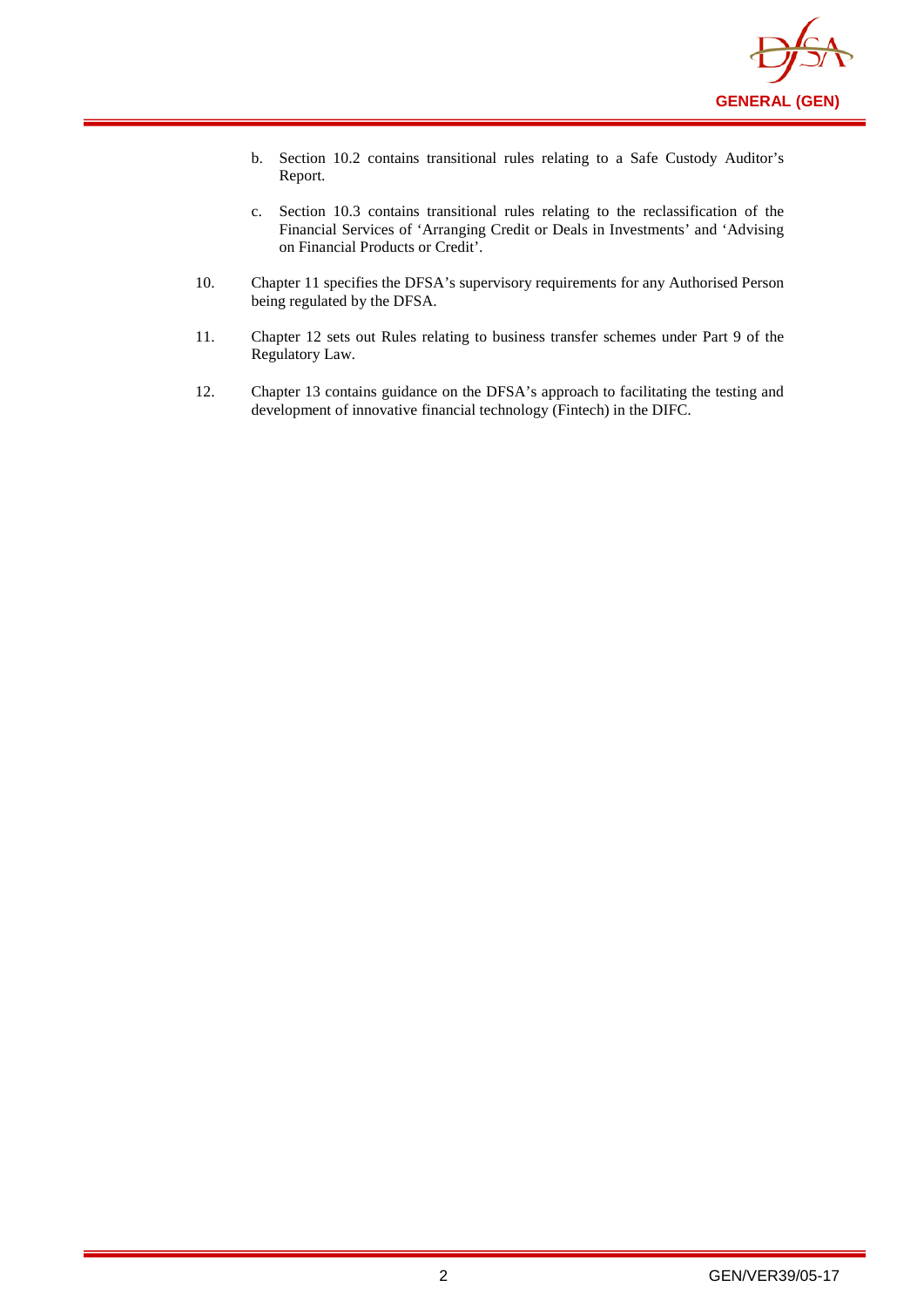b. Section 10.2 contains transitional rules relating to a Safe Custody Auditor's Report.

c. Section 10.3 contains transitional rules relating to the reclassification of the Financial Services of 'Arranging Credit or Deals in Investments' and 'Advising on Financial Products or Credit'.

10. Chapter 11 specifies the DFSA's supervisory requirements for any Authorised Person being regulated by the DFSA.

11. Chapter 12 sets out Rules relating to business transfer schemes under Part 9 of the Regulatory Law.

12. Chapter 13 contains guidance on the DFSA's approach to facilitating the testing and development of innovative financial technology (Fintech) in the DIFC.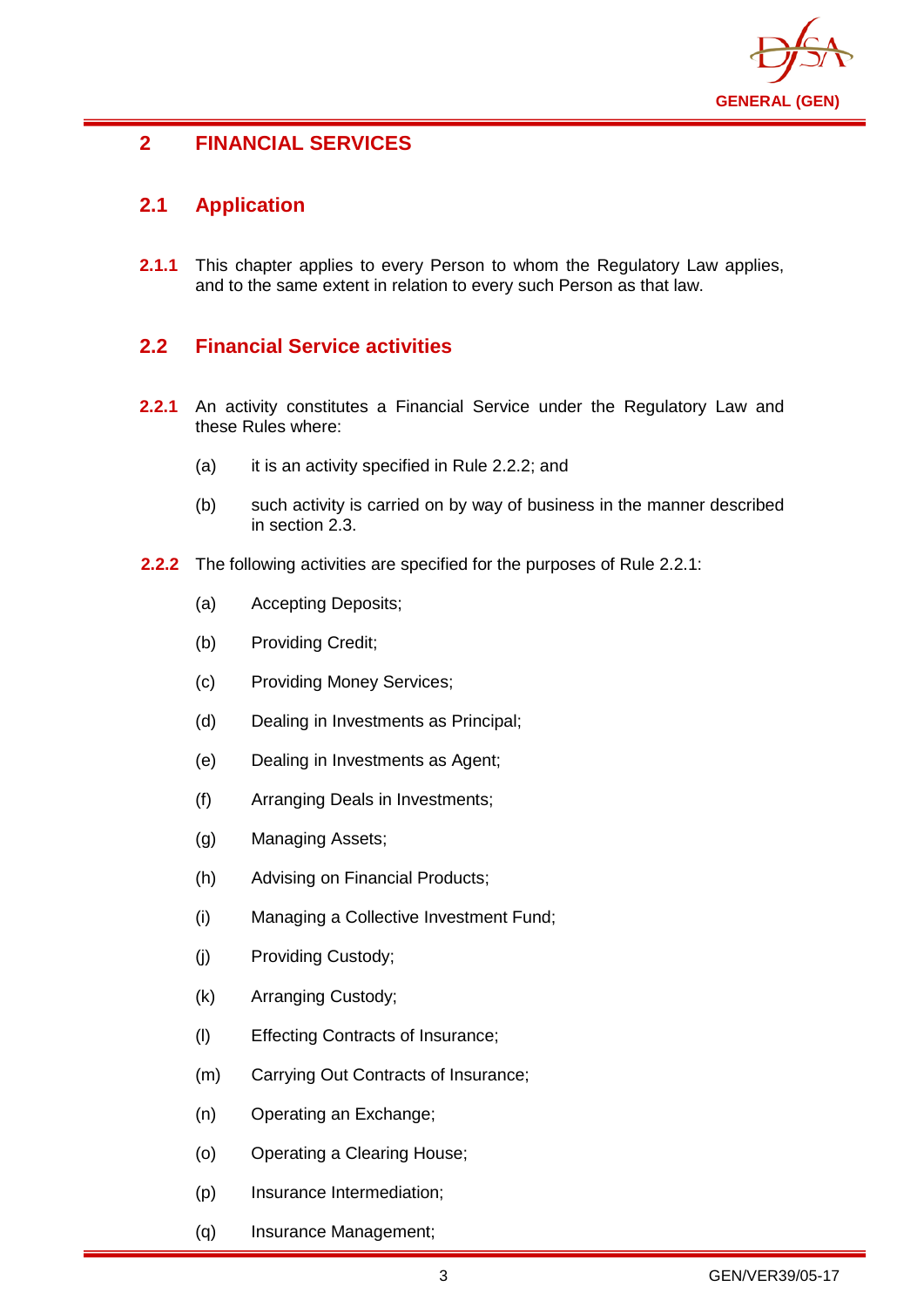# 2 FINANCIAL SERVICES

## 2.1 Application

**2.1.1** This chapter applies to every Person to whom the Regulatory Law applies, and to the same extent in relation to every such Person as that law.

## 2.2 Financial Service activities

**2.2.1** An activity constitutes a Financial Service under the Regulatory Law and these Rules where:

(a) it is an activity specified in Rule 2.2.2; and

(b) such activity is carried on by way of business in the manner described in section 2.3.

**2.2.2** The following activities are specified for the purposes of Rule 2.2.1:

(a) Accepting Deposits;

(b) Providing Credit;

(c) Providing Money Services;

(d) Dealing in Investments as Principal;

(e) Dealing in Investments as Agent;

(f) Arranging Deals in Investments;

(g) Managing Assets;

(h) Advising on Financial Products;

(i) Managing a Collective Investment Fund;

(j) Providing Custody;

(k) Arranging Custody;

(l) Effecting Contracts of Insurance;

(m) Carrying Out Contracts of Insurance;

(n) Operating an Exchange;

(o) Operating a Clearing House;

(p) Insurance Intermediation;

(q) Insurance Management;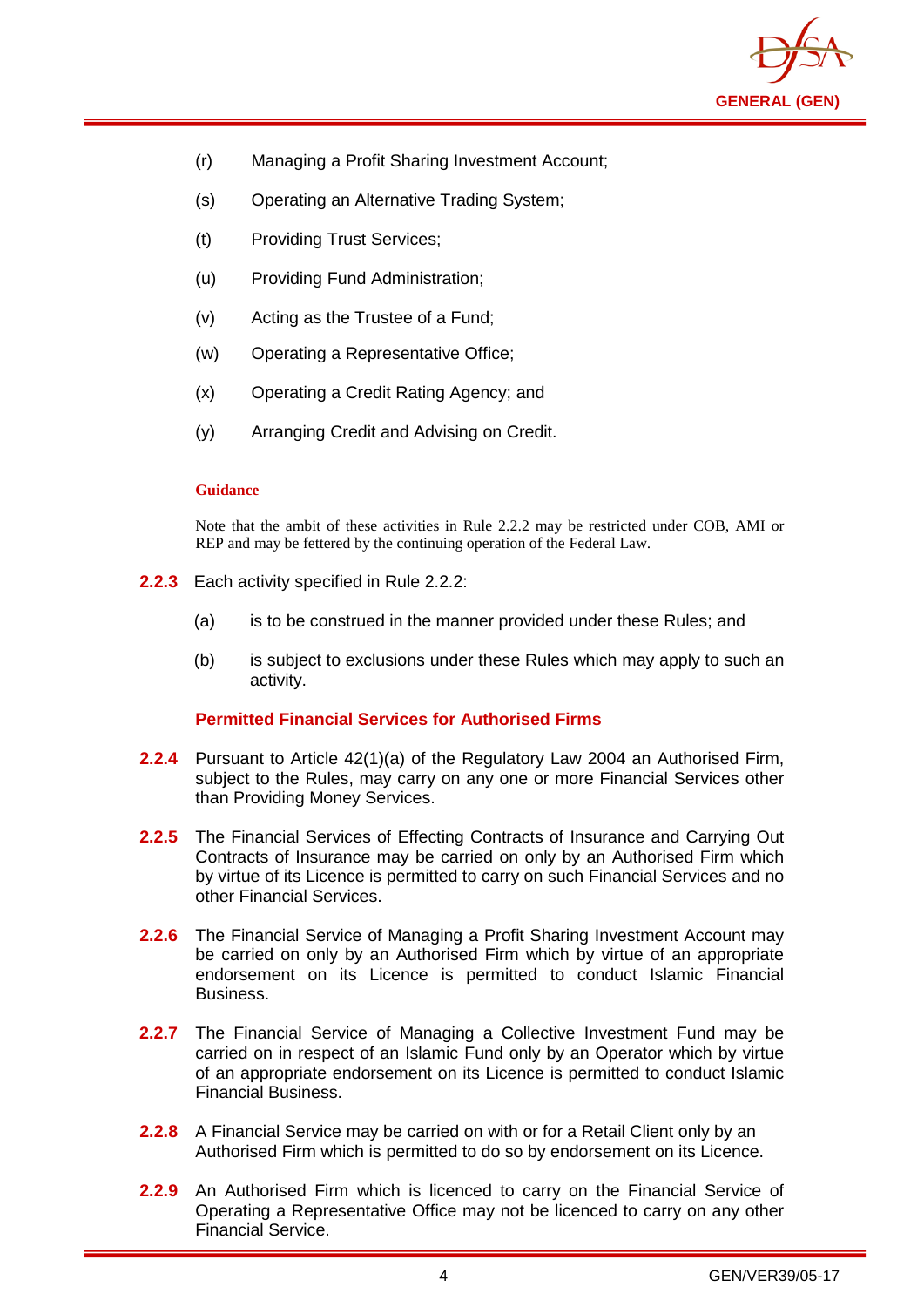(r) Managing a Profit Sharing Investment Account;

(s) Operating an Alternative Trading System;

(t) Providing Trust Services;

(u) Providing Fund Administration;

(v) Acting as the Trustee of a Fund;

(w) Operating a Representative Office;

(x) Operating a Credit Rating Agency; and

(y) Arranging Credit and Advising on Credit.

**Guidance**

Note that the ambit of these activities in Rule 2.2.2 may be restricted under COB, AMI or REP and may be fettered by the continuing operation of the Federal Law.

**2.2.3** Each activity specified in Rule 2.2.2:

(a) is to be construed in the manner provided under these Rules; and

(b) is subject to exclusions under these Rules which may apply to such an activity.

### Permitted Financial Services for Authorised Firms

**2.2.4** Pursuant to Article 42(1)(a) of the Regulatory Law 2004 an Authorised Firm, subject to the Rules, may carry on any one or more Financial Services other than Providing Money Services.

**2.2.5** The Financial Services of Effecting Contracts of Insurance and Carrying Out Contracts of Insurance may be carried on only by an Authorised Firm which by virtue of its Licence is permitted to carry on such Financial Services and no other Financial Services.

**2.2.6** The Financial Service of Managing a Profit Sharing Investment Account may be carried on only by an Authorised Firm which by virtue of an appropriate endorsement on its Licence is permitted to conduct Islamic Financial Business.

**2.2.7** The Financial Service of Managing a Collective Investment Fund may be carried on in respect of an Islamic Fund only by an Operator which by virtue of an appropriate endorsement on its Licence is permitted to conduct Islamic Financial Business.

**2.2.8** A Financial Service may be carried on with or for a Retail Client only by an Authorised Firm which is permitted to do so by endorsement on its Licence.

**2.2.9** An Authorised Firm which is licenced to carry on the Financial Service of Operating a Representative Office may not be licenced to carry on any other Financial Service.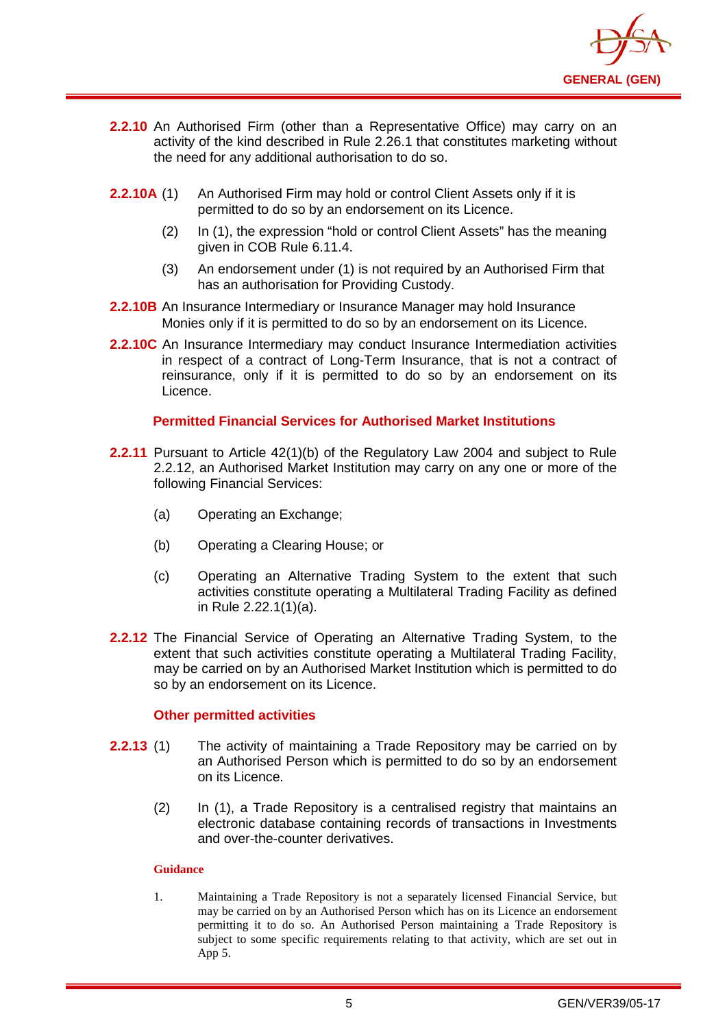**2.2.10** An Authorised Firm (other than a Representative Office) may carry on an activity of the kind described in Rule 2.26.1 that constitutes marketing without the need for any additional authorisation to do so.

**2.2.10A** (1) An Authorised Firm may hold or control Client Assets only if it is permitted to do so by an endorsement on its Licence.

(2) In (1), the expression "hold or control Client Assets" has the meaning given in COB Rule 6.11.4.

(3) An endorsement under (1) is not required by an Authorised Firm that has an authorisation for Providing Custody.

**2.2.10B** An Insurance Intermediary or Insurance Manager may hold Insurance Monies only if it is permitted to do so by an endorsement on its Licence.

**2.2.10C** An Insurance Intermediary may conduct Insurance Intermediation activities in respect of a contract of Long-Term Insurance, that is not a contract of reinsurance, only if it is permitted to do so by an endorsement on its Licence.

### Permitted Financial Services for Authorised Market Institutions

**2.2.11** Pursuant to Article 42(1)(b) of the Regulatory Law 2004 and subject to Rule 2.2.12, an Authorised Market Institution may carry on any one or more of the following Financial Services:

(a) Operating an Exchange;

(b) Operating a Clearing House; or

(c) Operating an Alternative Trading System to the extent that such activities constitute operating a Multilateral Trading Facility as defined in Rule 2.22.1(1)(a).

**2.2.12** The Financial Service of Operating an Alternative Trading System, to the extent that such activities constitute operating a Multilateral Trading Facility, may be carried on by an Authorised Market Institution which is permitted to do so by an endorsement on its Licence.

### Other permitted activities

**2.2.13** (1) The activity of maintaining a Trade Repository may be carried on by an Authorised Person which is permitted to do so by an endorsement on its Licence.

(2) In (1), a Trade Repository is a centralised registry that maintains an electronic database containing records of transactions in Investments and over-the-counter derivatives.

**Guidance**

1. Maintaining a Trade Repository is not a separately licensed Financial Service, but may be carried on by an Authorised Person which has on its Licence an endorsement permitting it to do so. An Authorised Person maintaining a Trade Repository is subject to some specific requirements relating to that activity, which are set out in App 5.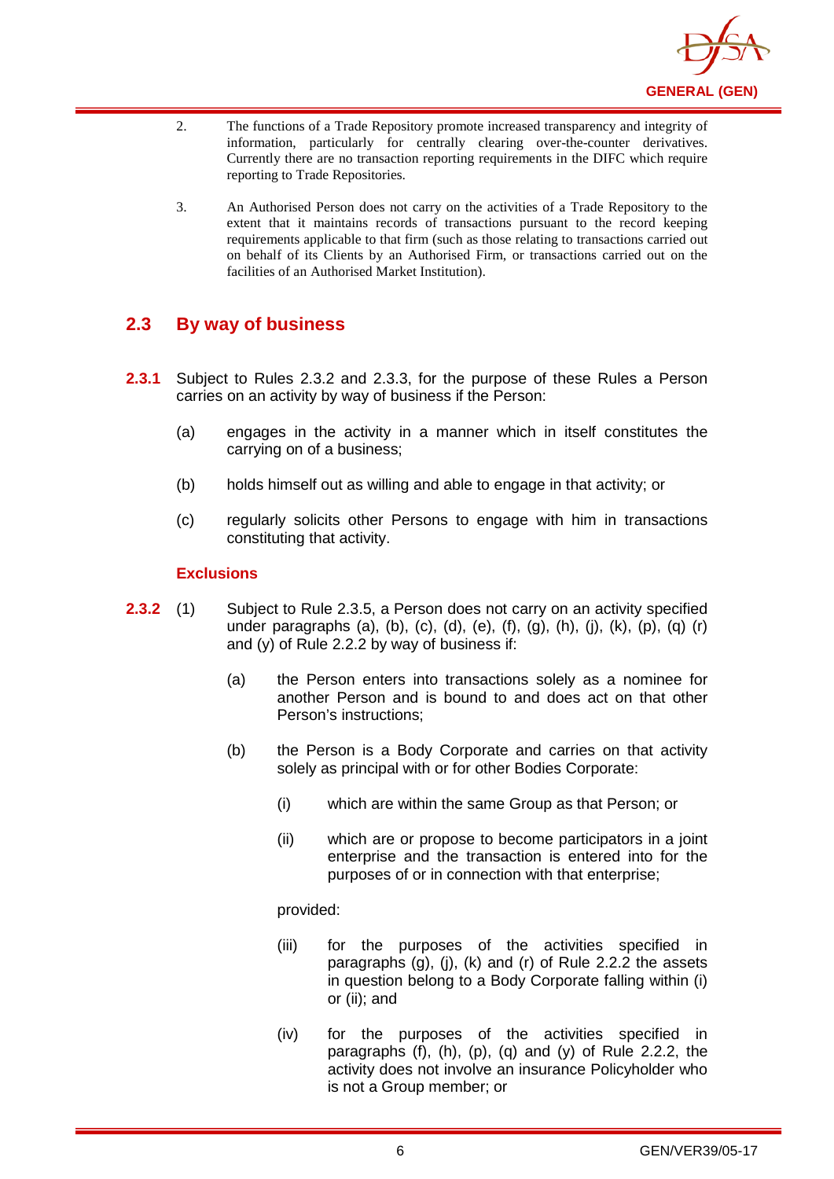2. The functions of a Trade Repository promote increased transparency and integrity of information, particularly for centrally clearing over-the-counter derivatives. Currently there are no transaction reporting requirements in the DIFC which require reporting to Trade Repositories.

3. An Authorised Person does not carry on the activities of a Trade Repository to the extent that it maintains records of transactions pursuant to the record keeping requirements applicable to that firm (such as those relating to transactions carried out on behalf of its Clients by an Authorised Firm, or transactions carried out on the facilities of an Authorised Market Institution).

## 2.3 By way of business

**2.3.1** Subject to Rules 2.3.2 and 2.3.3, for the purpose of these Rules a Person carries on an activity by way of business if the Person:

(a) engages in the activity in a manner which in itself constitutes the carrying on of a business;

(b) holds himself out as willing and able to engage in that activity; or

(c) regularly solicits other Persons to engage with him in transactions constituting that activity.

### Exclusions

**2.3.2** (1) Subject to Rule 2.3.5, a Person does not carry on an activity specified under paragraphs (a), (b), (c), (d), (e), (f), (g), (h), (j), (k), (p), (q) (r) and (y) of Rule 2.2.2 by way of business if:

(a) the Person enters into transactions solely as a nominee for another Person and is bound to and does act on that other Person's instructions;

(b) the Person is a Body Corporate and carries on that activity solely as principal with or for other Bodies Corporate:

(i) which are within the same Group as that Person; or

(ii) which are or propose to become participators in a joint enterprise and the transaction is entered into for the purposes of or in connection with that enterprise;

provided:

(iii) for the purposes of the activities specified in paragraphs (g), (j), (k) and (r) of Rule 2.2.2 the assets in question belong to a Body Corporate falling within (i) or (ii); and

(iv) for the purposes of the activities specified in paragraphs (f), (h), (p), (q) and (y) of Rule 2.2.2, the activity does not involve an insurance Policyholder who is not a Group member; or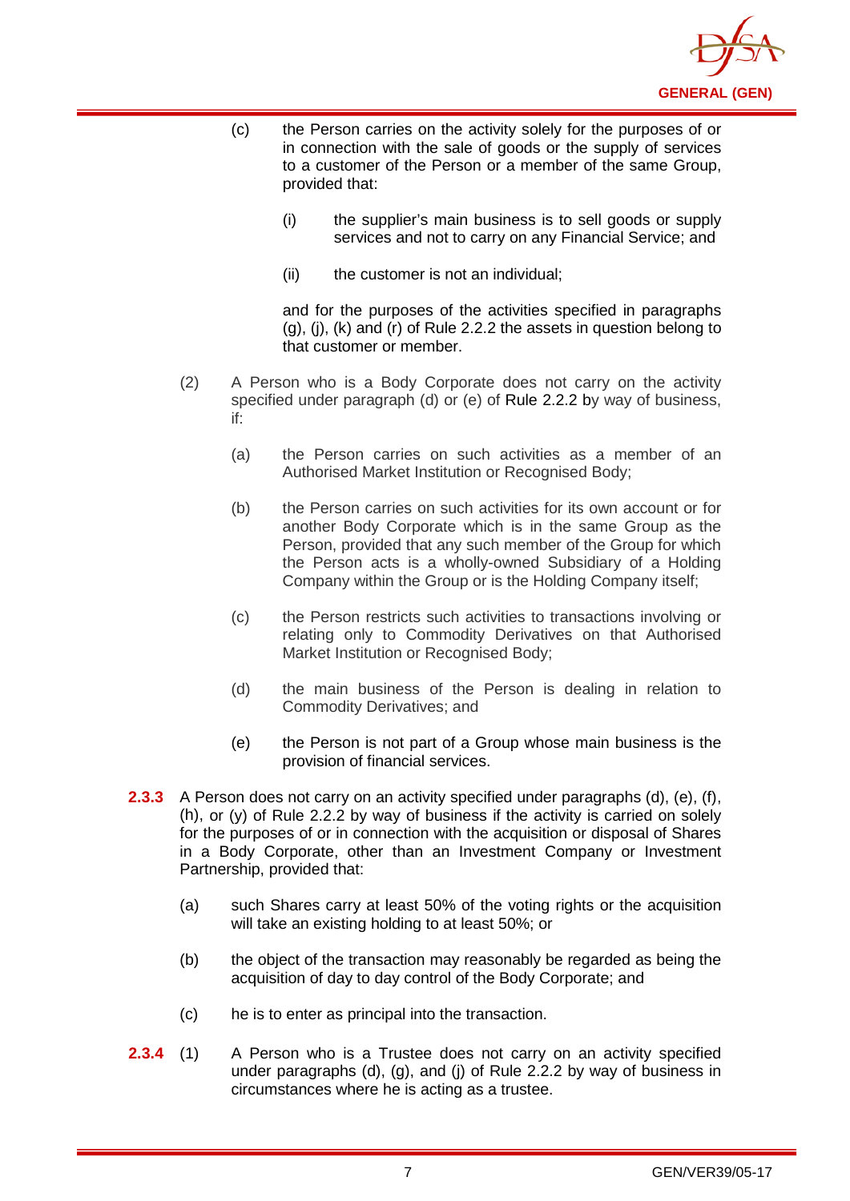(c) the Person carries on the activity solely for the purposes of or in connection with the sale of goods or the supply of services to a customer of the Person or a member of the same Group, provided that:

(i) the supplier's main business is to sell goods or supply services and not to carry on any Financial Service; and

(ii) the customer is not an individual;

and for the purposes of the activities specified in paragraphs (g), (j), (k) and (r) of Rule 2.2.2 the assets in question belong to that customer or member.

(2) A Person who is a Body Corporate does not carry on the activity specified under paragraph (d) or (e) of Rule 2.2.2 by way of business, if:

(a) the Person carries on such activities as a member of an Authorised Market Institution or Recognised Body;

(b) the Person carries on such activities for its own account or for another Body Corporate which is in the same Group as the Person, provided that any such member of the Group for which the Person acts is a wholly-owned Subsidiary of a Holding Company within the Group or is the Holding Company itself;

(c) the Person restricts such activities to transactions involving or relating only to Commodity Derivatives on that Authorised Market Institution or Recognised Body;

(d) the main business of the Person is dealing in relation to Commodity Derivatives; and

(e) the Person is not part of a Group whose main business is the provision of financial services.

**2.3.3** A Person does not carry on an activity specified under paragraphs (d), (e), (f), (h), or (y) of Rule 2.2.2 by way of business if the activity is carried on solely for the purposes of or in connection with the acquisition or disposal of Shares in a Body Corporate, other than an Investment Company or Investment Partnership, provided that:

(a) such Shares carry at least 50% of the voting rights or the acquisition will take an existing holding to at least 50%; or

(b) the object of the transaction may reasonably be regarded as being the acquisition of day to day control of the Body Corporate; and

(c) he is to enter as principal into the transaction.

**2.3.4** (1) A Person who is a Trustee does not carry on an activity specified under paragraphs (d), (g), and (j) of Rule 2.2.2 by way of business in circumstances where he is acting as a trustee.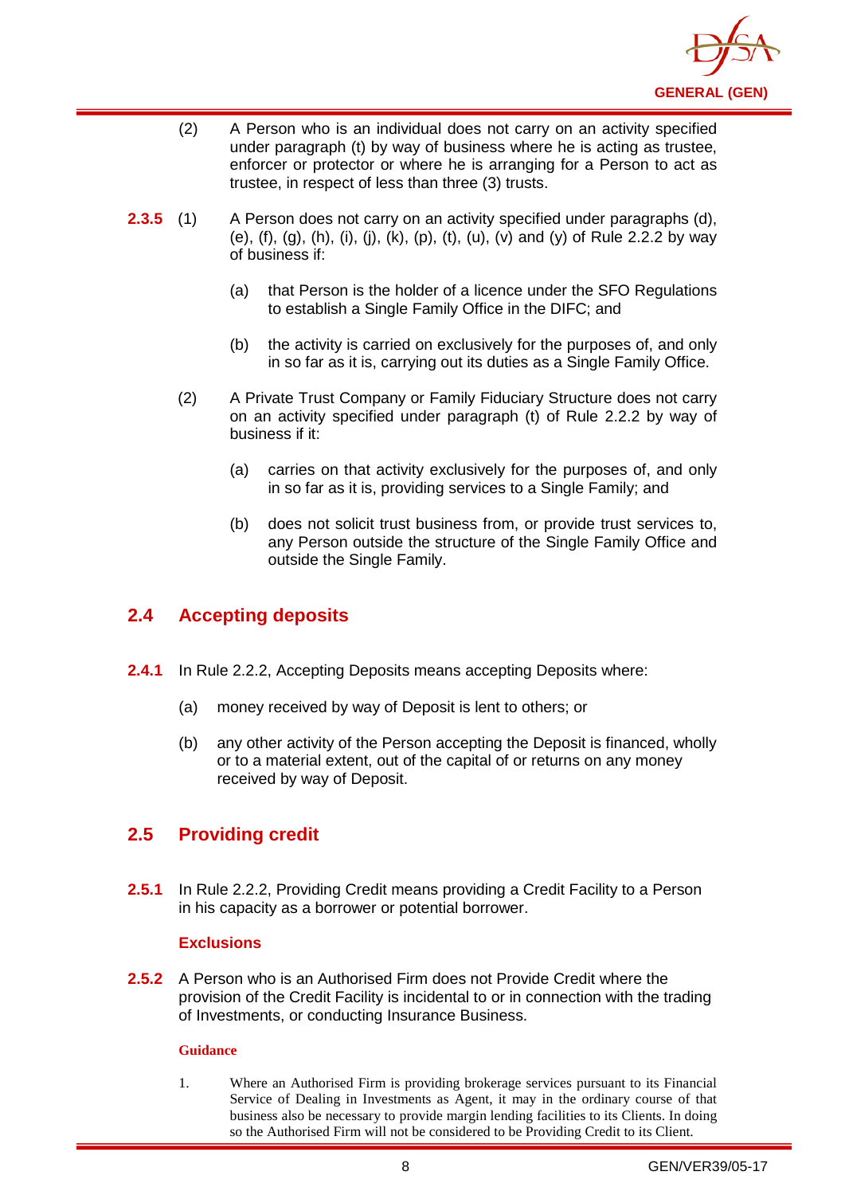(2) A Person who is an individual does not carry on an activity specified under paragraph (t) by way of business where he is acting as trustee, enforcer or protector or where he is arranging for a Person to act as trustee, in respect of less than three (3) trusts.

**2.3.5** (1) A Person does not carry on an activity specified under paragraphs (d), (e), (f), (g), (h), (i), (j), (k), (p), (t), (u), (v) and (y) of Rule 2.2.2 by way of business if:

(a) that Person is the holder of a licence under the SFO Regulations to establish a Single Family Office in the DIFC; and

(b) the activity is carried on exclusively for the purposes of, and only in so far as it is, carrying out its duties as a Single Family Office.

(2) A Private Trust Company or Family Fiduciary Structure does not carry on an activity specified under paragraph (t) of Rule 2.2.2 by way of business if it:

(a) carries on that activity exclusively for the purposes of, and only in so far as it is, providing services to a Single Family; and

(b) does not solicit trust business from, or provide trust services to, any Person outside the structure of the Single Family Office and outside the Single Family.

## 2.4 Accepting deposits

**2.4.1** In Rule 2.2.2, Accepting Deposits means accepting Deposits where:

(a) money received by way of Deposit is lent to others; or

(b) any other activity of the Person accepting the Deposit is financed, wholly or to a material extent, out of the capital of or returns on any money received by way of Deposit.

## 2.5 Providing credit

**2.5.1** In Rule 2.2.2, Providing Credit means providing a Credit Facility to a Person in his capacity as a borrower or potential borrower.

### Exclusions

**2.5.2** A Person who is an Authorised Firm does not Provide Credit where the provision of the Credit Facility is incidental to or in connection with the trading of Investments, or conducting Insurance Business.

**Guidance**

1. Where an Authorised Firm is providing brokerage services pursuant to its Financial Service of Dealing in Investments as Agent, it may in the ordinary course of that business also be necessary to provide margin lending facilities to its Clients. In doing so the Authorised Firm will not be considered to be Providing Credit to its Client.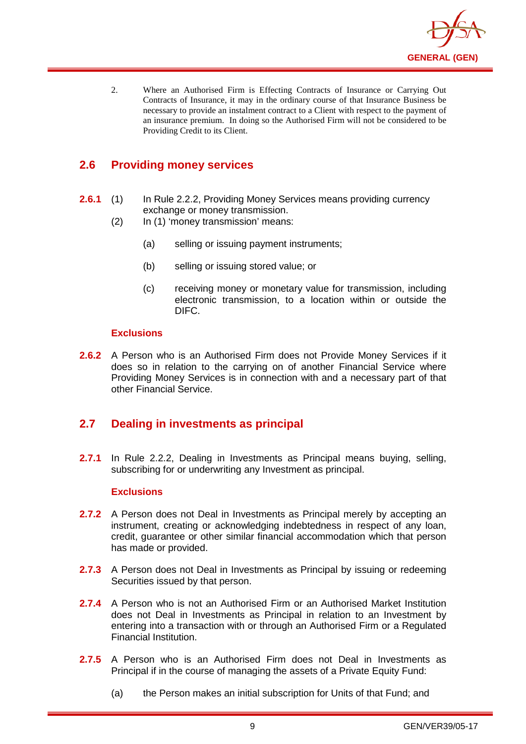2. Where an Authorised Firm is Effecting Contracts of Insurance or Carrying Out Contracts of Insurance, it may in the ordinary course of that Insurance Business be necessary to provide an instalment contract to a Client with respect to the payment of an insurance premium. In doing so the Authorised Firm will not be considered to be Providing Credit to its Client.

## 2.6 Providing money services

**2.6.1** (1) In Rule 2.2.2, Providing Money Services means providing currency exchange or money transmission.

(2) In (1) 'money transmission' means:

(a) selling or issuing payment instruments;

(b) selling or issuing stored value; or

(c) receiving money or monetary value for transmission, including electronic transmission, to a location within or outside the DIFC.

### Exclusions

**2.6.2** A Person who is an Authorised Firm does not Provide Money Services if it does so in relation to the carrying on of another Financial Service where Providing Money Services is in connection with and a necessary part of that other Financial Service.

## 2.7 Dealing in investments as principal

**2.7.1** In Rule 2.2.2, Dealing in Investments as Principal means buying, selling, subscribing for or underwriting any Investment as principal.

### Exclusions

**2.7.2** A Person does not Deal in Investments as Principal merely by accepting an instrument, creating or acknowledging indebtedness in respect of any loan, credit, guarantee or other similar financial accommodation which that person has made or provided.

**2.7.3** A Person does not Deal in Investments as Principal by issuing or redeeming Securities issued by that person.

**2.7.4** A Person who is not an Authorised Firm or an Authorised Market Institution does not Deal in Investments as Principal in relation to an Investment by entering into a transaction with or through an Authorised Firm or a Regulated Financial Institution.

**2.7.5** A Person who is an Authorised Firm does not Deal in Investments as Principal if in the course of managing the assets of a Private Equity Fund:

(a) the Person makes an initial subscription for Units of that Fund; and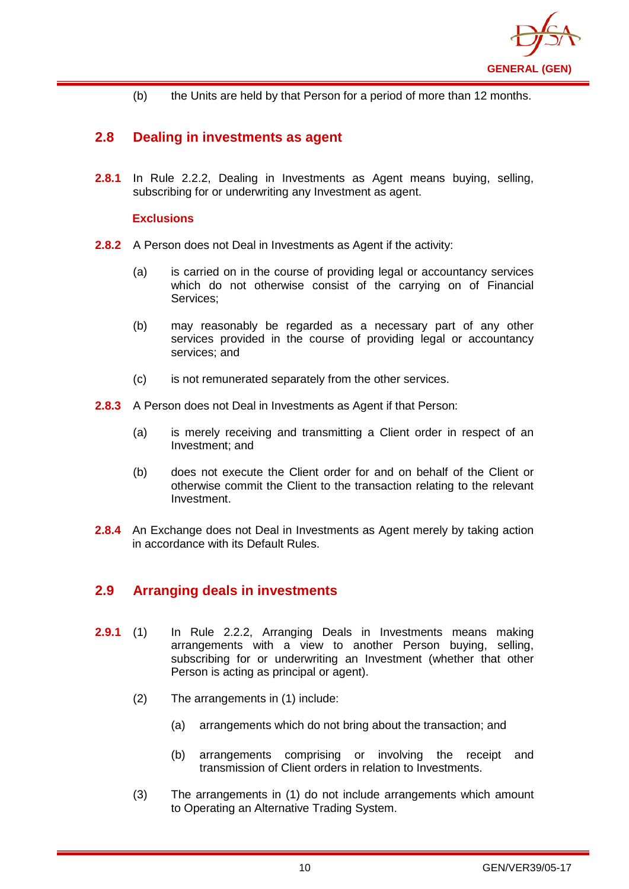(b) the Units are held by that Person for a period of more than 12 months.

## 2.8 Dealing in investments as agent

**2.8.1** In Rule 2.2.2, Dealing in Investments as Agent means buying, selling, subscribing for or underwriting any Investment as agent.

**Exclusions**

**2.8.2** A Person does not Deal in Investments as Agent if the activity:

(a) is carried on in the course of providing legal or accountancy services which do not otherwise consist of the carrying on of Financial Services;

(b) may reasonably be regarded as a necessary part of any other services provided in the course of providing legal or accountancy services; and

(c) is not remunerated separately from the other services.

**2.8.3** A Person does not Deal in Investments as Agent if that Person:

(a) is merely receiving and transmitting a Client order in respect of an Investment; and

(b) does not execute the Client order for and on behalf of the Client or otherwise commit the Client to the transaction relating to the relevant Investment.

**2.8.4** An Exchange does not Deal in Investments as Agent merely by taking action in accordance with its Default Rules.

## 2.9 Arranging deals in investments

**2.9.1** (1) In Rule 2.2.2, Arranging Deals in Investments means making arrangements with a view to another Person buying, selling, subscribing for or underwriting an Investment (whether that other Person is acting as principal or agent).

(2) The arrangements in (1) include:

(a) arrangements which do not bring about the transaction; and

(b) arrangements comprising or involving the receipt and transmission of Client orders in relation to Investments.

(3) The arrangements in (1) do not include arrangements which amount to Operating an Alternative Trading System.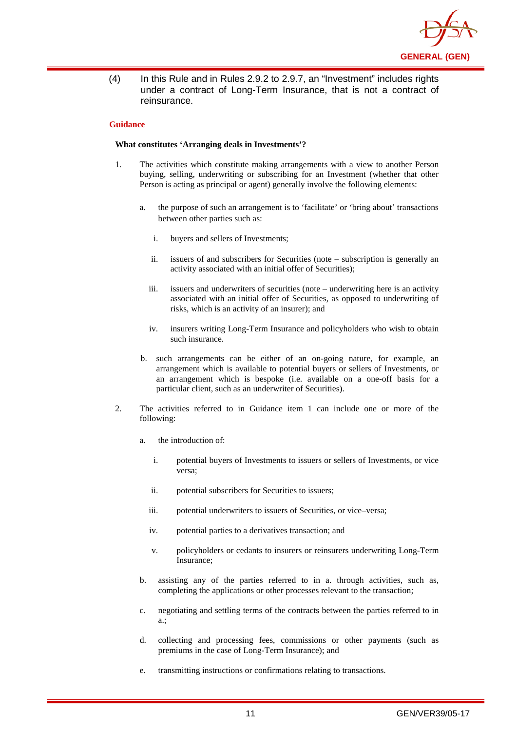(4) In this Rule and in Rules 2.9.2 to 2.9.7, an "Investment" includes rights under a contract of Long-Term Insurance, that is not a contract of reinsurance.

**Guidance**

**What constitutes 'Arranging deals in Investments'?**

1. The activities which constitute making arrangements with a view to another Person buying, selling, underwriting or subscribing for an Investment (whether that other Person is acting as principal or agent) generally involve the following elements:

   a. the purpose of such an arrangement is to 'facilitate' or 'bring about' transactions between other parties such as:

      i. buyers and sellers of Investments;

      ii. issuers of and subscribers for Securities (note – subscription is generally an activity associated with an initial offer of Securities);

      iii. issuers and underwriters of securities (note – underwriting here is an activity associated with an initial offer of Securities, as opposed to underwriting of risks, which is an activity of an insurer); and

      iv. insurers writing Long-Term Insurance and policyholders who wish to obtain such insurance.

   b. such arrangements can be either of an on-going nature, for example, an arrangement which is available to potential buyers or sellers of Investments, or an arrangement which is bespoke (i.e. available on a one-off basis for a particular client, such as an underwriter of Securities).

2. The activities referred to in Guidance item 1 can include one or more of the following:

   a. the introduction of:

      i. potential buyers of Investments to issuers or sellers of Investments, or vice versa;

      ii. potential subscribers for Securities to issuers;

      iii. potential underwriters to issuers of Securities, or vice–versa;

      iv. potential parties to a derivatives transaction; and

      v. policyholders or cedants to insurers or reinsurers underwriting Long-Term Insurance;

   b. assisting any of the parties referred to in a. through activities, such as, completing the applications or other processes relevant to the transaction;

   c. negotiating and settling terms of the contracts between the parties referred to in a.;

   d. collecting and processing fees, commissions or other payments (such as premiums in the case of Long-Term Insurance); and

   e. transmitting instructions or confirmations relating to transactions.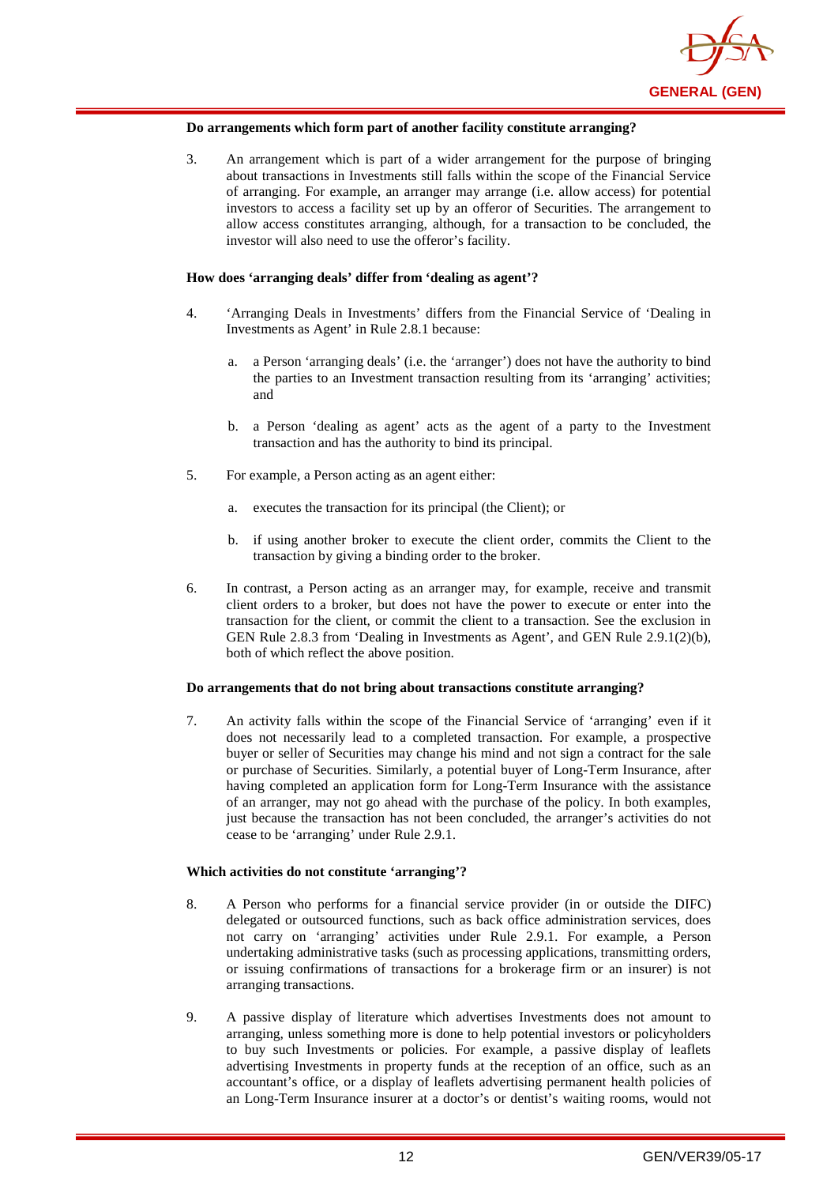**Do arrangements which form part of another facility constitute arranging?**

3. An arrangement which is part of a wider arrangement for the purpose of bringing about transactions in Investments still falls within the scope of the Financial Service of arranging. For example, an arranger may arrange (i.e. allow access) for potential investors to access a facility set up by an offeror of Securities. The arrangement to allow access constitutes arranging, although, for a transaction to be concluded, the investor will also need to use the offeror's facility.

**How does 'arranging deals' differ from 'dealing as agent'?**

4. 'Arranging Deals in Investments' differs from the Financial Service of 'Dealing in Investments as Agent' in Rule 2.8.1 because:

   a. a Person 'arranging deals' (i.e. the 'arranger') does not have the authority to bind the parties to an Investment transaction resulting from its 'arranging' activities; and

   b. a Person 'dealing as agent' acts as the agent of a party to the Investment transaction and has the authority to bind its principal.

5. For example, a Person acting as an agent either:

   a. executes the transaction for its principal (the Client); or

   b. if using another broker to execute the client order, commits the Client to the transaction by giving a binding order to the broker.

6. In contrast, a Person acting as an arranger may, for example, receive and transmit client orders to a broker, but does not have the power to execute or enter into the transaction for the client, or commit the client to a transaction. See the exclusion in GEN Rule 2.8.3 from 'Dealing in Investments as Agent', and GEN Rule 2.9.1(2)(b), both of which reflect the above position.

**Do arrangements that do not bring about transactions constitute arranging?**

7. An activity falls within the scope of the Financial Service of 'arranging' even if it does not necessarily lead to a completed transaction. For example, a prospective buyer or seller of Securities may change his mind and not sign a contract for the sale or purchase of Securities. Similarly, a potential buyer of Long-Term Insurance, after having completed an application form for Long-Term Insurance with the assistance of an arranger, may not go ahead with the purchase of the policy. In both examples, just because the transaction has not been concluded, the arranger's activities do not cease to be 'arranging' under Rule 2.9.1.

**Which activities do not constitute 'arranging'?**

8. A Person who performs for a financial service provider (in or outside the DIFC) delegated or outsourced functions, such as back office administration services, does not carry on 'arranging' activities under Rule 2.9.1. For example, a Person undertaking administrative tasks (such as processing applications, transmitting orders, or issuing confirmations of transactions for a brokerage firm or an insurer) is not arranging transactions.

9. A passive display of literature which advertises Investments does not amount to arranging, unless something more is done to help potential investors or policyholders to buy such Investments or policies. For example, a passive display of leaflets advertising Investments in property funds at the reception of an office, such as an accountant's office, or a display of leaflets advertising permanent health policies of an Long-Term Insurance insurer at a doctor's or dentist's waiting rooms, would not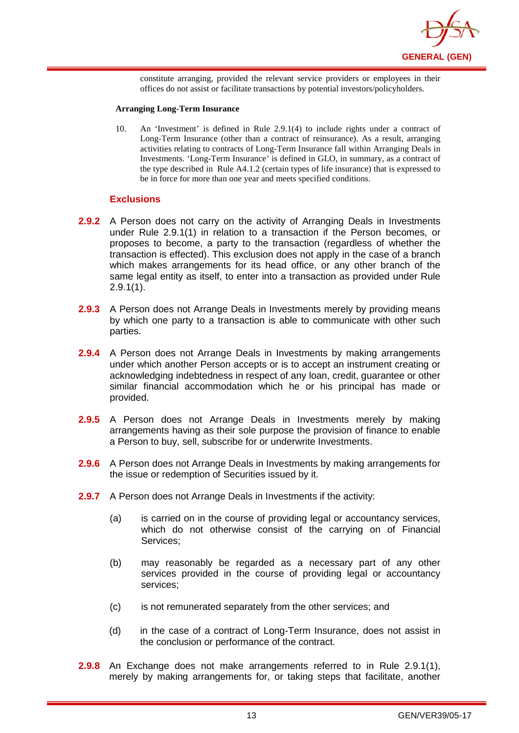constitute arranging, provided the relevant service providers or employees in their offices do not assist or facilitate transactions by potential investors/policyholders.

**Arranging Long-Term Insurance**

10. An 'Investment' is defined in Rule 2.9.1(4) to include rights under a contract of Long-Term Insurance (other than a contract of reinsurance). As a result, arranging activities relating to contracts of Long-Term Insurance fall within Arranging Deals in Investments. 'Long-Term Insurance' is defined in GLO, in summary, as a contract of the type described in Rule A4.1.2 (certain types of life insurance) that is expressed to be in force for more than one year and meets specified conditions.

### Exclusions

**2.9.2** A Person does not carry on the activity of Arranging Deals in Investments under Rule 2.9.1(1) in relation to a transaction if the Person becomes, or proposes to become, a party to the transaction (regardless of whether the transaction is effected). This exclusion does not apply in the case of a branch which makes arrangements for its head office, or any other branch of the same legal entity as itself, to enter into a transaction as provided under Rule 2.9.1(1).

**2.9.3** A Person does not Arrange Deals in Investments merely by providing means by which one party to a transaction is able to communicate with other such parties.

**2.9.4** A Person does not Arrange Deals in Investments by making arrangements under which another Person accepts or is to accept an instrument creating or acknowledging indebtedness in respect of any loan, credit, guarantee or other similar financial accommodation which he or his principal has made or provided.

**2.9.5** A Person does not Arrange Deals in Investments merely by making arrangements having as their sole purpose the provision of finance to enable a Person to buy, sell, subscribe for or underwrite Investments.

**2.9.6** A Person does not Arrange Deals in Investments by making arrangements for the issue or redemption of Securities issued by it.

**2.9.7** A Person does not Arrange Deals in Investments if the activity:

(a) is carried on in the course of providing legal or accountancy services, which do not otherwise consist of the carrying on of Financial Services;

(b) may reasonably be regarded as a necessary part of any other services provided in the course of providing legal or accountancy services;

(c) is not remunerated separately from the other services; and

(d) in the case of a contract of Long-Term Insurance, does not assist in the conclusion or performance of the contract.

**2.9.8** An Exchange does not make arrangements referred to in Rule 2.9.1(1), merely by making arrangements for, or taking steps that facilitate, another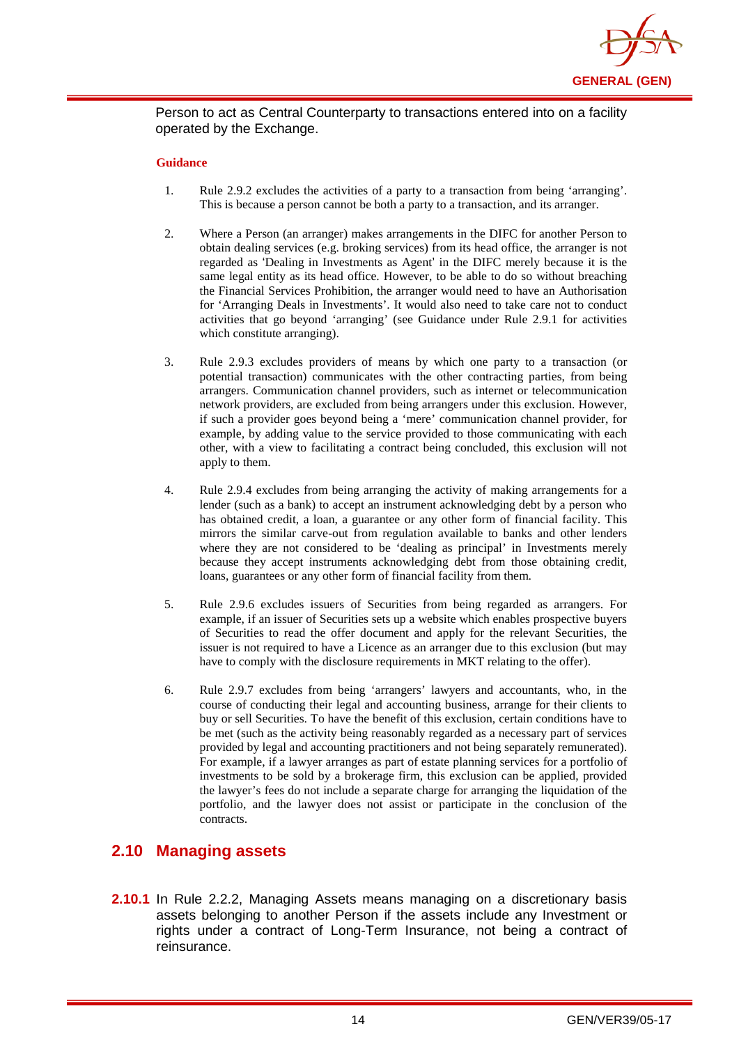Person to act as Central Counterparty to transactions entered into on a facility operated by the Exchange.

**Guidance**

1. Rule 2.9.2 excludes the activities of a party to a transaction from being 'arranging'. This is because a person cannot be both a party to a transaction, and its arranger.

2. Where a Person (an arranger) makes arrangements in the DIFC for another Person to obtain dealing services (e.g. broking services) from its head office, the arranger is not regarded as 'Dealing in Investments as Agent' in the DIFC merely because it is the same legal entity as its head office. However, to be able to do so without breaching the Financial Services Prohibition, the arranger would need to have an Authorisation for 'Arranging Deals in Investments'. It would also need to take care not to conduct activities that go beyond 'arranging' (see Guidance under Rule 2.9.1 for activities which constitute arranging).

3. Rule 2.9.3 excludes providers of means by which one party to a transaction (or potential transaction) communicates with the other contracting parties, from being arrangers. Communication channel providers, such as internet or telecommunication network providers, are excluded from being arrangers under this exclusion. However, if such a provider goes beyond being a 'mere' communication channel provider, for example, by adding value to the service provided to those communicating with each other, with a view to facilitating a contract being concluded, this exclusion will not apply to them.

4. Rule 2.9.4 excludes from being arranging the activity of making arrangements for a lender (such as a bank) to accept an instrument acknowledging debt by a person who has obtained credit, a loan, a guarantee or any other form of financial facility. This mirrors the similar carve-out from regulation available to banks and other lenders where they are not considered to be 'dealing as principal' in Investments merely because they accept instruments acknowledging debt from those obtaining credit, loans, guarantees or any other form of financial facility from them.

5. Rule 2.9.6 excludes issuers of Securities from being regarded as arrangers. For example, if an issuer of Securities sets up a website which enables prospective buyers of Securities to read the offer document and apply for the relevant Securities, the issuer is not required to have a Licence as an arranger due to this exclusion (but may have to comply with the disclosure requirements in MKT relating to the offer).

6. Rule 2.9.7 excludes from being 'arrangers' lawyers and accountants, who, in the course of conducting their legal and accounting business, arrange for their clients to buy or sell Securities. To have the benefit of this exclusion, certain conditions have to be met (such as the activity being reasonably regarded as a necessary part of services provided by legal and accounting practitioners and not being separately remunerated). For example, if a lawyer arranges as part of estate planning services for a portfolio of investments to be sold by a brokerage firm, this exclusion can be applied, provided the lawyer's fees do not include a separate charge for arranging the liquidation of the portfolio, and the lawyer does not assist or participate in the conclusion of the contracts.

## 2.10 Managing assets

**2.10.1** In Rule 2.2.2, Managing Assets means managing on a discretionary basis assets belonging to another Person if the assets include any Investment or rights under a contract of Long-Term Insurance, not being a contract of reinsurance.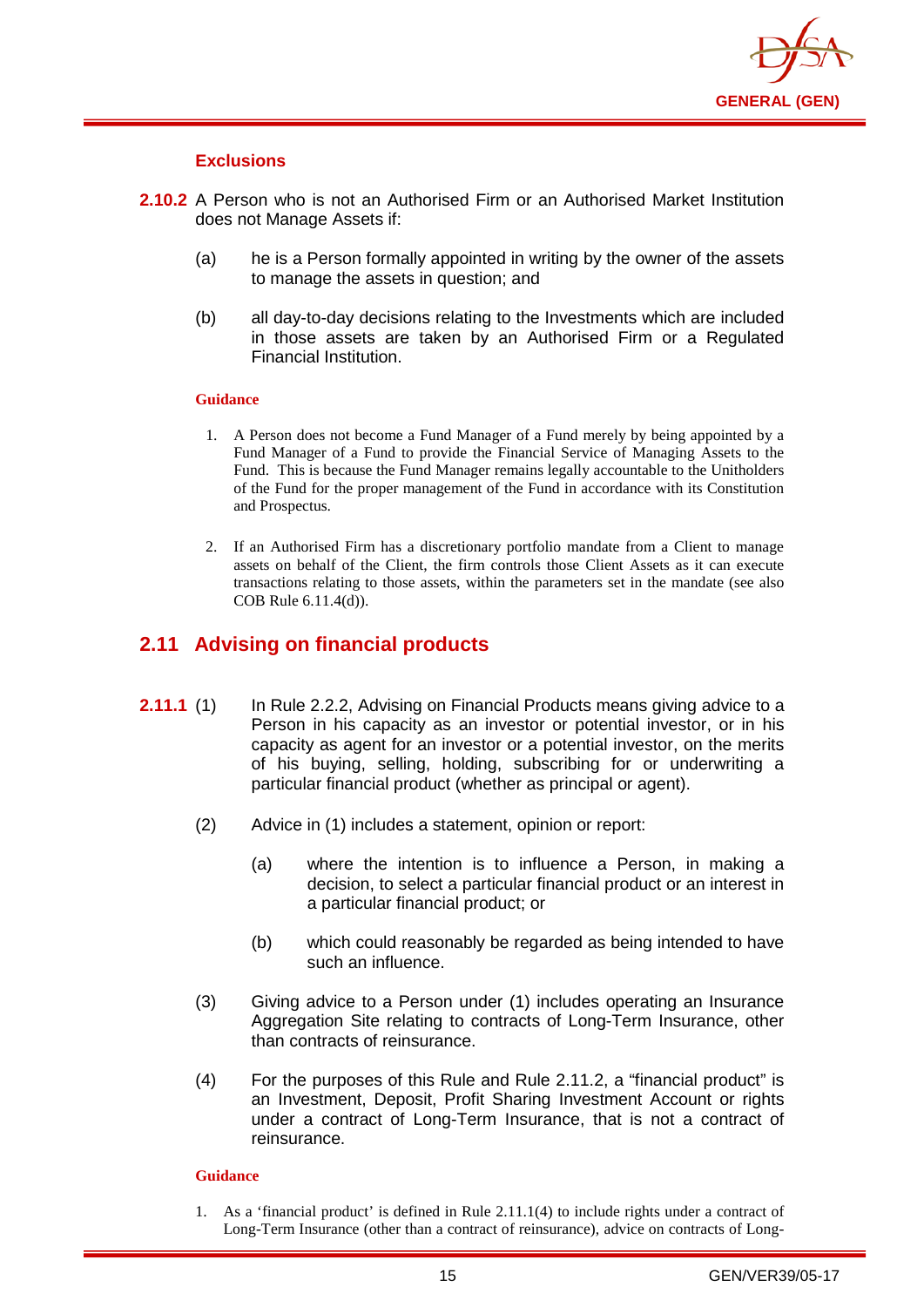### Exclusions

**2.10.2** A Person who is not an Authorised Firm or an Authorised Market Institution does not Manage Assets if:

(a) he is a Person formally appointed in writing by the owner of the assets to manage the assets in question; and

(b) all day-to-day decisions relating to the Investments which are included in those assets are taken by an Authorised Firm or a Regulated Financial Institution.

**Guidance**

1. A Person does not become a Fund Manager of a Fund merely by being appointed by a Fund Manager of a Fund to provide the Financial Service of Managing Assets to the Fund. This is because the Fund Manager remains legally accountable to the Unitholders of the Fund for the proper management of the Fund in accordance with its Constitution and Prospectus.

2. If an Authorised Firm has a discretionary portfolio mandate from a Client to manage assets on behalf of the Client, the firm controls those Client Assets as it can execute transactions relating to those assets, within the parameters set in the mandate (see also COB Rule 6.11.4(d)).

## 2.11 Advising on financial products

**2.11.1** (1) In Rule 2.2.2, Advising on Financial Products means giving advice to a Person in his capacity as an investor or potential investor, or in his capacity as agent for an investor or a potential investor, on the merits of his buying, selling, holding, subscribing for or underwriting a particular financial product (whether as principal or agent).

(2) Advice in (1) includes a statement, opinion or report:

(a) where the intention is to influence a Person, in making a decision, to select a particular financial product or an interest in a particular financial product; or

(b) which could reasonably be regarded as being intended to have such an influence.

(3) Giving advice to a Person under (1) includes operating an Insurance Aggregation Site relating to contracts of Long-Term Insurance, other than contracts of reinsurance.

(4) For the purposes of this Rule and Rule 2.11.2, a "financial product" is an Investment, Deposit, Profit Sharing Investment Account or rights under a contract of Long-Term Insurance, that is not a contract of reinsurance.

**Guidance**

1. As a 'financial product' is defined in Rule 2.11.1(4) to include rights under a contract of Long-Term Insurance (other than a contract of reinsurance), advice on contracts of Long-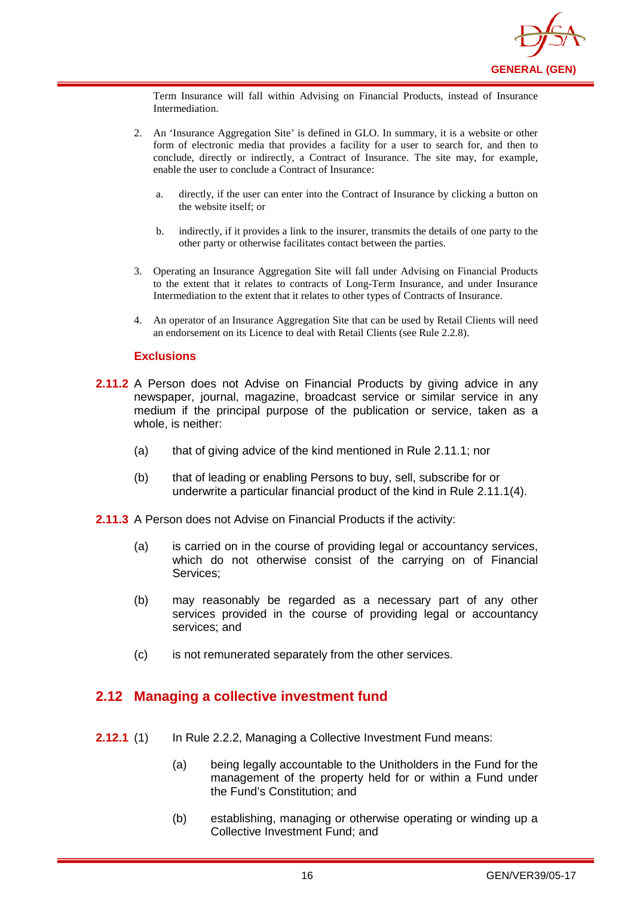Term Insurance will fall within Advising on Financial Products, instead of Insurance Intermediation.

2. An 'Insurance Aggregation Site' is defined in GLO. In summary, it is a website or other form of electronic media that provides a facility for a user to search for, and then to conclude, directly or indirectly, a Contract of Insurance. The site may, for example, enable the user to conclude a Contract of Insurance:

   a. directly, if the user can enter into the Contract of Insurance by clicking a button on the website itself; or

   b. indirectly, if it provides a link to the insurer, transmits the details of one party to the other party or otherwise facilitates contact between the parties.

3. Operating an Insurance Aggregation Site will fall under Advising on Financial Products to the extent that it relates to contracts of Long-Term Insurance, and under Insurance Intermediation to the extent that it relates to other types of Contracts of Insurance.

4. An operator of an Insurance Aggregation Site that can be used by Retail Clients will need an endorsement on its Licence to deal with Retail Clients (see Rule 2.2.8).

### Exclusions

**2.11.2** A Person does not Advise on Financial Products by giving advice in any newspaper, journal, magazine, broadcast service or similar service in any medium if the principal purpose of the publication or service, taken as a whole, is neither:

(a) that of giving advice of the kind mentioned in Rule 2.11.1; nor

(b) that of leading or enabling Persons to buy, sell, subscribe for or underwrite a particular financial product of the kind in Rule 2.11.1(4).

**2.11.3** A Person does not Advise on Financial Products if the activity:

(a) is carried on in the course of providing legal or accountancy services, which do not otherwise consist of the carrying on of Financial Services;

(b) may reasonably be regarded as a necessary part of any other services provided in the course of providing legal or accountancy services; and

(c) is not remunerated separately from the other services.

## 2.12 Managing a collective investment fund

**2.12.1** (1) In Rule 2.2.2, Managing a Collective Investment Fund means:

(a) being legally accountable to the Unitholders in the Fund for the management of the property held for or within a Fund under the Fund's Constitution; and

(b) establishing, managing or otherwise operating or winding up a Collective Investment Fund; and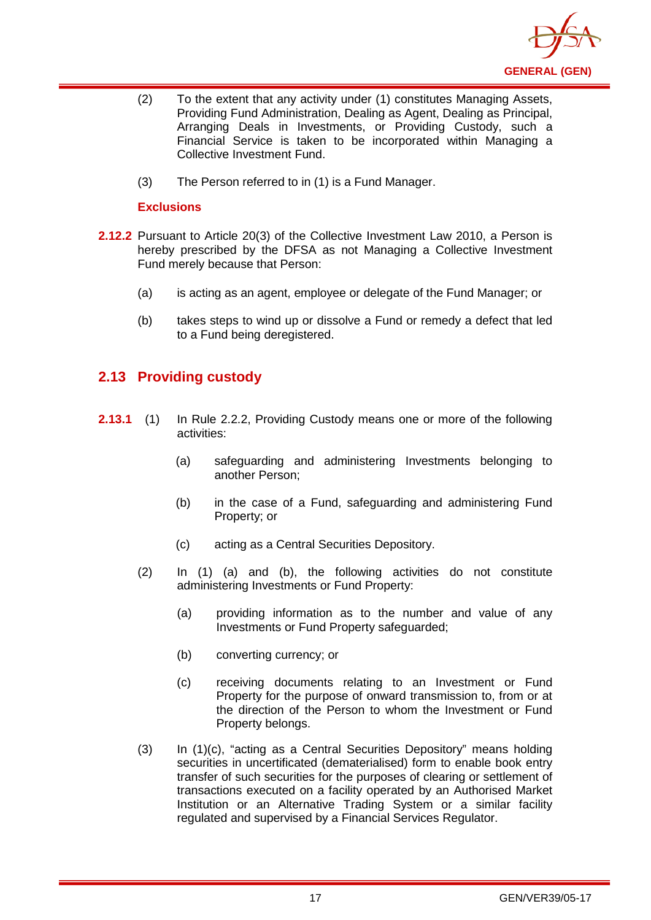(2) To the extent that any activity under (1) constitutes Managing Assets, Providing Fund Administration, Dealing as Agent, Dealing as Principal, Arranging Deals in Investments, or Providing Custody, such a Financial Service is taken to be incorporated within Managing a Collective Investment Fund.

(3) The Person referred to in (1) is a Fund Manager.

**Exclusions**

**2.12.2** Pursuant to Article 20(3) of the Collective Investment Law 2010, a Person is hereby prescribed by the DFSA as not Managing a Collective Investment Fund merely because that Person:

(a) is acting as an agent, employee or delegate of the Fund Manager; or

(b) takes steps to wind up or dissolve a Fund or remedy a defect that led to a Fund being deregistered.

## 2.13 Providing custody

**2.13.1** (1) In Rule 2.2.2, Providing Custody means one or more of the following activities:

(a) safeguarding and administering Investments belonging to another Person;

(b) in the case of a Fund, safeguarding and administering Fund Property; or

(c) acting as a Central Securities Depository.

(2) In (1) (a) and (b), the following activities do not constitute administering Investments or Fund Property:

(a) providing information as to the number and value of any Investments or Fund Property safeguarded;

(b) converting currency; or

(c) receiving documents relating to an Investment or Fund Property for the purpose of onward transmission to, from or at the direction of the Person to whom the Investment or Fund Property belongs.

(3) In (1)(c), "acting as a Central Securities Depository" means holding securities in uncertificated (dematerialised) form to enable book entry transfer of such securities for the purposes of clearing or settlement of transactions executed on a facility operated by an Authorised Market Institution or an Alternative Trading System or a similar facility regulated and supervised by a Financial Services Regulator.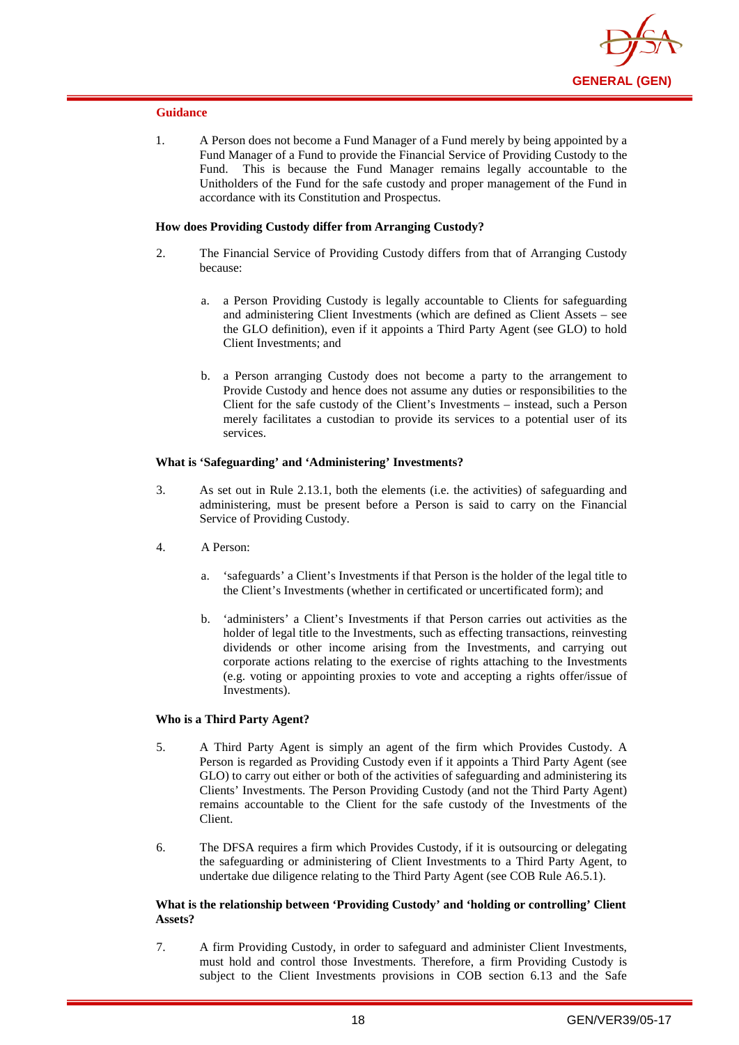**Guidance**

1. A Person does not become a Fund Manager of a Fund merely by being appointed by a Fund Manager of a Fund to provide the Financial Service of Providing Custody to the Fund. This is because the Fund Manager remains legally accountable to the Unitholders of the Fund for the safe custody and proper management of the Fund in accordance with its Constitution and Prospectus.

**How does Providing Custody differ from Arranging Custody?**

2. The Financial Service of Providing Custody differs from that of Arranging Custody because:

   a. a Person Providing Custody is legally accountable to Clients for safeguarding and administering Client Investments (which are defined as Client Assets – see the GLO definition), even if it appoints a Third Party Agent (see GLO) to hold Client Investments; and

   b. a Person arranging Custody does not become a party to the arrangement to Provide Custody and hence does not assume any duties or responsibilities to the Client for the safe custody of the Client's Investments – instead, such a Person merely facilitates a custodian to provide its services to a potential user of its services.

**What is 'Safeguarding' and 'Administering' Investments?**

3. As set out in Rule 2.13.1, both the elements (i.e. the activities) of safeguarding and administering, must be present before a Person is said to carry on the Financial Service of Providing Custody.

4. A Person:

   a. 'safeguards' a Client's Investments if that Person is the holder of the legal title to the Client's Investments (whether in certificated or uncertificated form); and

   b. 'administers' a Client's Investments if that Person carries out activities as the holder of legal title to the Investments, such as effecting transactions, reinvesting dividends or other income arising from the Investments, and carrying out corporate actions relating to the exercise of rights attaching to the Investments (e.g. voting or appointing proxies to vote and accepting a rights offer/issue of Investments).

**Who is a Third Party Agent?**

5. A Third Party Agent is simply an agent of the firm which Provides Custody. A Person is regarded as Providing Custody even if it appoints a Third Party Agent (see GLO) to carry out either or both of the activities of safeguarding and administering its Clients' Investments. The Person Providing Custody (and not the Third Party Agent) remains accountable to the Client for the safe custody of the Investments of the Client.

6. The DFSA requires a firm which Provides Custody, if it is outsourcing or delegating the safeguarding or administering of Client Investments to a Third Party Agent, to undertake due diligence relating to the Third Party Agent (see COB Rule A6.5.1).

**What is the relationship between 'Providing Custody' and 'holding or controlling' Client Assets?**

7. A firm Providing Custody, in order to safeguard and administer Client Investments, must hold and control those Investments. Therefore, a firm Providing Custody is subject to the Client Investments provisions in COB section 6.13 and the Safe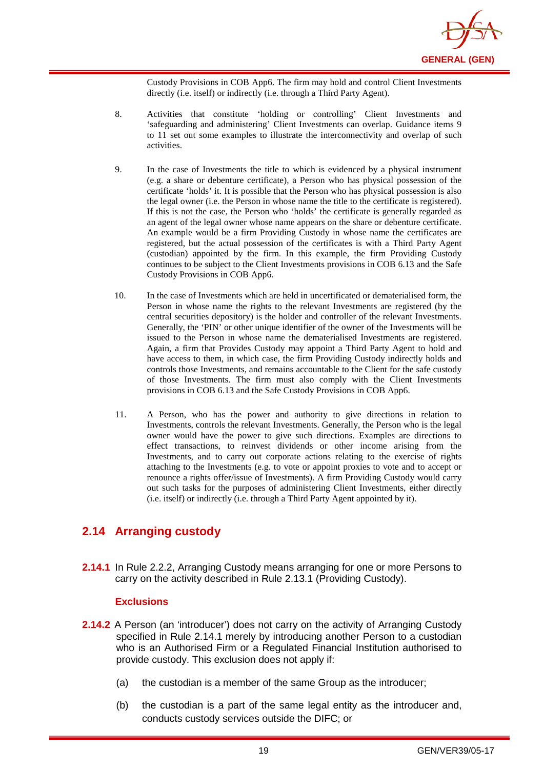Custody Provisions in COB App6. The firm may hold and control Client Investments directly (i.e. itself) or indirectly (i.e. through a Third Party Agent).

8. Activities that constitute 'holding or controlling' Client Investments and 'safeguarding and administering' Client Investments can overlap. Guidance items 9 to 11 set out some examples to illustrate the interconnectivity and overlap of such activities.

9. In the case of Investments the title to which is evidenced by a physical instrument (e.g. a share or debenture certificate), a Person who has physical possession of the certificate 'holds' it. It is possible that the Person who has physical possession is also the legal owner (i.e. the Person in whose name the title to the certificate is registered). If this is not the case, the Person who 'holds' the certificate is generally regarded as an agent of the legal owner whose name appears on the share or debenture certificate. An example would be a firm Providing Custody in whose name the certificates are registered, but the actual possession of the certificates is with a Third Party Agent (custodian) appointed by the firm. In this example, the firm Providing Custody continues to be subject to the Client Investments provisions in COB 6.13 and the Safe Custody Provisions in COB App6.

10. In the case of Investments which are held in uncertificated or dematerialised form, the Person in whose name the rights to the relevant Investments are registered (by the central securities depository) is the holder and controller of the relevant Investments. Generally, the 'PIN' or other unique identifier of the owner of the Investments will be issued to the Person in whose name the dematerialised Investments are registered. Again, a firm that Provides Custody may appoint a Third Party Agent to hold and have access to them, in which case, the firm Providing Custody indirectly holds and controls those Investments, and remains accountable to the Client for the safe custody of those Investments. The firm must also comply with the Client Investments provisions in COB 6.13 and the Safe Custody Provisions in COB App6.

11. A Person, who has the power and authority to give directions in relation to Investments, controls the relevant Investments. Generally, the Person who is the legal owner would have the power to give such directions. Examples are directions to effect transactions, to reinvest dividends or other income arising from the Investments, and to carry out corporate actions relating to the exercise of rights attaching to the Investments (e.g. to vote or appoint proxies to vote and to accept or renounce a rights offer/issue of Investments). A firm Providing Custody would carry out such tasks for the purposes of administering Client Investments, either directly (i.e. itself) or indirectly (i.e. through a Third Party Agent appointed by it).

## 2.14 Arranging custody

**2.14.1** In Rule 2.2.2, Arranging Custody means arranging for one or more Persons to carry on the activity described in Rule 2.13.1 (Providing Custody).

### Exclusions

**2.14.2** A Person (an 'introducer') does not carry on the activity of Arranging Custody specified in Rule 2.14.1 merely by introducing another Person to a custodian who is an Authorised Firm or a Regulated Financial Institution authorised to provide custody. This exclusion does not apply if:

(a) the custodian is a member of the same Group as the introducer;

(b) the custodian is a part of the same legal entity as the introducer and, conducts custody services outside the DIFC; or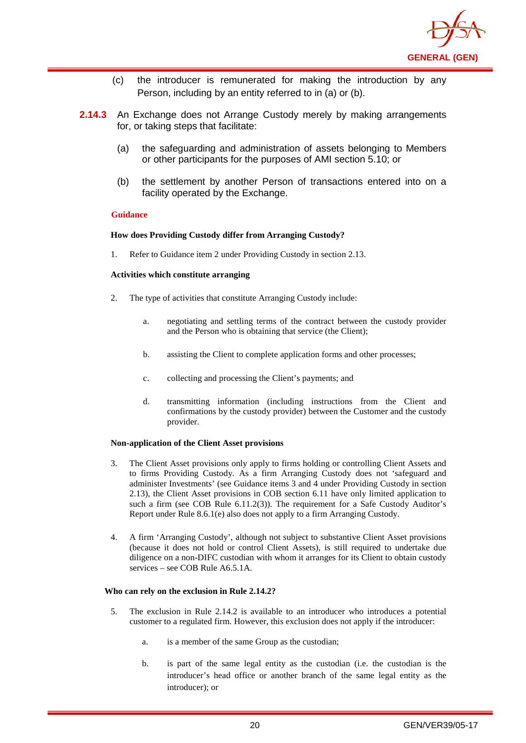(c) the introducer is remunerated for making the introduction by any Person, including by an entity referred to in (a) or (b).

**2.14.3** An Exchange does not Arrange Custody merely by making arrangements for, or taking steps that facilitate:

(a) the safeguarding and administration of assets belonging to Members or other participants for the purposes of AMI section 5.10; or

(b) the settlement by another Person of transactions entered into on a facility operated by the Exchange.

**Guidance**

**How does Providing Custody differ from Arranging Custody?**

1. Refer to Guidance item 2 under Providing Custody in section 2.13.

**Activities which constitute arranging**

2. The type of activities that constitute Arranging Custody include:

   a. negotiating and settling terms of the contract between the custody provider and the Person who is obtaining that service (the Client);

   b. assisting the Client to complete application forms and other processes;

   c. collecting and processing the Client's payments; and

   d. transmitting information (including instructions from the Client and confirmations by the custody provider) between the Customer and the custody provider.

**Non-application of the Client Asset provisions**

3. The Client Asset provisions only apply to firms holding or controlling Client Assets and to firms Providing Custody. As a firm Arranging Custody does not 'safeguard and administer Investments' (see Guidance items 3 and 4 under Providing Custody in section 2.13), the Client Asset provisions in COB section 6.11 have only limited application to such a firm (see COB Rule 6.11.2(3)). The requirement for a Safe Custody Auditor's Report under Rule 8.6.1(e) also does not apply to a firm Arranging Custody.

4. A firm 'Arranging Custody', although not subject to substantive Client Asset provisions (because it does not hold or control Client Assets), is still required to undertake due diligence on a non-DIFC custodian with whom it arranges for its Client to obtain custody services – see COB Rule A6.5.1A.

**Who can rely on the exclusion in Rule 2.14.2?**

5. The exclusion in Rule 2.14.2 is available to an introducer who introduces a potential customer to a regulated firm. However, this exclusion does not apply if the introducer:

   a. is a member of the same Group as the custodian;

   b. is part of the same legal entity as the custodian (i.e. the custodian is the introducer's head office or another branch of the same legal entity as the introducer); or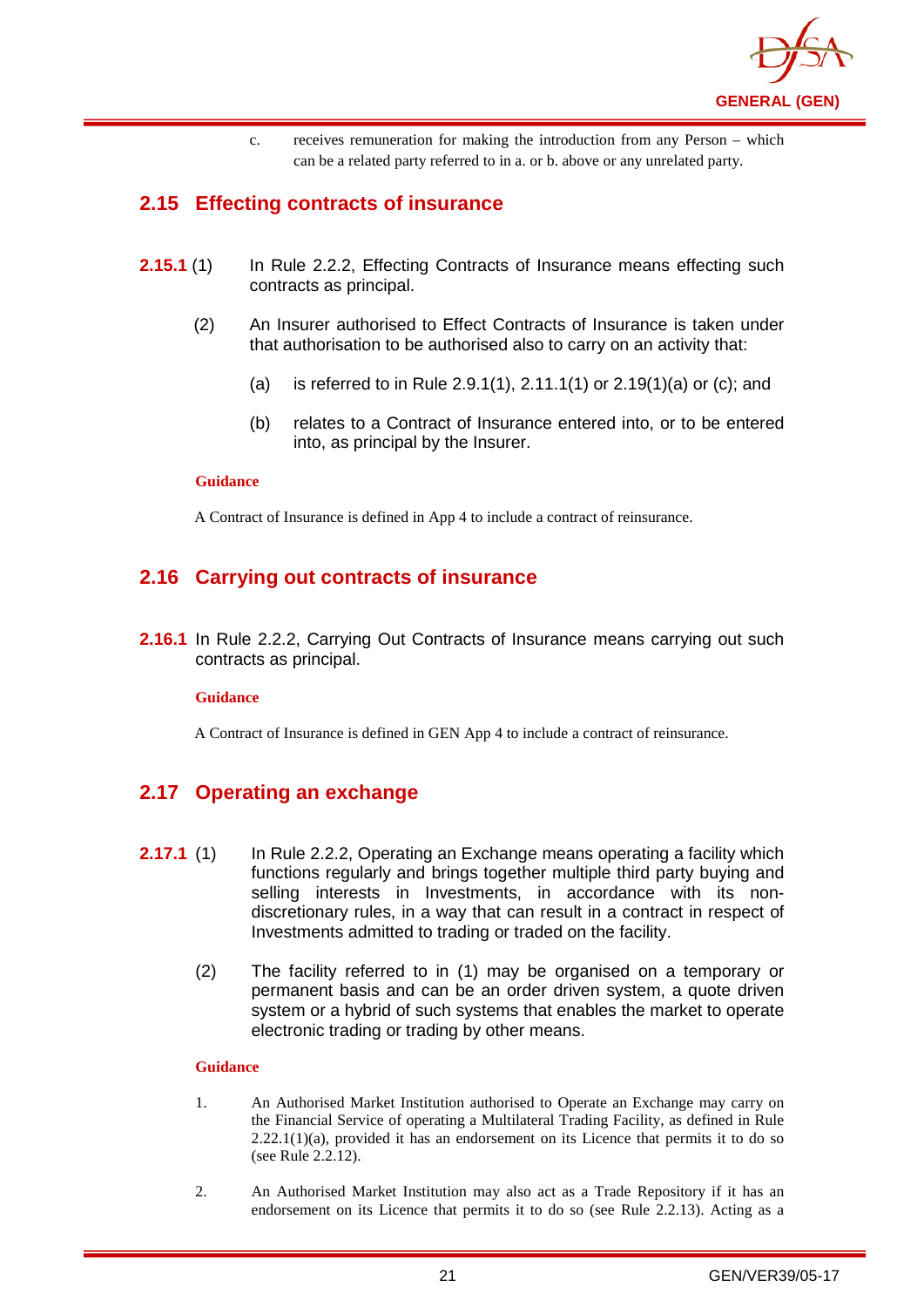c. receives remuneration for making the introduction from any Person – which can be a related party referred to in a. or b. above or any unrelated party.

## 2.15 Effecting contracts of insurance

**2.15.1** (1) In Rule 2.2.2, Effecting Contracts of Insurance means effecting such contracts as principal.

(2) An Insurer authorised to Effect Contracts of Insurance is taken under that authorisation to be authorised also to carry on an activity that:

(a) is referred to in Rule 2.9.1(1), 2.11.1(1) or 2.19(1)(a) or (c); and

(b) relates to a Contract of Insurance entered into, or to be entered into, as principal by the Insurer.

**Guidance**

A Contract of Insurance is defined in App 4 to include a contract of reinsurance.

## 2.16 Carrying out contracts of insurance

**2.16.1** In Rule 2.2.2, Carrying Out Contracts of Insurance means carrying out such contracts as principal.

**Guidance**

A Contract of Insurance is defined in GEN App 4 to include a contract of reinsurance.

## 2.17 Operating an exchange

**2.17.1** (1) In Rule 2.2.2, Operating an Exchange means operating a facility which functions regularly and brings together multiple third party buying and selling interests in Investments, in accordance with its non-discretionary rules, in a way that can result in a contract in respect of Investments admitted to trading or traded on the facility.

(2) The facility referred to in (1) may be organised on a temporary or permanent basis and can be an order driven system, a quote driven system or a hybrid of such systems that enables the market to operate electronic trading or trading by other means.

**Guidance**

1. An Authorised Market Institution authorised to Operate an Exchange may carry on the Financial Service of operating a Multilateral Trading Facility, as defined in Rule 2.22.1(1)(a), provided it has an endorsement on its Licence that permits it to do so (see Rule 2.2.12).

2. An Authorised Market Institution may also act as a Trade Repository if it has an endorsement on its Licence that permits it to do so (see Rule 2.2.13). Acting as a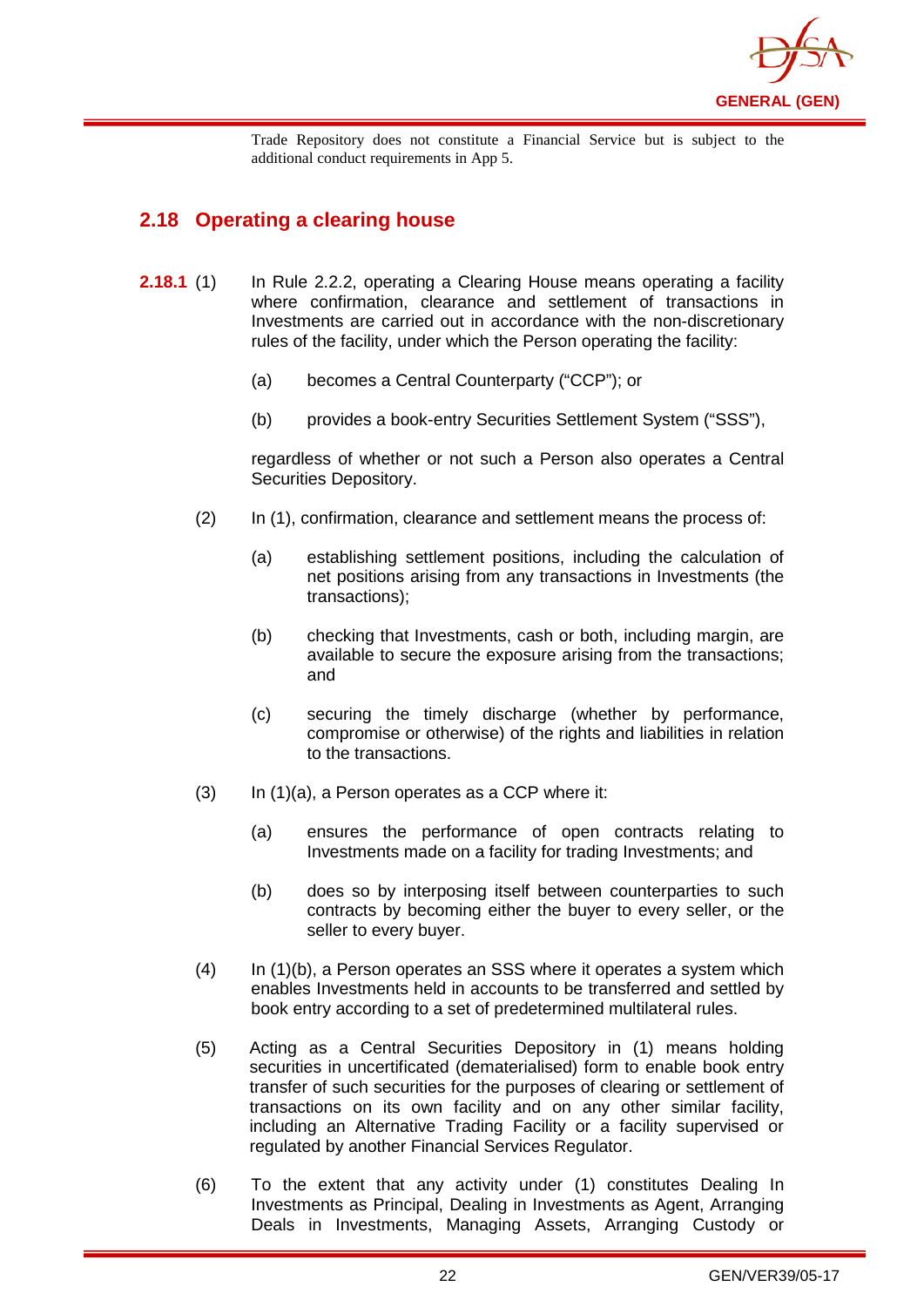Trade Repository does not constitute a Financial Service but is subject to the additional conduct requirements in App 5.

## 2.18 Operating a clearing house

**2.18.1** (1) In Rule 2.2.2, operating a Clearing House means operating a facility where confirmation, clearance and settlement of transactions in Investments are carried out in accordance with the non-discretionary rules of the facility, under which the Person operating the facility:

(a) becomes a Central Counterparty ("CCP"); or

(b) provides a book-entry Securities Settlement System ("SSS"),

regardless of whether or not such a Person also operates a Central Securities Depository.

(2) In (1), confirmation, clearance and settlement means the process of:

(a) establishing settlement positions, including the calculation of net positions arising from any transactions in Investments (the transactions);

(b) checking that Investments, cash or both, including margin, are available to secure the exposure arising from the transactions; and

(c) securing the timely discharge (whether by performance, compromise or otherwise) of the rights and liabilities in relation to the transactions.

(3) In (1)(a), a Person operates as a CCP where it:

(a) ensures the performance of open contracts relating to Investments made on a facility for trading Investments; and

(b) does so by interposing itself between counterparties to such contracts by becoming either the buyer to every seller, or the seller to every buyer.

(4) In (1)(b), a Person operates an SSS where it operates a system which enables Investments held in accounts to be transferred and settled by book entry according to a set of predetermined multilateral rules.

(5) Acting as a Central Securities Depository in (1) means holding securities in uncertificated (dematerialised) form to enable book entry transfer of such securities for the purposes of clearing or settlement of transactions on its own facility and on any other similar facility, including an Alternative Trading Facility or a facility supervised or regulated by another Financial Services Regulator.

(6) To the extent that any activity under (1) constitutes Dealing In Investments as Principal, Dealing in Investments as Agent, Arranging Deals in Investments, Managing Assets, Arranging Custody or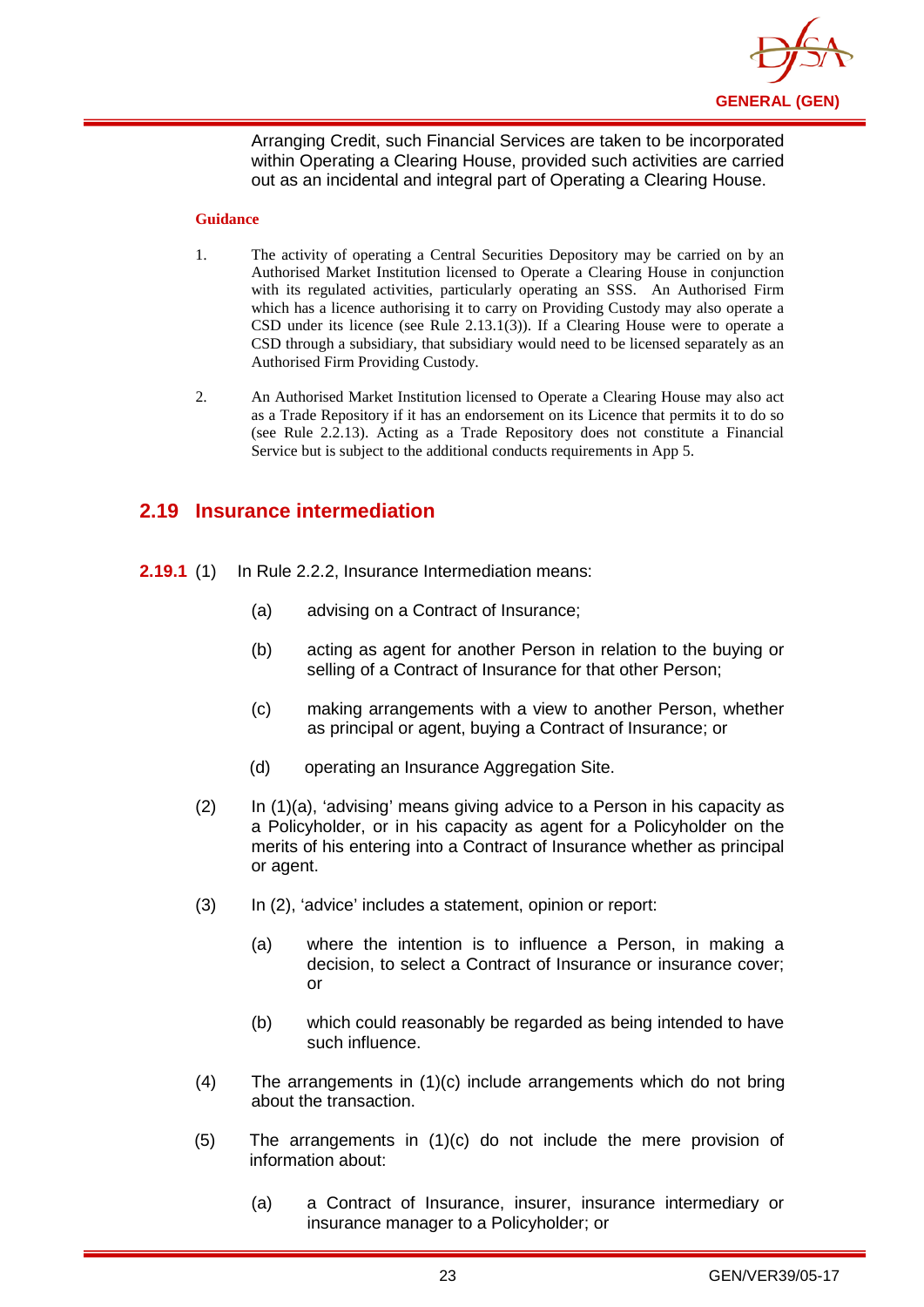Arranging Credit, such Financial Services are taken to be incorporated within Operating a Clearing House, provided such activities are carried out as an incidental and integral part of Operating a Clearing House.

**Guidance**

1. The activity of operating a Central Securities Depository may be carried on by an Authorised Market Institution licensed to Operate a Clearing House in conjunction with its regulated activities, particularly operating an SSS. An Authorised Firm which has a licence authorising it to carry on Providing Custody may also operate a CSD under its licence (see Rule 2.13.1(3)). If a Clearing House were to operate a CSD through a subsidiary, that subsidiary would need to be licensed separately as an Authorised Firm Providing Custody.

2. An Authorised Market Institution licensed to Operate a Clearing House may also act as a Trade Repository if it has an endorsement on its Licence that permits it to do so (see Rule 2.2.13). Acting as a Trade Repository does not constitute a Financial Service but is subject to the additional conducts requirements in App 5.

## 2.19 Insurance intermediation

**2.19.1** (1) In Rule 2.2.2, Insurance Intermediation means:

(a) advising on a Contract of Insurance;

(b) acting as agent for another Person in relation to the buying or selling of a Contract of Insurance for that other Person;

(c) making arrangements with a view to another Person, whether as principal or agent, buying a Contract of Insurance; or

(d) operating an Insurance Aggregation Site.

(2) In (1)(a), 'advising' means giving advice to a Person in his capacity as a Policyholder, or in his capacity as agent for a Policyholder on the merits of his entering into a Contract of Insurance whether as principal or agent.

(3) In (2), 'advice' includes a statement, opinion or report:

(a) where the intention is to influence a Person, in making a decision, to select a Contract of Insurance or insurance cover; or

(b) which could reasonably be regarded as being intended to have such influence.

(4) The arrangements in (1)(c) include arrangements which do not bring about the transaction.

(5) The arrangements in (1)(c) do not include the mere provision of information about:

(a) a Contract of Insurance, insurer, insurance intermediary or insurance manager to a Policyholder; or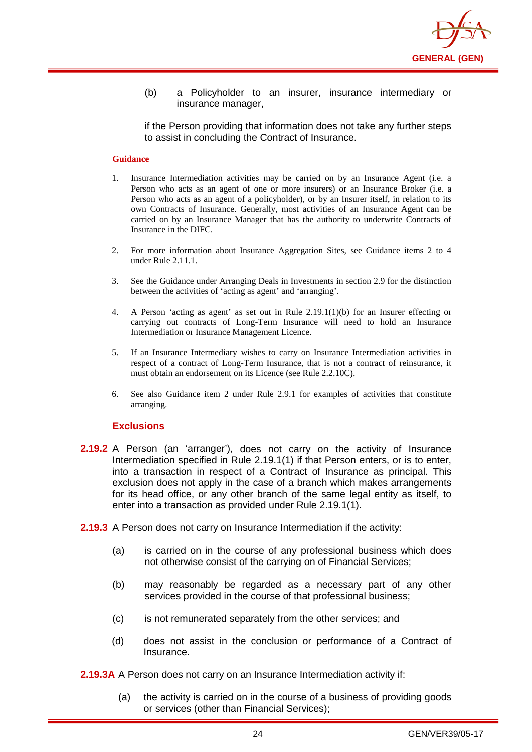(b) a Policyholder to an insurer, insurance intermediary or insurance manager,

if the Person providing that information does not take any further steps to assist in concluding the Contract of Insurance.

**Guidance**

1. Insurance Intermediation activities may be carried on by an Insurance Agent (i.e. a Person who acts as an agent of one or more insurers) or an Insurance Broker (i.e. a Person who acts as an agent of a policyholder), or by an Insurer itself, in relation to its own Contracts of Insurance. Generally, most activities of an Insurance Agent can be carried on by an Insurance Manager that has the authority to underwrite Contracts of Insurance in the DIFC.

2. For more information about Insurance Aggregation Sites, see Guidance items 2 to 4 under Rule 2.11.1.

3. See the Guidance under Arranging Deals in Investments in section 2.9 for the distinction between the activities of 'acting as agent' and 'arranging'.

4. A Person 'acting as agent' as set out in Rule 2.19.1(1)(b) for an Insurer effecting or carrying out contracts of Long-Term Insurance will need to hold an Insurance Intermediation or Insurance Management Licence.

5. If an Insurance Intermediary wishes to carry on Insurance Intermediation activities in respect of a contract of Long-Term Insurance, that is not a contract of reinsurance, it must obtain an endorsement on its Licence (see Rule 2.2.10C).

6. See also Guidance item 2 under Rule 2.9.1 for examples of activities that constitute arranging.

### Exclusions

**2.19.2** A Person (an 'arranger'), does not carry on the activity of Insurance Intermediation specified in Rule 2.19.1(1) if that Person enters, or is to enter, into a transaction in respect of a Contract of Insurance as principal. This exclusion does not apply in the case of a branch which makes arrangements for its head office, or any other branch of the same legal entity as itself, to enter into a transaction as provided under Rule 2.19.1(1).

**2.19.3** A Person does not carry on Insurance Intermediation if the activity:

(a) is carried on in the course of any professional business which does not otherwise consist of the carrying on of Financial Services;

(b) may reasonably be regarded as a necessary part of any other services provided in the course of that professional business;

(c) is not remunerated separately from the other services; and

(d) does not assist in the conclusion or performance of a Contract of Insurance.

**2.19.3A** A Person does not carry on an Insurance Intermediation activity if:

(a) the activity is carried on in the course of a business of providing goods or services (other than Financial Services);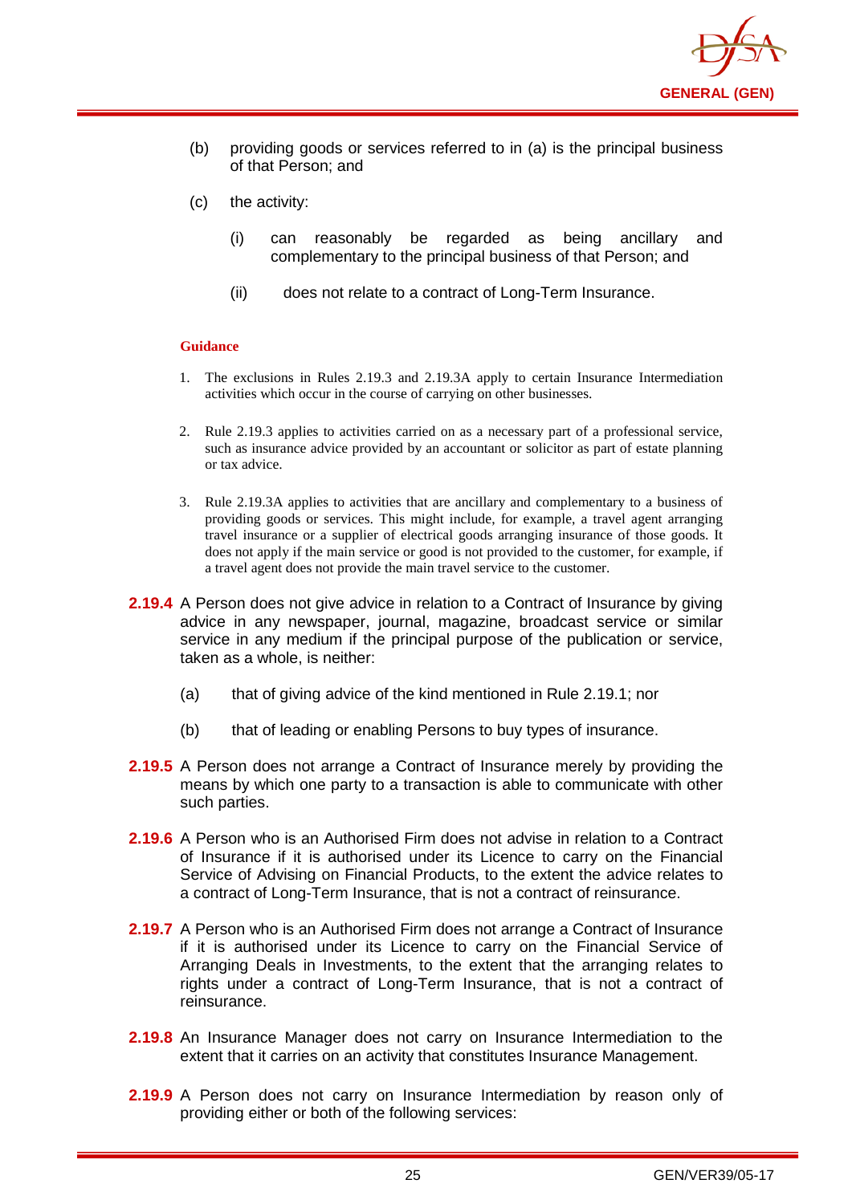(b) providing goods or services referred to in (a) is the principal business of that Person; and

(c) the activity:

   (i) can reasonably be regarded as being ancillary and complementary to the principal business of that Person; and

   (ii) does not relate to a contract of Long-Term Insurance.

**Guidance**

1. The exclusions in Rules 2.19.3 and 2.19.3A apply to certain Insurance Intermediation activities which occur in the course of carrying on other businesses.

2. Rule 2.19.3 applies to activities carried on as a necessary part of a professional service, such as insurance advice provided by an accountant or solicitor as part of estate planning or tax advice.

3. Rule 2.19.3A applies to activities that are ancillary and complementary to a business of providing goods or services. This might include, for example, a travel agent arranging travel insurance or a supplier of electrical goods arranging insurance of those goods. It does not apply if the main service or good is not provided to the customer, for example, if a travel agent does not provide the main travel service to the customer.

**2.19.4** A Person does not give advice in relation to a Contract of Insurance by giving advice in any newspaper, journal, magazine, broadcast service or similar service in any medium if the principal purpose of the publication or service, taken as a whole, is neither:

(a) that of giving advice of the kind mentioned in Rule 2.19.1; nor

(b) that of leading or enabling Persons to buy types of insurance.

**2.19.5** A Person does not arrange a Contract of Insurance merely by providing the means by which one party to a transaction is able to communicate with other such parties.

**2.19.6** A Person who is an Authorised Firm does not advise in relation to a Contract of Insurance if it is authorised under its Licence to carry on the Financial Service of Advising on Financial Products, to the extent the advice relates to a contract of Long-Term Insurance, that is not a contract of reinsurance.

**2.19.7** A Person who is an Authorised Firm does not arrange a Contract of Insurance if it is authorised under its Licence to carry on the Financial Service of Arranging Deals in Investments, to the extent that the arranging relates to rights under a contract of Long-Term Insurance, that is not a contract of reinsurance.

**2.19.8** An Insurance Manager does not carry on Insurance Intermediation to the extent that it carries on an activity that constitutes Insurance Management.

**2.19.9** A Person does not carry on Insurance Intermediation by reason only of providing either or both of the following services: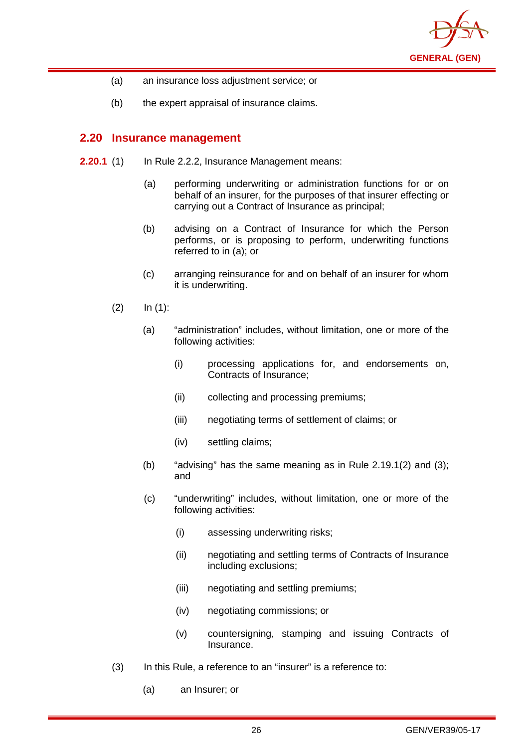(a) an insurance loss adjustment service; or

(b) the expert appraisal of insurance claims.

## 2.20 Insurance management

**2.20.1** (1) In Rule 2.2.2, Insurance Management means:

(a) performing underwriting or administration functions for or on behalf of an insurer, for the purposes of that insurer effecting or carrying out a Contract of Insurance as principal;

(b) advising on a Contract of Insurance for which the Person performs, or is proposing to perform, underwriting functions referred to in (a); or

(c) arranging reinsurance for and on behalf of an insurer for whom it is underwriting.

(2) In (1):

(a) "administration" includes, without limitation, one or more of the following activities:

(i) processing applications for, and endorsements on, Contracts of Insurance;

(ii) collecting and processing premiums;

(iii) negotiating terms of settlement of claims; or

(iv) settling claims;

(b) "advising" has the same meaning as in Rule 2.19.1(2) and (3); and

(c) "underwriting" includes, without limitation, one or more of the following activities:

(i) assessing underwriting risks;

(ii) negotiating and settling terms of Contracts of Insurance including exclusions;

(iii) negotiating and settling premiums;

(iv) negotiating commissions; or

(v) countersigning, stamping and issuing Contracts of Insurance.

(3) In this Rule, a reference to an "insurer" is a reference to:

(a) an Insurer; or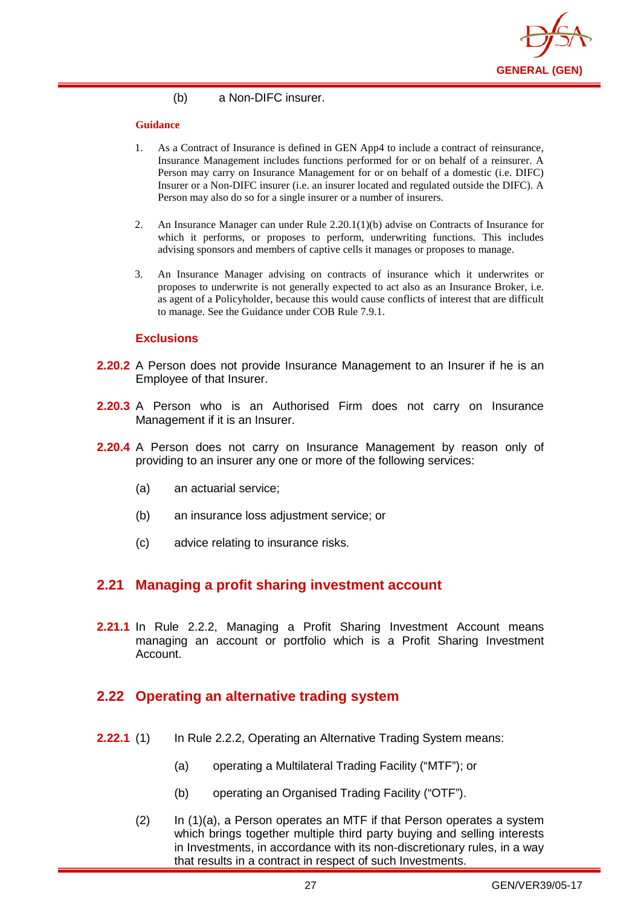(b) a Non-DIFC insurer.

**Guidance**

1. As a Contract of Insurance is defined in GEN App4 to include a contract of reinsurance, Insurance Management includes functions performed for or on behalf of a reinsurer. A Person may carry on Insurance Management for or on behalf of a domestic (i.e. DIFC) Insurer or a Non-DIFC insurer (i.e. an insurer located and regulated outside the DIFC). A Person may also do so for a single insurer or a number of insurers.

2. An Insurance Manager can under Rule 2.20.1(1)(b) advise on Contracts of Insurance for which it performs, or proposes to perform, underwriting functions. This includes advising sponsors and members of captive cells it manages or proposes to manage.

3. An Insurance Manager advising on contracts of insurance which it underwrites or proposes to underwrite is not generally expected to act also as an Insurance Broker, i.e. as agent of a Policyholder, because this would cause conflicts of interest that are difficult to manage. See the Guidance under COB Rule 7.9.1.

### Exclusions

**2.20.2** A Person does not provide Insurance Management to an Insurer if he is an Employee of that Insurer.

**2.20.3** A Person who is an Authorised Firm does not carry on Insurance Management if it is an Insurer.

**2.20.4** A Person does not carry on Insurance Management by reason only of providing to an insurer any one or more of the following services:

(a) an actuarial service;

(b) an insurance loss adjustment service; or

(c) advice relating to insurance risks.

## 2.21 Managing a profit sharing investment account

**2.21.1** In Rule 2.2.2, Managing a Profit Sharing Investment Account means managing an account or portfolio which is a Profit Sharing Investment Account.

## 2.22 Operating an alternative trading system

**2.22.1** (1) In Rule 2.2.2, Operating an Alternative Trading System means:

(a) operating a Multilateral Trading Facility ("MTF"); or

(b) operating an Organised Trading Facility ("OTF").

(2) In (1)(a), a Person operates an MTF if that Person operates a system which brings together multiple third party buying and selling interests in Investments, in accordance with its non-discretionary rules, in a way that results in a contract in respect of such Investments.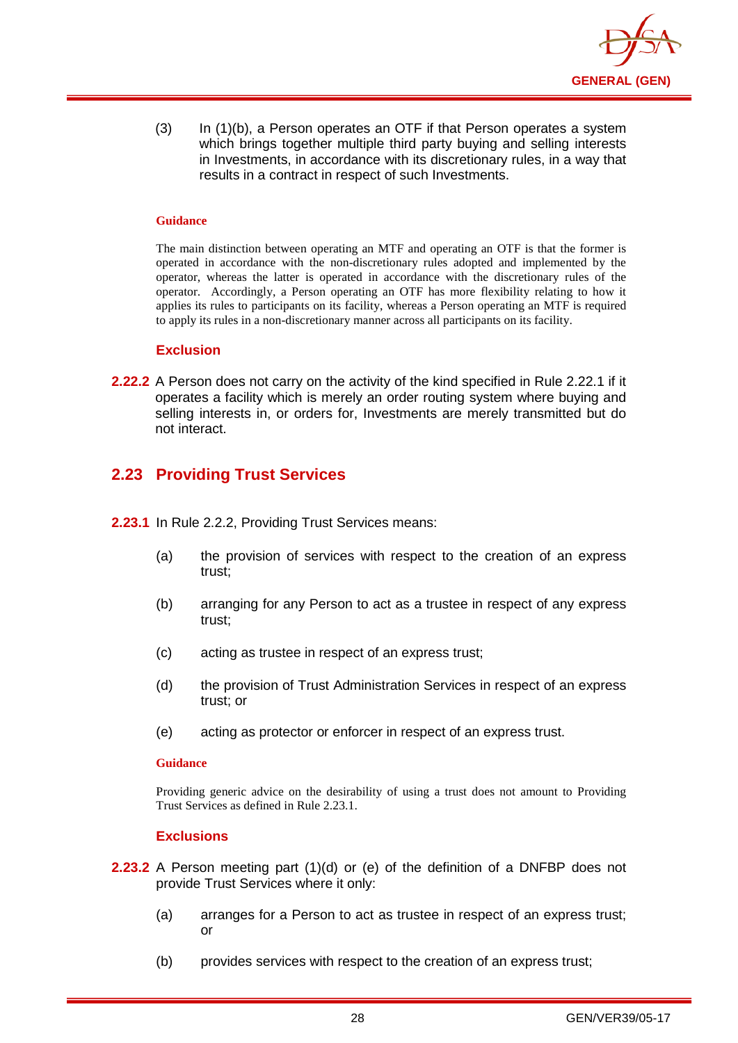(3) In (1)(b), a Person operates an OTF if that Person operates a system which brings together multiple third party buying and selling interests in Investments, in accordance with its discretionary rules, in a way that results in a contract in respect of such Investments.

**Guidance**

The main distinction between operating an MTF and operating an OTF is that the former is operated in accordance with the non-discretionary rules adopted and implemented by the operator, whereas the latter is operated in accordance with the discretionary rules of the operator. Accordingly, a Person operating an OTF has more flexibility relating to how it applies its rules to participants on its facility, whereas a Person operating an MTF is required to apply its rules in a non-discretionary manner across all participants on its facility.

**Exclusion**

**2.22.2** A Person does not carry on the activity of the kind specified in Rule 2.22.1 if it operates a facility which is merely an order routing system where buying and selling interests in, or orders for, Investments are merely transmitted but do not interact.

## 2.23 Providing Trust Services

**2.23.1** In Rule 2.2.2, Providing Trust Services means:

(a) the provision of services with respect to the creation of an express trust;

(b) arranging for any Person to act as a trustee in respect of any express trust;

(c) acting as trustee in respect of an express trust;

(d) the provision of Trust Administration Services in respect of an express trust; or

(e) acting as protector or enforcer in respect of an express trust.

**Guidance**

Providing generic advice on the desirability of using a trust does not amount to Providing Trust Services as defined in Rule 2.23.1.

**Exclusions**

**2.23.2** A Person meeting part (1)(d) or (e) of the definition of a DNFBP does not provide Trust Services where it only:

(a) arranges for a Person to act as trustee in respect of an express trust; or

(b) provides services with respect to the creation of an express trust;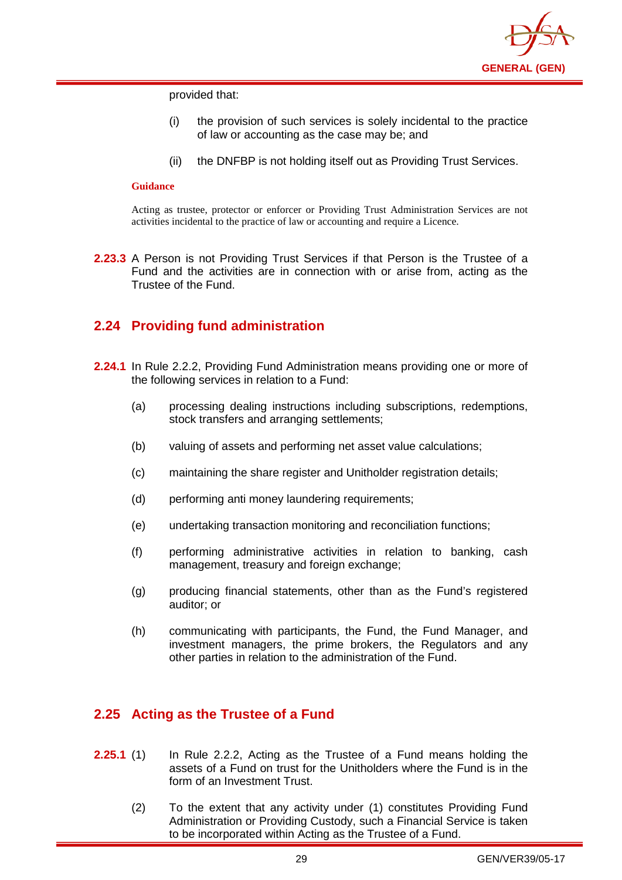provided that:

(i) the provision of such services is solely incidental to the practice of law or accounting as the case may be; and

(ii) the DNFBP is not holding itself out as Providing Trust Services.

**Guidance**

Acting as trustee, protector or enforcer or Providing Trust Administration Services are not activities incidental to the practice of law or accounting and require a Licence.

**2.23.3** A Person is not Providing Trust Services if that Person is the Trustee of a Fund and the activities are in connection with or arise from, acting as the Trustee of the Fund.

## 2.24 Providing fund administration

**2.24.1** In Rule 2.2.2, Providing Fund Administration means providing one or more of the following services in relation to a Fund:

(a) processing dealing instructions including subscriptions, redemptions, stock transfers and arranging settlements;

(b) valuing of assets and performing net asset value calculations;

(c) maintaining the share register and Unitholder registration details;

(d) performing anti money laundering requirements;

(e) undertaking transaction monitoring and reconciliation functions;

(f) performing administrative activities in relation to banking, cash management, treasury and foreign exchange;

(g) producing financial statements, other than as the Fund's registered auditor; or

(h) communicating with participants, the Fund, the Fund Manager, and investment managers, the prime brokers, the Regulators and any other parties in relation to the administration of the Fund.

## 2.25 Acting as the Trustee of a Fund

**2.25.1** (1) In Rule 2.2.2, Acting as the Trustee of a Fund means holding the assets of a Fund on trust for the Unitholders where the Fund is in the form of an Investment Trust.

(2) To the extent that any activity under (1) constitutes Providing Fund Administration or Providing Custody, such a Financial Service is taken to be incorporated within Acting as the Trustee of a Fund.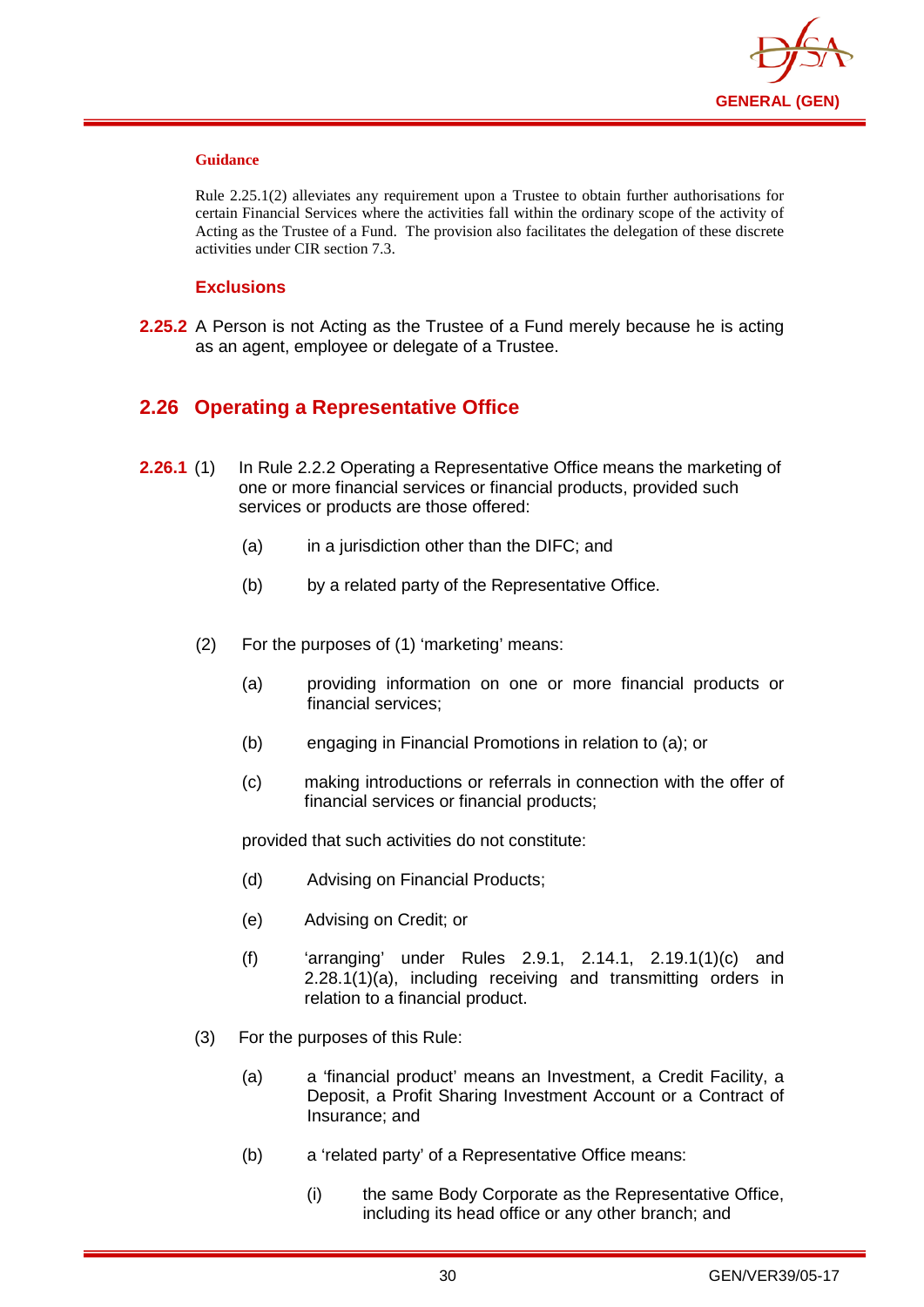**Guidance**

Rule 2.25.1(2) alleviates any requirement upon a Trustee to obtain further authorisations for certain Financial Services where the activities fall within the ordinary scope of the activity of Acting as the Trustee of a Fund. The provision also facilitates the delegation of these discrete activities under CIR section 7.3.

### Exclusions

**2.25.2** A Person is not Acting as the Trustee of a Fund merely because he is acting as an agent, employee or delegate of a Trustee.

## 2.26 Operating a Representative Office

**2.26.1** (1) In Rule 2.2.2 Operating a Representative Office means the marketing of one or more financial services or financial products, provided such services or products are those offered:

(a) in a jurisdiction other than the DIFC; and

(b) by a related party of the Representative Office.

(2) For the purposes of (1) 'marketing' means:

(a) providing information on one or more financial products or financial services;

(b) engaging in Financial Promotions in relation to (a); or

(c) making introductions or referrals in connection with the offer of financial services or financial products;

provided that such activities do not constitute:

(d) Advising on Financial Products;

(e) Advising on Credit; or

(f) 'arranging' under Rules 2.9.1, 2.14.1, 2.19.1(1)(c) and 2.28.1(1)(a), including receiving and transmitting orders in relation to a financial product.

(3) For the purposes of this Rule:

(a) a 'financial product' means an Investment, a Credit Facility, a Deposit, a Profit Sharing Investment Account or a Contract of Insurance; and

(b) a 'related party' of a Representative Office means:

(i) the same Body Corporate as the Representative Office, including its head office or any other branch; and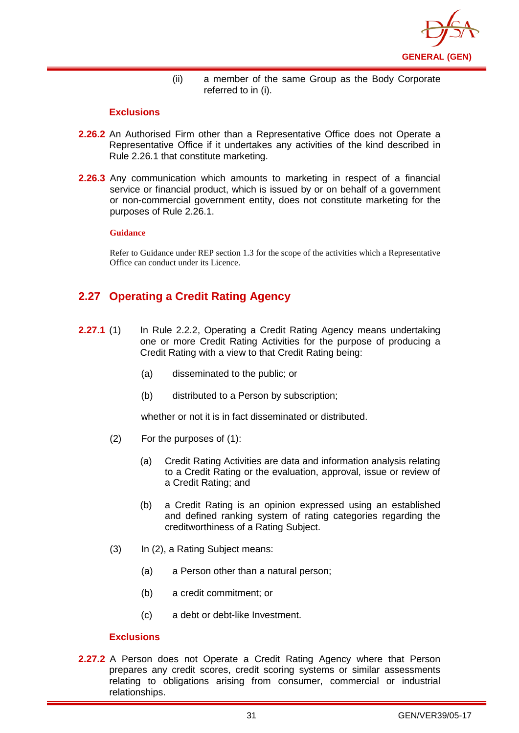(ii) a member of the same Group as the Body Corporate referred to in (i).

**Exclusions**

**2.26.2** An Authorised Firm other than a Representative Office does not Operate a Representative Office if it undertakes any activities of the kind described in Rule 2.26.1 that constitute marketing.

**2.26.3** Any communication which amounts to marketing in respect of a financial service or financial product, which is issued by or on behalf of a government or non-commercial government entity, does not constitute marketing for the purposes of Rule 2.26.1.

**Guidance**

Refer to Guidance under REP section 1.3 for the scope of the activities which a Representative Office can conduct under its Licence.

## 2.27 Operating a Credit Rating Agency

**2.27.1** (1) In Rule 2.2.2, Operating a Credit Rating Agency means undertaking one or more Credit Rating Activities for the purpose of producing a Credit Rating with a view to that Credit Rating being:

(a) disseminated to the public; or

(b) distributed to a Person by subscription;

whether or not it is in fact disseminated or distributed.

(2) For the purposes of (1):

(a) Credit Rating Activities are data and information analysis relating to a Credit Rating or the evaluation, approval, issue or review of a Credit Rating; and

(b) a Credit Rating is an opinion expressed using an established and defined ranking system of rating categories regarding the creditworthiness of a Rating Subject.

(3) In (2), a Rating Subject means:

(a) a Person other than a natural person;

(b) a credit commitment; or

(c) a debt or debt-like Investment.

**Exclusions**

**2.27.2** A Person does not Operate a Credit Rating Agency where that Person prepares any credit scores, credit scoring systems or similar assessments relating to obligations arising from consumer, commercial or industrial relationships.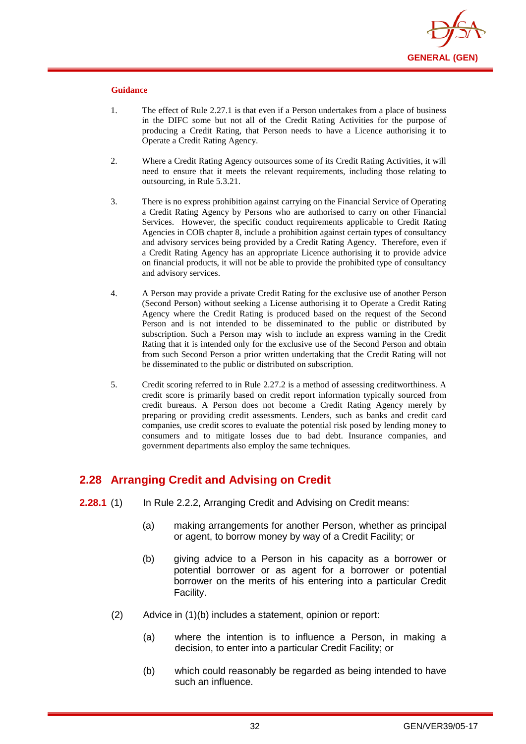**Guidance**

1. The effect of Rule 2.27.1 is that even if a Person undertakes from a place of business in the DIFC some but not all of the Credit Rating Activities for the purpose of producing a Credit Rating, that Person needs to have a Licence authorising it to Operate a Credit Rating Agency.

2. Where a Credit Rating Agency outsources some of its Credit Rating Activities, it will need to ensure that it meets the relevant requirements, including those relating to outsourcing, in Rule 5.3.21.

3. There is no express prohibition against carrying on the Financial Service of Operating a Credit Rating Agency by Persons who are authorised to carry on other Financial Services. However, the specific conduct requirements applicable to Credit Rating Agencies in COB chapter 8, include a prohibition against certain types of consultancy and advisory services being provided by a Credit Rating Agency. Therefore, even if a Credit Rating Agency has an appropriate Licence authorising it to provide advice on financial products, it will not be able to provide the prohibited type of consultancy and advisory services.

4. A Person may provide a private Credit Rating for the exclusive use of another Person (Second Person) without seeking a License authorising it to Operate a Credit Rating Agency where the Credit Rating is produced based on the request of the Second Person and is not intended to be disseminated to the public or distributed by subscription. Such a Person may wish to include an express warning in the Credit Rating that it is intended only for the exclusive use of the Second Person and obtain from such Second Person a prior written undertaking that the Credit Rating will not be disseminated to the public or distributed on subscription.

5. Credit scoring referred to in Rule 2.27.2 is a method of assessing creditworthiness. A credit score is primarily based on credit report information typically sourced from credit bureaus. A Person does not become a Credit Rating Agency merely by preparing or providing credit assessments. Lenders, such as banks and credit card companies, use credit scores to evaluate the potential risk posed by lending money to consumers and to mitigate losses due to bad debt. Insurance companies, and government departments also employ the same techniques.

## 2.28 Arranging Credit and Advising on Credit

**2.28.1** (1) In Rule 2.2.2, Arranging Credit and Advising on Credit means:

(a) making arrangements for another Person, whether as principal or agent, to borrow money by way of a Credit Facility; or

(b) giving advice to a Person in his capacity as a borrower or potential borrower or as agent for a borrower or potential borrower on the merits of his entering into a particular Credit Facility.

(2) Advice in (1)(b) includes a statement, opinion or report:

(a) where the intention is to influence a Person, in making a decision, to enter into a particular Credit Facility; or

(b) which could reasonably be regarded as being intended to have such an influence.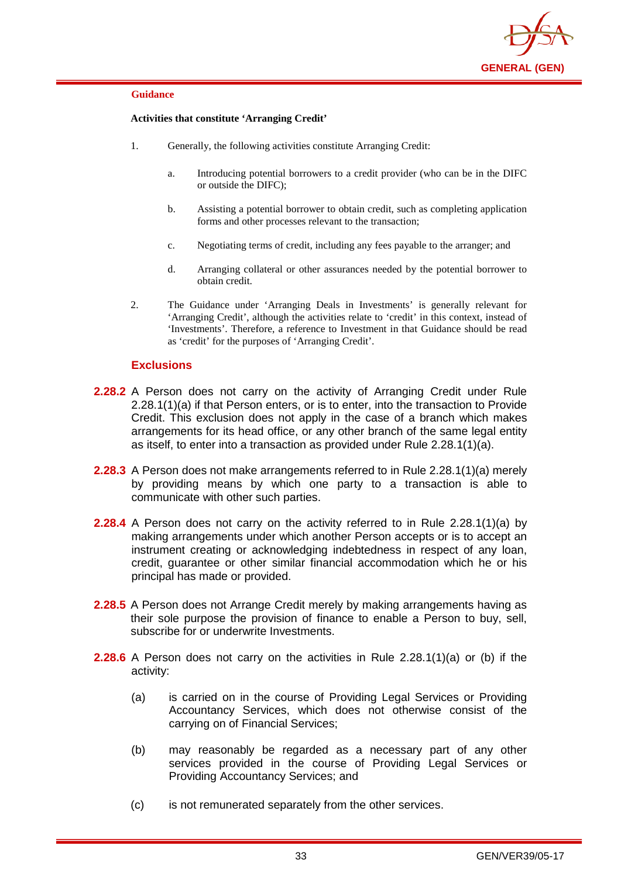**Guidance**

**Activities that constitute 'Arranging Credit'**

1. Generally, the following activities constitute Arranging Credit:

   a. Introducing potential borrowers to a credit provider (who can be in the DIFC or outside the DIFC);

   b. Assisting a potential borrower to obtain credit, such as completing application forms and other processes relevant to the transaction;

   c. Negotiating terms of credit, including any fees payable to the arranger; and

   d. Arranging collateral or other assurances needed by the potential borrower to obtain credit.

2. The Guidance under 'Arranging Deals in Investments' is generally relevant for 'Arranging Credit', although the activities relate to 'credit' in this context, instead of 'Investments'. Therefore, a reference to Investment in that Guidance should be read as 'credit' for the purposes of 'Arranging Credit'.

### Exclusions

**2.28.2** A Person does not carry on the activity of Arranging Credit under Rule 2.28.1(1)(a) if that Person enters, or is to enter, into the transaction to Provide Credit. This exclusion does not apply in the case of a branch which makes arrangements for its head office, or any other branch of the same legal entity as itself, to enter into a transaction as provided under Rule 2.28.1(1)(a).

**2.28.3** A Person does not make arrangements referred to in Rule 2.28.1(1)(a) merely by providing means by which one party to a transaction is able to communicate with other such parties.

**2.28.4** A Person does not carry on the activity referred to in Rule 2.28.1(1)(a) by making arrangements under which another Person accepts or is to accept an instrument creating or acknowledging indebtedness in respect of any loan, credit, guarantee or other similar financial accommodation which he or his principal has made or provided.

**2.28.5** A Person does not Arrange Credit merely by making arrangements having as their sole purpose the provision of finance to enable a Person to buy, sell, subscribe for or underwrite Investments.

**2.28.6** A Person does not carry on the activities in Rule 2.28.1(1)(a) or (b) if the activity:

(a) is carried on in the course of Providing Legal Services or Providing Accountancy Services, which does not otherwise consist of the carrying on of Financial Services;

(b) may reasonably be regarded as a necessary part of any other services provided in the course of Providing Legal Services or Providing Accountancy Services; and

(c) is not remunerated separately from the other services.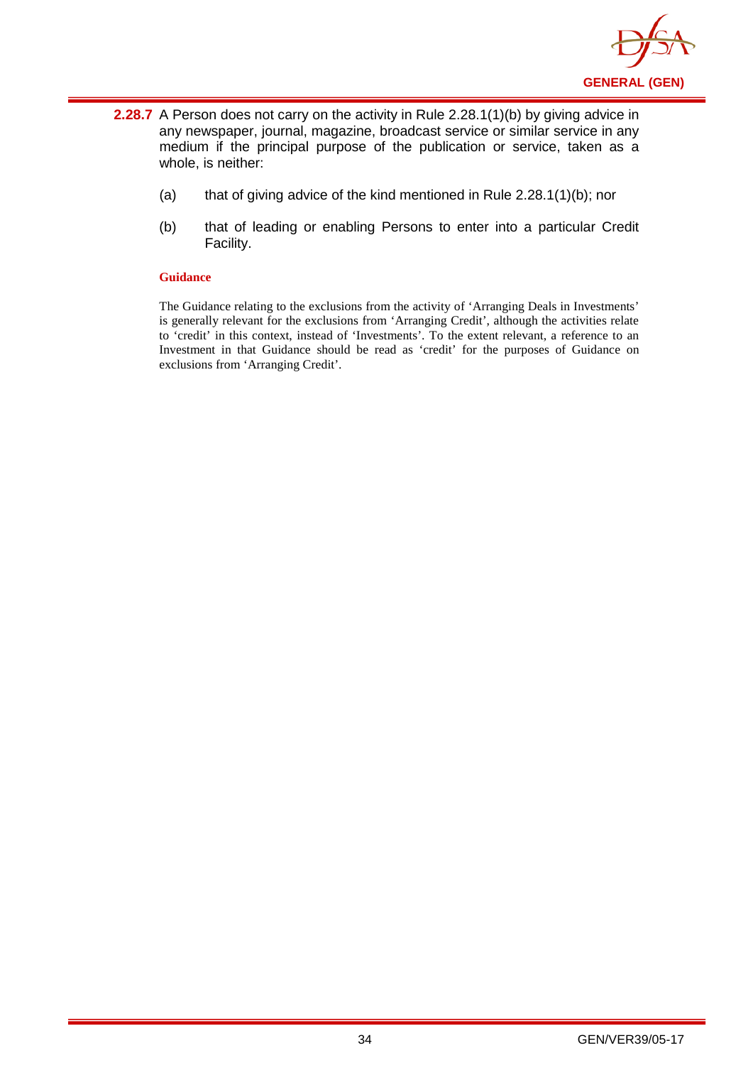**2.28.7** A Person does not carry on the activity in Rule 2.28.1(1)(b) by giving advice in any newspaper, journal, magazine, broadcast service or similar service in any medium if the principal purpose of the publication or service, taken as a whole, is neither:

(a) that of giving advice of the kind mentioned in Rule 2.28.1(1)(b); nor

(b) that of leading or enabling Persons to enter into a particular Credit Facility.

**Guidance**

The Guidance relating to the exclusions from the activity of 'Arranging Deals in Investments' is generally relevant for the exclusions from 'Arranging Credit', although the activities relate to 'credit' in this context, instead of 'Investments'. To the extent relevant, a reference to an Investment in that Guidance should be read as 'credit' for the purposes of Guidance on exclusions from 'Arranging Credit'.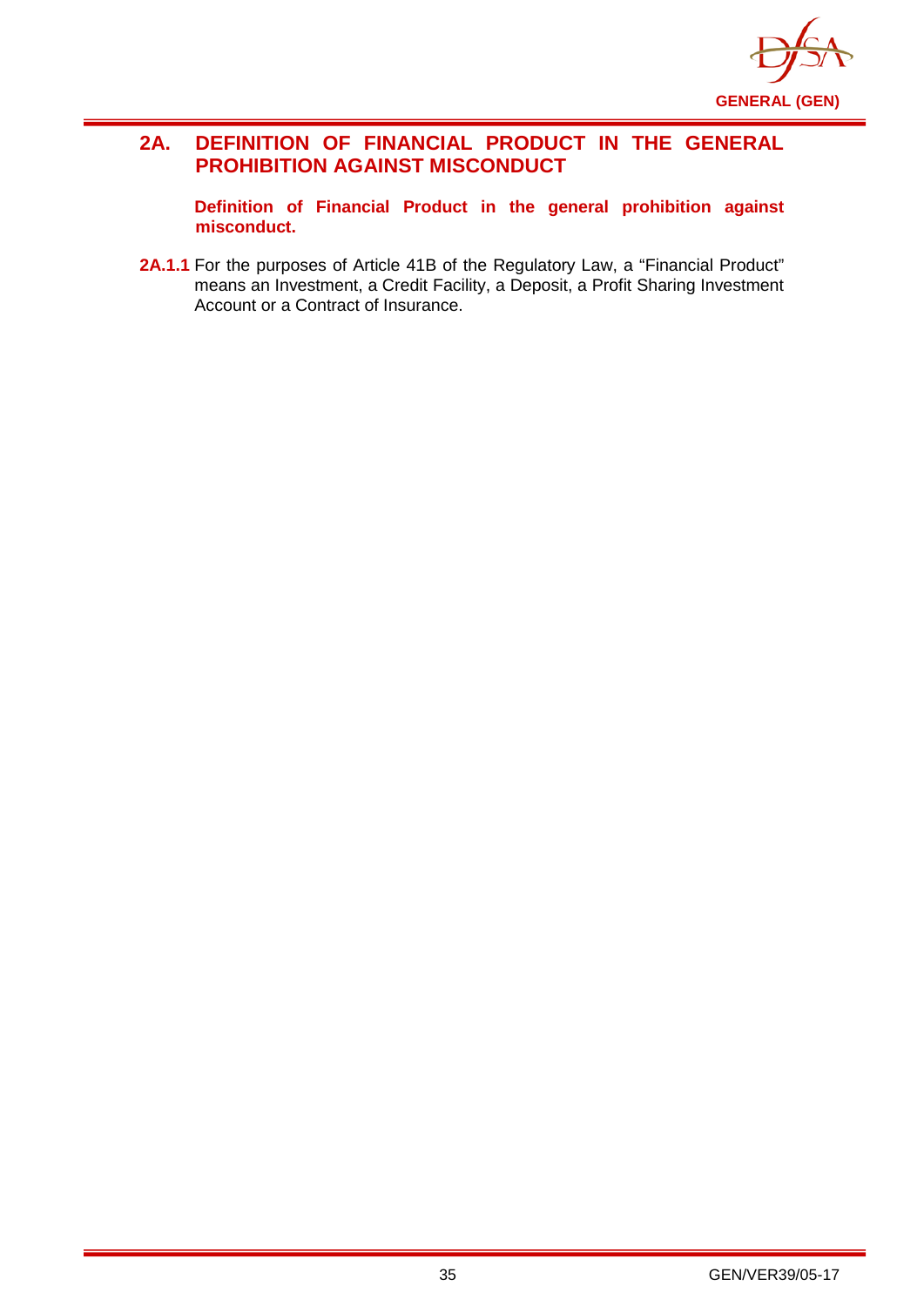## 2A. DEFINITION OF FINANCIAL PRODUCT IN THE GENERAL PROHIBITION AGAINST MISCONDUCT

**Definition of Financial Product in the general prohibition against misconduct.**

**2A.1.1** For the purposes of Article 41B of the Regulatory Law, a "Financial Product" means an Investment, a Credit Facility, a Deposit, a Profit Sharing Investment Account or a Contract of Insurance.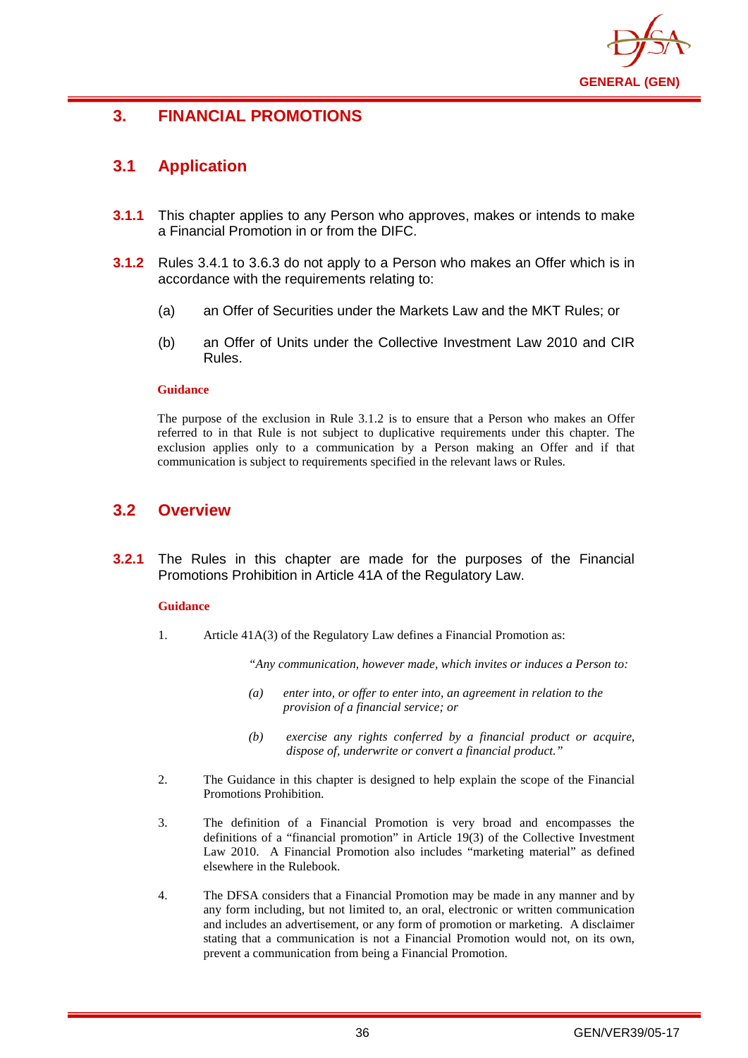## 3. FINANCIAL PROMOTIONS

### 3.1 Application

**3.1.1** This chapter applies to any Person who approves, makes or intends to make a Financial Promotion in or from the DIFC.

**3.1.2** Rules 3.4.1 to 3.6.3 do not apply to a Person who makes an Offer which is in accordance with the requirements relating to:

(a) an Offer of Securities under the Markets Law and the MKT Rules; or

(b) an Offer of Units under the Collective Investment Law 2010 and CIR Rules.

**Guidance**

The purpose of the exclusion in Rule 3.1.2 is to ensure that a Person who makes an Offer referred to in that Rule is not subject to duplicative requirements under this chapter. The exclusion applies only to a communication by a Person making an Offer and if that communication is subject to requirements specified in the relevant laws or Rules.

### 3.2 Overview

**3.2.1** The Rules in this chapter are made for the purposes of the Financial Promotions Prohibition in Article 41A of the Regulatory Law.

**Guidance**

1. Article 41A(3) of the Regulatory Law defines a Financial Promotion as:

   *"Any communication, however made, which invites or induces a Person to:*

   *(a) enter into, or offer to enter into, an agreement in relation to the provision of a financial service; or*

   *(b) exercise any rights conferred by a financial product or acquire, dispose of, underwrite or convert a financial product."*

2. The Guidance in this chapter is designed to help explain the scope of the Financial Promotions Prohibition.

3. The definition of a Financial Promotion is very broad and encompasses the definitions of a "financial promotion" in Article 19(3) of the Collective Investment Law 2010. A Financial Promotion also includes "marketing material" as defined elsewhere in the Rulebook.

4. The DFSA considers that a Financial Promotion may be made in any manner and by any form including, but not limited to, an oral, electronic or written communication and includes an advertisement, or any form of promotion or marketing. A disclaimer stating that a communication is not a Financial Promotion would not, on its own, prevent a communication from being a Financial Promotion.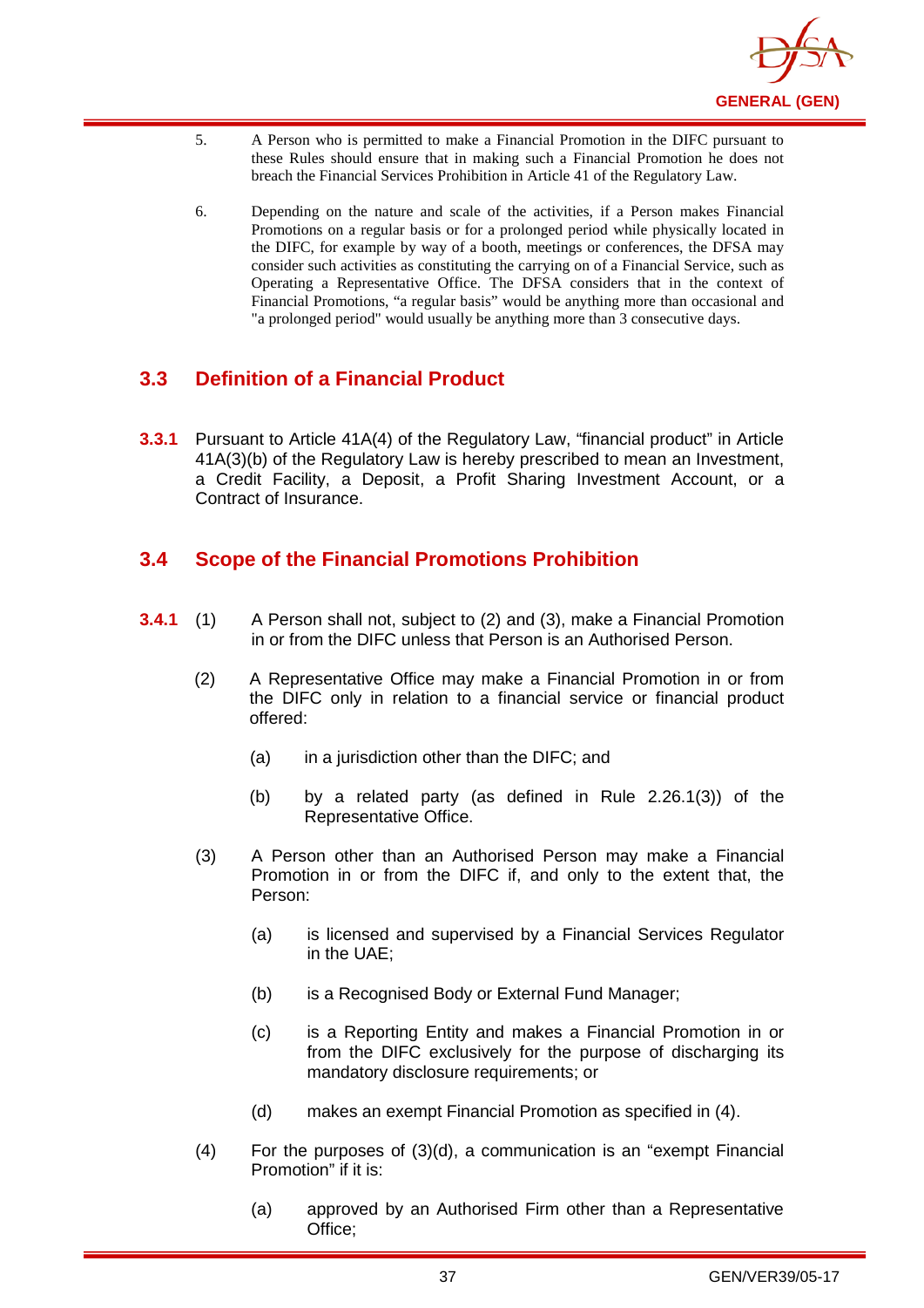5. A Person who is permitted to make a Financial Promotion in the DIFC pursuant to these Rules should ensure that in making such a Financial Promotion he does not breach the Financial Services Prohibition in Article 41 of the Regulatory Law.

6. Depending on the nature and scale of the activities, if a Person makes Financial Promotions on a regular basis or for a prolonged period while physically located in the DIFC, for example by way of a booth, meetings or conferences, the DFSA may consider such activities as constituting the carrying on of a Financial Service, such as Operating a Representative Office. The DFSA considers that in the context of Financial Promotions, "a regular basis" would be anything more than occasional and "a prolonged period" would usually be anything more than 3 consecutive days.

## 3.3 Definition of a Financial Product

**3.3.1** Pursuant to Article 41A(4) of the Regulatory Law, "financial product" in Article 41A(3)(b) of the Regulatory Law is hereby prescribed to mean an Investment, a Credit Facility, a Deposit, a Profit Sharing Investment Account, or a Contract of Insurance.

## 3.4 Scope of the Financial Promotions Prohibition

**3.4.1** (1) A Person shall not, subject to (2) and (3), make a Financial Promotion in or from the DIFC unless that Person is an Authorised Person.

(2) A Representative Office may make a Financial Promotion in or from the DIFC only in relation to a financial service or financial product offered:

(a) in a jurisdiction other than the DIFC; and

(b) by a related party (as defined in Rule 2.26.1(3)) of the Representative Office.

(3) A Person other than an Authorised Person may make a Financial Promotion in or from the DIFC if, and only to the extent that, the Person:

(a) is licensed and supervised by a Financial Services Regulator in the UAE;

(b) is a Recognised Body or External Fund Manager;

(c) is a Reporting Entity and makes a Financial Promotion in or from the DIFC exclusively for the purpose of discharging its mandatory disclosure requirements; or

(d) makes an exempt Financial Promotion as specified in (4).

(4) For the purposes of (3)(d), a communication is an "exempt Financial Promotion" if it is:

(a) approved by an Authorised Firm other than a Representative Office;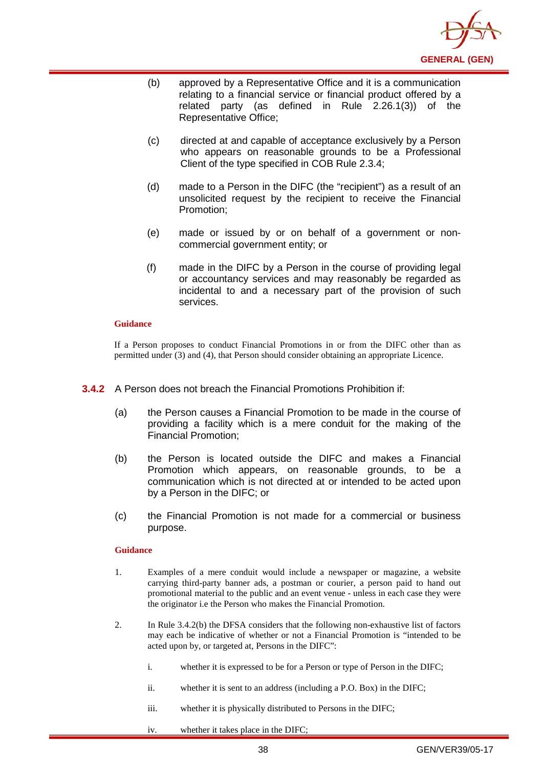(b) approved by a Representative Office and it is a communication relating to a financial service or financial product offered by a related party (as defined in Rule 2.26.1(3)) of the Representative Office;

(c) directed at and capable of acceptance exclusively by a Person who appears on reasonable grounds to be a Professional Client of the type specified in COB Rule 2.3.4;

(d) made to a Person in the DIFC (the "recipient") as a result of an unsolicited request by the recipient to receive the Financial Promotion;

(e) made or issued by or on behalf of a government or non-commercial government entity; or

(f) made in the DIFC by a Person in the course of providing legal or accountancy services and may reasonably be regarded as incidental to and a necessary part of the provision of such services.

**Guidance**

If a Person proposes to conduct Financial Promotions in or from the DIFC other than as permitted under (3) and (4), that Person should consider obtaining an appropriate Licence.

**3.4.2** A Person does not breach the Financial Promotions Prohibition if:

(a) the Person causes a Financial Promotion to be made in the course of providing a facility which is a mere conduit for the making of the Financial Promotion;

(b) the Person is located outside the DIFC and makes a Financial Promotion which appears, on reasonable grounds, to be a communication which is not directed at or intended to be acted upon by a Person in the DIFC; or

(c) the Financial Promotion is not made for a commercial or business purpose.

**Guidance**

1. Examples of a mere conduit would include a newspaper or magazine, a website carrying third-party banner ads, a postman or courier, a person paid to hand out promotional material to the public and an event venue - unless in each case they were the originator i.e the Person who makes the Financial Promotion.

2. In Rule 3.4.2(b) the DFSA considers that the following non-exhaustive list of factors may each be indicative of whether or not a Financial Promotion is "intended to be acted upon by, or targeted at, Persons in the DIFC":

   i. whether it is expressed to be for a Person or type of Person in the DIFC;

   ii. whether it is sent to an address (including a P.O. Box) in the DIFC;

   iii. whether it is physically distributed to Persons in the DIFC;

   iv. whether it takes place in the DIFC;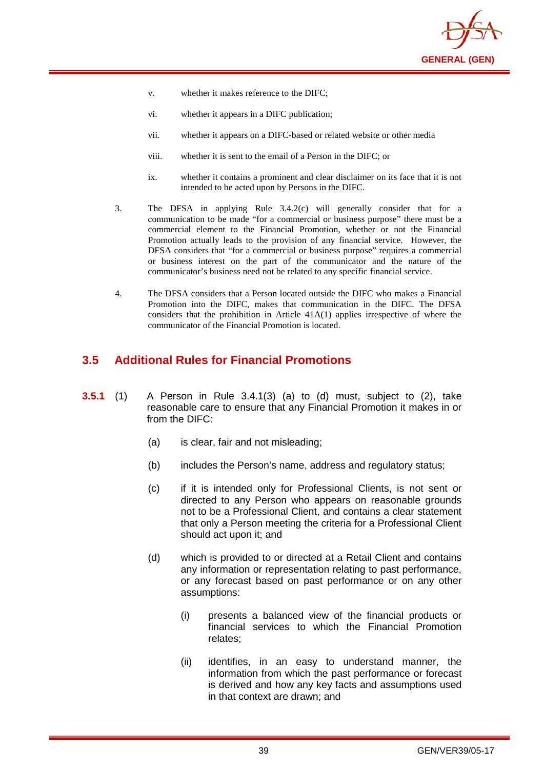v. whether it makes reference to the DIFC;

vi. whether it appears in a DIFC publication;

vii. whether it appears on a DIFC-based or related website or other media

viii. whether it is sent to the email of a Person in the DIFC; or

ix. whether it contains a prominent and clear disclaimer on its face that it is not intended to be acted upon by Persons in the DIFC.

3. The DFSA in applying Rule 3.4.2(c) will generally consider that for a communication to be made "for a commercial or business purpose" there must be a commercial element to the Financial Promotion, whether or not the Financial Promotion actually leads to the provision of any financial service. However, the DFSA considers that "for a commercial or business purpose" requires a commercial or business interest on the part of the communicator and the nature of the communicator's business need not be related to any specific financial service.

4. The DFSA considers that a Person located outside the DIFC who makes a Financial Promotion into the DIFC, makes that communication in the DIFC. The DFSA considers that the prohibition in Article 41A(1) applies irrespective of where the communicator of the Financial Promotion is located.

## 3.5 Additional Rules for Financial Promotions

**3.5.1** (1) A Person in Rule 3.4.1(3) (a) to (d) must, subject to (2), take reasonable care to ensure that any Financial Promotion it makes in or from the DIFC:

(a) is clear, fair and not misleading;

(b) includes the Person's name, address and regulatory status;

(c) if it is intended only for Professional Clients, is not sent or directed to any Person who appears on reasonable grounds not to be a Professional Client, and contains a clear statement that only a Person meeting the criteria for a Professional Client should act upon it; and

(d) which is provided to or directed at a Retail Client and contains any information or representation relating to past performance, or any forecast based on past performance or on any other assumptions:

(i) presents a balanced view of the financial products or financial services to which the Financial Promotion relates;

(ii) identifies, in an easy to understand manner, the information from which the past performance or forecast is derived and how any key facts and assumptions used in that context are drawn; and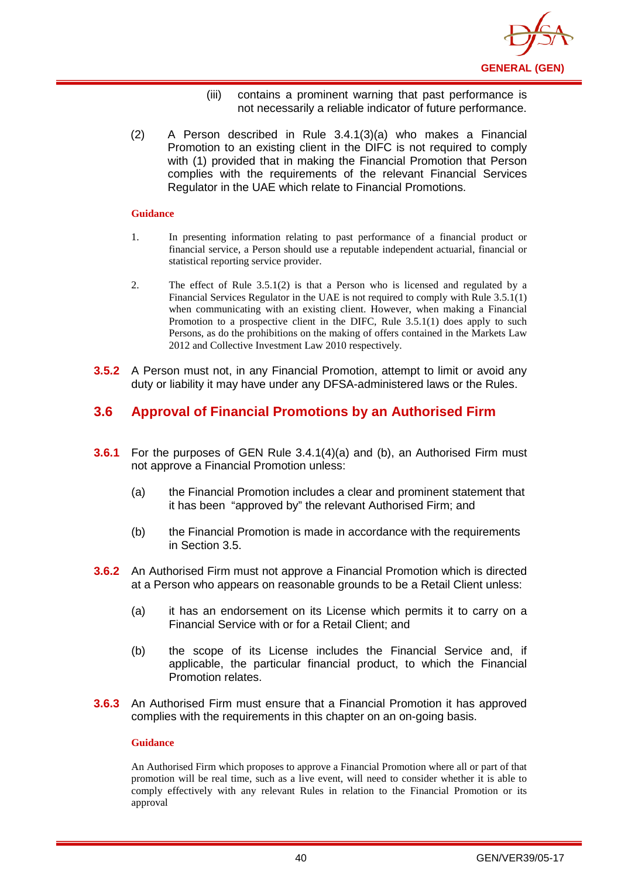(iii) contains a prominent warning that past performance is not necessarily a reliable indicator of future performance.

(2) A Person described in Rule 3.4.1(3)(a) who makes a Financial Promotion to an existing client in the DIFC is not required to comply with (1) provided that in making the Financial Promotion that Person complies with the requirements of the relevant Financial Services Regulator in the UAE which relate to Financial Promotions.

**Guidance**

1. In presenting information relating to past performance of a financial product or financial service, a Person should use a reputable independent actuarial, financial or statistical reporting service provider.

2. The effect of Rule 3.5.1(2) is that a Person who is licensed and regulated by a Financial Services Regulator in the UAE is not required to comply with Rule 3.5.1(1) when communicating with an existing client. However, when making a Financial Promotion to a prospective client in the DIFC, Rule 3.5.1(1) does apply to such Persons, as do the prohibitions on the making of offers contained in the Markets Law 2012 and Collective Investment Law 2010 respectively.

**3.5.2** A Person must not, in any Financial Promotion, attempt to limit or avoid any duty or liability it may have under any DFSA-administered laws or the Rules.

## 3.6 Approval of Financial Promotions by an Authorised Firm

**3.6.1** For the purposes of GEN Rule 3.4.1(4)(a) and (b), an Authorised Firm must not approve a Financial Promotion unless:

(a) the Financial Promotion includes a clear and prominent statement that it has been "approved by" the relevant Authorised Firm; and

(b) the Financial Promotion is made in accordance with the requirements in Section 3.5.

**3.6.2** An Authorised Firm must not approve a Financial Promotion which is directed at a Person who appears on reasonable grounds to be a Retail Client unless:

(a) it has an endorsement on its License which permits it to carry on a Financial Service with or for a Retail Client; and

(b) the scope of its License includes the Financial Service and, if applicable, the particular financial product, to which the Financial Promotion relates.

**3.6.3** An Authorised Firm must ensure that a Financial Promotion it has approved complies with the requirements in this chapter on an on-going basis.

**Guidance**

An Authorised Firm which proposes to approve a Financial Promotion where all or part of that promotion will be real time, such as a live event, will need to consider whether it is able to comply effectively with any relevant Rules in relation to the Financial Promotion or its approval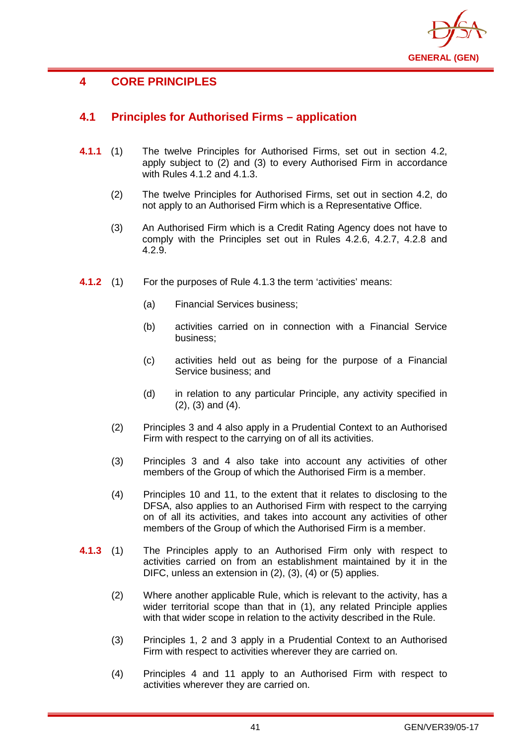# 4 CORE PRINCIPLES

## 4.1 Principles for Authorised Firms – application

**4.1.1** (1) The twelve Principles for Authorised Firms, set out in section 4.2, apply subject to (2) and (3) to every Authorised Firm in accordance with Rules 4.1.2 and 4.1.3.

(2) The twelve Principles for Authorised Firms, set out in section 4.2, do not apply to an Authorised Firm which is a Representative Office.

(3) An Authorised Firm which is a Credit Rating Agency does not have to comply with the Principles set out in Rules 4.2.6, 4.2.7, 4.2.8 and 4.2.9.

**4.1.2** (1) For the purposes of Rule 4.1.3 the term 'activities' means:

(a) Financial Services business;

(b) activities carried on in connection with a Financial Service business;

(c) activities held out as being for the purpose of a Financial Service business; and

(d) in relation to any particular Principle, any activity specified in (2), (3) and (4).

(2) Principles 3 and 4 also apply in a Prudential Context to an Authorised Firm with respect to the carrying on of all its activities.

(3) Principles 3 and 4 also take into account any activities of other members of the Group of which the Authorised Firm is a member.

(4) Principles 10 and 11, to the extent that it relates to disclosing to the DFSA, also applies to an Authorised Firm with respect to the carrying on of all its activities, and takes into account any activities of other members of the Group of which the Authorised Firm is a member.

**4.1.3** (1) The Principles apply to an Authorised Firm only with respect to activities carried on from an establishment maintained by it in the DIFC, unless an extension in (2), (3), (4) or (5) applies.

(2) Where another applicable Rule, which is relevant to the activity, has a wider territorial scope than that in (1), any related Principle applies with that wider scope in relation to the activity described in the Rule.

(3) Principles 1, 2 and 3 apply in a Prudential Context to an Authorised Firm with respect to activities wherever they are carried on.

(4) Principles 4 and 11 apply to an Authorised Firm with respect to activities wherever they are carried on.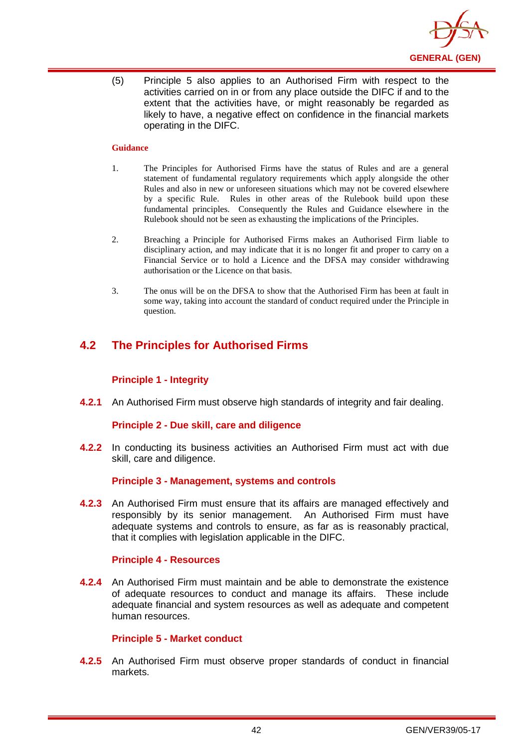(5) Principle 5 also applies to an Authorised Firm with respect to the activities carried on in or from any place outside the DIFC if and to the extent that the activities have, or might reasonably be regarded as likely to have, a negative effect on confidence in the financial markets operating in the DIFC.

**Guidance**

1. The Principles for Authorised Firms have the status of Rules and are a general statement of fundamental regulatory requirements which apply alongside the other Rules and also in new or unforeseen situations which may not be covered elsewhere by a specific Rule. Rules in other areas of the Rulebook build upon these fundamental principles. Consequently the Rules and Guidance elsewhere in the Rulebook should not be seen as exhausting the implications of the Principles.

2. Breaching a Principle for Authorised Firms makes an Authorised Firm liable to disciplinary action, and may indicate that it is no longer fit and proper to carry on a Financial Service or to hold a Licence and the DFSA may consider withdrawing authorisation or the Licence on that basis.

3. The onus will be on the DFSA to show that the Authorised Firm has been at fault in some way, taking into account the standard of conduct required under the Principle in question.

## 4.2 The Principles for Authorised Firms

### Principle 1 - Integrity

**4.2.1** An Authorised Firm must observe high standards of integrity and fair dealing.

### Principle 2 - Due skill, care and diligence

**4.2.2** In conducting its business activities an Authorised Firm must act with due skill, care and diligence.

### Principle 3 - Management, systems and controls

**4.2.3** An Authorised Firm must ensure that its affairs are managed effectively and responsibly by its senior management. An Authorised Firm must have adequate systems and controls to ensure, as far as is reasonably practical, that it complies with legislation applicable in the DIFC.

### Principle 4 - Resources

**4.2.4** An Authorised Firm must maintain and be able to demonstrate the existence of adequate resources to conduct and manage its affairs. These include adequate financial and system resources as well as adequate and competent human resources.

### Principle 5 - Market conduct

**4.2.5** An Authorised Firm must observe proper standards of conduct in financial markets.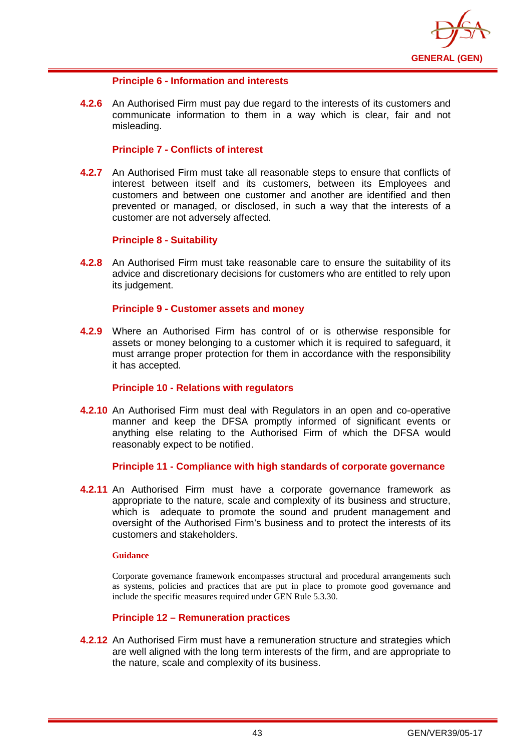#### Principle 6 - Information and interests

**4.2.6** An Authorised Firm must pay due regard to the interests of its customers and communicate information to them in a way which is clear, fair and not misleading.

#### Principle 7 - Conflicts of interest

**4.2.7** An Authorised Firm must take all reasonable steps to ensure that conflicts of interest between itself and its customers, between its Employees and customers and between one customer and another are identified and then prevented or managed, or disclosed, in such a way that the interests of a customer are not adversely affected.

#### Principle 8 - Suitability

**4.2.8** An Authorised Firm must take reasonable care to ensure the suitability of its advice and discretionary decisions for customers who are entitled to rely upon its judgement.

#### Principle 9 - Customer assets and money

**4.2.9** Where an Authorised Firm has control of or is otherwise responsible for assets or money belonging to a customer which it is required to safeguard, it must arrange proper protection for them in accordance with the responsibility it has accepted.

#### Principle 10 - Relations with regulators

**4.2.10** An Authorised Firm must deal with Regulators in an open and co-operative manner and keep the DFSA promptly informed of significant events or anything else relating to the Authorised Firm of which the DFSA would reasonably expect to be notified.

#### Principle 11 - Compliance with high standards of corporate governance

**4.2.11** An Authorised Firm must have a corporate governance framework as appropriate to the nature, scale and complexity of its business and structure, which is adequate to promote the sound and prudent management and oversight of the Authorised Firm's business and to protect the interests of its customers and stakeholders.

**Guidance**

Corporate governance framework encompasses structural and procedural arrangements such as systems, policies and practices that are put in place to promote good governance and include the specific measures required under GEN Rule 5.3.30.

#### Principle 12 – Remuneration practices

**4.2.12** An Authorised Firm must have a remuneration structure and strategies which are well aligned with the long term interests of the firm, and are appropriate to the nature, scale and complexity of its business.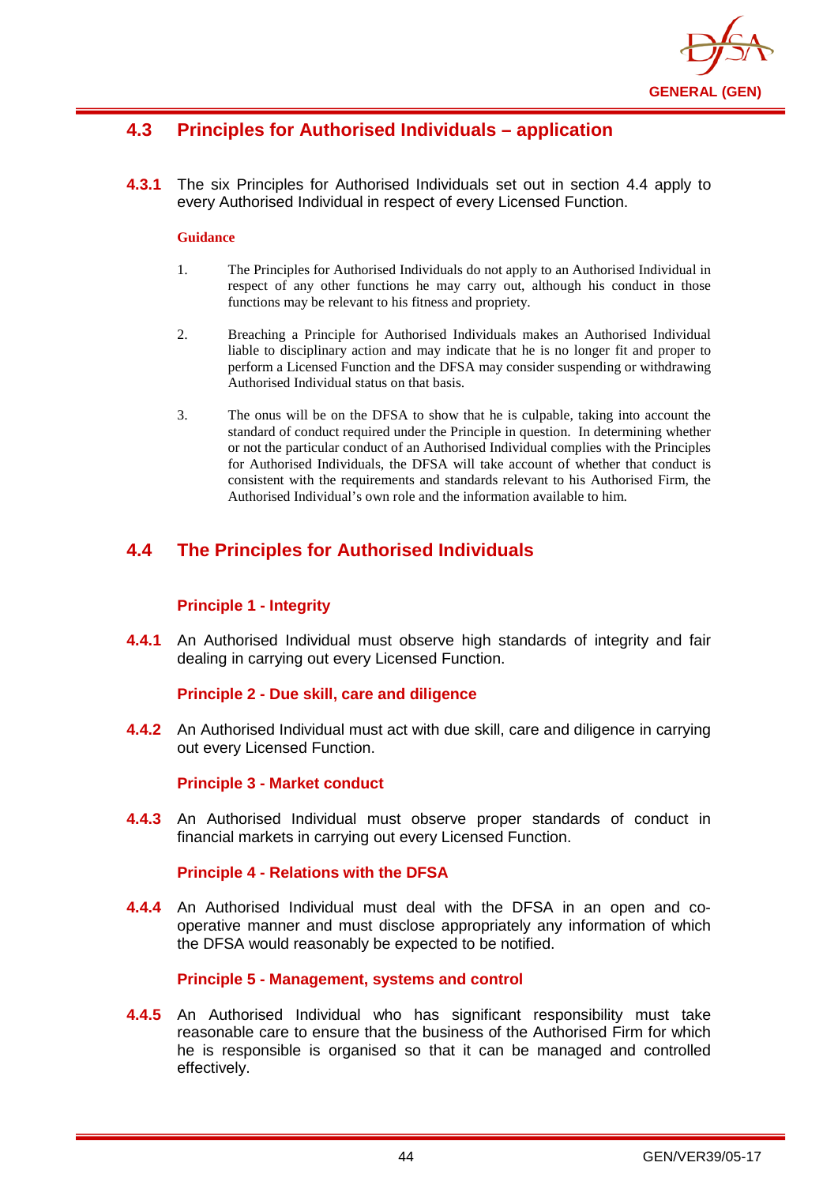## 4.3 Principles for Authorised Individuals – application

**4.3.1** The six Principles for Authorised Individuals set out in section 4.4 apply to every Authorised Individual in respect of every Licensed Function.

**Guidance**

1. The Principles for Authorised Individuals do not apply to an Authorised Individual in respect of any other functions he may carry out, although his conduct in those functions may be relevant to his fitness and propriety.

2. Breaching a Principle for Authorised Individuals makes an Authorised Individual liable to disciplinary action and may indicate that he is no longer fit and proper to perform a Licensed Function and the DFSA may consider suspending or withdrawing Authorised Individual status on that basis.

3. The onus will be on the DFSA to show that he is culpable, taking into account the standard of conduct required under the Principle in question. In determining whether or not the particular conduct of an Authorised Individual complies with the Principles for Authorised Individuals, the DFSA will take account of whether that conduct is consistent with the requirements and standards relevant to his Authorised Firm, the Authorised Individual's own role and the information available to him.

## 4.4 The Principles for Authorised Individuals

### Principle 1 - Integrity

**4.4.1** An Authorised Individual must observe high standards of integrity and fair dealing in carrying out every Licensed Function.

### Principle 2 - Due skill, care and diligence

**4.4.2** An Authorised Individual must act with due skill, care and diligence in carrying out every Licensed Function.

### Principle 3 - Market conduct

**4.4.3** An Authorised Individual must observe proper standards of conduct in financial markets in carrying out every Licensed Function.

### Principle 4 - Relations with the DFSA

**4.4.4** An Authorised Individual must deal with the DFSA in an open and co-operative manner and must disclose appropriately any information of which the DFSA would reasonably be expected to be notified.

### Principle 5 - Management, systems and control

**4.4.5** An Authorised Individual who has significant responsibility must take reasonable care to ensure that the business of the Authorised Firm for which he is responsible is organised so that it can be managed and controlled effectively.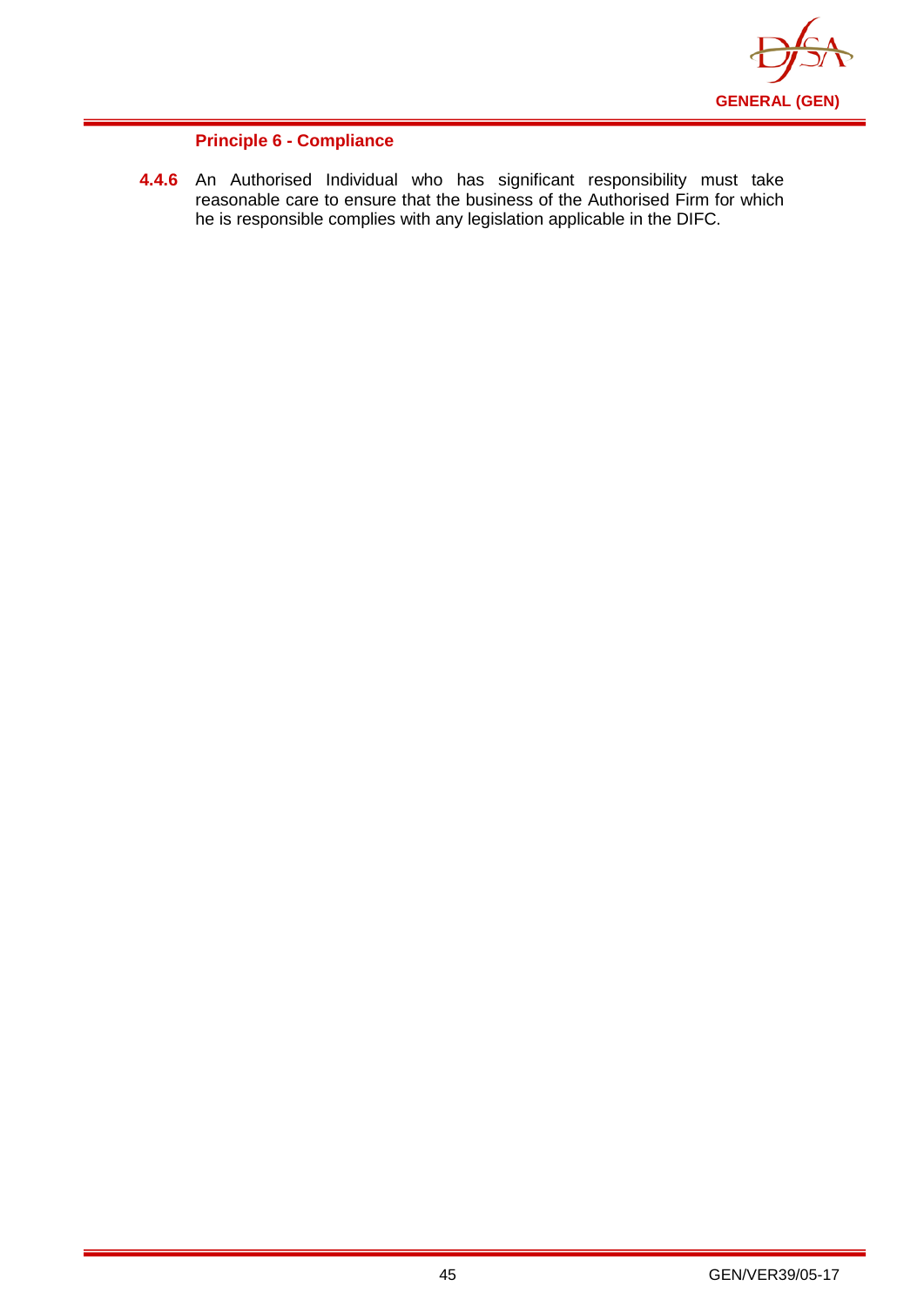#### Principle 6 - Compliance

**4.4.6** An Authorised Individual who has significant responsibility must take reasonable care to ensure that the business of the Authorised Firm for which he is responsible complies with any legislation applicable in the DIFC.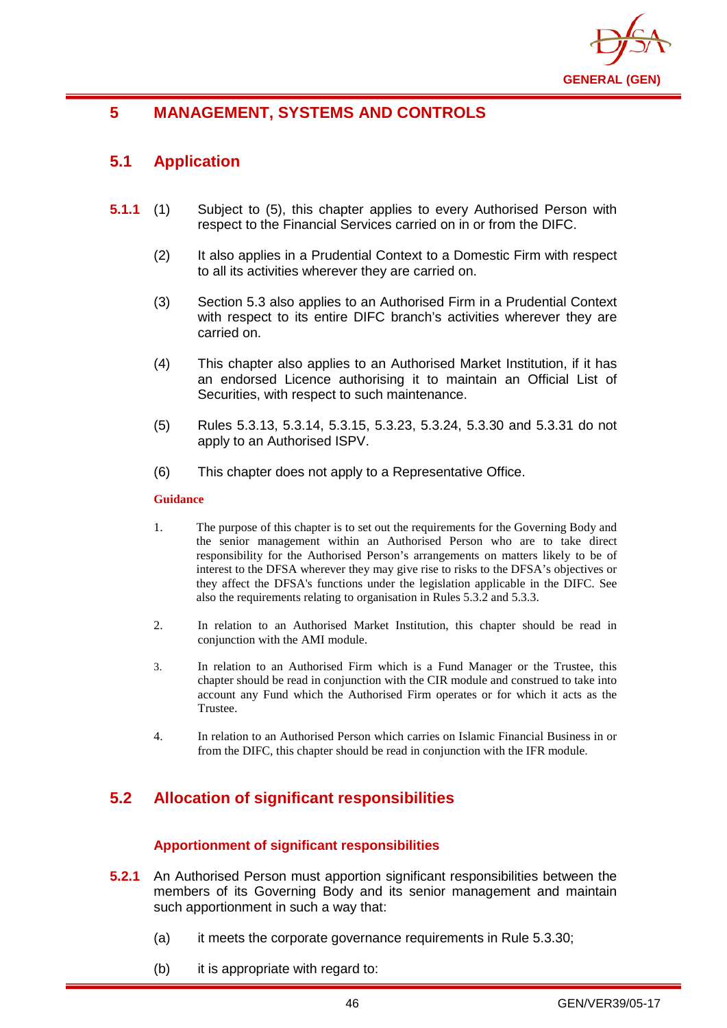# 5 MANAGEMENT, SYSTEMS AND CONTROLS

## 5.1 Application

**5.1.1** (1) Subject to (5), this chapter applies to every Authorised Person with respect to the Financial Services carried on in or from the DIFC.

(2) It also applies in a Prudential Context to a Domestic Firm with respect to all its activities wherever they are carried on.

(3) Section 5.3 also applies to an Authorised Firm in a Prudential Context with respect to its entire DIFC branch's activities wherever they are carried on.

(4) This chapter also applies to an Authorised Market Institution, if it has an endorsed Licence authorising it to maintain an Official List of Securities, with respect to such maintenance.

(5) Rules 5.3.13, 5.3.14, 5.3.15, 5.3.23, 5.3.24, 5.3.30 and 5.3.31 do not apply to an Authorised ISPV.

(6) This chapter does not apply to a Representative Office.

**Guidance**

1. The purpose of this chapter is to set out the requirements for the Governing Body and the senior management within an Authorised Person who are to take direct responsibility for the Authorised Person's arrangements on matters likely to be of interest to the DFSA wherever they may give rise to risks to the DFSA's objectives or they affect the DFSA's functions under the legislation applicable in the DIFC. See also the requirements relating to organisation in Rules 5.3.2 and 5.3.3.

2. In relation to an Authorised Market Institution, this chapter should be read in conjunction with the AMI module.

3. In relation to an Authorised Firm which is a Fund Manager or the Trustee, this chapter should be read in conjunction with the CIR module and construed to take into account any Fund which the Authorised Firm operates or for which it acts as the Trustee.

4. In relation to an Authorised Person which carries on Islamic Financial Business in or from the DIFC, this chapter should be read in conjunction with the IFR module.

## 5.2 Allocation of significant responsibilities

### Apportionment of significant responsibilities

**5.2.1** An Authorised Person must apportion significant responsibilities between the members of its Governing Body and its senior management and maintain such apportionment in such a way that:

(a) it meets the corporate governance requirements in Rule 5.3.30;

(b) it is appropriate with regard to: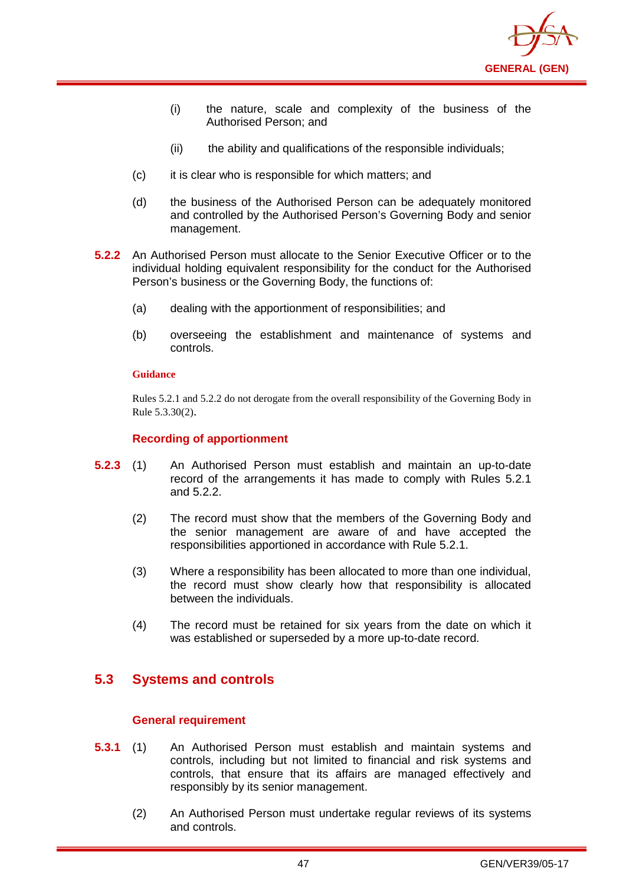(i) the nature, scale and complexity of the business of the Authorised Person; and

(ii) the ability and qualifications of the responsible individuals;

(c) it is clear who is responsible for which matters; and

(d) the business of the Authorised Person can be adequately monitored and controlled by the Authorised Person's Governing Body and senior management.

**5.2.2** An Authorised Person must allocate to the Senior Executive Officer or to the individual holding equivalent responsibility for the conduct for the Authorised Person's business or the Governing Body, the functions of:

(a) dealing with the apportionment of responsibilities; and

(b) overseeing the establishment and maintenance of systems and controls.

**Guidance**

Rules 5.2.1 and 5.2.2 do not derogate from the overall responsibility of the Governing Body in Rule 5.3.30(2).

### Recording of apportionment

**5.2.3** (1) An Authorised Person must establish and maintain an up-to-date record of the arrangements it has made to comply with Rules 5.2.1 and 5.2.2.

(2) The record must show that the members of the Governing Body and the senior management are aware of and have accepted the responsibilities apportioned in accordance with Rule 5.2.1.

(3) Where a responsibility has been allocated to more than one individual, the record must show clearly how that responsibility is allocated between the individuals.

(4) The record must be retained for six years from the date on which it was established or superseded by a more up-to-date record.

## 5.3 Systems and controls

### General requirement

**5.3.1** (1) An Authorised Person must establish and maintain systems and controls, including but not limited to financial and risk systems and controls, that ensure that its affairs are managed effectively and responsibly by its senior management.

(2) An Authorised Person must undertake regular reviews of its systems and controls.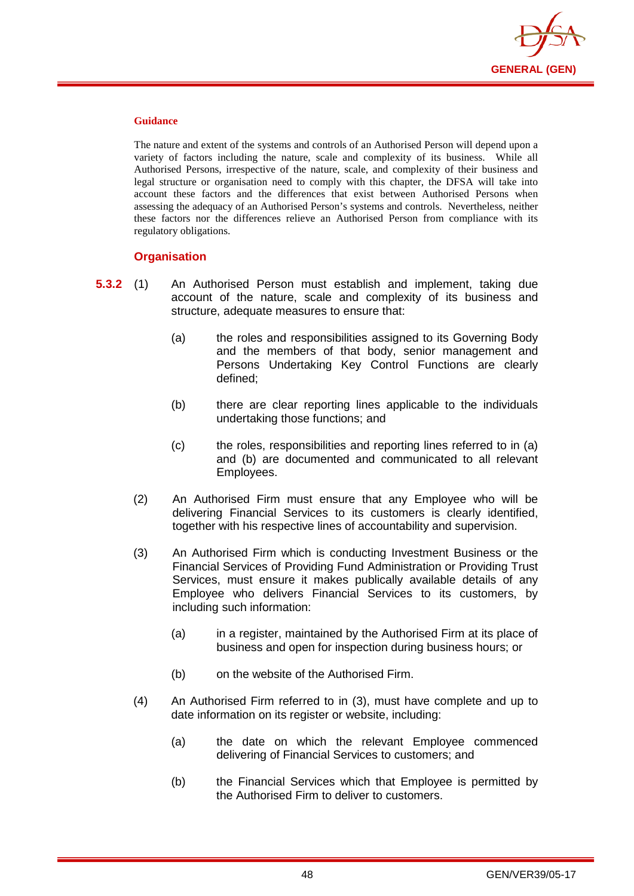**Guidance**

The nature and extent of the systems and controls of an Authorised Person will depend upon a variety of factors including the nature, scale and complexity of its business. While all Authorised Persons, irrespective of the nature, scale, and complexity of their business and legal structure or organisation need to comply with this chapter, the DFSA will take into account these factors and the differences that exist between Authorised Persons when assessing the adequacy of an Authorised Person's systems and controls. Nevertheless, neither these factors nor the differences relieve an Authorised Person from compliance with its regulatory obligations.

### Organisation

**5.3.2** (1) An Authorised Person must establish and implement, taking due account of the nature, scale and complexity of its business and structure, adequate measures to ensure that:

(a) the roles and responsibilities assigned to its Governing Body and the members of that body, senior management and Persons Undertaking Key Control Functions are clearly defined;

(b) there are clear reporting lines applicable to the individuals undertaking those functions; and

(c) the roles, responsibilities and reporting lines referred to in (a) and (b) are documented and communicated to all relevant Employees.

(2) An Authorised Firm must ensure that any Employee who will be delivering Financial Services to its customers is clearly identified, together with his respective lines of accountability and supervision.

(3) An Authorised Firm which is conducting Investment Business or the Financial Services of Providing Fund Administration or Providing Trust Services, must ensure it makes publically available details of any Employee who delivers Financial Services to its customers, by including such information:

(a) in a register, maintained by the Authorised Firm at its place of business and open for inspection during business hours; or

(b) on the website of the Authorised Firm.

(4) An Authorised Firm referred to in (3), must have complete and up to date information on its register or website, including:

(a) the date on which the relevant Employee commenced delivering of Financial Services to customers; and

(b) the Financial Services which that Employee is permitted by the Authorised Firm to deliver to customers.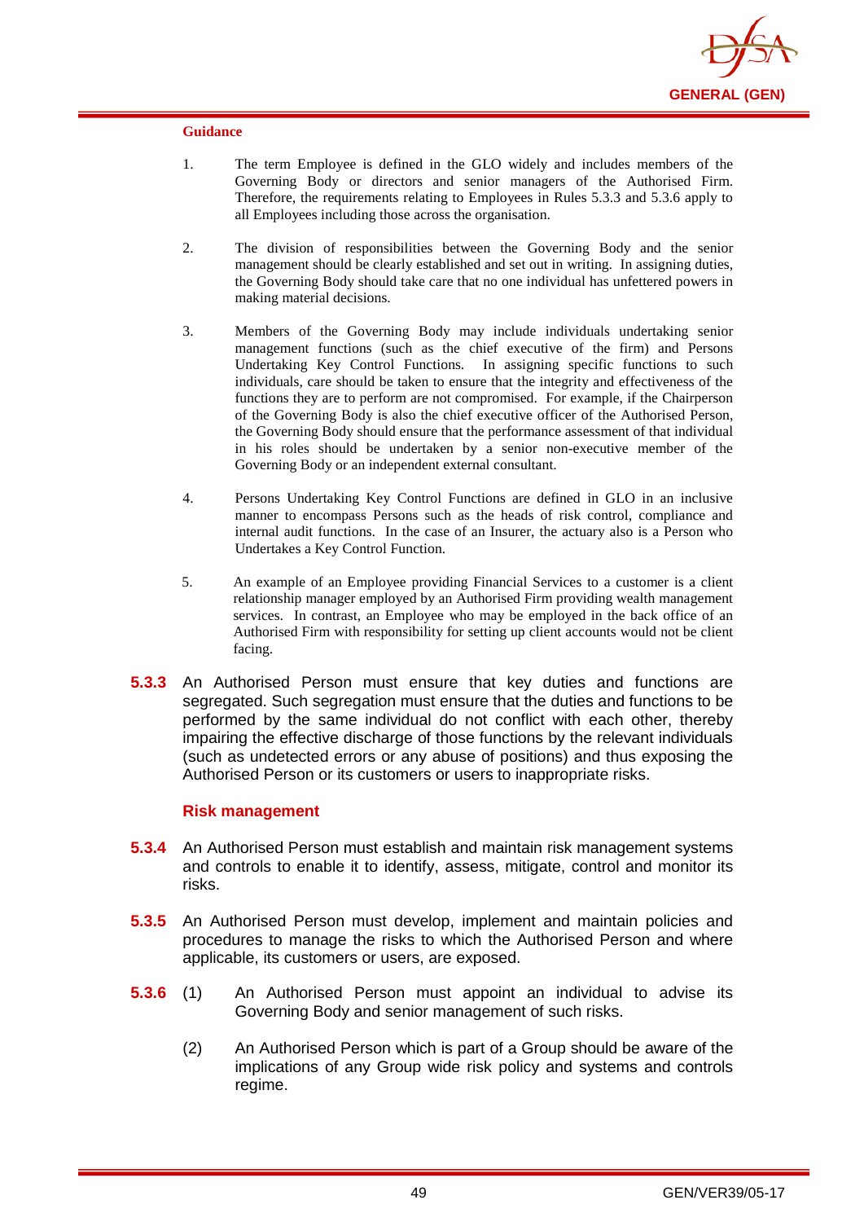**Guidance**

1. The term Employee is defined in the GLO widely and includes members of the Governing Body or directors and senior managers of the Authorised Firm. Therefore, the requirements relating to Employees in Rules 5.3.3 and 5.3.6 apply to all Employees including those across the organisation.

2. The division of responsibilities between the Governing Body and the senior management should be clearly established and set out in writing. In assigning duties, the Governing Body should take care that no one individual has unfettered powers in making material decisions.

3. Members of the Governing Body may include individuals undertaking senior management functions (such as the chief executive of the firm) and Persons Undertaking Key Control Functions. In assigning specific functions to such individuals, care should be taken to ensure that the integrity and effectiveness of the functions they are to perform are not compromised. For example, if the Chairperson of the Governing Body is also the chief executive officer of the Authorised Person, the Governing Body should ensure that the performance assessment of that individual in his roles should be undertaken by a senior non-executive member of the Governing Body or an independent external consultant.

4. Persons Undertaking Key Control Functions are defined in GLO in an inclusive manner to encompass Persons such as the heads of risk control, compliance and internal audit functions. In the case of an Insurer, the actuary also is a Person who Undertakes a Key Control Function.

5. An example of an Employee providing Financial Services to a customer is a client relationship manager employed by an Authorised Firm providing wealth management services. In contrast, an Employee who may be employed in the back office of an Authorised Firm with responsibility for setting up client accounts would not be client facing.

**5.3.3** An Authorised Person must ensure that key duties and functions are segregated. Such segregation must ensure that the duties and functions to be performed by the same individual do not conflict with each other, thereby impairing the effective discharge of those functions by the relevant individuals (such as undetected errors or any abuse of positions) and thus exposing the Authorised Person or its customers or users to inappropriate risks.

**Risk management**

**5.3.4** An Authorised Person must establish and maintain risk management systems and controls to enable it to identify, assess, mitigate, control and monitor its risks.

**5.3.5** An Authorised Person must develop, implement and maintain policies and procedures to manage the risks to which the Authorised Person and where applicable, its customers or users, are exposed.

**5.3.6** (1) An Authorised Person must appoint an individual to advise its Governing Body and senior management of such risks.

(2) An Authorised Person which is part of a Group should be aware of the implications of any Group wide risk policy and systems and controls regime.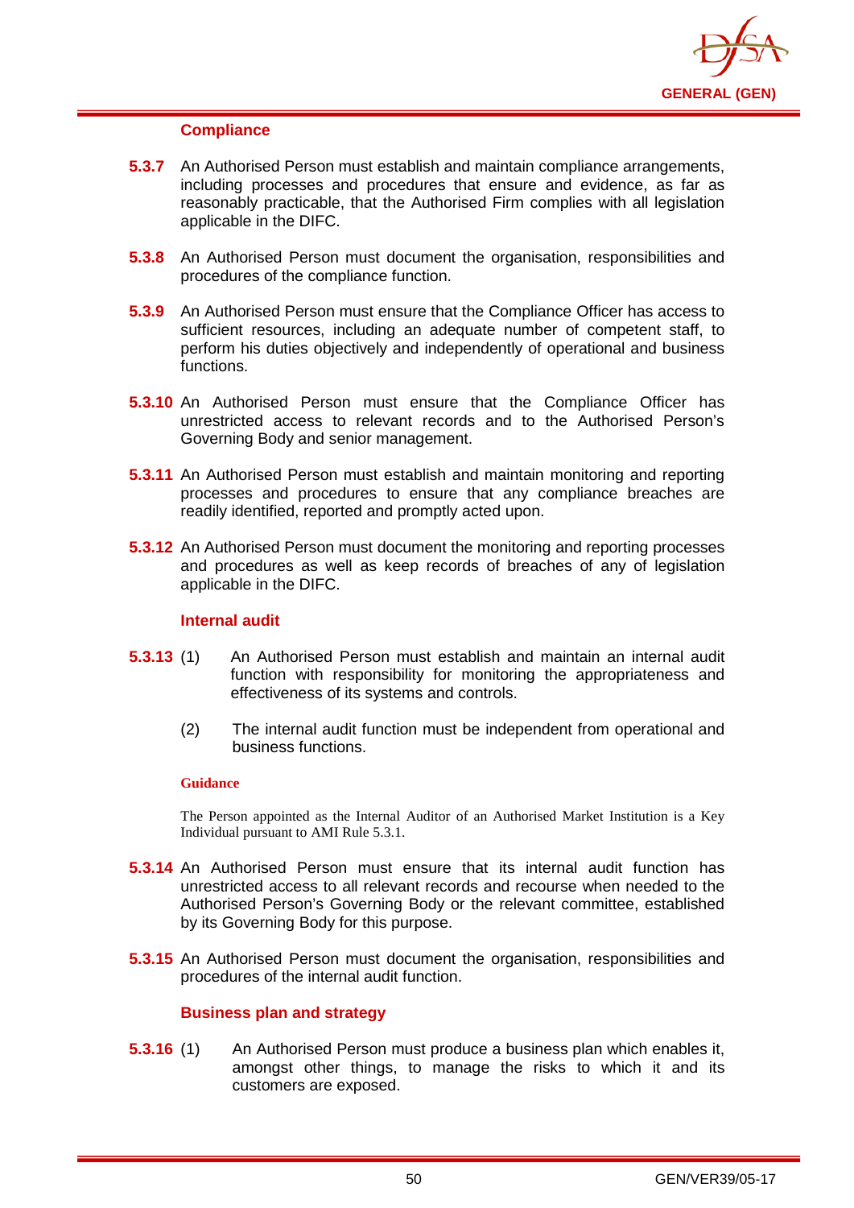### Compliance

**5.3.7** An Authorised Person must establish and maintain compliance arrangements, including processes and procedures that ensure and evidence, as far as reasonably practicable, that the Authorised Firm complies with all legislation applicable in the DIFC.

**5.3.8** An Authorised Person must document the organisation, responsibilities and procedures of the compliance function.

**5.3.9** An Authorised Person must ensure that the Compliance Officer has access to sufficient resources, including an adequate number of competent staff, to perform his duties objectively and independently of operational and business functions.

**5.3.10** An Authorised Person must ensure that the Compliance Officer has unrestricted access to relevant records and to the Authorised Person's Governing Body and senior management.

**5.3.11** An Authorised Person must establish and maintain monitoring and reporting processes and procedures to ensure that any compliance breaches are readily identified, reported and promptly acted upon.

**5.3.12** An Authorised Person must document the monitoring and reporting processes and procedures as well as keep records of breaches of any of legislation applicable in the DIFC.

### Internal audit

**5.3.13** (1) An Authorised Person must establish and maintain an internal audit function with responsibility for monitoring the appropriateness and effectiveness of its systems and controls.

(2) The internal audit function must be independent from operational and business functions.

**Guidance**

The Person appointed as the Internal Auditor of an Authorised Market Institution is a Key Individual pursuant to AMI Rule 5.3.1.

**5.3.14** An Authorised Person must ensure that its internal audit function has unrestricted access to all relevant records and recourse when needed to the Authorised Person's Governing Body or the relevant committee, established by its Governing Body for this purpose.

**5.3.15** An Authorised Person must document the organisation, responsibilities and procedures of the internal audit function.

### Business plan and strategy

**5.3.16** (1) An Authorised Person must produce a business plan which enables it, amongst other things, to manage the risks to which it and its customers are exposed.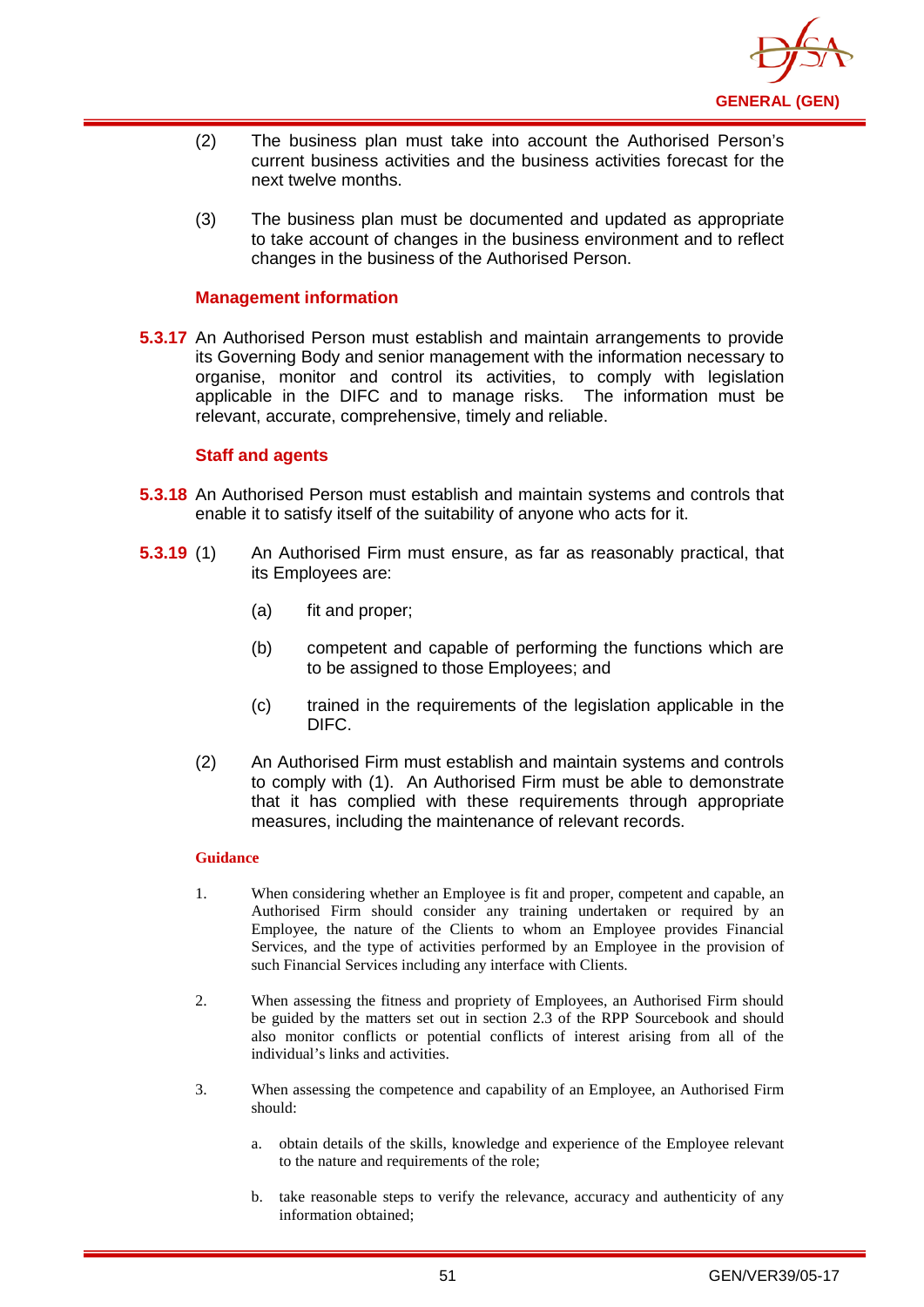(2) The business plan must take into account the Authorised Person's current business activities and the business activities forecast for the next twelve months.

(3) The business plan must be documented and updated as appropriate to take account of changes in the business environment and to reflect changes in the business of the Authorised Person.

### Management information

**5.3.17** An Authorised Person must establish and maintain arrangements to provide its Governing Body and senior management with the information necessary to organise, monitor and control its activities, to comply with legislation applicable in the DIFC and to manage risks. The information must be relevant, accurate, comprehensive, timely and reliable.

### Staff and agents

**5.3.18** An Authorised Person must establish and maintain systems and controls that enable it to satisfy itself of the suitability of anyone who acts for it.

**5.3.19** (1) An Authorised Firm must ensure, as far as reasonably practical, that its Employees are:

(a) fit and proper;

(b) competent and capable of performing the functions which are to be assigned to those Employees; and

(c) trained in the requirements of the legislation applicable in the DIFC.

(2) An Authorised Firm must establish and maintain systems and controls to comply with (1). An Authorised Firm must be able to demonstrate that it has complied with these requirements through appropriate measures, including the maintenance of relevant records.

**Guidance**

1. When considering whether an Employee is fit and proper, competent and capable, an Authorised Firm should consider any training undertaken or required by an Employee, the nature of the Clients to whom an Employee provides Financial Services, and the type of activities performed by an Employee in the provision of such Financial Services including any interface with Clients.

2. When assessing the fitness and propriety of Employees, an Authorised Firm should be guided by the matters set out in section 2.3 of the RPP Sourcebook and should also monitor conflicts or potential conflicts of interest arising from all of the individual's links and activities.

3. When assessing the competence and capability of an Employee, an Authorised Firm should:

   a. obtain details of the skills, knowledge and experience of the Employee relevant to the nature and requirements of the role;

   b. take reasonable steps to verify the relevance, accuracy and authenticity of any information obtained;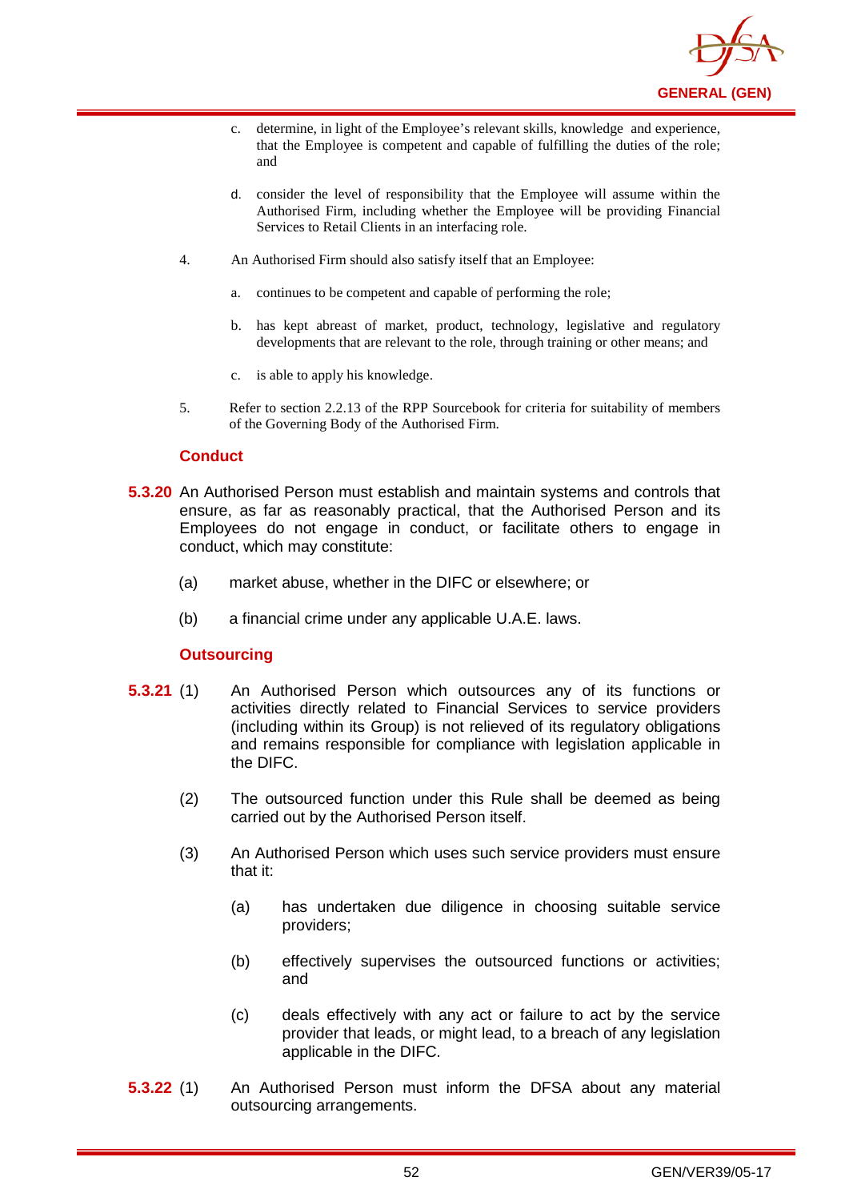c. determine, in light of the Employee's relevant skills, knowledge and experience, that the Employee is competent and capable of fulfilling the duties of the role; and

d. consider the level of responsibility that the Employee will assume within the Authorised Firm, including whether the Employee will be providing Financial Services to Retail Clients in an interfacing role.

4. An Authorised Firm should also satisfy itself that an Employee:

a. continues to be competent and capable of performing the role;

b. has kept abreast of market, product, technology, legislative and regulatory developments that are relevant to the role, through training or other means; and

c. is able to apply his knowledge.

5. Refer to section 2.2.13 of the RPP Sourcebook for criteria for suitability of members of the Governing Body of the Authorised Firm.

### Conduct

**5.3.20** An Authorised Person must establish and maintain systems and controls that ensure, as far as reasonably practical, that the Authorised Person and its Employees do not engage in conduct, or facilitate others to engage in conduct, which may constitute:

(a) market abuse, whether in the DIFC or elsewhere; or

(b) a financial crime under any applicable U.A.E. laws.

### Outsourcing

**5.3.21** (1) An Authorised Person which outsources any of its functions or activities directly related to Financial Services to service providers (including within its Group) is not relieved of its regulatory obligations and remains responsible for compliance with legislation applicable in the DIFC.

(2) The outsourced function under this Rule shall be deemed as being carried out by the Authorised Person itself.

(3) An Authorised Person which uses such service providers must ensure that it:

(a) has undertaken due diligence in choosing suitable service providers;

(b) effectively supervises the outsourced functions or activities; and

(c) deals effectively with any act or failure to act by the service provider that leads, or might lead, to a breach of any legislation applicable in the DIFC.

**5.3.22** (1) An Authorised Person must inform the DFSA about any material outsourcing arrangements.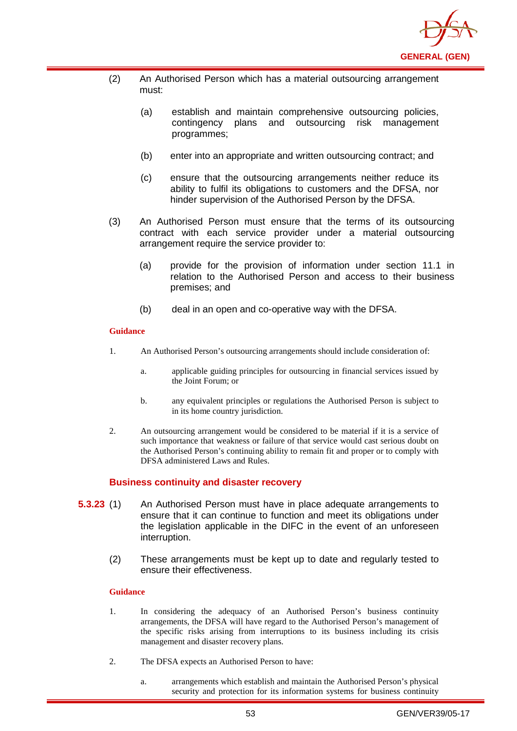(2) An Authorised Person which has a material outsourcing arrangement must:

(a) establish and maintain comprehensive outsourcing policies, contingency plans and outsourcing risk management programmes;

(b) enter into an appropriate and written outsourcing contract; and

(c) ensure that the outsourcing arrangements neither reduce its ability to fulfil its obligations to customers and the DFSA, nor hinder supervision of the Authorised Person by the DFSA.

(3) An Authorised Person must ensure that the terms of its outsourcing contract with each service provider under a material outsourcing arrangement require the service provider to:

(a) provide for the provision of information under section 11.1 in relation to the Authorised Person and access to their business premises; and

(b) deal in an open and co-operative way with the DFSA.

**Guidance**

1. An Authorised Person's outsourcing arrangements should include consideration of:

   a. applicable guiding principles for outsourcing in financial services issued by the Joint Forum; or

   b. any equivalent principles or regulations the Authorised Person is subject to in its home country jurisdiction.

2. An outsourcing arrangement would be considered to be material if it is a service of such importance that weakness or failure of that service would cast serious doubt on the Authorised Person's continuing ability to remain fit and proper or to comply with DFSA administered Laws and Rules.

### Business continuity and disaster recovery

**5.3.23** (1) An Authorised Person must have in place adequate arrangements to ensure that it can continue to function and meet its obligations under the legislation applicable in the DIFC in the event of an unforeseen interruption.

(2) These arrangements must be kept up to date and regularly tested to ensure their effectiveness.

**Guidance**

1. In considering the adequacy of an Authorised Person's business continuity arrangements, the DFSA will have regard to the Authorised Person's management of the specific risks arising from interruptions to its business including its crisis management and disaster recovery plans.

2. The DFSA expects an Authorised Person to have:

   a. arrangements which establish and maintain the Authorised Person's physical security and protection for its information systems for business continuity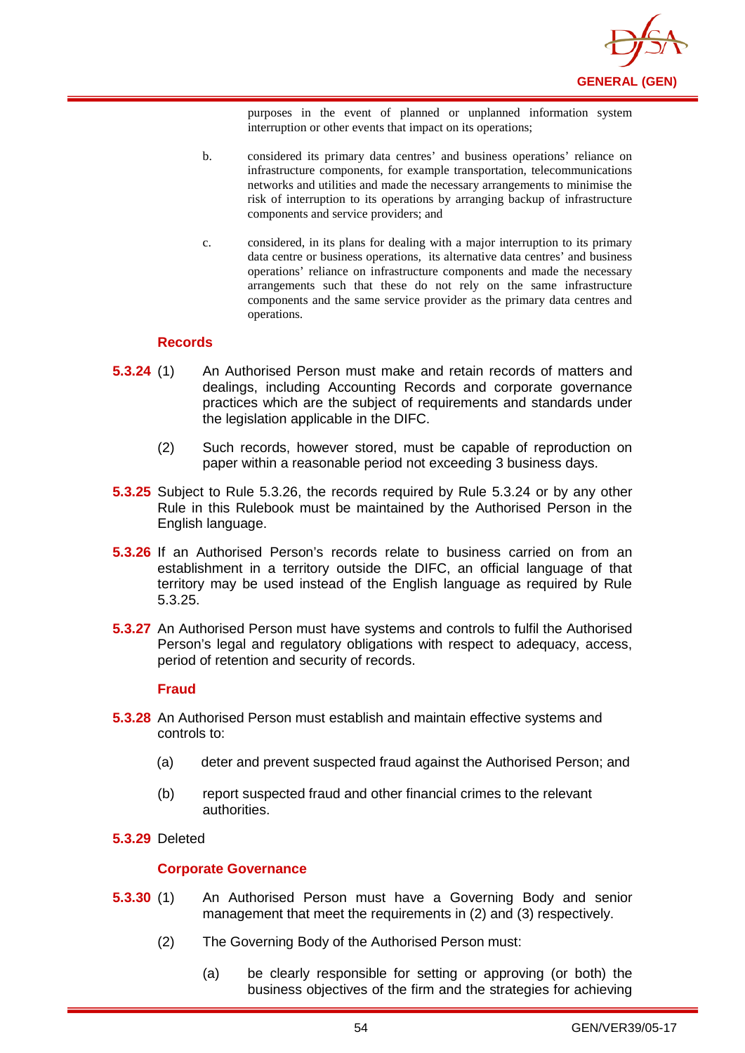purposes in the event of planned or unplanned information system interruption or other events that impact on its operations;

b. considered its primary data centres' and business operations' reliance on infrastructure components, for example transportation, telecommunications networks and utilities and made the necessary arrangements to minimise the risk of interruption to its operations by arranging backup of infrastructure components and service providers; and

c. considered, in its plans for dealing with a major interruption to its primary data centre or business operations, its alternative data centres' and business operations' reliance on infrastructure components and made the necessary arrangements such that these do not rely on the same infrastructure components and the same service provider as the primary data centres and operations.

### Records

**5.3.24** (1) An Authorised Person must make and retain records of matters and dealings, including Accounting Records and corporate governance practices which are the subject of requirements and standards under the legislation applicable in the DIFC.

(2) Such records, however stored, must be capable of reproduction on paper within a reasonable period not exceeding 3 business days.

**5.3.25** Subject to Rule 5.3.26, the records required by Rule 5.3.24 or by any other Rule in this Rulebook must be maintained by the Authorised Person in the English language.

**5.3.26** If an Authorised Person's records relate to business carried on from an establishment in a territory outside the DIFC, an official language of that territory may be used instead of the English language as required by Rule 5.3.25.

**5.3.27** An Authorised Person must have systems and controls to fulfil the Authorised Person's legal and regulatory obligations with respect to adequacy, access, period of retention and security of records.

### Fraud

**5.3.28** An Authorised Person must establish and maintain effective systems and controls to:

(a) deter and prevent suspected fraud against the Authorised Person; and

(b) report suspected fraud and other financial crimes to the relevant authorities.

**5.3.29** Deleted

### Corporate Governance

**5.3.30** (1) An Authorised Person must have a Governing Body and senior management that meet the requirements in (2) and (3) respectively.

(2) The Governing Body of the Authorised Person must:

(a) be clearly responsible for setting or approving (or both) the business objectives of the firm and the strategies for achieving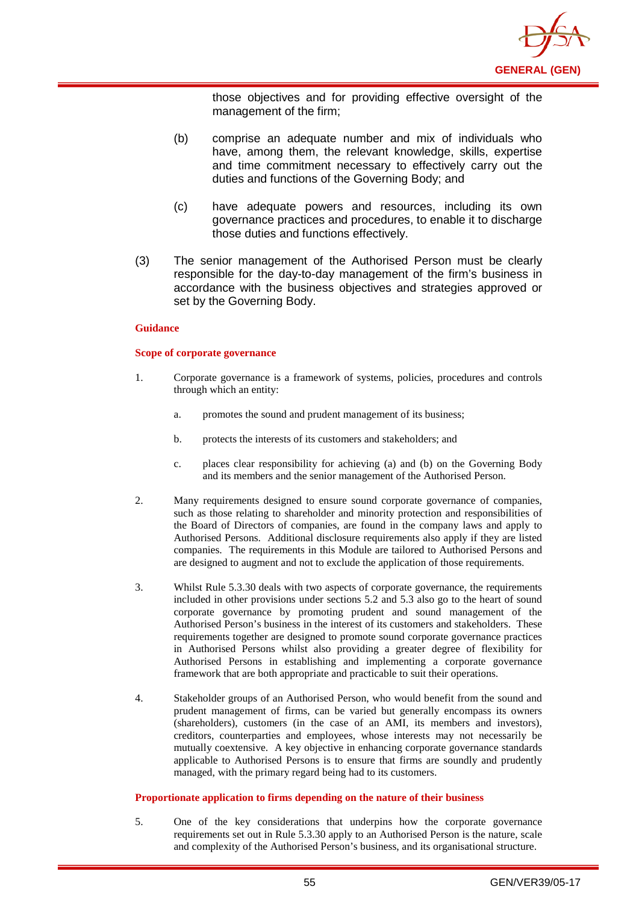those objectives and for providing effective oversight of the management of the firm;

(b) comprise an adequate number and mix of individuals who have, among them, the relevant knowledge, skills, expertise and time commitment necessary to effectively carry out the duties and functions of the Governing Body; and

(c) have adequate powers and resources, including its own governance practices and procedures, to enable it to discharge those duties and functions effectively.

(3) The senior management of the Authorised Person must be clearly responsible for the day-to-day management of the firm's business in accordance with the business objectives and strategies approved or set by the Governing Body.

**Guidance**

**Scope of corporate governance**

1. Corporate governance is a framework of systems, policies, procedures and controls through which an entity:

   a. promotes the sound and prudent management of its business;

   b. protects the interests of its customers and stakeholders; and

   c. places clear responsibility for achieving (a) and (b) on the Governing Body and its members and the senior management of the Authorised Person.

2. Many requirements designed to ensure sound corporate governance of companies, such as those relating to shareholder and minority protection and responsibilities of the Board of Directors of companies, are found in the company laws and apply to Authorised Persons. Additional disclosure requirements also apply if they are listed companies. The requirements in this Module are tailored to Authorised Persons and are designed to augment and not to exclude the application of those requirements.

3. Whilst Rule 5.3.30 deals with two aspects of corporate governance, the requirements included in other provisions under sections 5.2 and 5.3 also go to the heart of sound corporate governance by promoting prudent and sound management of the Authorised Person's business in the interest of its customers and stakeholders. These requirements together are designed to promote sound corporate governance practices in Authorised Persons whilst also providing a greater degree of flexibility for Authorised Persons in establishing and implementing a corporate governance framework that are both appropriate and practicable to suit their operations.

4. Stakeholder groups of an Authorised Person, who would benefit from the sound and prudent management of firms, can be varied but generally encompass its owners (shareholders), customers (in the case of an AMI, its members and investors), creditors, counterparties and employees, whose interests may not necessarily be mutually coextensive. A key objective in enhancing corporate governance standards applicable to Authorised Persons is to ensure that firms are soundly and prudently managed, with the primary regard being had to its customers.

**Proportionate application to firms depending on the nature of their business**

5. One of the key considerations that underpins how the corporate governance requirements set out in Rule 5.3.30 apply to an Authorised Person is the nature, scale and complexity of the Authorised Person's business, and its organisational structure.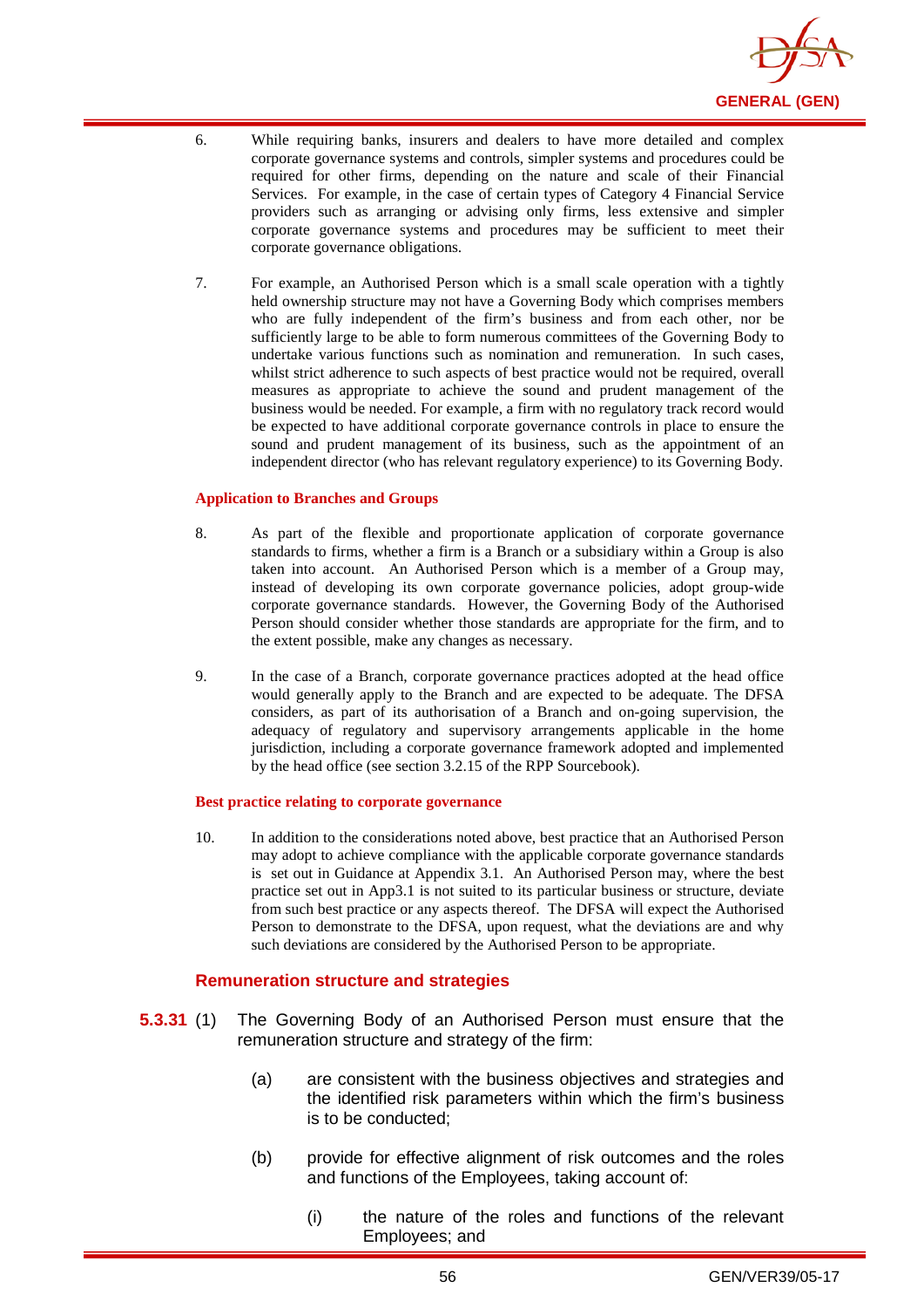6. While requiring banks, insurers and dealers to have more detailed and complex corporate governance systems and controls, simpler systems and procedures could be required for other firms, depending on the nature and scale of their Financial Services. For example, in the case of certain types of Category 4 Financial Service providers such as arranging or advising only firms, less extensive and simpler corporate governance systems and procedures may be sufficient to meet their corporate governance obligations.

7. For example, an Authorised Person which is a small scale operation with a tightly held ownership structure may not have a Governing Body which comprises members who are fully independent of the firm's business and from each other, nor be sufficiently large to be able to form numerous committees of the Governing Body to undertake various functions such as nomination and remuneration. In such cases, whilst strict adherence to such aspects of best practice would not be required, overall measures as appropriate to achieve the sound and prudent management of the business would be needed. For example, a firm with no regulatory track record would be expected to have additional corporate governance controls in place to ensure the sound and prudent management of its business, such as the appointment of an independent director (who has relevant regulatory experience) to its Governing Body.

**Application to Branches and Groups**

8. As part of the flexible and proportionate application of corporate governance standards to firms, whether a firm is a Branch or a subsidiary within a Group is also taken into account. An Authorised Person which is a member of a Group may, instead of developing its own corporate governance policies, adopt group-wide corporate governance standards. However, the Governing Body of the Authorised Person should consider whether those standards are appropriate for the firm, and to the extent possible, make any changes as necessary.

9. In the case of a Branch, corporate governance practices adopted at the head office would generally apply to the Branch and are expected to be adequate. The DFSA considers, as part of its authorisation of a Branch and on-going supervision, the adequacy of regulatory and supervisory arrangements applicable in the home jurisdiction, including a corporate governance framework adopted and implemented by the head office (see section 3.2.15 of the RPP Sourcebook).

**Best practice relating to corporate governance**

10. In addition to the considerations noted above, best practice that an Authorised Person may adopt to achieve compliance with the applicable corporate governance standards is set out in Guidance at Appendix 3.1. An Authorised Person may, where the best practice set out in App3.1 is not suited to its particular business or structure, deviate from such best practice or any aspects thereof. The DFSA will expect the Authorised Person to demonstrate to the DFSA, upon request, what the deviations are and why such deviations are considered by the Authorised Person to be appropriate.

### Remuneration structure and strategies

**5.3.31** (1) The Governing Body of an Authorised Person must ensure that the remuneration structure and strategy of the firm:

(a) are consistent with the business objectives and strategies and the identified risk parameters within which the firm's business is to be conducted;

(b) provide for effective alignment of risk outcomes and the roles and functions of the Employees, taking account of:

(i) the nature of the roles and functions of the relevant Employees; and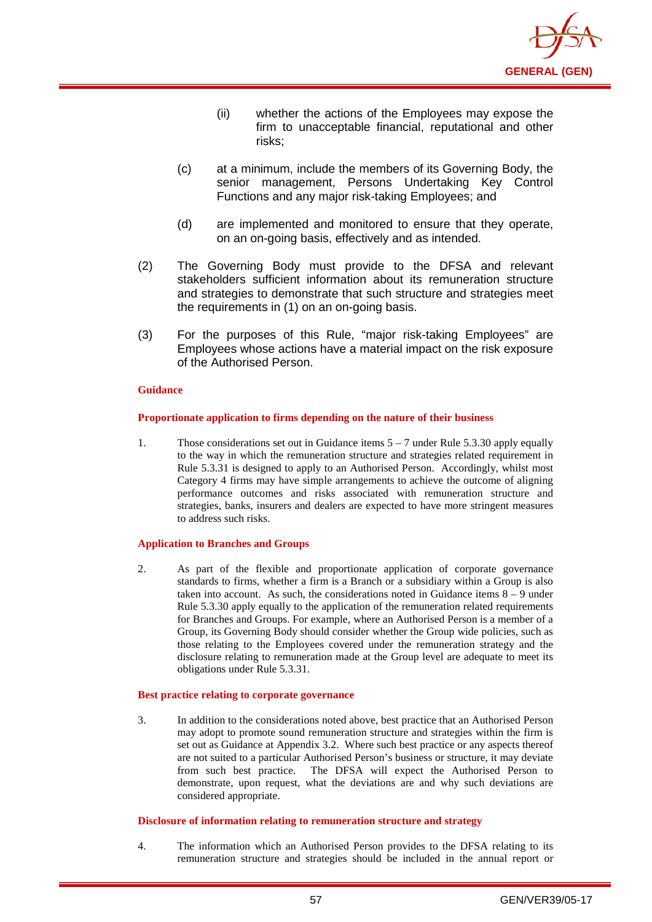(ii) whether the actions of the Employees may expose the firm to unacceptable financial, reputational and other risks;

(c) at a minimum, include the members of its Governing Body, the senior management, Persons Undertaking Key Control Functions and any major risk-taking Employees; and

(d) are implemented and monitored to ensure that they operate, on an on-going basis, effectively and as intended.

(2) The Governing Body must provide to the DFSA and relevant stakeholders sufficient information about its remuneration structure and strategies to demonstrate that such structure and strategies meet the requirements in (1) on an on-going basis.

(3) For the purposes of this Rule, "major risk-taking Employees" are Employees whose actions have a material impact on the risk exposure of the Authorised Person.

**Guidance**

**Proportionate application to firms depending on the nature of their business**

1. Those considerations set out in Guidance items 5 – 7 under Rule 5.3.30 apply equally to the way in which the remuneration structure and strategies related requirement in Rule 5.3.31 is designed to apply to an Authorised Person. Accordingly, whilst most Category 4 firms may have simple arrangements to achieve the outcome of aligning performance outcomes and risks associated with remuneration structure and strategies, banks, insurers and dealers are expected to have more stringent measures to address such risks.

**Application to Branches and Groups**

2. As part of the flexible and proportionate application of corporate governance standards to firms, whether a firm is a Branch or a subsidiary within a Group is also taken into account. As such, the considerations noted in Guidance items 8 – 9 under Rule 5.3.30 apply equally to the application of the remuneration related requirements for Branches and Groups. For example, where an Authorised Person is a member of a Group, its Governing Body should consider whether the Group wide policies, such as those relating to the Employees covered under the remuneration strategy and the disclosure relating to remuneration made at the Group level are adequate to meet its obligations under Rule 5.3.31.

**Best practice relating to corporate governance**

3. In addition to the considerations noted above, best practice that an Authorised Person may adopt to promote sound remuneration structure and strategies within the firm is set out as Guidance at Appendix 3.2. Where such best practice or any aspects thereof are not suited to a particular Authorised Person's business or structure, it may deviate from such best practice. The DFSA will expect the Authorised Person to demonstrate, upon request, what the deviations are and why such deviations are considered appropriate.

**Disclosure of information relating to remuneration structure and strategy**

4. The information which an Authorised Person provides to the DFSA relating to its remuneration structure and strategies should be included in the annual report or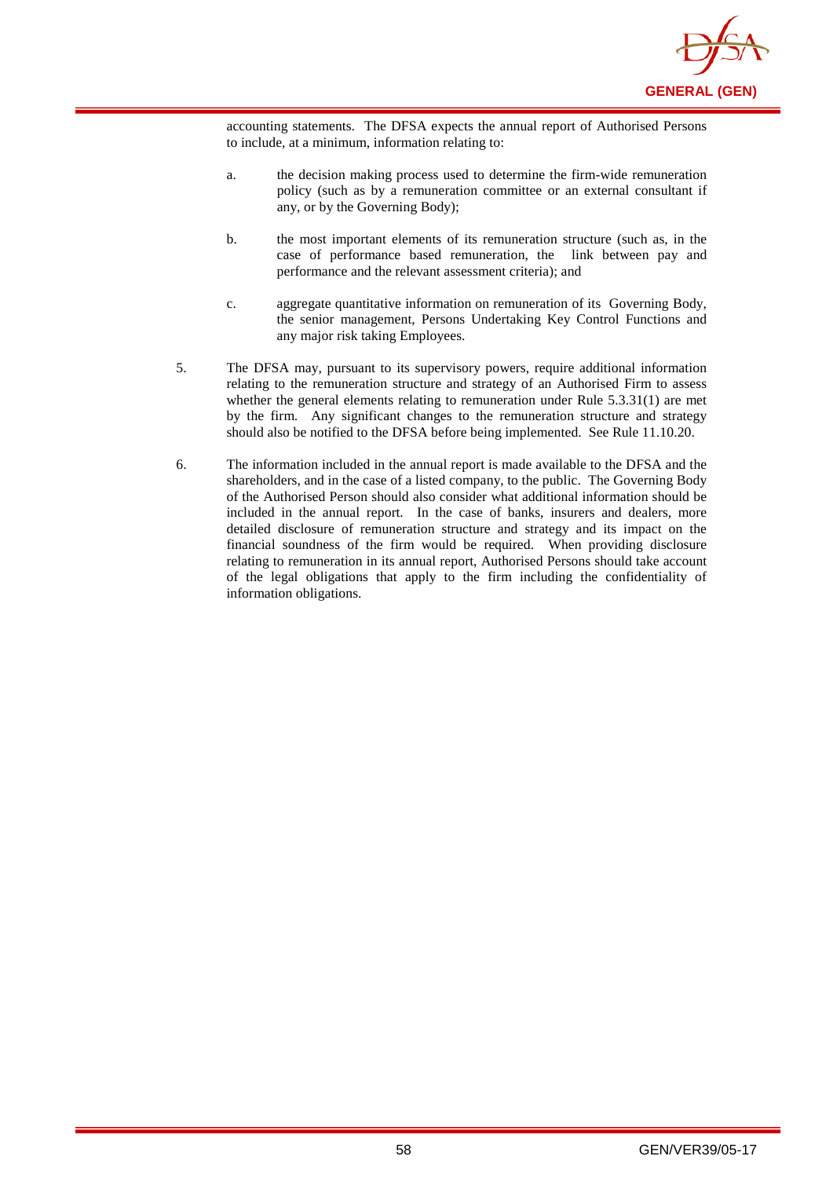accounting statements. The DFSA expects the annual report of Authorised Persons to include, at a minimum, information relating to:

a. the decision making process used to determine the firm-wide remuneration policy (such as by a remuneration committee or an external consultant if any, or by the Governing Body);

b. the most important elements of its remuneration structure (such as, in the case of performance based remuneration, the link between pay and performance and the relevant assessment criteria); and

c. aggregate quantitative information on remuneration of its Governing Body, the senior management, Persons Undertaking Key Control Functions and any major risk taking Employees.

5. The DFSA may, pursuant to its supervisory powers, require additional information relating to the remuneration structure and strategy of an Authorised Firm to assess whether the general elements relating to remuneration under Rule 5.3.31(1) are met by the firm. Any significant changes to the remuneration structure and strategy should also be notified to the DFSA before being implemented. See Rule 11.10.20.

6. The information included in the annual report is made available to the DFSA and the shareholders, and in the case of a listed company, to the public. The Governing Body of the Authorised Person should also consider what additional information should be included in the annual report. In the case of banks, insurers and dealers, more detailed disclosure of remuneration structure and strategy and its impact on the financial soundness of the firm would be required. When providing disclosure relating to remuneration in its annual report, Authorised Persons should take account of the legal obligations that apply to the firm including the confidentiality of information obligations.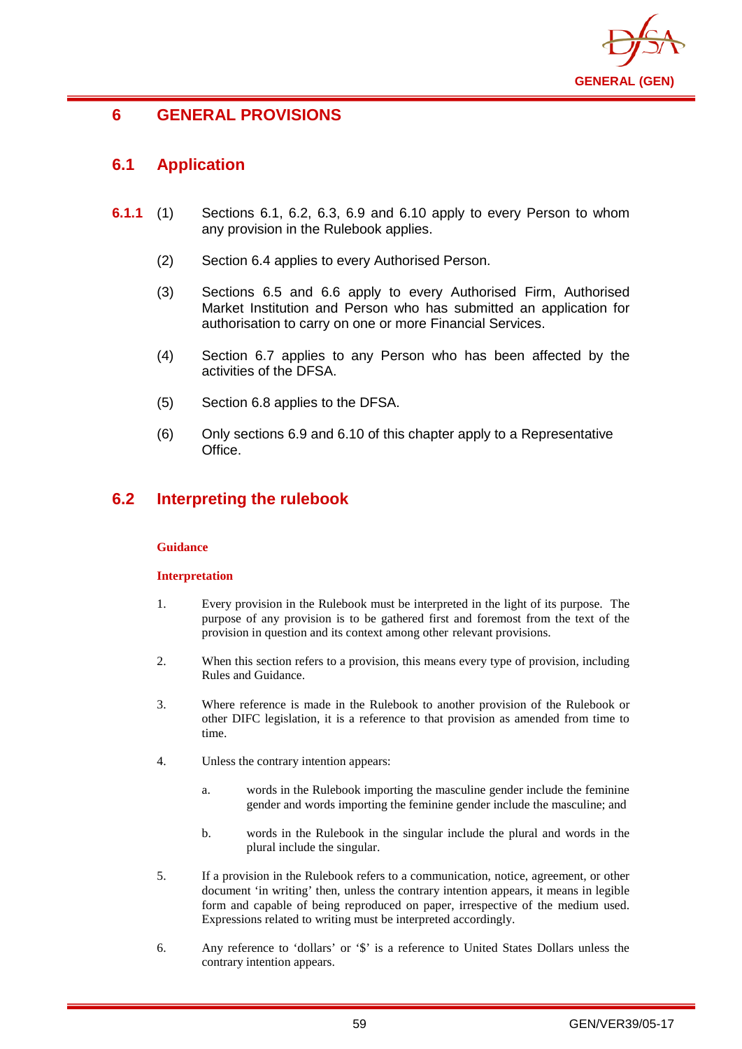# 6 GENERAL PROVISIONS

## 6.1 Application

**6.1.1** (1) Sections 6.1, 6.2, 6.3, 6.9 and 6.10 apply to every Person to whom any provision in the Rulebook applies.

(2) Section 6.4 applies to every Authorised Person.

(3) Sections 6.5 and 6.6 apply to every Authorised Firm, Authorised Market Institution and Person who has submitted an application for authorisation to carry on one or more Financial Services.

(4) Section 6.7 applies to any Person who has been affected by the activities of the DFSA.

(5) Section 6.8 applies to the DFSA.

(6) Only sections 6.9 and 6.10 of this chapter apply to a Representative Office.

## 6.2 Interpreting the rulebook

**Guidance**

**Interpretation**

1. Every provision in the Rulebook must be interpreted in the light of its purpose. The purpose of any provision is to be gathered first and foremost from the text of the provision in question and its context among other relevant provisions.

2. When this section refers to a provision, this means every type of provision, including Rules and Guidance.

3. Where reference is made in the Rulebook to another provision of the Rulebook or other DIFC legislation, it is a reference to that provision as amended from time to time.

4. Unless the contrary intention appears:

   a. words in the Rulebook importing the masculine gender include the feminine gender and words importing the feminine gender include the masculine; and

   b. words in the Rulebook in the singular include the plural and words in the plural include the singular.

5. If a provision in the Rulebook refers to a communication, notice, agreement, or other document 'in writing' then, unless the contrary intention appears, it means in legible form and capable of being reproduced on paper, irrespective of the medium used. Expressions related to writing must be interpreted accordingly.

6. Any reference to 'dollars' or '$' is a reference to United States Dollars unless the contrary intention appears.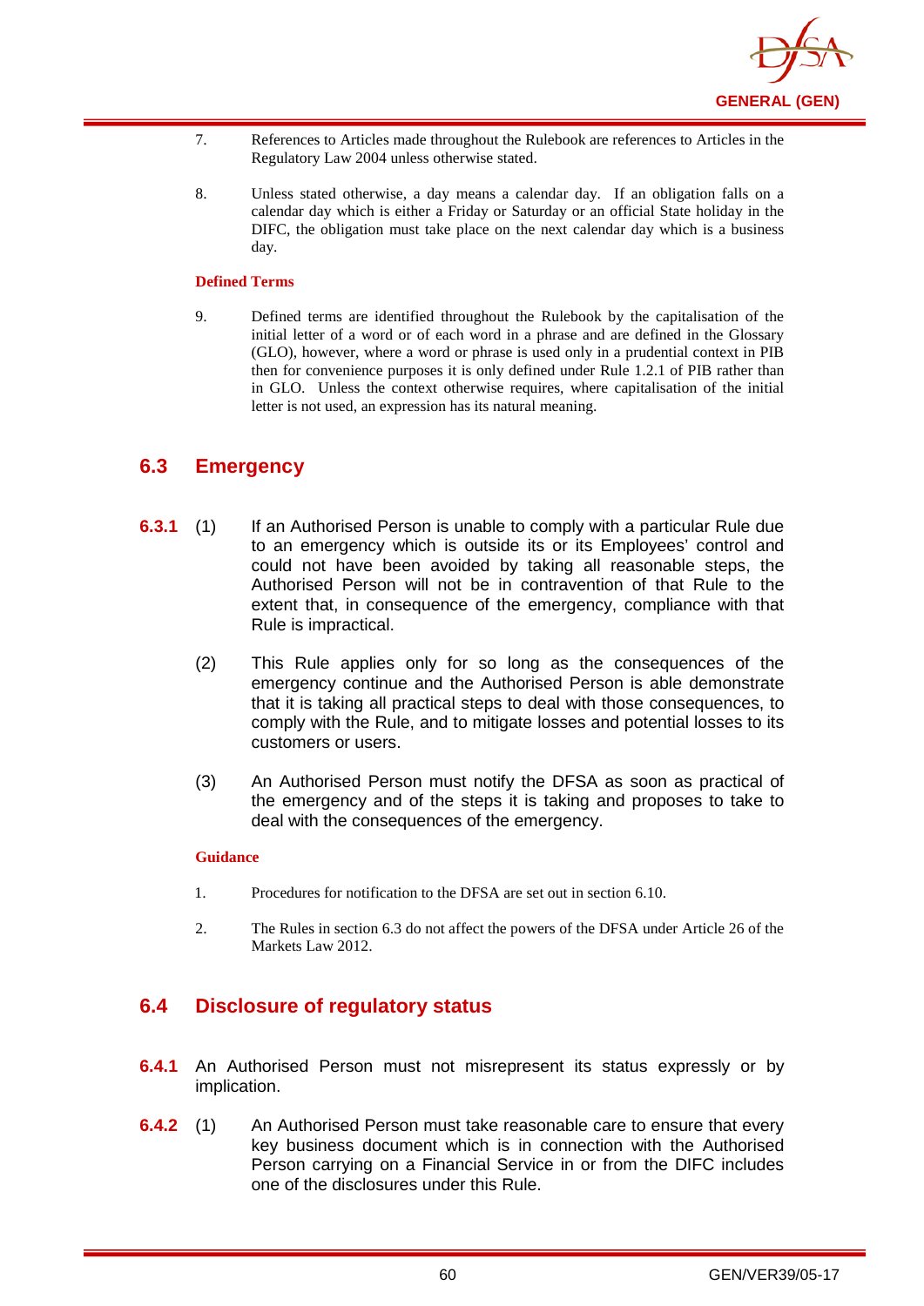7. References to Articles made throughout the Rulebook are references to Articles in the Regulatory Law 2004 unless otherwise stated.

8. Unless stated otherwise, a day means a calendar day. If an obligation falls on a calendar day which is either a Friday or Saturday or an official State holiday in the DIFC, the obligation must take place on the next calendar day which is a business day.

**Defined Terms**

9. Defined terms are identified throughout the Rulebook by the capitalisation of the initial letter of a word or of each word in a phrase and are defined in the Glossary (GLO), however, where a word or phrase is used only in a prudential context in PIB then for convenience purposes it is only defined under Rule 1.2.1 of PIB rather than in GLO. Unless the context otherwise requires, where capitalisation of the initial letter is not used, an expression has its natural meaning.

## 6.3 Emergency

**6.3.1** (1) If an Authorised Person is unable to comply with a particular Rule due to an emergency which is outside its or its Employees' control and could not have been avoided by taking all reasonable steps, the Authorised Person will not be in contravention of that Rule to the extent that, in consequence of the emergency, compliance with that Rule is impractical.

(2) This Rule applies only for so long as the consequences of the emergency continue and the Authorised Person is able demonstrate that it is taking all practical steps to deal with those consequences, to comply with the Rule, and to mitigate losses and potential losses to its customers or users.

(3) An Authorised Person must notify the DFSA as soon as practical of the emergency and of the steps it is taking and proposes to take to deal with the consequences of the emergency.

**Guidance**

1. Procedures for notification to the DFSA are set out in section 6.10.

2. The Rules in section 6.3 do not affect the powers of the DFSA under Article 26 of the Markets Law 2012.

## 6.4 Disclosure of regulatory status

**6.4.1** An Authorised Person must not misrepresent its status expressly or by implication.

**6.4.2** (1) An Authorised Person must take reasonable care to ensure that every key business document which is in connection with the Authorised Person carrying on a Financial Service in or from the DIFC includes one of the disclosures under this Rule.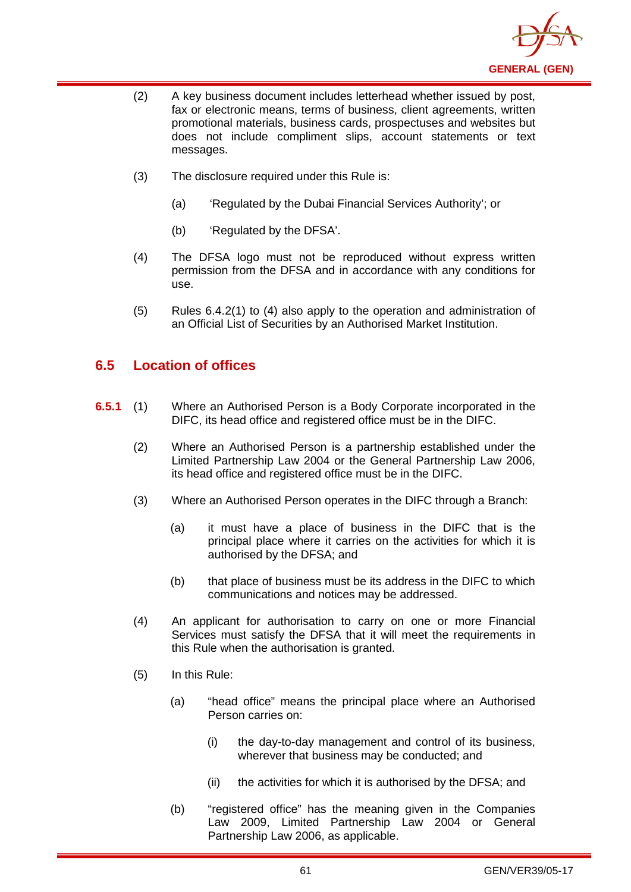(2) A key business document includes letterhead whether issued by post, fax or electronic means, terms of business, client agreements, written promotional materials, business cards, prospectuses and websites but does not include compliment slips, account statements or text messages.

(3) The disclosure required under this Rule is:

(a) 'Regulated by the Dubai Financial Services Authority'; or

(b) 'Regulated by the DFSA'.

(4) The DFSA logo must not be reproduced without express written permission from the DFSA and in accordance with any conditions for use.

(5) Rules 6.4.2(1) to (4) also apply to the operation and administration of an Official List of Securities by an Authorised Market Institution.

## 6.5 Location of offices

**6.5.1** (1) Where an Authorised Person is a Body Corporate incorporated in the DIFC, its head office and registered office must be in the DIFC.

(2) Where an Authorised Person is a partnership established under the Limited Partnership Law 2004 or the General Partnership Law 2006, its head office and registered office must be in the DIFC.

(3) Where an Authorised Person operates in the DIFC through a Branch:

(a) it must have a place of business in the DIFC that is the principal place where it carries on the activities for which it is authorised by the DFSA; and

(b) that place of business must be its address in the DIFC to which communications and notices may be addressed.

(4) An applicant for authorisation to carry on one or more Financial Services must satisfy the DFSA that it will meet the requirements in this Rule when the authorisation is granted.

(5) In this Rule:

(a) "head office" means the principal place where an Authorised Person carries on:

(i) the day-to-day management and control of its business, wherever that business may be conducted; and

(ii) the activities for which it is authorised by the DFSA; and

(b) "registered office" has the meaning given in the Companies Law 2009, Limited Partnership Law 2004 or General Partnership Law 2006, as applicable.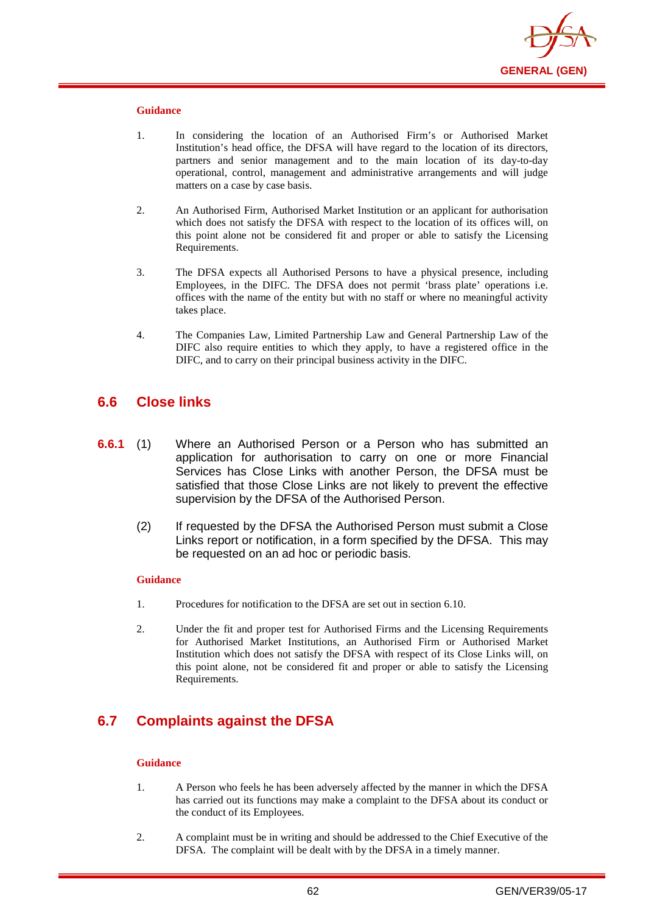**Guidance**

1. In considering the location of an Authorised Firm's or Authorised Market Institution's head office, the DFSA will have regard to the location of its directors, partners and senior management and to the main location of its day-to-day operational, control, management and administrative arrangements and will judge matters on a case by case basis.

2. An Authorised Firm, Authorised Market Institution or an applicant for authorisation which does not satisfy the DFSA with respect to the location of its offices will, on this point alone not be considered fit and proper or able to satisfy the Licensing Requirements.

3. The DFSA expects all Authorised Persons to have a physical presence, including Employees, in the DIFC. The DFSA does not permit 'brass plate' operations i.e. offices with the name of the entity but with no staff or where no meaningful activity takes place.

4. The Companies Law, Limited Partnership Law and General Partnership Law of the DIFC also require entities to which they apply, to have a registered office in the DIFC, and to carry on their principal business activity in the DIFC.

## 6.6 Close links

**6.6.1** (1) Where an Authorised Person or a Person who has submitted an application for authorisation to carry on one or more Financial Services has Close Links with another Person, the DFSA must be satisfied that those Close Links are not likely to prevent the effective supervision by the DFSA of the Authorised Person.

(2) If requested by the DFSA the Authorised Person must submit a Close Links report or notification, in a form specified by the DFSA. This may be requested on an ad hoc or periodic basis.

**Guidance**

1. Procedures for notification to the DFSA are set out in section 6.10.

2. Under the fit and proper test for Authorised Firms and the Licensing Requirements for Authorised Market Institutions, an Authorised Firm or Authorised Market Institution which does not satisfy the DFSA with respect of its Close Links will, on this point alone, not be considered fit and proper or able to satisfy the Licensing Requirements.

## 6.7 Complaints against the DFSA

**Guidance**

1. A Person who feels he has been adversely affected by the manner in which the DFSA has carried out its functions may make a complaint to the DFSA about its conduct or the conduct of its Employees.

2. A complaint must be in writing and should be addressed to the Chief Executive of the DFSA. The complaint will be dealt with by the DFSA in a timely manner.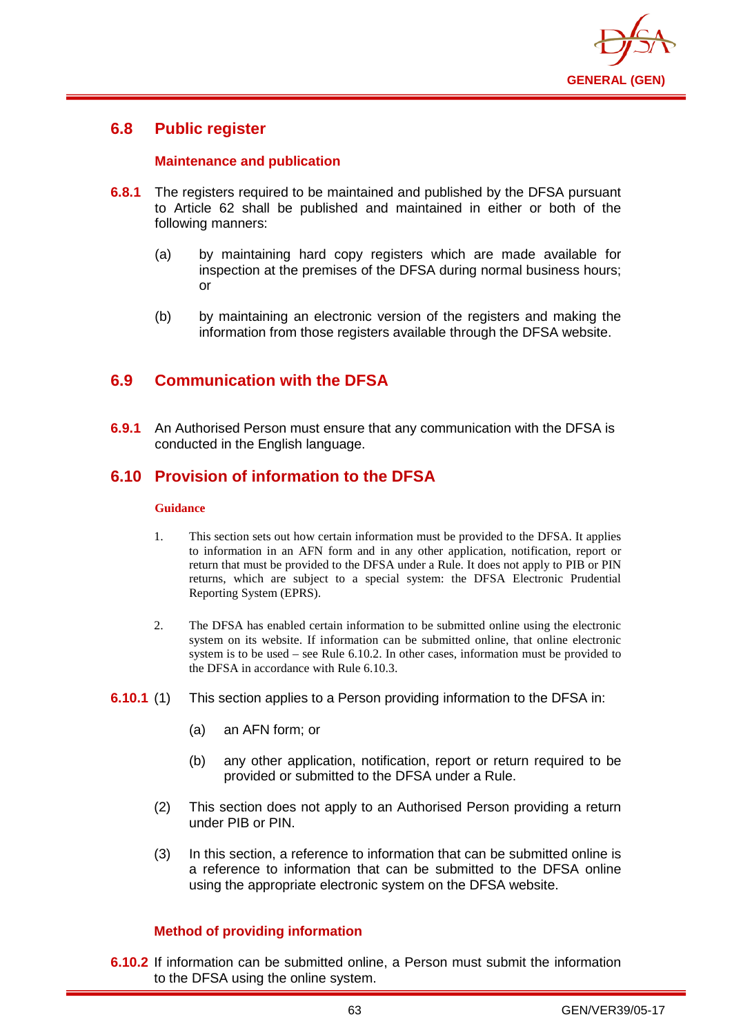## 6.8 Public register

### Maintenance and publication

**6.8.1** The registers required to be maintained and published by the DFSA pursuant to Article 62 shall be published and maintained in either or both of the following manners:

(a) by maintaining hard copy registers which are made available for inspection at the premises of the DFSA during normal business hours; or

(b) by maintaining an electronic version of the registers and making the information from those registers available through the DFSA website.

## 6.9 Communication with the DFSA

**6.9.1** An Authorised Person must ensure that any communication with the DFSA is conducted in the English language.

## 6.10 Provision of information to the DFSA

#### Guidance

1. This section sets out how certain information must be provided to the DFSA. It applies to information in an AFN form and in any other application, notification, report or return that must be provided to the DFSA under a Rule. It does not apply to PIB or PIN returns, which are subject to a special system: the DFSA Electronic Prudential Reporting System (EPRS).

2. The DFSA has enabled certain information to be submitted online using the electronic system on its website. If information can be submitted online, that online electronic system is to be used – see Rule 6.10.2. In other cases, information must be provided to the DFSA in accordance with Rule 6.10.3.

**6.10.1** (1) This section applies to a Person providing information to the DFSA in:

(a) an AFN form; or

(b) any other application, notification, report or return required to be provided or submitted to the DFSA under a Rule.

(2) This section does not apply to an Authorised Person providing a return under PIB or PIN.

(3) In this section, a reference to information that can be submitted online is a reference to information that can be submitted to the DFSA online using the appropriate electronic system on the DFSA website.

### Method of providing information

**6.10.2** If information can be submitted online, a Person must submit the information to the DFSA using the online system.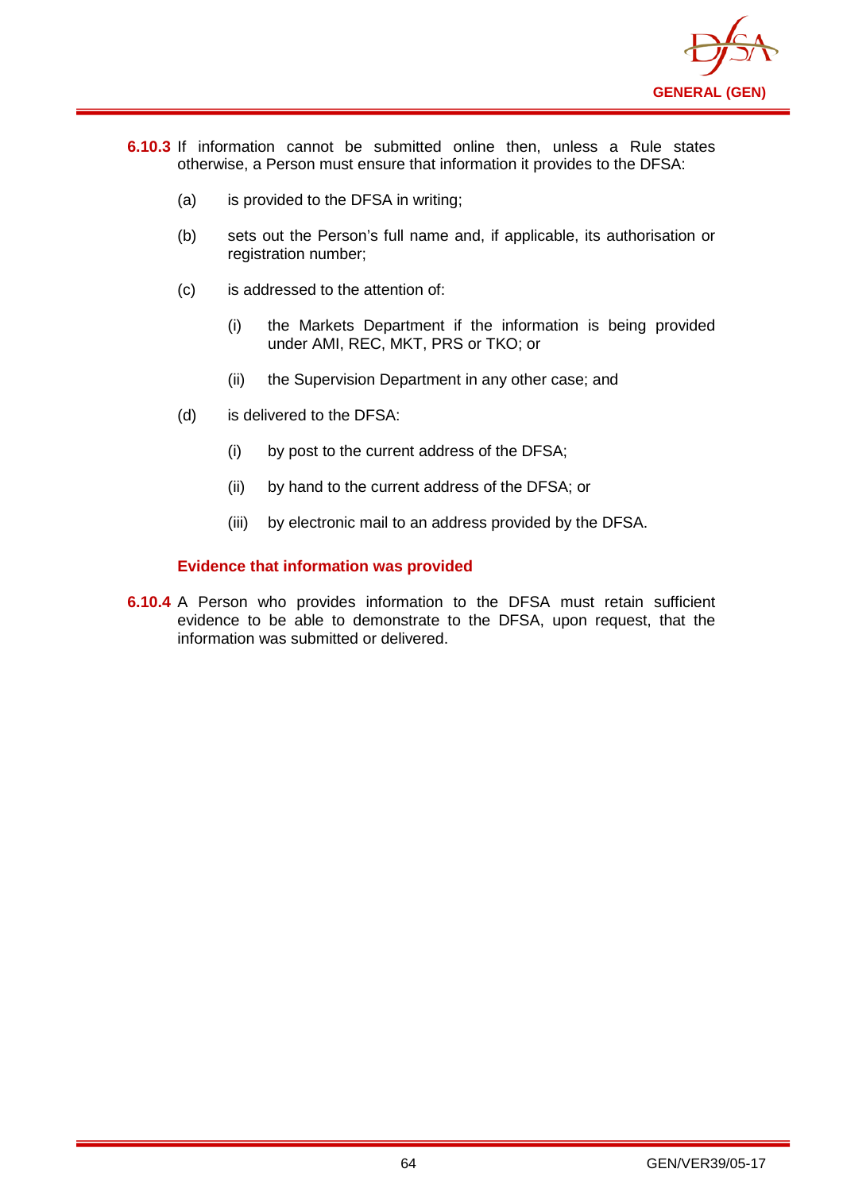**6.10.3** If information cannot be submitted online then, unless a Rule states otherwise, a Person must ensure that information it provides to the DFSA:

(a) is provided to the DFSA in writing;

(b) sets out the Person's full name and, if applicable, its authorisation or registration number;

(c) is addressed to the attention of:

  (i) the Markets Department if the information is being provided under AMI, REC, MKT, PRS or TKO; or

  (ii) the Supervision Department in any other case; and

(d) is delivered to the DFSA:

  (i) by post to the current address of the DFSA;

  (ii) by hand to the current address of the DFSA; or

  (iii) by electronic mail to an address provided by the DFSA.

### Evidence that information was provided

**6.10.4** A Person who provides information to the DFSA must retain sufficient evidence to be able to demonstrate to the DFSA, upon request, that the information was submitted or delivered.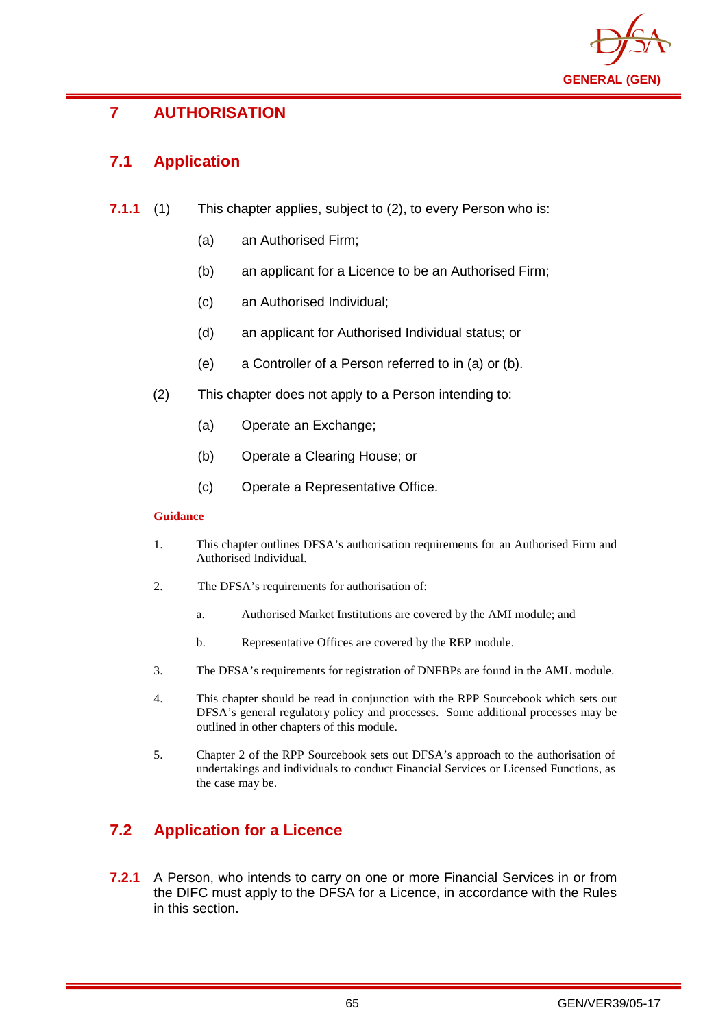# 7 AUTHORISATION

## 7.1 Application

**7.1.1** (1) This chapter applies, subject to (2), to every Person who is:

(a) an Authorised Firm;

(b) an applicant for a Licence to be an Authorised Firm;

(c) an Authorised Individual;

(d) an applicant for Authorised Individual status; or

(e) a Controller of a Person referred to in (a) or (b).

(2) This chapter does not apply to a Person intending to:

(a) Operate an Exchange;

(b) Operate a Clearing House; or

(c) Operate a Representative Office.

**Guidance**

1. This chapter outlines DFSA's authorisation requirements for an Authorised Firm and Authorised Individual.

2. The DFSA's requirements for authorisation of:

   a. Authorised Market Institutions are covered by the AMI module; and

   b. Representative Offices are covered by the REP module.

3. The DFSA's requirements for registration of DNFBPs are found in the AML module.

4. This chapter should be read in conjunction with the RPP Sourcebook which sets out DFSA's general regulatory policy and processes. Some additional processes may be outlined in other chapters of this module.

5. Chapter 2 of the RPP Sourcebook sets out DFSA's approach to the authorisation of undertakings and individuals to conduct Financial Services or Licensed Functions, as the case may be.

## 7.2 Application for a Licence

**7.2.1** A Person, who intends to carry on one or more Financial Services in or from the DIFC must apply to the DFSA for a Licence, in accordance with the Rules in this section.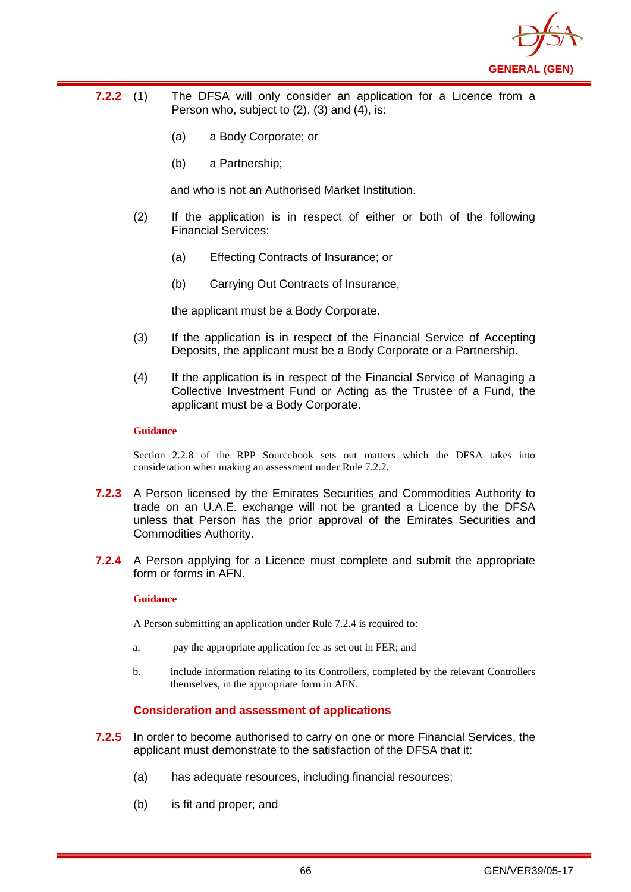**7.2.2** (1) The DFSA will only consider an application for a Licence from a Person who, subject to (2), (3) and (4), is:

(a) a Body Corporate; or

(b) a Partnership;

and who is not an Authorised Market Institution.

(2) If the application is in respect of either or both of the following Financial Services:

(a) Effecting Contracts of Insurance; or

(b) Carrying Out Contracts of Insurance,

the applicant must be a Body Corporate.

(3) If the application is in respect of the Financial Service of Accepting Deposits, the applicant must be a Body Corporate or a Partnership.

(4) If the application is in respect of the Financial Service of Managing a Collective Investment Fund or Acting as the Trustee of a Fund, the applicant must be a Body Corporate.

**Guidance**

Section 2.2.8 of the RPP Sourcebook sets out matters which the DFSA takes into consideration when making an assessment under Rule 7.2.2.

**7.2.3** A Person licensed by the Emirates Securities and Commodities Authority to trade on an U.A.E. exchange will not be granted a Licence by the DFSA unless that Person has the prior approval of the Emirates Securities and Commodities Authority.

**7.2.4** A Person applying for a Licence must complete and submit the appropriate form or forms in AFN.

**Guidance**

A Person submitting an application under Rule 7.2.4 is required to:

a. pay the appropriate application fee as set out in FER; and

b. include information relating to its Controllers, completed by the relevant Controllers themselves, in the appropriate form in AFN.

### Consideration and assessment of applications

**7.2.5** In order to become authorised to carry on one or more Financial Services, the applicant must demonstrate to the satisfaction of the DFSA that it:

(a) has adequate resources, including financial resources;

(b) is fit and proper; and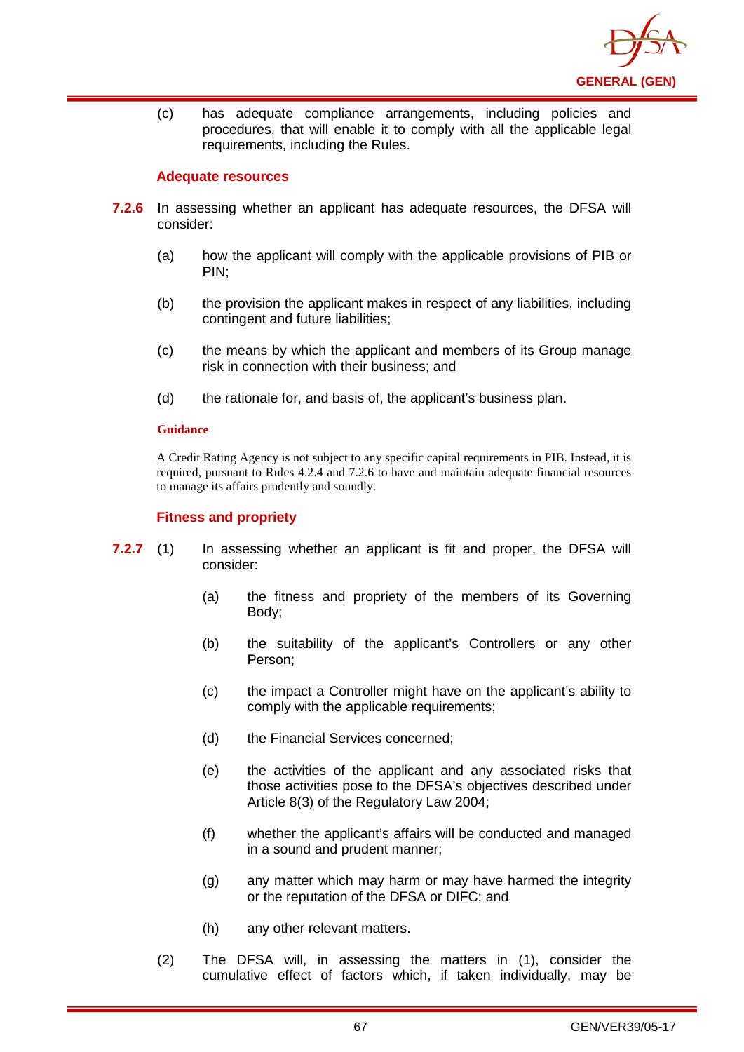(c) has adequate compliance arrangements, including policies and procedures, that will enable it to comply with all the applicable legal requirements, including the Rules.

### Adequate resources

**7.2.6** In assessing whether an applicant has adequate resources, the DFSA will consider:

(a) how the applicant will comply with the applicable provisions of PIB or PIN;

(b) the provision the applicant makes in respect of any liabilities, including contingent and future liabilities;

(c) the means by which the applicant and members of its Group manage risk in connection with their business; and

(d) the rationale for, and basis of, the applicant's business plan.

**Guidance**

A Credit Rating Agency is not subject to any specific capital requirements in PIB. Instead, it is required, pursuant to Rules 4.2.4 and 7.2.6 to have and maintain adequate financial resources to manage its affairs prudently and soundly.

### Fitness and propriety

**7.2.7** (1) In assessing whether an applicant is fit and proper, the DFSA will consider:

(a) the fitness and propriety of the members of its Governing Body;

(b) the suitability of the applicant's Controllers or any other Person;

(c) the impact a Controller might have on the applicant's ability to comply with the applicable requirements;

(d) the Financial Services concerned;

(e) the activities of the applicant and any associated risks that those activities pose to the DFSA's objectives described under Article 8(3) of the Regulatory Law 2004;

(f) whether the applicant's affairs will be conducted and managed in a sound and prudent manner;

(g) any matter which may harm or may have harmed the integrity or the reputation of the DFSA or DIFC; and

(h) any other relevant matters.

(2) The DFSA will, in assessing the matters in (1), consider the cumulative effect of factors which, if taken individually, may be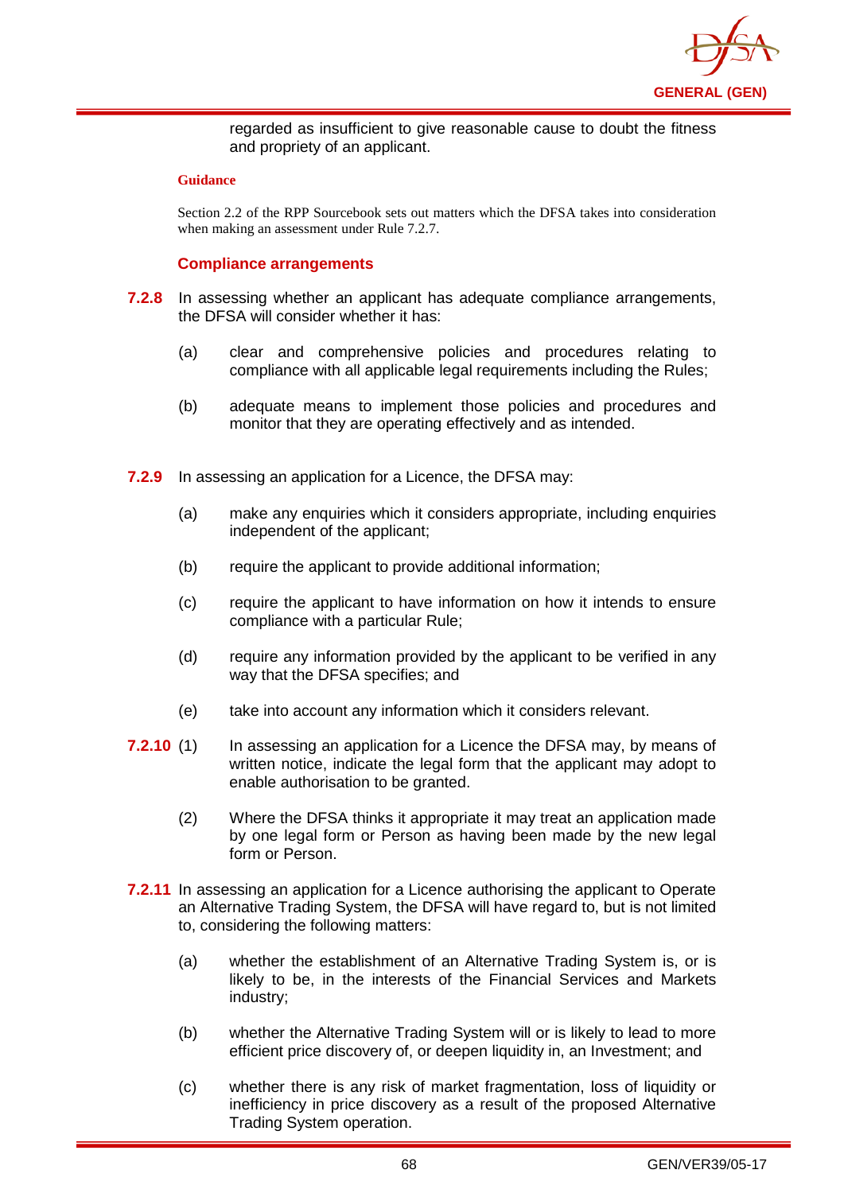regarded as insufficient to give reasonable cause to doubt the fitness and propriety of an applicant.

**Guidance**

Section 2.2 of the RPP Sourcebook sets out matters which the DFSA takes into consideration when making an assessment under Rule 7.2.7.

### Compliance arrangements

**7.2.8** In assessing whether an applicant has adequate compliance arrangements, the DFSA will consider whether it has:

(a) clear and comprehensive policies and procedures relating to compliance with all applicable legal requirements including the Rules;

(b) adequate means to implement those policies and procedures and monitor that they are operating effectively and as intended.

**7.2.9** In assessing an application for a Licence, the DFSA may:

(a) make any enquiries which it considers appropriate, including enquiries independent of the applicant;

(b) require the applicant to provide additional information;

(c) require the applicant to have information on how it intends to ensure compliance with a particular Rule;

(d) require any information provided by the applicant to be verified in any way that the DFSA specifies; and

(e) take into account any information which it considers relevant.

**7.2.10** (1) In assessing an application for a Licence the DFSA may, by means of written notice, indicate the legal form that the applicant may adopt to enable authorisation to be granted.

(2) Where the DFSA thinks it appropriate it may treat an application made by one legal form or Person as having been made by the new legal form or Person.

**7.2.11** In assessing an application for a Licence authorising the applicant to Operate an Alternative Trading System, the DFSA will have regard to, but is not limited to, considering the following matters:

(a) whether the establishment of an Alternative Trading System is, or is likely to be, in the interests of the Financial Services and Markets industry;

(b) whether the Alternative Trading System will or is likely to lead to more efficient price discovery of, or deepen liquidity in, an Investment; and

(c) whether there is any risk of market fragmentation, loss of liquidity or inefficiency in price discovery as a result of the proposed Alternative Trading System operation.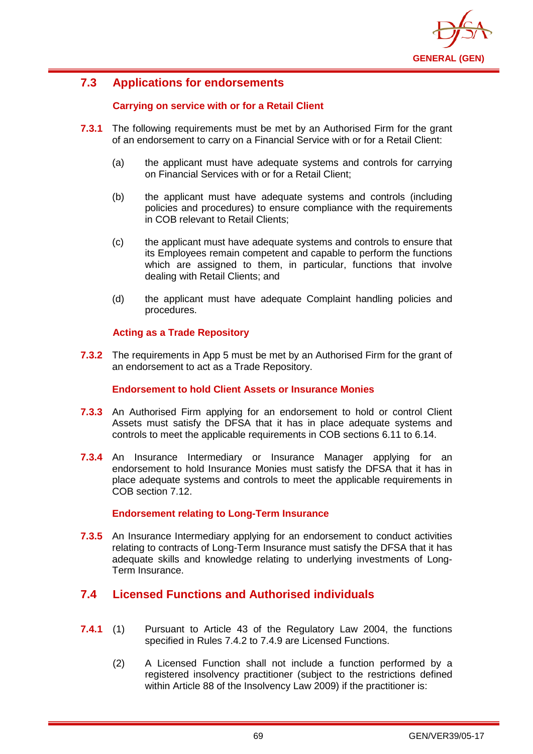## 7.3 Applications for endorsements

### Carrying on service with or for a Retail Client

**7.3.1** The following requirements must be met by an Authorised Firm for the grant of an endorsement to carry on a Financial Service with or for a Retail Client:

(a) the applicant must have adequate systems and controls for carrying on Financial Services with or for a Retail Client;

(b) the applicant must have adequate systems and controls (including policies and procedures) to ensure compliance with the requirements in COB relevant to Retail Clients;

(c) the applicant must have adequate systems and controls to ensure that its Employees remain competent and capable to perform the functions which are assigned to them, in particular, functions that involve dealing with Retail Clients; and

(d) the applicant must have adequate Complaint handling policies and procedures.

### Acting as a Trade Repository

**7.3.2** The requirements in App 5 must be met by an Authorised Firm for the grant of an endorsement to act as a Trade Repository.

### Endorsement to hold Client Assets or Insurance Monies

**7.3.3** An Authorised Firm applying for an endorsement to hold or control Client Assets must satisfy the DFSA that it has in place adequate systems and controls to meet the applicable requirements in COB sections 6.11 to 6.14.

**7.3.4** An Insurance Intermediary or Insurance Manager applying for an endorsement to hold Insurance Monies must satisfy the DFSA that it has in place adequate systems and controls to meet the applicable requirements in COB section 7.12.

### Endorsement relating to Long-Term Insurance

**7.3.5** An Insurance Intermediary applying for an endorsement to conduct activities relating to contracts of Long-Term Insurance must satisfy the DFSA that it has adequate skills and knowledge relating to underlying investments of Long-Term Insurance.

## 7.4 Licensed Functions and Authorised individuals

**7.4.1** (1) Pursuant to Article 43 of the Regulatory Law 2004, the functions specified in Rules 7.4.2 to 7.4.9 are Licensed Functions.

(2) A Licensed Function shall not include a function performed by a registered insolvency practitioner (subject to the restrictions defined within Article 88 of the Insolvency Law 2009) if the practitioner is: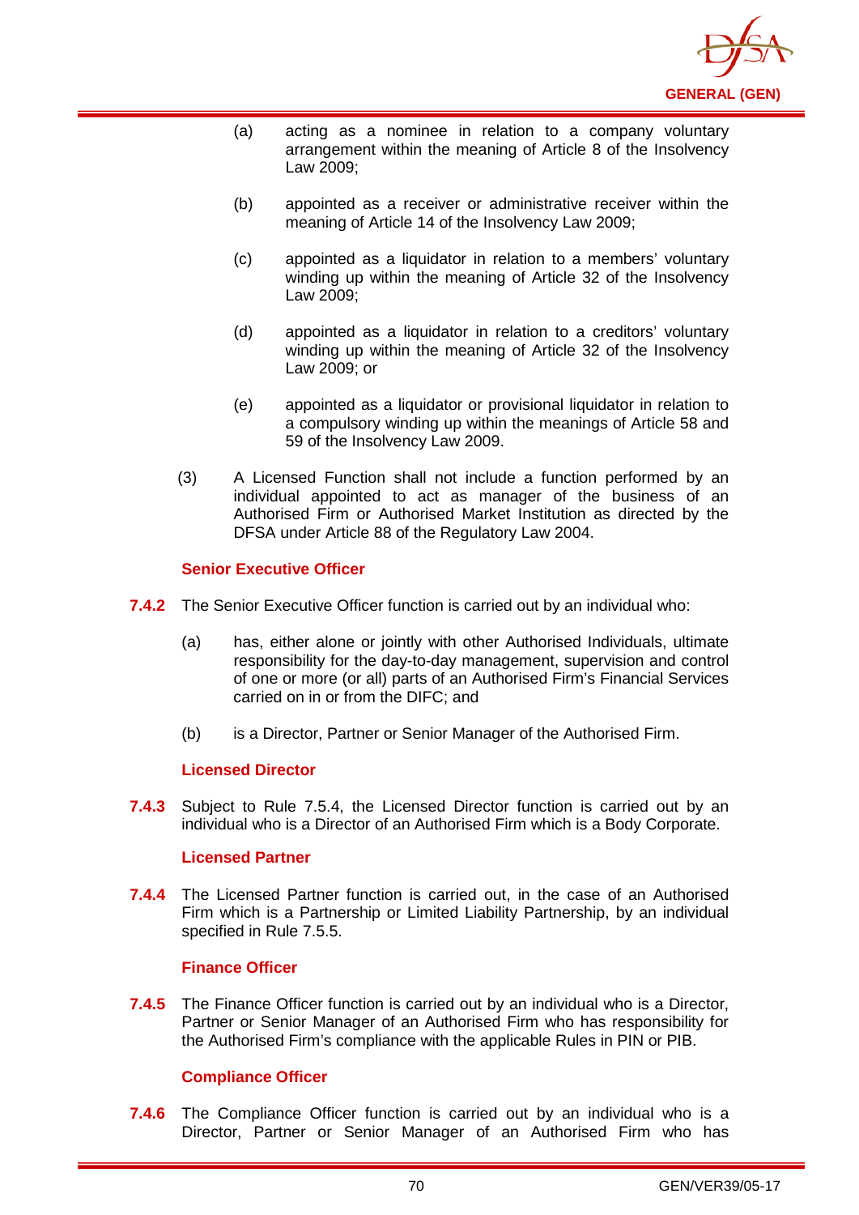(a) acting as a nominee in relation to a company voluntary arrangement within the meaning of Article 8 of the Insolvency Law 2009;

(b) appointed as a receiver or administrative receiver within the meaning of Article 14 of the Insolvency Law 2009;

(c) appointed as a liquidator in relation to a members' voluntary winding up within the meaning of Article 32 of the Insolvency Law 2009;

(d) appointed as a liquidator in relation to a creditors' voluntary winding up within the meaning of Article 32 of the Insolvency Law 2009; or

(e) appointed as a liquidator or provisional liquidator in relation to a compulsory winding up within the meanings of Article 58 and 59 of the Insolvency Law 2009.

(3) A Licensed Function shall not include a function performed by an individual appointed to act as manager of the business of an Authorised Firm or Authorised Market Institution as directed by the DFSA under Article 88 of the Regulatory Law 2004.

### Senior Executive Officer

**7.4.2** The Senior Executive Officer function is carried out by an individual who:

(a) has, either alone or jointly with other Authorised Individuals, ultimate responsibility for the day-to-day management, supervision and control of one or more (or all) parts of an Authorised Firm's Financial Services carried on in or from the DIFC; and

(b) is a Director, Partner or Senior Manager of the Authorised Firm.

### Licensed Director

**7.4.3** Subject to Rule 7.5.4, the Licensed Director function is carried out by an individual who is a Director of an Authorised Firm which is a Body Corporate.

### Licensed Partner

**7.4.4** The Licensed Partner function is carried out, in the case of an Authorised Firm which is a Partnership or Limited Liability Partnership, by an individual specified in Rule 7.5.5.

### Finance Officer

**7.4.5** The Finance Officer function is carried out by an individual who is a Director, Partner or Senior Manager of an Authorised Firm who has responsibility for the Authorised Firm's compliance with the applicable Rules in PIN or PIB.

### Compliance Officer

**7.4.6** The Compliance Officer function is carried out by an individual who is a Director, Partner or Senior Manager of an Authorised Firm who has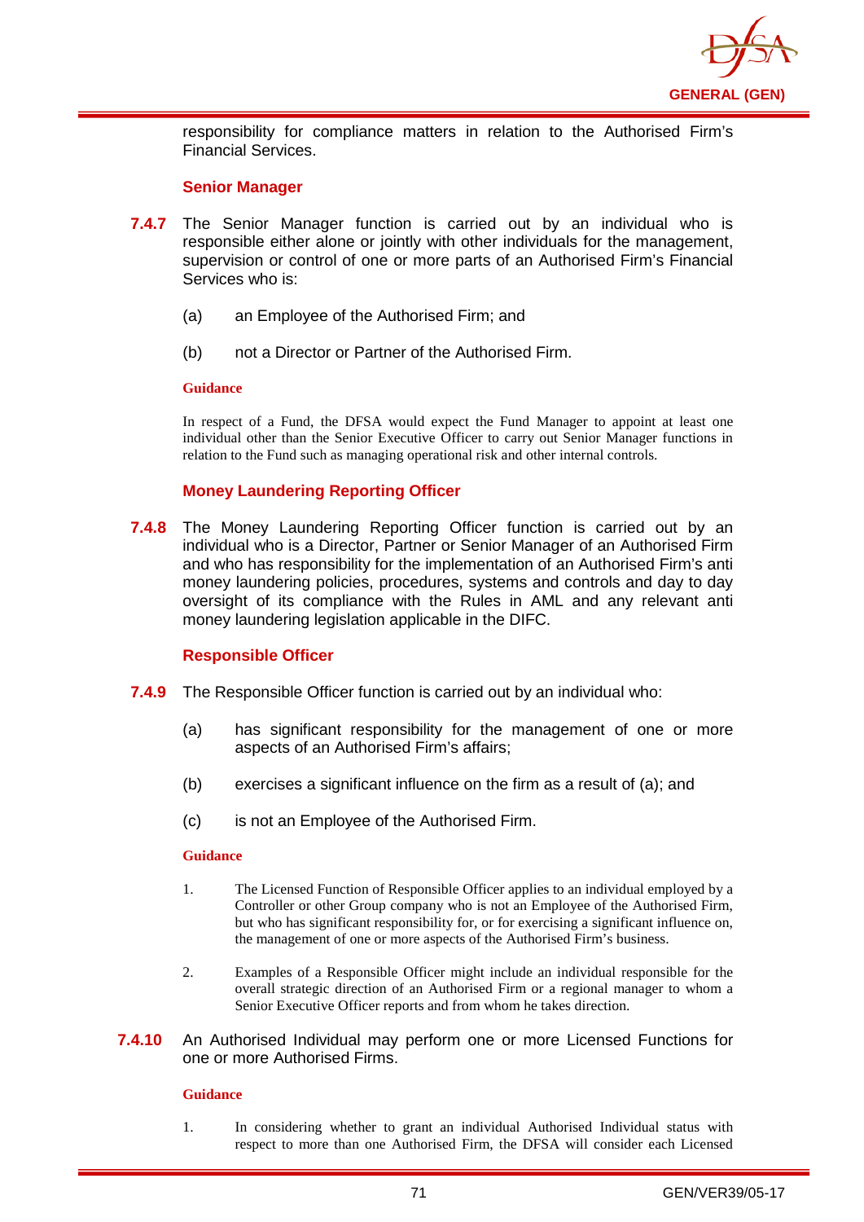responsibility for compliance matters in relation to the Authorised Firm's Financial Services.

### Senior Manager

**7.4.7** The Senior Manager function is carried out by an individual who is responsible either alone or jointly with other individuals for the management, supervision or control of one or more parts of an Authorised Firm's Financial Services who is:

(a) an Employee of the Authorised Firm; and

(b) not a Director or Partner of the Authorised Firm.

**Guidance**

In respect of a Fund, the DFSA would expect the Fund Manager to appoint at least one individual other than the Senior Executive Officer to carry out Senior Manager functions in relation to the Fund such as managing operational risk and other internal controls.

### Money Laundering Reporting Officer

**7.4.8** The Money Laundering Reporting Officer function is carried out by an individual who is a Director, Partner or Senior Manager of an Authorised Firm and who has responsibility for the implementation of an Authorised Firm's anti money laundering policies, procedures, systems and controls and day to day oversight of its compliance with the Rules in AML and any relevant anti money laundering legislation applicable in the DIFC.

### Responsible Officer

**7.4.9** The Responsible Officer function is carried out by an individual who:

(a) has significant responsibility for the management of one or more aspects of an Authorised Firm's affairs;

(b) exercises a significant influence on the firm as a result of (a); and

(c) is not an Employee of the Authorised Firm.

**Guidance**

1. The Licensed Function of Responsible Officer applies to an individual employed by a Controller or other Group company who is not an Employee of the Authorised Firm, but who has significant responsibility for, or for exercising a significant influence on, the management of one or more aspects of the Authorised Firm's business.

2. Examples of a Responsible Officer might include an individual responsible for the overall strategic direction of an Authorised Firm or a regional manager to whom a Senior Executive Officer reports and from whom he takes direction.

**7.4.10** An Authorised Individual may perform one or more Licensed Functions for one or more Authorised Firms.

**Guidance**

1. In considering whether to grant an individual Authorised Individual status with respect to more than one Authorised Firm, the DFSA will consider each Licensed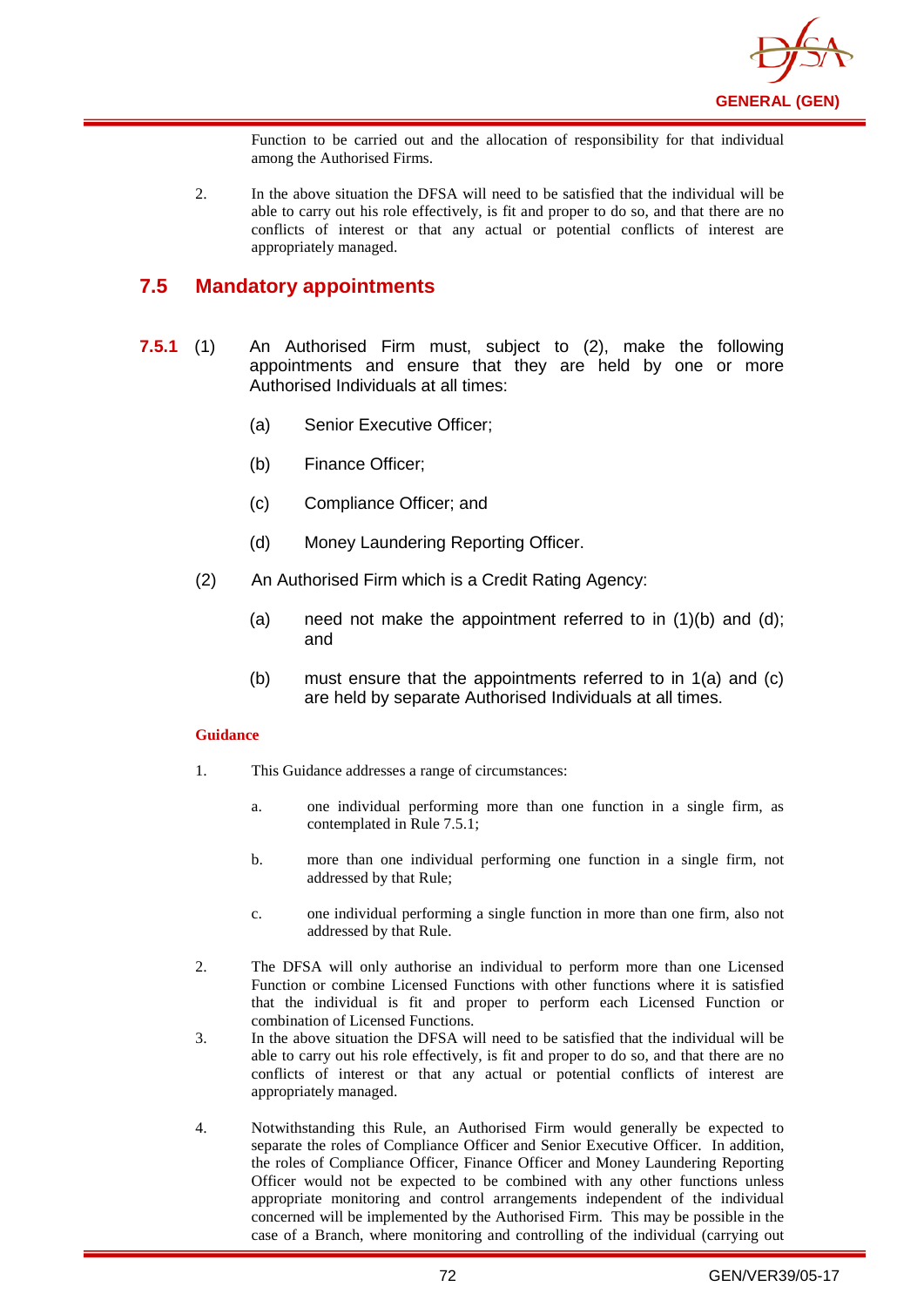Function to be carried out and the allocation of responsibility for that individual among the Authorised Firms.

2. In the above situation the DFSA will need to be satisfied that the individual will be able to carry out his role effectively, is fit and proper to do so, and that there are no conflicts of interest or that any actual or potential conflicts of interest are appropriately managed.

## 7.5 Mandatory appointments

**7.5.1** (1) An Authorised Firm must, subject to (2), make the following appointments and ensure that they are held by one or more Authorised Individuals at all times:

(a) Senior Executive Officer;

(b) Finance Officer;

(c) Compliance Officer; and

(d) Money Laundering Reporting Officer.

(2) An Authorised Firm which is a Credit Rating Agency:

(a) need not make the appointment referred to in (1)(b) and (d); and

(b) must ensure that the appointments referred to in 1(a) and (c) are held by separate Authorised Individuals at all times.

**Guidance**

1. This Guidance addresses a range of circumstances:

   a. one individual performing more than one function in a single firm, as contemplated in Rule 7.5.1;

   b. more than one individual performing one function in a single firm, not addressed by that Rule;

   c. one individual performing a single function in more than one firm, also not addressed by that Rule.

2. The DFSA will only authorise an individual to perform more than one Licensed Function or combine Licensed Functions with other functions where it is satisfied that the individual is fit and proper to perform each Licensed Function or combination of Licensed Functions.

3. In the above situation the DFSA will need to be satisfied that the individual will be able to carry out his role effectively, is fit and proper to do so, and that there are no conflicts of interest or that any actual or potential conflicts of interest are appropriately managed.

4. Notwithstanding this Rule, an Authorised Firm would generally be expected to separate the roles of Compliance Officer and Senior Executive Officer. In addition, the roles of Compliance Officer, Finance Officer and Money Laundering Reporting Officer would not be expected to be combined with any other functions unless appropriate monitoring and control arrangements independent of the individual concerned will be implemented by the Authorised Firm. This may be possible in the case of a Branch, where monitoring and controlling of the individual (carrying out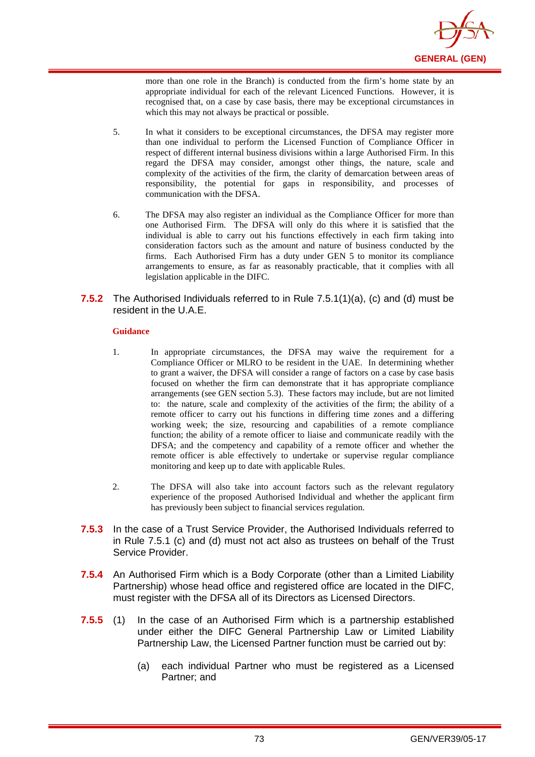more than one role in the Branch) is conducted from the firm's home state by an appropriate individual for each of the relevant Licenced Functions. However, it is recognised that, on a case by case basis, there may be exceptional circumstances in which this may not always be practical or possible.

5. In what it considers to be exceptional circumstances, the DFSA may register more than one individual to perform the Licensed Function of Compliance Officer in respect of different internal business divisions within a large Authorised Firm. In this regard the DFSA may consider, amongst other things, the nature, scale and complexity of the activities of the firm, the clarity of demarcation between areas of responsibility, the potential for gaps in responsibility, and processes of communication with the DFSA.

6. The DFSA may also register an individual as the Compliance Officer for more than one Authorised Firm. The DFSA will only do this where it is satisfied that the individual is able to carry out his functions effectively in each firm taking into consideration factors such as the amount and nature of business conducted by the firms. Each Authorised Firm has a duty under GEN 5 to monitor its compliance arrangements to ensure, as far as reasonably practicable, that it complies with all legislation applicable in the DIFC.

**7.5.2** The Authorised Individuals referred to in Rule 7.5.1(1)(a), (c) and (d) must be resident in the U.A.E.

**Guidance**

1. In appropriate circumstances, the DFSA may waive the requirement for a Compliance Officer or MLRO to be resident in the UAE. In determining whether to grant a waiver, the DFSA will consider a range of factors on a case by case basis focused on whether the firm can demonstrate that it has appropriate compliance arrangements (see GEN section 5.3). These factors may include, but are not limited to: the nature, scale and complexity of the activities of the firm; the ability of a remote officer to carry out his functions in differing time zones and a differing working week; the size, resourcing and capabilities of a remote compliance function; the ability of a remote officer to liaise and communicate readily with the DFSA; and the competency and capability of a remote officer and whether the remote officer is able effectively to undertake or supervise regular compliance monitoring and keep up to date with applicable Rules.

2. The DFSA will also take into account factors such as the relevant regulatory experience of the proposed Authorised Individual and whether the applicant firm has previously been subject to financial services regulation.

**7.5.3** In the case of a Trust Service Provider, the Authorised Individuals referred to in Rule 7.5.1 (c) and (d) must not act also as trustees on behalf of the Trust Service Provider.

**7.5.4** An Authorised Firm which is a Body Corporate (other than a Limited Liability Partnership) whose head office and registered office are located in the DIFC, must register with the DFSA all of its Directors as Licensed Directors.

**7.5.5** (1) In the case of an Authorised Firm which is a partnership established under either the DIFC General Partnership Law or Limited Liability Partnership Law, the Licensed Partner function must be carried out by:

(a) each individual Partner who must be registered as a Licensed Partner; and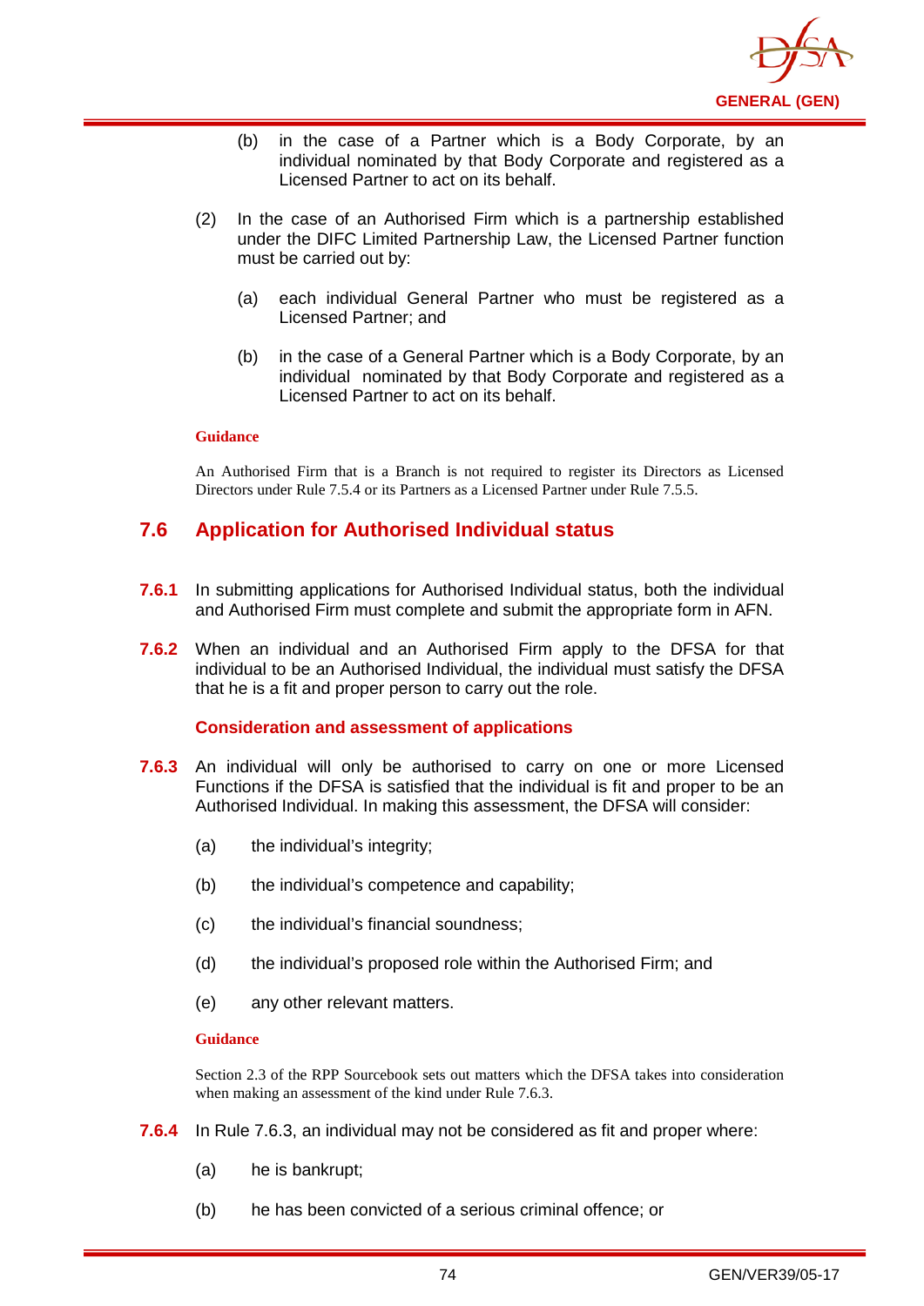(b) in the case of a Partner which is a Body Corporate, by an individual nominated by that Body Corporate and registered as a Licensed Partner to act on its behalf.

(2) In the case of an Authorised Firm which is a partnership established under the DIFC Limited Partnership Law, the Licensed Partner function must be carried out by:

(a) each individual General Partner who must be registered as a Licensed Partner; and

(b) in the case of a General Partner which is a Body Corporate, by an individual nominated by that Body Corporate and registered as a Licensed Partner to act on its behalf.

**Guidance**

An Authorised Firm that is a Branch is not required to register its Directors as Licensed Directors under Rule 7.5.4 or its Partners as a Licensed Partner under Rule 7.5.5.

## 7.6 Application for Authorised Individual status

**7.6.1** In submitting applications for Authorised Individual status, both the individual and Authorised Firm must complete and submit the appropriate form in AFN.

**7.6.2** When an individual and an Authorised Firm apply to the DFSA for that individual to be an Authorised Individual, the individual must satisfy the DFSA that he is a fit and proper person to carry out the role.

### Consideration and assessment of applications

**7.6.3** An individual will only be authorised to carry on one or more Licensed Functions if the DFSA is satisfied that the individual is fit and proper to be an Authorised Individual. In making this assessment, the DFSA will consider:

(a) the individual's integrity;

(b) the individual's competence and capability;

(c) the individual's financial soundness;

(d) the individual's proposed role within the Authorised Firm; and

(e) any other relevant matters.

**Guidance**

Section 2.3 of the RPP Sourcebook sets out matters which the DFSA takes into consideration when making an assessment of the kind under Rule 7.6.3.

**7.6.4** In Rule 7.6.3, an individual may not be considered as fit and proper where:

(a) he is bankrupt;

(b) he has been convicted of a serious criminal offence; or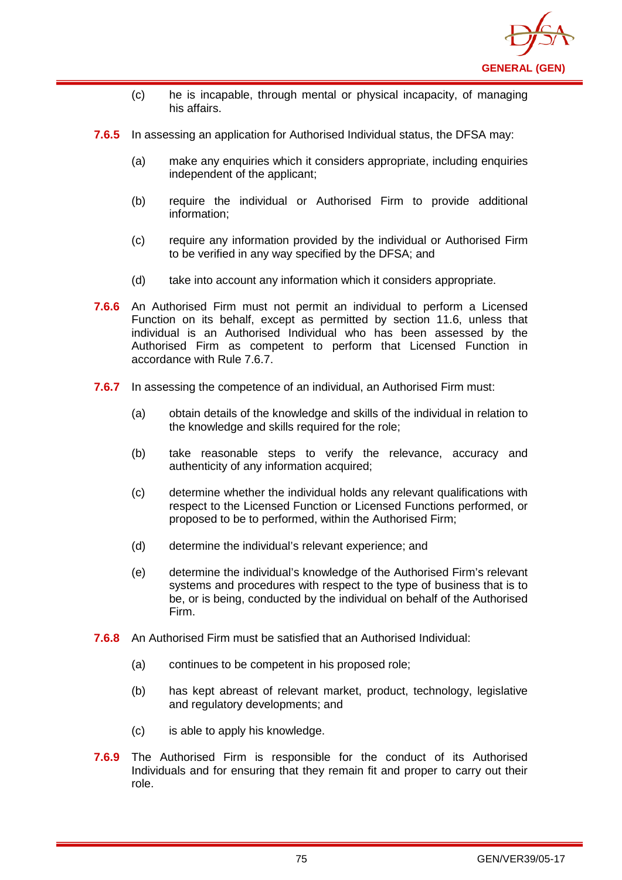(c) he is incapable, through mental or physical incapacity, of managing his affairs.

**7.6.5** In assessing an application for Authorised Individual status, the DFSA may:

(a) make any enquiries which it considers appropriate, including enquiries independent of the applicant;

(b) require the individual or Authorised Firm to provide additional information;

(c) require any information provided by the individual or Authorised Firm to be verified in any way specified by the DFSA; and

(d) take into account any information which it considers appropriate.

**7.6.6** An Authorised Firm must not permit an individual to perform a Licensed Function on its behalf, except as permitted by section 11.6, unless that individual is an Authorised Individual who has been assessed by the Authorised Firm as competent to perform that Licensed Function in accordance with Rule 7.6.7.

**7.6.7** In assessing the competence of an individual, an Authorised Firm must:

(a) obtain details of the knowledge and skills of the individual in relation to the knowledge and skills required for the role;

(b) take reasonable steps to verify the relevance, accuracy and authenticity of any information acquired;

(c) determine whether the individual holds any relevant qualifications with respect to the Licensed Function or Licensed Functions performed, or proposed to be to performed, within the Authorised Firm;

(d) determine the individual's relevant experience; and

(e) determine the individual's knowledge of the Authorised Firm's relevant systems and procedures with respect to the type of business that is to be, or is being, conducted by the individual on behalf of the Authorised Firm.

**7.6.8** An Authorised Firm must be satisfied that an Authorised Individual:

(a) continues to be competent in his proposed role;

(b) has kept abreast of relevant market, product, technology, legislative and regulatory developments; and

(c) is able to apply his knowledge.

**7.6.9** The Authorised Firm is responsible for the conduct of its Authorised Individuals and for ensuring that they remain fit and proper to carry out their role.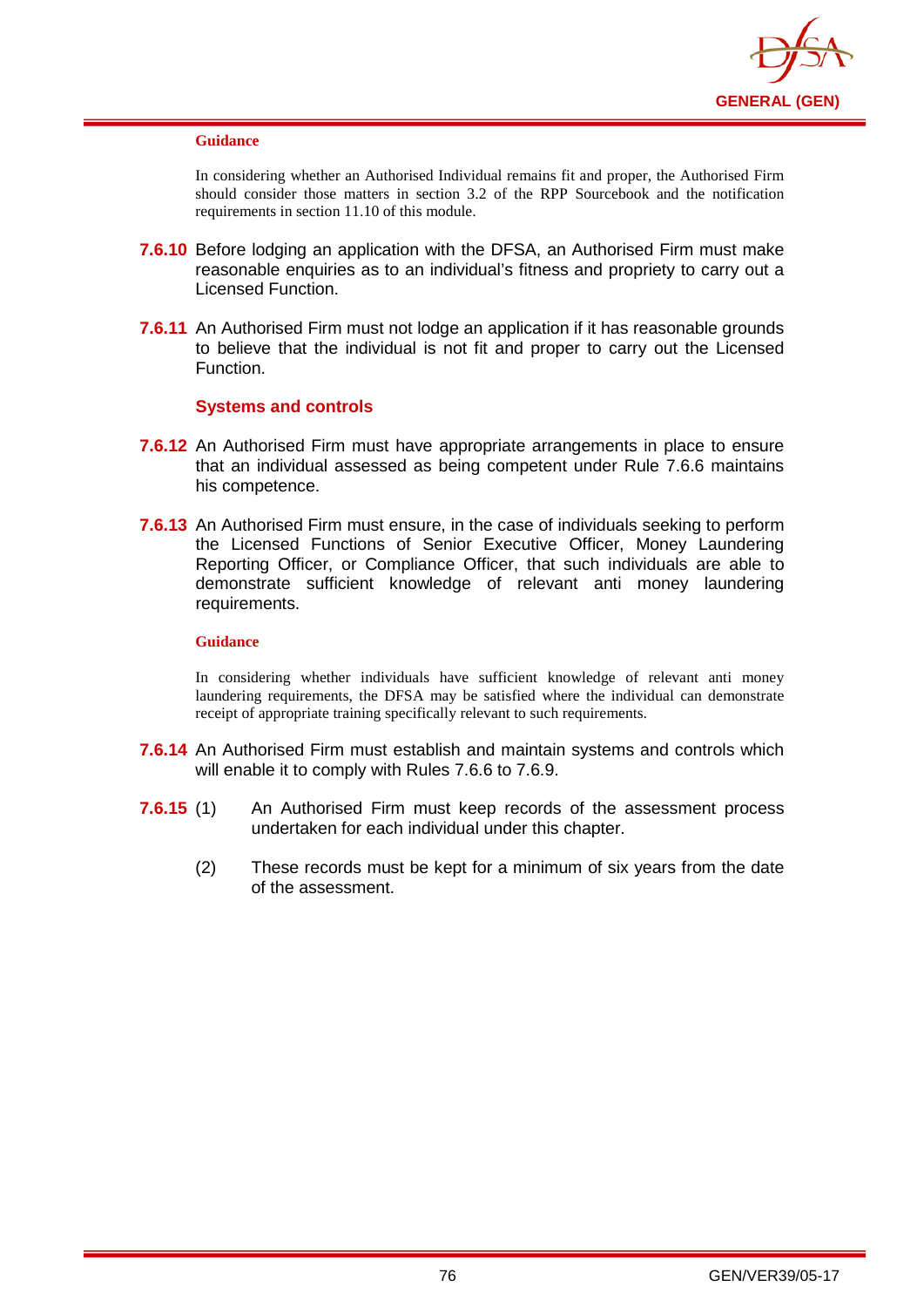**Guidance**

In considering whether an Authorised Individual remains fit and proper, the Authorised Firm should consider those matters in section 3.2 of the RPP Sourcebook and the notification requirements in section 11.10 of this module.

**7.6.10** Before lodging an application with the DFSA, an Authorised Firm must make reasonable enquiries as to an individual's fitness and propriety to carry out a Licensed Function.

**7.6.11** An Authorised Firm must not lodge an application if it has reasonable grounds to believe that the individual is not fit and proper to carry out the Licensed Function.

### Systems and controls

**7.6.12** An Authorised Firm must have appropriate arrangements in place to ensure that an individual assessed as being competent under Rule 7.6.6 maintains his competence.

**7.6.13** An Authorised Firm must ensure, in the case of individuals seeking to perform the Licensed Functions of Senior Executive Officer, Money Laundering Reporting Officer, or Compliance Officer, that such individuals are able to demonstrate sufficient knowledge of relevant anti money laundering requirements.

**Guidance**

In considering whether individuals have sufficient knowledge of relevant anti money laundering requirements, the DFSA may be satisfied where the individual can demonstrate receipt of appropriate training specifically relevant to such requirements.

**7.6.14** An Authorised Firm must establish and maintain systems and controls which will enable it to comply with Rules 7.6.6 to 7.6.9.

**7.6.15** (1) An Authorised Firm must keep records of the assessment process undertaken for each individual under this chapter.

(2) These records must be kept for a minimum of six years from the date of the assessment.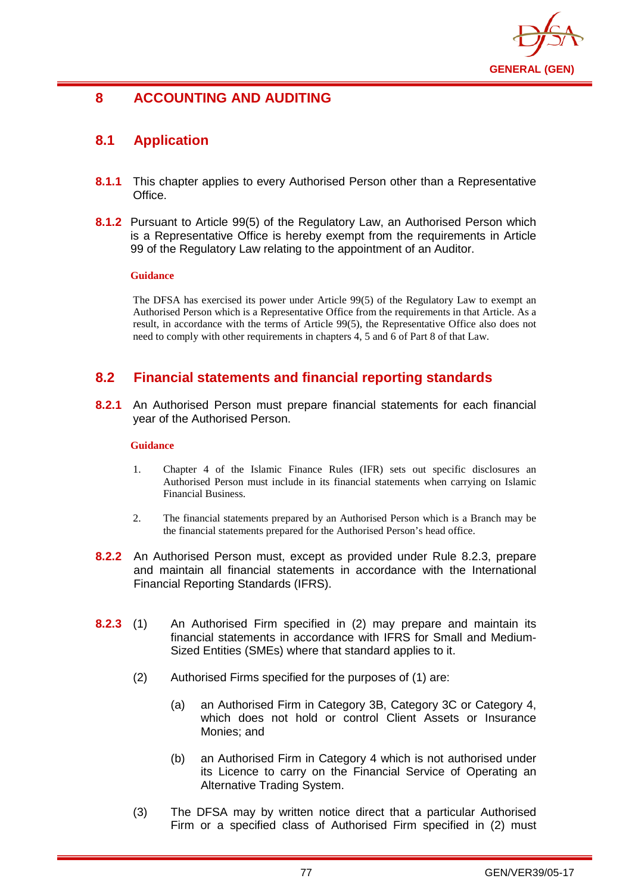# 8 ACCOUNTING AND AUDITING

## 8.1 Application

**8.1.1** This chapter applies to every Authorised Person other than a Representative Office.

**8.1.2** Pursuant to Article 99(5) of the Regulatory Law, an Authorised Person which is a Representative Office is hereby exempt from the requirements in Article 99 of the Regulatory Law relating to the appointment of an Auditor.

**Guidance**

The DFSA has exercised its power under Article 99(5) of the Regulatory Law to exempt an Authorised Person which is a Representative Office from the requirements in that Article. As a result, in accordance with the terms of Article 99(5), the Representative Office also does not need to comply with other requirements in chapters 4, 5 and 6 of Part 8 of that Law.

## 8.2 Financial statements and financial reporting standards

**8.2.1** An Authorised Person must prepare financial statements for each financial year of the Authorised Person.

**Guidance**

1. Chapter 4 of the Islamic Finance Rules (IFR) sets out specific disclosures an Authorised Person must include in its financial statements when carrying on Islamic Financial Business.

2. The financial statements prepared by an Authorised Person which is a Branch may be the financial statements prepared for the Authorised Person's head office.

**8.2.2** An Authorised Person must, except as provided under Rule 8.2.3, prepare and maintain all financial statements in accordance with the International Financial Reporting Standards (IFRS).

**8.2.3** (1) An Authorised Firm specified in (2) may prepare and maintain its financial statements in accordance with IFRS for Small and Medium-Sized Entities (SMEs) where that standard applies to it.

(2) Authorised Firms specified for the purposes of (1) are:

(a) an Authorised Firm in Category 3B, Category 3C or Category 4, which does not hold or control Client Assets or Insurance Monies; and

(b) an Authorised Firm in Category 4 which is not authorised under its Licence to carry on the Financial Service of Operating an Alternative Trading System.

(3) The DFSA may by written notice direct that a particular Authorised Firm or a specified class of Authorised Firm specified in (2) must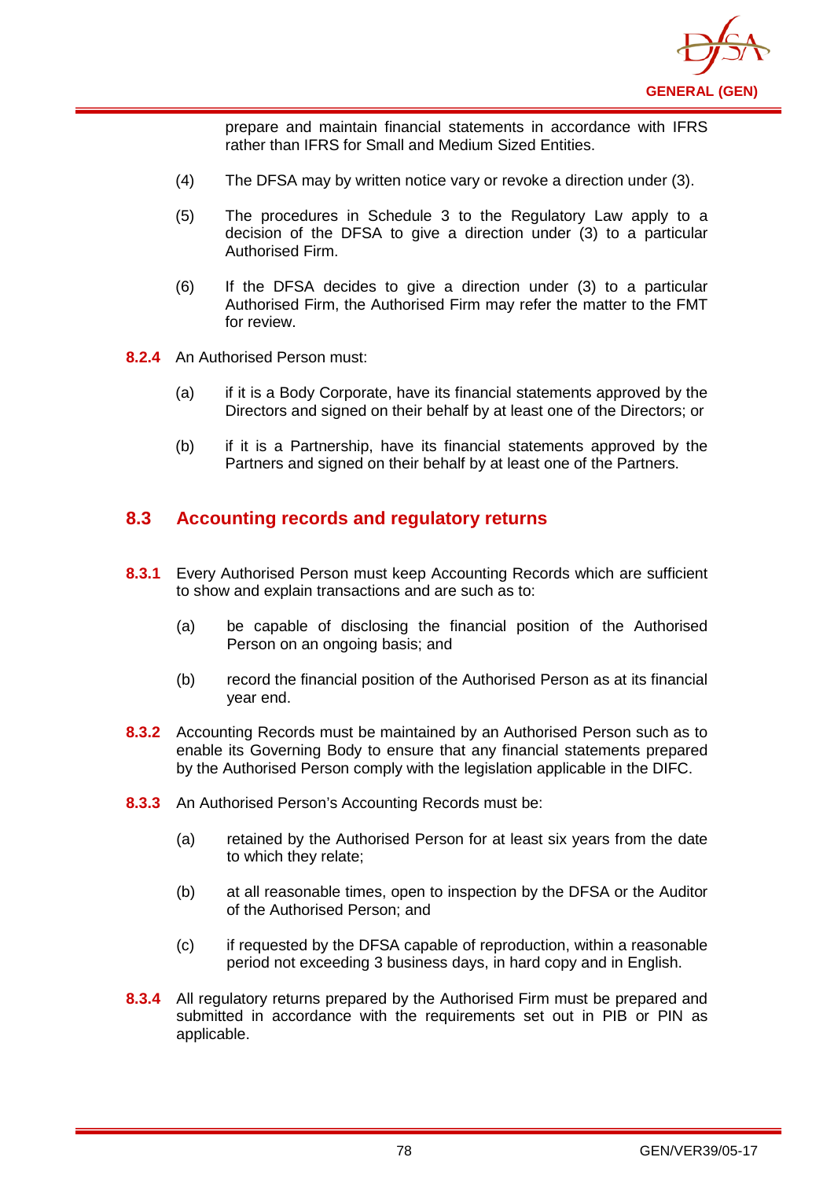prepare and maintain financial statements in accordance with IFRS rather than IFRS for Small and Medium Sized Entities.

(4) The DFSA may by written notice vary or revoke a direction under (3).

(5) The procedures in Schedule 3 to the Regulatory Law apply to a decision of the DFSA to give a direction under (3) to a particular Authorised Firm.

(6) If the DFSA decides to give a direction under (3) to a particular Authorised Firm, the Authorised Firm may refer the matter to the FMT for review.

**8.2.4** An Authorised Person must:

(a) if it is a Body Corporate, have its financial statements approved by the Directors and signed on their behalf by at least one of the Directors; or

(b) if it is a Partnership, have its financial statements approved by the Partners and signed on their behalf by at least one of the Partners.

## 8.3 Accounting records and regulatory returns

**8.3.1** Every Authorised Person must keep Accounting Records which are sufficient to show and explain transactions and are such as to:

(a) be capable of disclosing the financial position of the Authorised Person on an ongoing basis; and

(b) record the financial position of the Authorised Person as at its financial year end.

**8.3.2** Accounting Records must be maintained by an Authorised Person such as to enable its Governing Body to ensure that any financial statements prepared by the Authorised Person comply with the legislation applicable in the DIFC.

**8.3.3** An Authorised Person's Accounting Records must be:

(a) retained by the Authorised Person for at least six years from the date to which they relate;

(b) at all reasonable times, open to inspection by the DFSA or the Auditor of the Authorised Person; and

(c) if requested by the DFSA capable of reproduction, within a reasonable period not exceeding 3 business days, in hard copy and in English.

**8.3.4** All regulatory returns prepared by the Authorised Firm must be prepared and submitted in accordance with the requirements set out in PIB or PIN as applicable.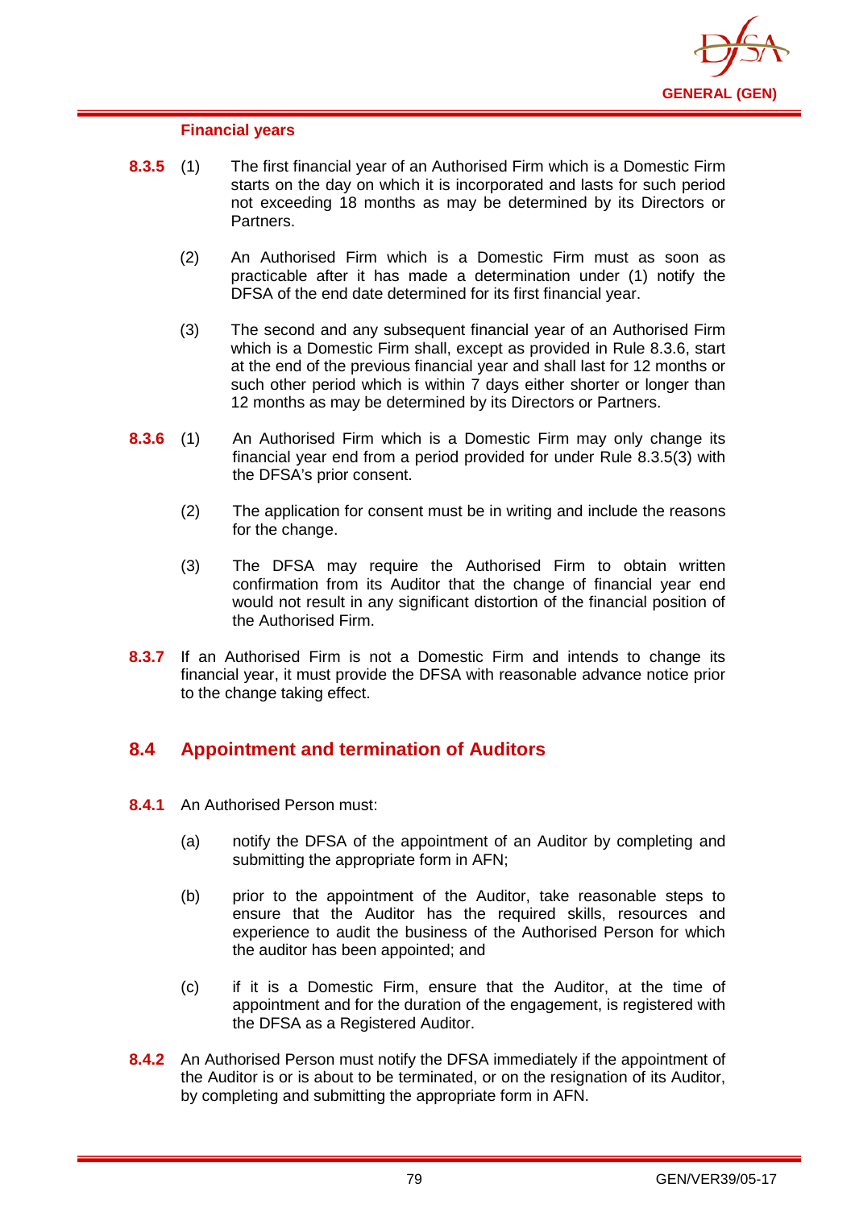### Financial years

**8.3.5** (1) The first financial year of an Authorised Firm which is a Domestic Firm starts on the day on which it is incorporated and lasts for such period not exceeding 18 months as may be determined by its Directors or Partners.

(2) An Authorised Firm which is a Domestic Firm must as soon as practicable after it has made a determination under (1) notify the DFSA of the end date determined for its first financial year.

(3) The second and any subsequent financial year of an Authorised Firm which is a Domestic Firm shall, except as provided in Rule 8.3.6, start at the end of the previous financial year and shall last for 12 months or such other period which is within 7 days either shorter or longer than 12 months as may be determined by its Directors or Partners.

**8.3.6** (1) An Authorised Firm which is a Domestic Firm may only change its financial year end from a period provided for under Rule 8.3.5(3) with the DFSA's prior consent.

(2) The application for consent must be in writing and include the reasons for the change.

(3) The DFSA may require the Authorised Firm to obtain written confirmation from its Auditor that the change of financial year end would not result in any significant distortion of the financial position of the Authorised Firm.

**8.3.7** If an Authorised Firm is not a Domestic Firm and intends to change its financial year, it must provide the DFSA with reasonable advance notice prior to the change taking effect.

## 8.4 Appointment and termination of Auditors

**8.4.1** An Authorised Person must:

(a) notify the DFSA of the appointment of an Auditor by completing and submitting the appropriate form in AFN;

(b) prior to the appointment of the Auditor, take reasonable steps to ensure that the Auditor has the required skills, resources and experience to audit the business of the Authorised Person for which the auditor has been appointed; and

(c) if it is a Domestic Firm, ensure that the Auditor, at the time of appointment and for the duration of the engagement, is registered with the DFSA as a Registered Auditor.

**8.4.2** An Authorised Person must notify the DFSA immediately if the appointment of the Auditor is or is about to be terminated, or on the resignation of its Auditor, by completing and submitting the appropriate form in AFN.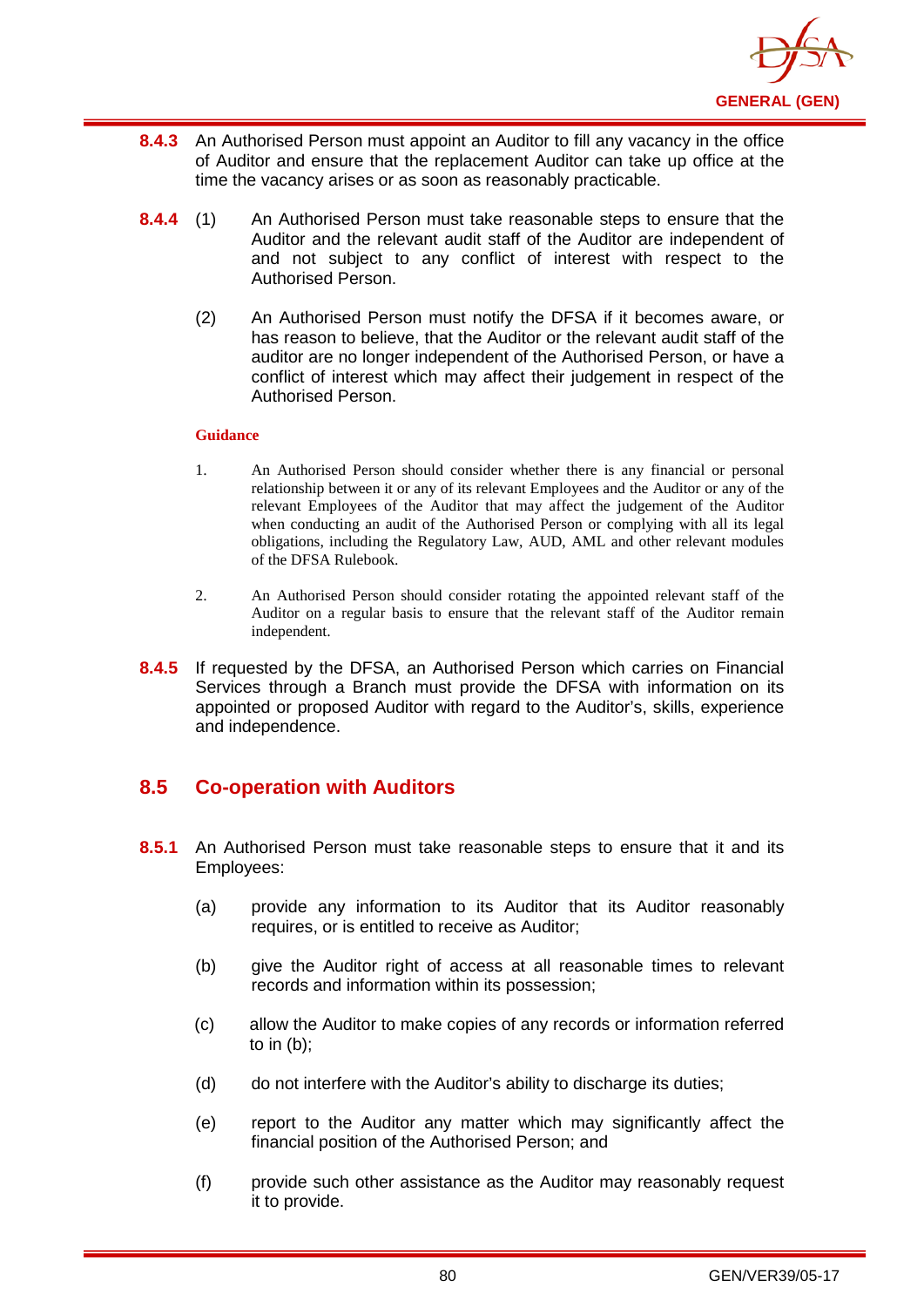**8.4.3** An Authorised Person must appoint an Auditor to fill any vacancy in the office of Auditor and ensure that the replacement Auditor can take up office at the time the vacancy arises or as soon as reasonably practicable.

**8.4.4** (1) An Authorised Person must take reasonable steps to ensure that the Auditor and the relevant audit staff of the Auditor are independent of and not subject to any conflict of interest with respect to the Authorised Person.

(2) An Authorised Person must notify the DFSA if it becomes aware, or has reason to believe, that the Auditor or the relevant audit staff of the auditor are no longer independent of the Authorised Person, or have a conflict of interest which may affect their judgement in respect of the Authorised Person.

**Guidance**

1. An Authorised Person should consider whether there is any financial or personal relationship between it or any of its relevant Employees and the Auditor or any of the relevant Employees of the Auditor that may affect the judgement of the Auditor when conducting an audit of the Authorised Person or complying with all its legal obligations, including the Regulatory Law, AUD, AML and other relevant modules of the DFSA Rulebook.

2. An Authorised Person should consider rotating the appointed relevant staff of the Auditor on a regular basis to ensure that the relevant staff of the Auditor remain independent.

**8.4.5** If requested by the DFSA, an Authorised Person which carries on Financial Services through a Branch must provide the DFSA with information on its appointed or proposed Auditor with regard to the Auditor's, skills, experience and independence.

## 8.5 Co-operation with Auditors

**8.5.1** An Authorised Person must take reasonable steps to ensure that it and its Employees:

(a) provide any information to its Auditor that its Auditor reasonably requires, or is entitled to receive as Auditor;

(b) give the Auditor right of access at all reasonable times to relevant records and information within its possession;

(c) allow the Auditor to make copies of any records or information referred to in (b);

(d) do not interfere with the Auditor's ability to discharge its duties;

(e) report to the Auditor any matter which may significantly affect the financial position of the Authorised Person; and

(f) provide such other assistance as the Auditor may reasonably request it to provide.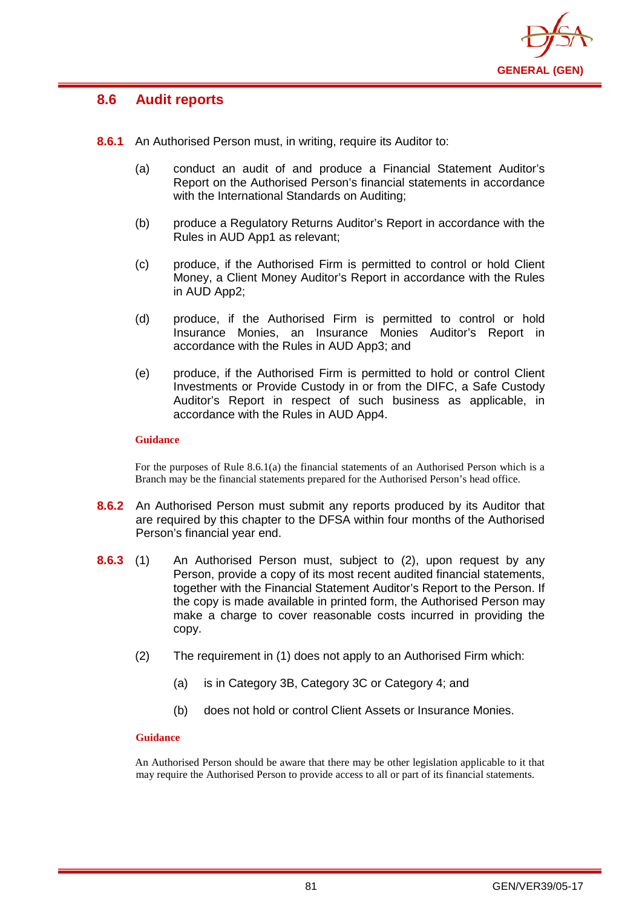## 8.6 Audit reports

**8.6.1** An Authorised Person must, in writing, require its Auditor to:

(a) conduct an audit of and produce a Financial Statement Auditor's Report on the Authorised Person's financial statements in accordance with the International Standards on Auditing;

(b) produce a Regulatory Returns Auditor's Report in accordance with the Rules in AUD App1 as relevant;

(c) produce, if the Authorised Firm is permitted to control or hold Client Money, a Client Money Auditor's Report in accordance with the Rules in AUD App2;

(d) produce, if the Authorised Firm is permitted to control or hold Insurance Monies, an Insurance Monies Auditor's Report in accordance with the Rules in AUD App3; and

(e) produce, if the Authorised Firm is permitted to hold or control Client Investments or Provide Custody in or from the DIFC, a Safe Custody Auditor's Report in respect of such business as applicable, in accordance with the Rules in AUD App4.

**Guidance**

For the purposes of Rule 8.6.1(a) the financial statements of an Authorised Person which is a Branch may be the financial statements prepared for the Authorised Person's head office.

**8.6.2** An Authorised Person must submit any reports produced by its Auditor that are required by this chapter to the DFSA within four months of the Authorised Person's financial year end.

**8.6.3** (1) An Authorised Person must, subject to (2), upon request by any Person, provide a copy of its most recent audited financial statements, together with the Financial Statement Auditor's Report to the Person. If the copy is made available in printed form, the Authorised Person may make a charge to cover reasonable costs incurred in providing the copy.

(2) The requirement in (1) does not apply to an Authorised Firm which:

(a) is in Category 3B, Category 3C or Category 4; and

(b) does not hold or control Client Assets or Insurance Monies.

**Guidance**

An Authorised Person should be aware that there may be other legislation applicable to it that may require the Authorised Person to provide access to all or part of its financial statements.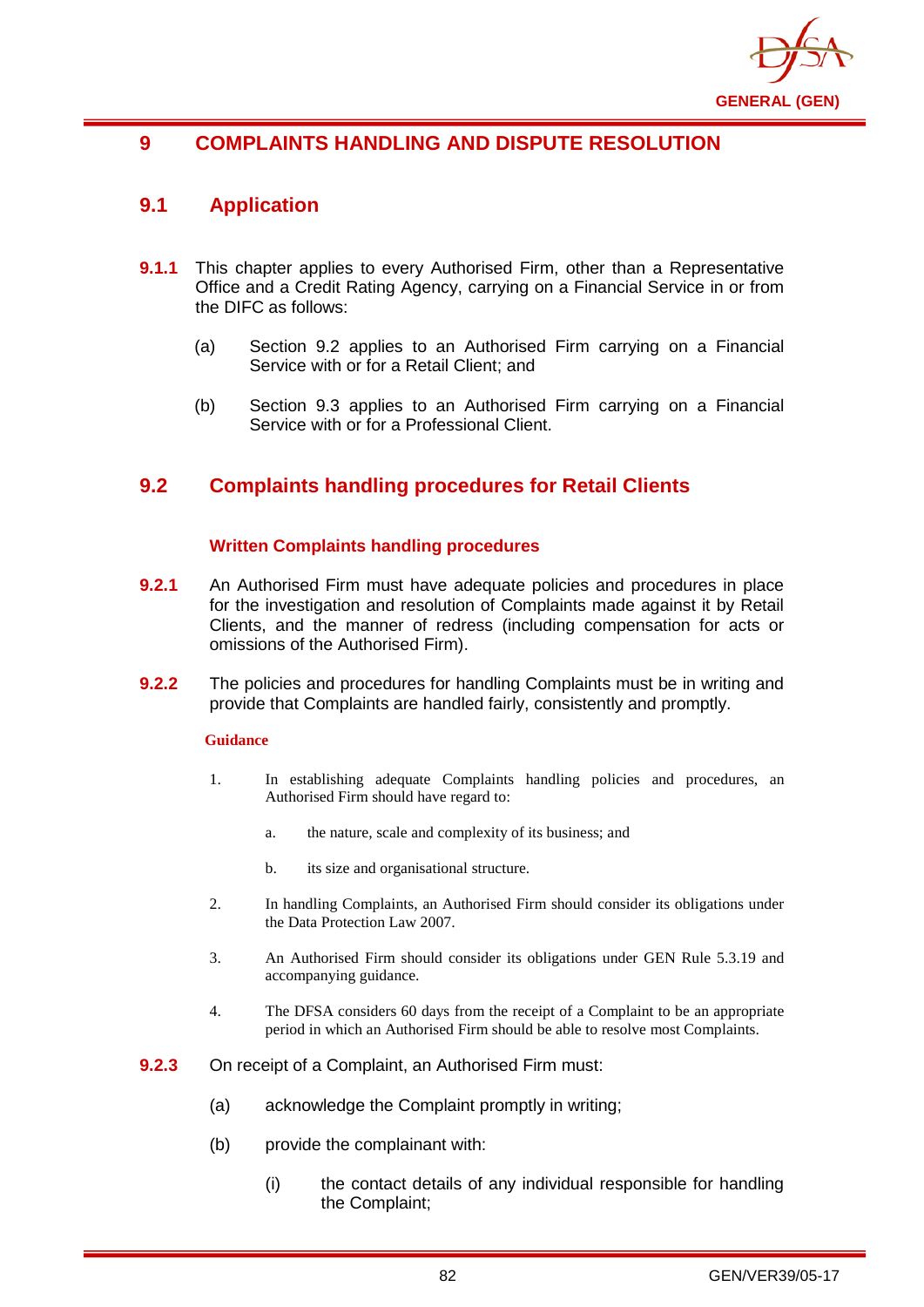# 9 COMPLAINTS HANDLING AND DISPUTE RESOLUTION

## 9.1 Application

**9.1.1** This chapter applies to every Authorised Firm, other than a Representative Office and a Credit Rating Agency, carrying on a Financial Service in or from the DIFC as follows:

(a) Section 9.2 applies to an Authorised Firm carrying on a Financial Service with or for a Retail Client; and

(b) Section 9.3 applies to an Authorised Firm carrying on a Financial Service with or for a Professional Client.

## 9.2 Complaints handling procedures for Retail Clients

### Written Complaints handling procedures

**9.2.1** An Authorised Firm must have adequate policies and procedures in place for the investigation and resolution of Complaints made against it by Retail Clients, and the manner of redress (including compensation for acts or omissions of the Authorised Firm).

**9.2.2** The policies and procedures for handling Complaints must be in writing and provide that Complaints are handled fairly, consistently and promptly.

**Guidance**

1. In establishing adequate Complaints handling policies and procedures, an Authorised Firm should have regard to:

   a. the nature, scale and complexity of its business; and

   b. its size and organisational structure.

2. In handling Complaints, an Authorised Firm should consider its obligations under the Data Protection Law 2007.

3. An Authorised Firm should consider its obligations under GEN Rule 5.3.19 and accompanying guidance.

4. The DFSA considers 60 days from the receipt of a Complaint to be an appropriate period in which an Authorised Firm should be able to resolve most Complaints.

**9.2.3** On receipt of a Complaint, an Authorised Firm must:

(a) acknowledge the Complaint promptly in writing;

(b) provide the complainant with:

   (i) the contact details of any individual responsible for handling the Complaint;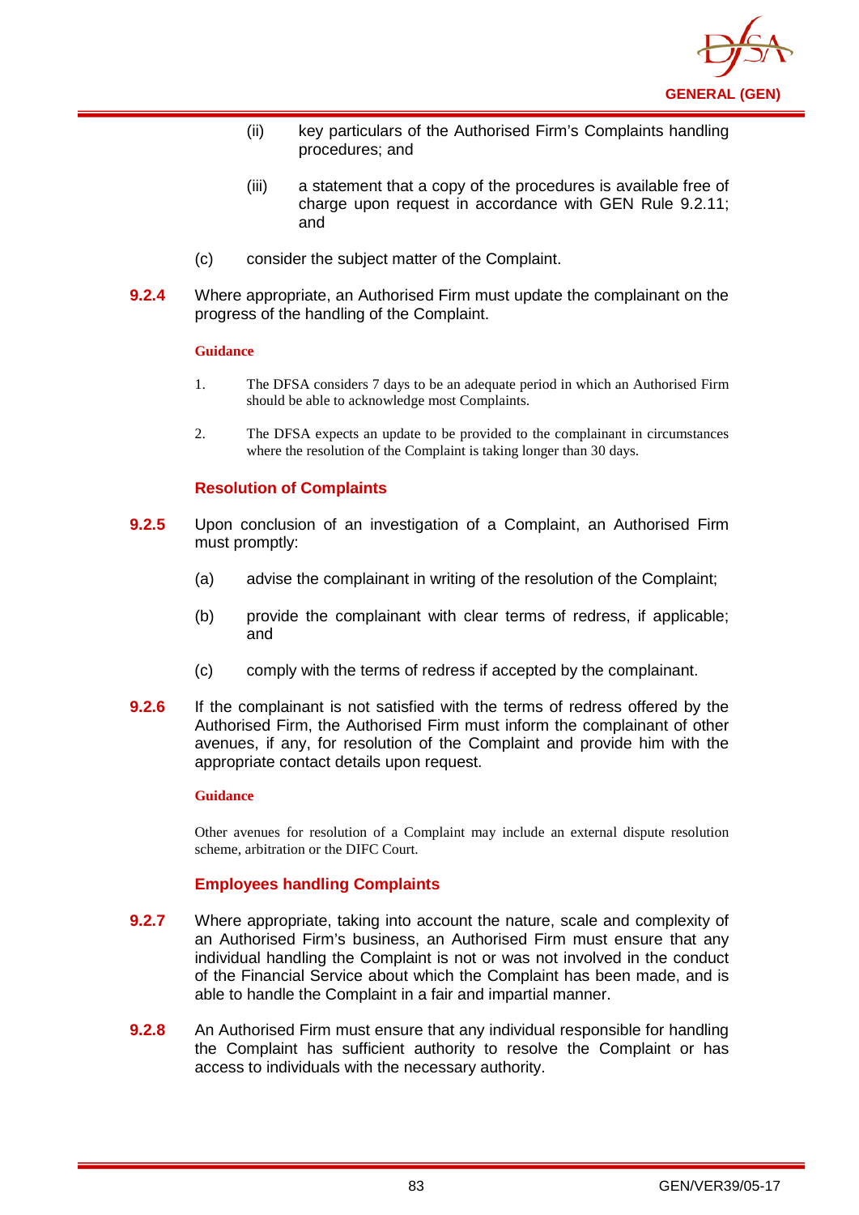(ii) key particulars of the Authorised Firm's Complaints handling procedures; and

(iii) a statement that a copy of the procedures is available free of charge upon request in accordance with GEN Rule 9.2.11; and

(c) consider the subject matter of the Complaint.

**9.2.4** Where appropriate, an Authorised Firm must update the complainant on the progress of the handling of the Complaint.

**Guidance**

1. The DFSA considers 7 days to be an adequate period in which an Authorised Firm should be able to acknowledge most Complaints.

2. The DFSA expects an update to be provided to the complainant in circumstances where the resolution of the Complaint is taking longer than 30 days.

### Resolution of Complaints

**9.2.5** Upon conclusion of an investigation of a Complaint, an Authorised Firm must promptly:

(a) advise the complainant in writing of the resolution of the Complaint;

(b) provide the complainant with clear terms of redress, if applicable; and

(c) comply with the terms of redress if accepted by the complainant.

**9.2.6** If the complainant is not satisfied with the terms of redress offered by the Authorised Firm, the Authorised Firm must inform the complainant of other avenues, if any, for resolution of the Complaint and provide him with the appropriate contact details upon request.

**Guidance**

Other avenues for resolution of a Complaint may include an external dispute resolution scheme, arbitration or the DIFC Court.

### Employees handling Complaints

**9.2.7** Where appropriate, taking into account the nature, scale and complexity of an Authorised Firm's business, an Authorised Firm must ensure that any individual handling the Complaint is not or was not involved in the conduct of the Financial Service about which the Complaint has been made, and is able to handle the Complaint in a fair and impartial manner.

**9.2.8** An Authorised Firm must ensure that any individual responsible for handling the Complaint has sufficient authority to resolve the Complaint or has access to individuals with the necessary authority.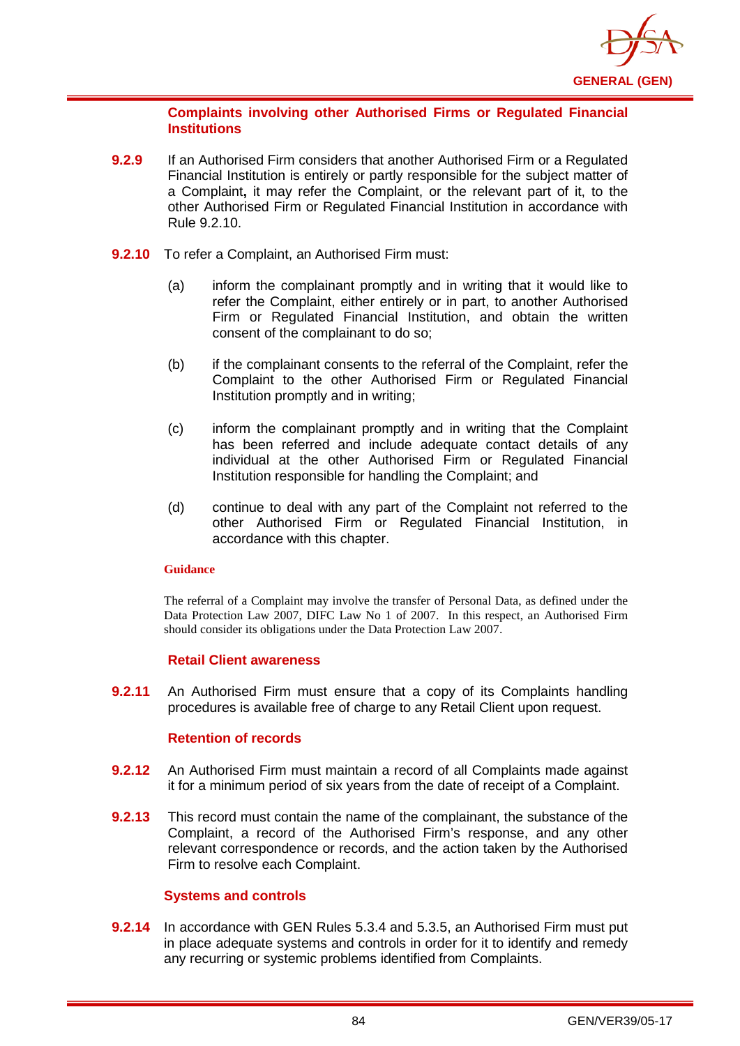### Complaints involving other Authorised Firms or Regulated Financial Institutions

**9.2.9** If an Authorised Firm considers that another Authorised Firm or a Regulated Financial Institution is entirely or partly responsible for the subject matter of a Complaint**,** it may refer the Complaint, or the relevant part of it, to the other Authorised Firm or Regulated Financial Institution in accordance with Rule 9.2.10.

**9.2.10** To refer a Complaint, an Authorised Firm must:

(a) inform the complainant promptly and in writing that it would like to refer the Complaint, either entirely or in part, to another Authorised Firm or Regulated Financial Institution, and obtain the written consent of the complainant to do so;

(b) if the complainant consents to the referral of the Complaint, refer the Complaint to the other Authorised Firm or Regulated Financial Institution promptly and in writing;

(c) inform the complainant promptly and in writing that the Complaint has been referred and include adequate contact details of any individual at the other Authorised Firm or Regulated Financial Institution responsible for handling the Complaint; and

(d) continue to deal with any part of the Complaint not referred to the other Authorised Firm or Regulated Financial Institution, in accordance with this chapter.

**Guidance**

The referral of a Complaint may involve the transfer of Personal Data, as defined under the Data Protection Law 2007, DIFC Law No 1 of 2007. In this respect, an Authorised Firm should consider its obligations under the Data Protection Law 2007.

### Retail Client awareness

**9.2.11** An Authorised Firm must ensure that a copy of its Complaints handling procedures is available free of charge to any Retail Client upon request.

### Retention of records

**9.2.12** An Authorised Firm must maintain a record of all Complaints made against it for a minimum period of six years from the date of receipt of a Complaint.

**9.2.13** This record must contain the name of the complainant, the substance of the Complaint, a record of the Authorised Firm's response, and any other relevant correspondence or records, and the action taken by the Authorised Firm to resolve each Complaint.

### Systems and controls

**9.2.14** In accordance with GEN Rules 5.3.4 and 5.3.5, an Authorised Firm must put in place adequate systems and controls in order for it to identify and remedy any recurring or systemic problems identified from Complaints.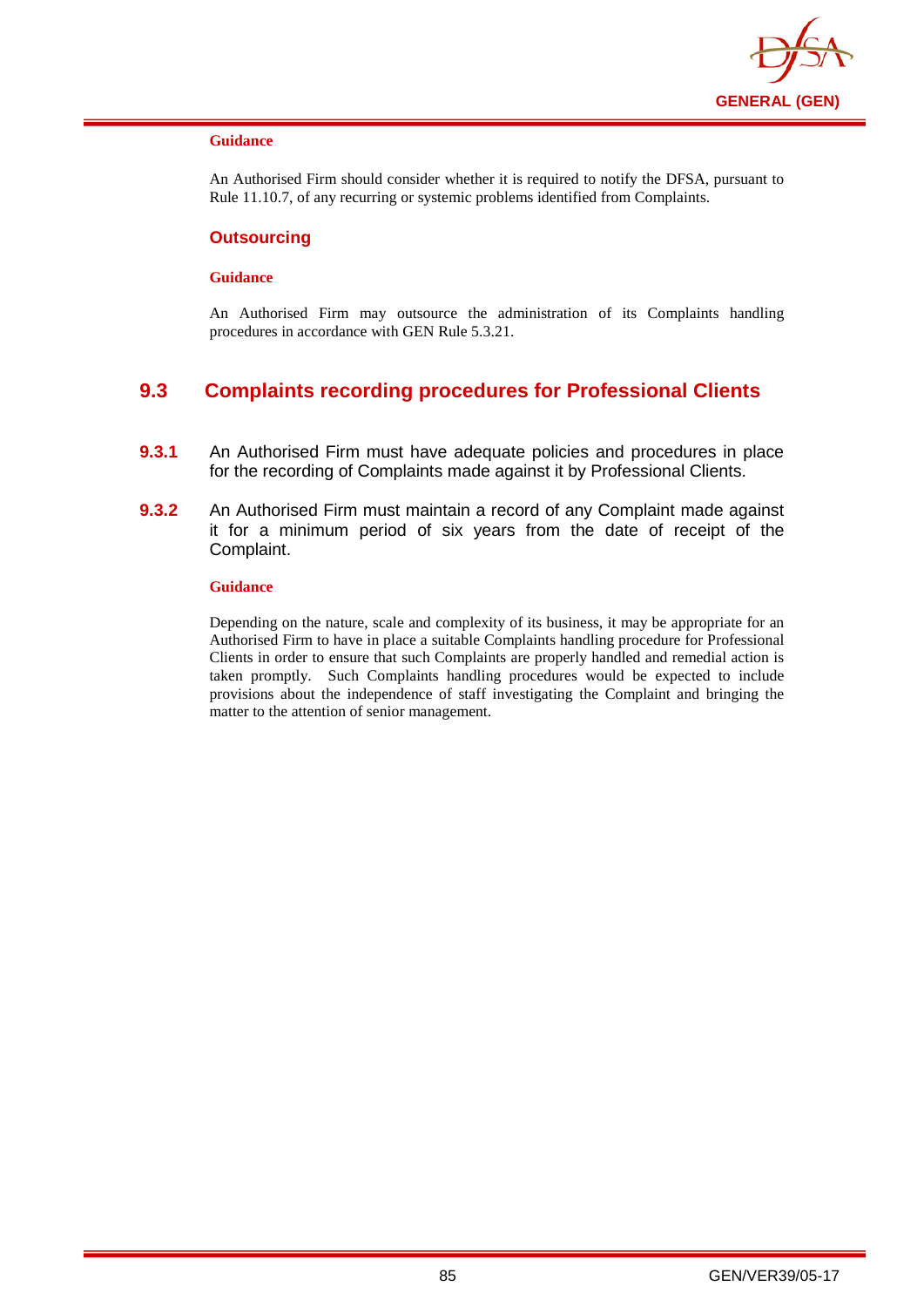#### Guidance

An Authorised Firm should consider whether it is required to notify the DFSA, pursuant to Rule 11.10.7, of any recurring or systemic problems identified from Complaints.

### Outsourcing

#### Guidance

An Authorised Firm may outsource the administration of its Complaints handling procedures in accordance with GEN Rule 5.3.21.

## 9.3 Complaints recording procedures for Professional Clients

**9.3.1** An Authorised Firm must have adequate policies and procedures in place for the recording of Complaints made against it by Professional Clients.

**9.3.2** An Authorised Firm must maintain a record of any Complaint made against it for a minimum period of six years from the date of receipt of the Complaint.

#### Guidance

Depending on the nature, scale and complexity of its business, it may be appropriate for an Authorised Firm to have in place a suitable Complaints handling procedure for Professional Clients in order to ensure that such Complaints are properly handled and remedial action is taken promptly. Such Complaints handling procedures would be expected to include provisions about the independence of staff investigating the Complaint and bringing the matter to the attention of senior management.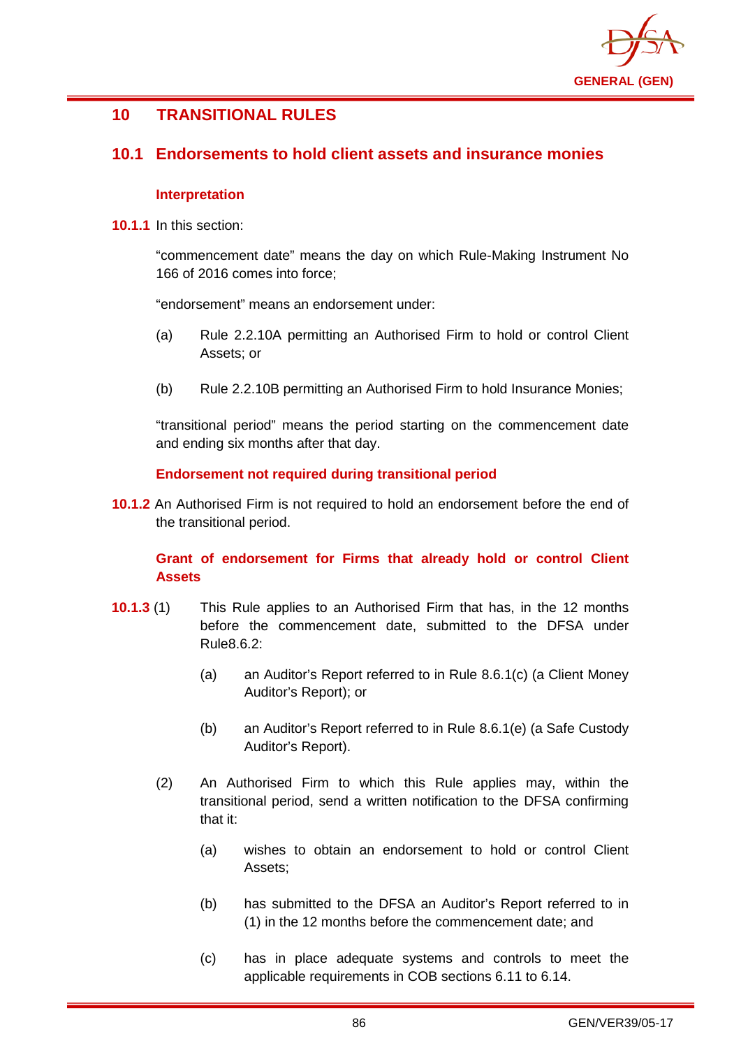# 10 TRANSITIONAL RULES

## 10.1 Endorsements to hold client assets and insurance monies

### Interpretation

**10.1.1** In this section:

"commencement date" means the day on which Rule-Making Instrument No 166 of 2016 comes into force;

"endorsement" means an endorsement under:

(a) Rule 2.2.10A permitting an Authorised Firm to hold or control Client Assets; or

(b) Rule 2.2.10B permitting an Authorised Firm to hold Insurance Monies;

"transitional period" means the period starting on the commencement date and ending six months after that day.

### Endorsement not required during transitional period

**10.1.2** An Authorised Firm is not required to hold an endorsement before the end of the transitional period.

### Grant of endorsement for Firms that already hold or control Client Assets

**10.1.3** (1) This Rule applies to an Authorised Firm that has, in the 12 months before the commencement date, submitted to the DFSA under Rule8.6.2:

(a) an Auditor's Report referred to in Rule 8.6.1(c) (a Client Money Auditor's Report); or

(b) an Auditor's Report referred to in Rule 8.6.1(e) (a Safe Custody Auditor's Report).

(2) An Authorised Firm to which this Rule applies may, within the transitional period, send a written notification to the DFSA confirming that it:

(a) wishes to obtain an endorsement to hold or control Client Assets;

(b) has submitted to the DFSA an Auditor's Report referred to in (1) in the 12 months before the commencement date; and

(c) has in place adequate systems and controls to meet the applicable requirements in COB sections 6.11 to 6.14.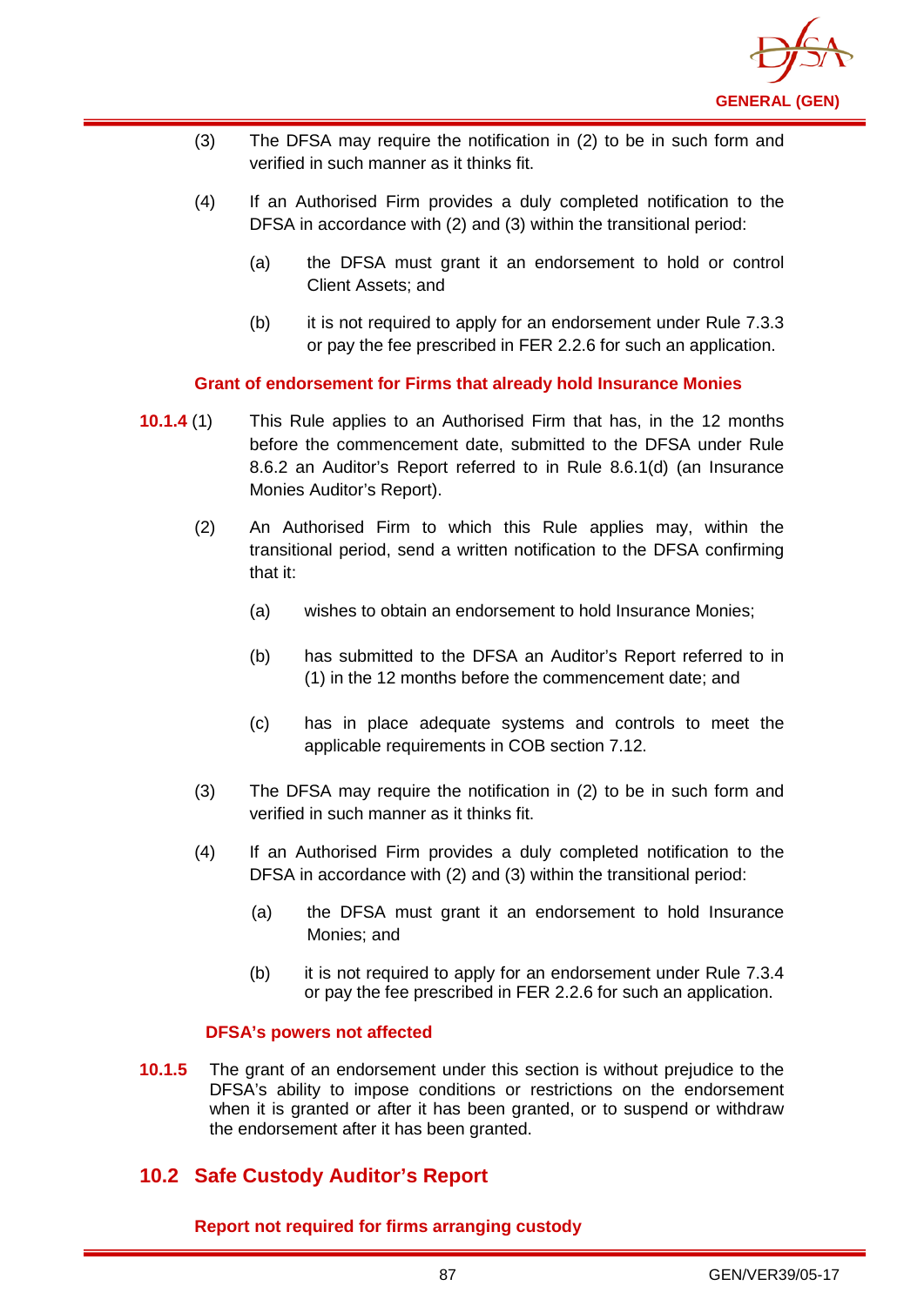(3) The DFSA may require the notification in (2) to be in such form and verified in such manner as it thinks fit.

(4) If an Authorised Firm provides a duly completed notification to the DFSA in accordance with (2) and (3) within the transitional period:

(a) the DFSA must grant it an endorsement to hold or control Client Assets; and

(b) it is not required to apply for an endorsement under Rule 7.3.3 or pay the fee prescribed in FER 2.2.6 for such an application.

### Grant of endorsement for Firms that already hold Insurance Monies

**10.1.4** (1) This Rule applies to an Authorised Firm that has, in the 12 months before the commencement date, submitted to the DFSA under Rule 8.6.2 an Auditor's Report referred to in Rule 8.6.1(d) (an Insurance Monies Auditor's Report).

(2) An Authorised Firm to which this Rule applies may, within the transitional period, send a written notification to the DFSA confirming that it:

(a) wishes to obtain an endorsement to hold Insurance Monies;

(b) has submitted to the DFSA an Auditor's Report referred to in (1) in the 12 months before the commencement date; and

(c) has in place adequate systems and controls to meet the applicable requirements in COB section 7.12.

(3) The DFSA may require the notification in (2) to be in such form and verified in such manner as it thinks fit.

(4) If an Authorised Firm provides a duly completed notification to the DFSA in accordance with (2) and (3) within the transitional period:

(a) the DFSA must grant it an endorsement to hold Insurance Monies; and

(b) it is not required to apply for an endorsement under Rule 7.3.4 or pay the fee prescribed in FER 2.2.6 for such an application.

### DFSA's powers not affected

**10.1.5** The grant of an endorsement under this section is without prejudice to the DFSA's ability to impose conditions or restrictions on the endorsement when it is granted or after it has been granted, or to suspend or withdraw the endorsement after it has been granted.

## 10.2 Safe Custody Auditor's Report

### Report not required for firms arranging custody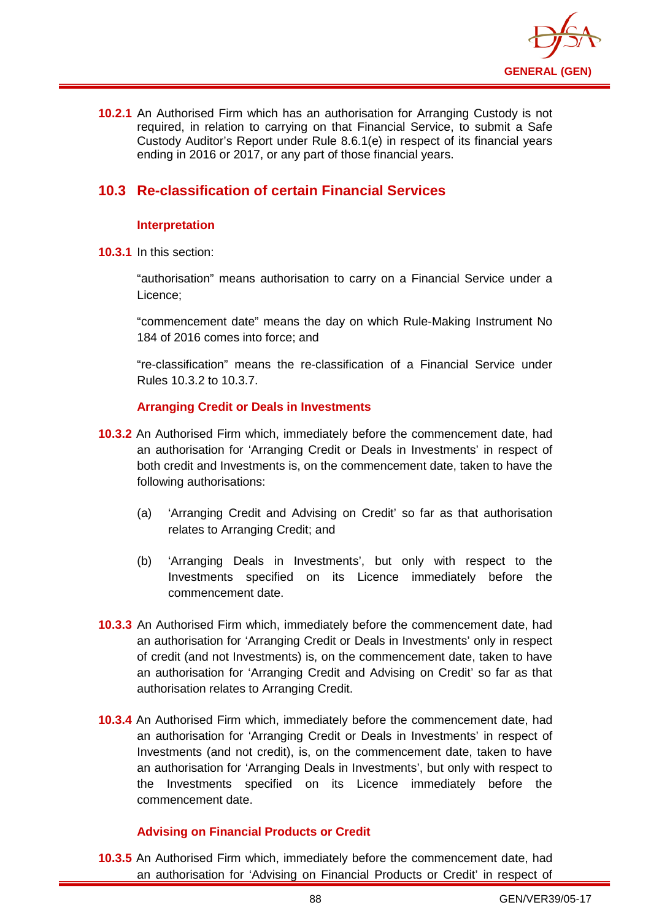**10.2.1** An Authorised Firm which has an authorisation for Arranging Custody is not required, in relation to carrying on that Financial Service, to submit a Safe Custody Auditor's Report under Rule 8.6.1(e) in respect of its financial years ending in 2016 or 2017, or any part of those financial years.

## 10.3 Re-classification of certain Financial Services

### Interpretation

**10.3.1** In this section:

"authorisation" means authorisation to carry on a Financial Service under a Licence;

"commencement date" means the day on which Rule-Making Instrument No 184 of 2016 comes into force; and

"re-classification" means the re-classification of a Financial Service under Rules 10.3.2 to 10.3.7.

### Arranging Credit or Deals in Investments

**10.3.2** An Authorised Firm which, immediately before the commencement date, had an authorisation for 'Arranging Credit or Deals in Investments' in respect of both credit and Investments is, on the commencement date, taken to have the following authorisations:

(a) 'Arranging Credit and Advising on Credit' so far as that authorisation relates to Arranging Credit; and

(b) 'Arranging Deals in Investments', but only with respect to the Investments specified on its Licence immediately before the commencement date.

**10.3.3** An Authorised Firm which, immediately before the commencement date, had an authorisation for 'Arranging Credit or Deals in Investments' only in respect of credit (and not Investments) is, on the commencement date, taken to have an authorisation for 'Arranging Credit and Advising on Credit' so far as that authorisation relates to Arranging Credit.

**10.3.4** An Authorised Firm which, immediately before the commencement date, had an authorisation for 'Arranging Credit or Deals in Investments' in respect of Investments (and not credit), is, on the commencement date, taken to have an authorisation for 'Arranging Deals in Investments', but only with respect to the Investments specified on its Licence immediately before the commencement date.

### Advising on Financial Products or Credit

**10.3.5** An Authorised Firm which, immediately before the commencement date, had an authorisation for 'Advising on Financial Products or Credit' in respect of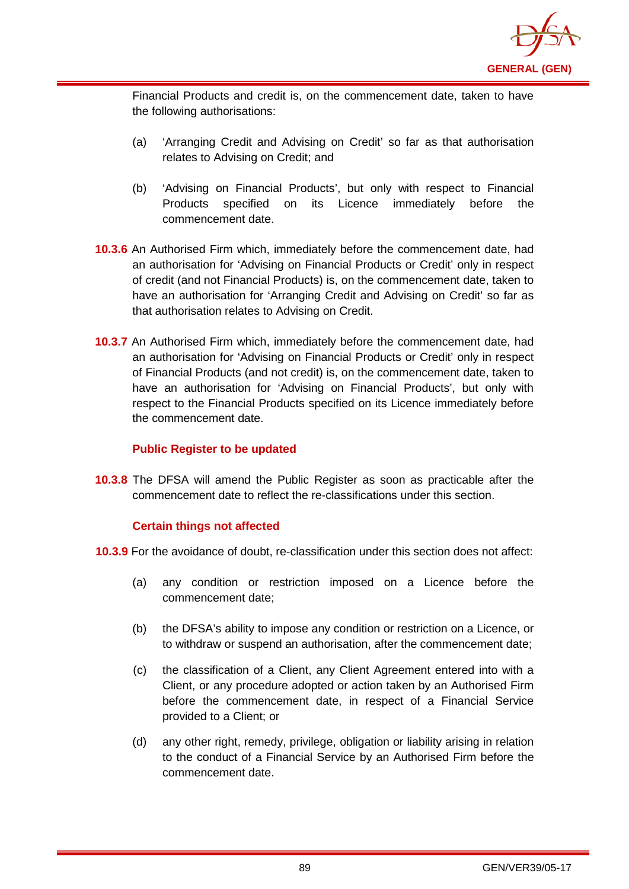Financial Products and credit is, on the commencement date, taken to have the following authorisations:

(a) 'Arranging Credit and Advising on Credit' so far as that authorisation relates to Advising on Credit; and

(b) 'Advising on Financial Products', but only with respect to Financial Products specified on its Licence immediately before the commencement date.

**10.3.6** An Authorised Firm which, immediately before the commencement date, had an authorisation for 'Advising on Financial Products or Credit' only in respect of credit (and not Financial Products) is, on the commencement date, taken to have an authorisation for 'Arranging Credit and Advising on Credit' so far as that authorisation relates to Advising on Credit.

**10.3.7** An Authorised Firm which, immediately before the commencement date, had an authorisation for 'Advising on Financial Products or Credit' only in respect of Financial Products (and not credit) is, on the commencement date, taken to have an authorisation for 'Advising on Financial Products', but only with respect to the Financial Products specified on its Licence immediately before the commencement date.

### Public Register to be updated

**10.3.8** The DFSA will amend the Public Register as soon as practicable after the commencement date to reflect the re-classifications under this section.

### Certain things not affected

**10.3.9** For the avoidance of doubt, re-classification under this section does not affect:

(a) any condition or restriction imposed on a Licence before the commencement date;

(b) the DFSA's ability to impose any condition or restriction on a Licence, or to withdraw or suspend an authorisation, after the commencement date;

(c) the classification of a Client, any Client Agreement entered into with a Client, or any procedure adopted or action taken by an Authorised Firm before the commencement date, in respect of a Financial Service provided to a Client; or

(d) any other right, remedy, privilege, obligation or liability arising in relation to the conduct of a Financial Service by an Authorised Firm before the commencement date.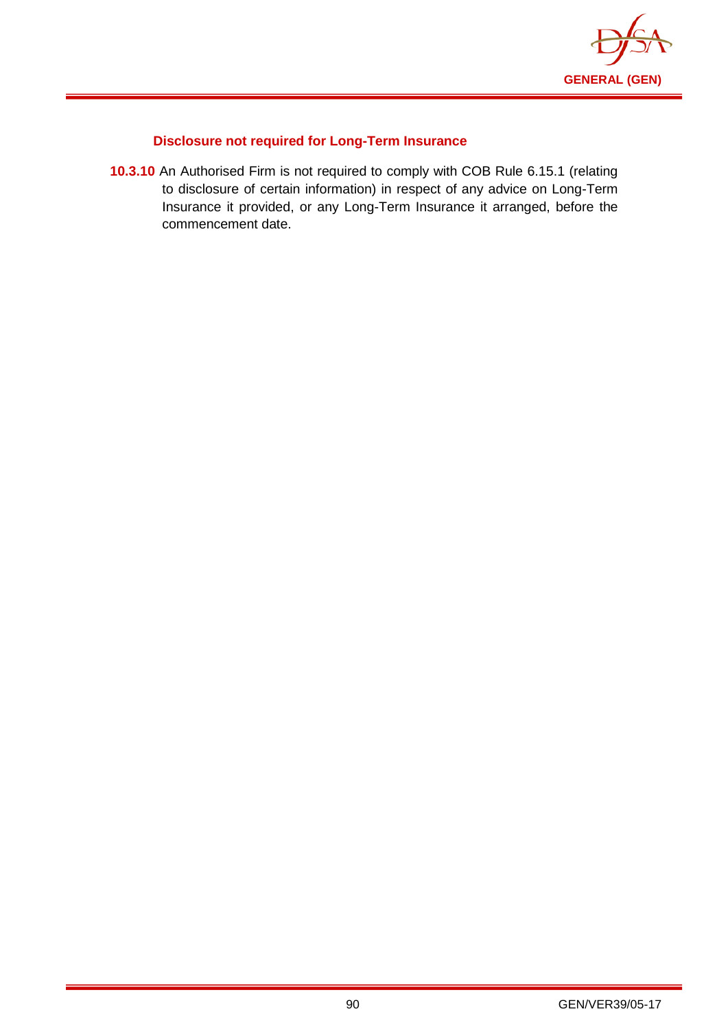### Disclosure not required for Long-Term Insurance

**10.3.10** An Authorised Firm is not required to comply with COB Rule 6.15.1 (relating to disclosure of certain information) in respect of any advice on Long-Term Insurance it provided, or any Long-Term Insurance it arranged, before the commencement date.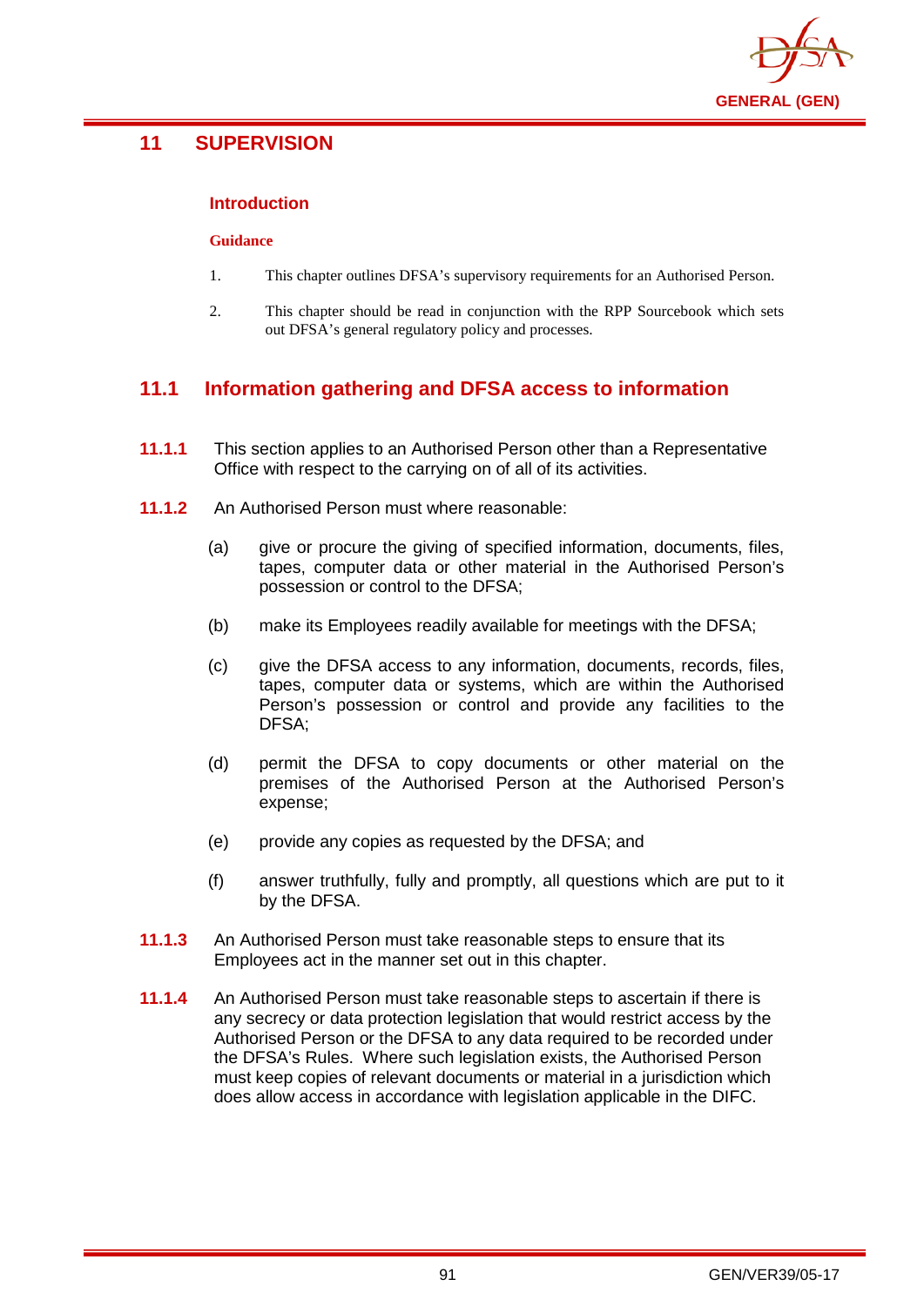# 11 SUPERVISION

### Introduction

**Guidance**

1. This chapter outlines DFSA's supervisory requirements for an Authorised Person.

2. This chapter should be read in conjunction with the RPP Sourcebook which sets out DFSA's general regulatory policy and processes.

## 11.1 Information gathering and DFSA access to information

**11.1.1** This section applies to an Authorised Person other than a Representative Office with respect to the carrying on of all of its activities.

**11.1.2** An Authorised Person must where reasonable:

(a) give or procure the giving of specified information, documents, files, tapes, computer data or other material in the Authorised Person's possession or control to the DFSA;

(b) make its Employees readily available for meetings with the DFSA;

(c) give the DFSA access to any information, documents, records, files, tapes, computer data or systems, which are within the Authorised Person's possession or control and provide any facilities to the DFSA;

(d) permit the DFSA to copy documents or other material on the premises of the Authorised Person at the Authorised Person's expense;

(e) provide any copies as requested by the DFSA; and

(f) answer truthfully, fully and promptly, all questions which are put to it by the DFSA.

**11.1.3** An Authorised Person must take reasonable steps to ensure that its Employees act in the manner set out in this chapter.

**11.1.4** An Authorised Person must take reasonable steps to ascertain if there is any secrecy or data protection legislation that would restrict access by the Authorised Person or the DFSA to any data required to be recorded under the DFSA's Rules. Where such legislation exists, the Authorised Person must keep copies of relevant documents or material in a jurisdiction which does allow access in accordance with legislation applicable in the DIFC.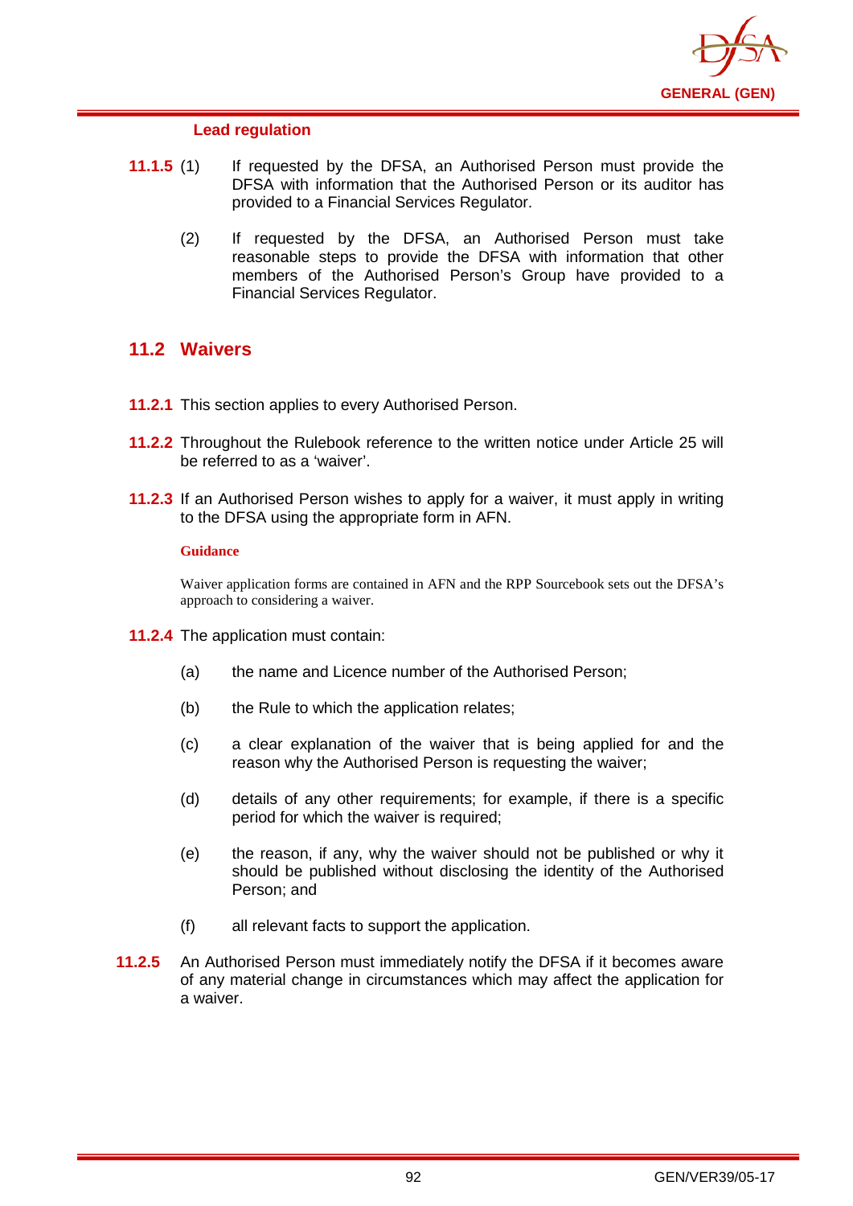#### Lead regulation

**11.1.5** (1) If requested by the DFSA, an Authorised Person must provide the DFSA with information that the Authorised Person or its auditor has provided to a Financial Services Regulator.

(2) If requested by the DFSA, an Authorised Person must take reasonable steps to provide the DFSA with information that other members of the Authorised Person's Group have provided to a Financial Services Regulator.

## 11.2 Waivers

**11.2.1** This section applies to every Authorised Person.

**11.2.2** Throughout the Rulebook reference to the written notice under Article 25 will be referred to as a 'waiver'.

**11.2.3** If an Authorised Person wishes to apply for a waiver, it must apply in writing to the DFSA using the appropriate form in AFN.

**Guidance**

Waiver application forms are contained in AFN and the RPP Sourcebook sets out the DFSA's approach to considering a waiver.

**11.2.4** The application must contain:

(a) the name and Licence number of the Authorised Person;

(b) the Rule to which the application relates;

(c) a clear explanation of the waiver that is being applied for and the reason why the Authorised Person is requesting the waiver;

(d) details of any other requirements; for example, if there is a specific period for which the waiver is required;

(e) the reason, if any, why the waiver should not be published or why it should be published without disclosing the identity of the Authorised Person; and

(f) all relevant facts to support the application.

**11.2.5** An Authorised Person must immediately notify the DFSA if it becomes aware of any material change in circumstances which may affect the application for a waiver.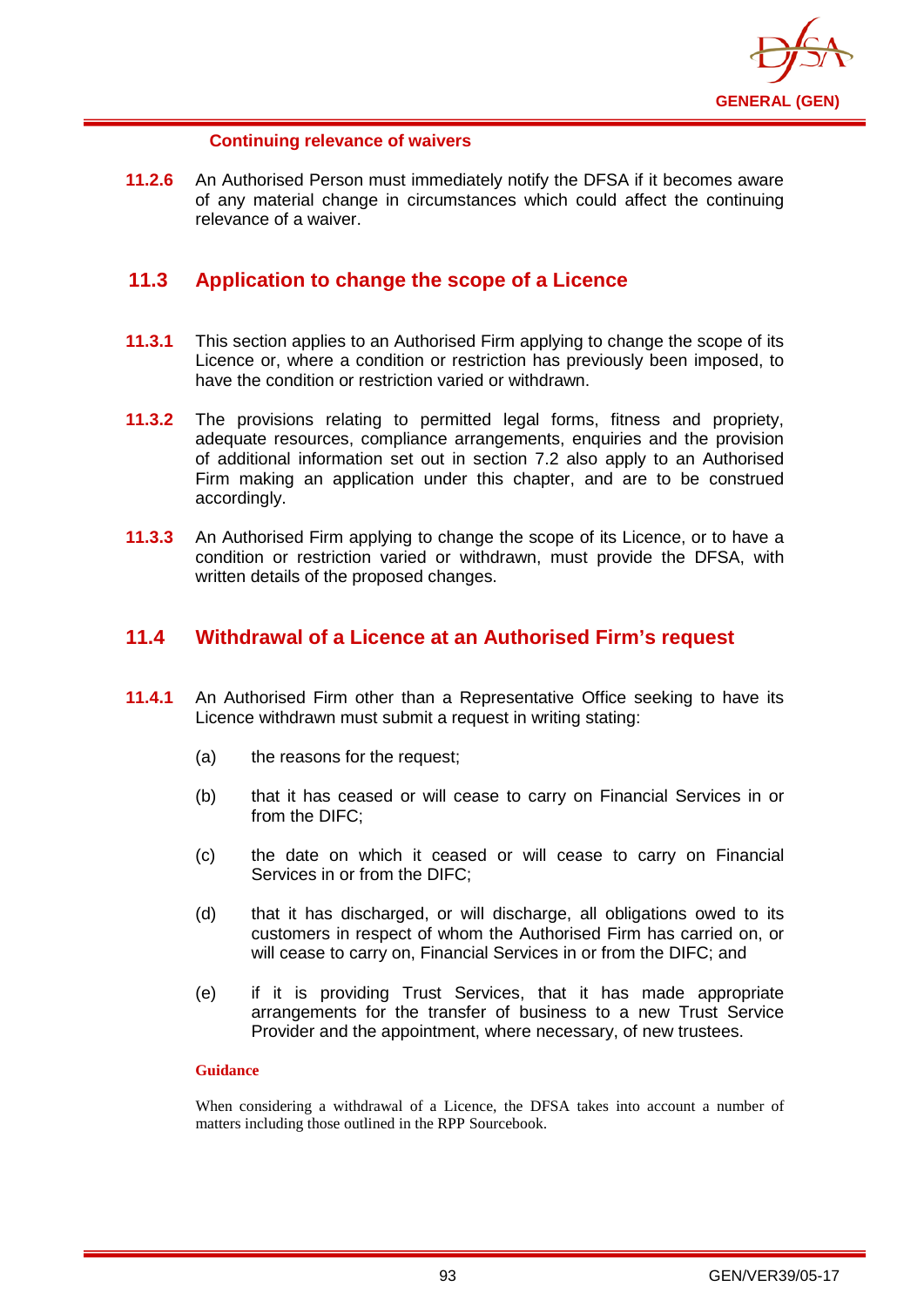#### Continuing relevance of waivers

**11.2.6** An Authorised Person must immediately notify the DFSA if it becomes aware of any material change in circumstances which could affect the continuing relevance of a waiver.

## 11.3 Application to change the scope of a Licence

**11.3.1** This section applies to an Authorised Firm applying to change the scope of its Licence or, where a condition or restriction has previously been imposed, to have the condition or restriction varied or withdrawn.

**11.3.2** The provisions relating to permitted legal forms, fitness and propriety, adequate resources, compliance arrangements, enquiries and the provision of additional information set out in section 7.2 also apply to an Authorised Firm making an application under this chapter, and are to be construed accordingly.

**11.3.3** An Authorised Firm applying to change the scope of its Licence, or to have a condition or restriction varied or withdrawn, must provide the DFSA, with written details of the proposed changes.

## 11.4 Withdrawal of a Licence at an Authorised Firm's request

**11.4.1** An Authorised Firm other than a Representative Office seeking to have its Licence withdrawn must submit a request in writing stating:

(a) the reasons for the request;

(b) that it has ceased or will cease to carry on Financial Services in or from the DIFC;

(c) the date on which it ceased or will cease to carry on Financial Services in or from the DIFC;

(d) that it has discharged, or will discharge, all obligations owed to its customers in respect of whom the Authorised Firm has carried on, or will cease to carry on, Financial Services in or from the DIFC; and

(e) if it is providing Trust Services, that it has made appropriate arrangements for the transfer of business to a new Trust Service Provider and the appointment, where necessary, of new trustees.

**Guidance**

When considering a withdrawal of a Licence, the DFSA takes into account a number of matters including those outlined in the RPP Sourcebook.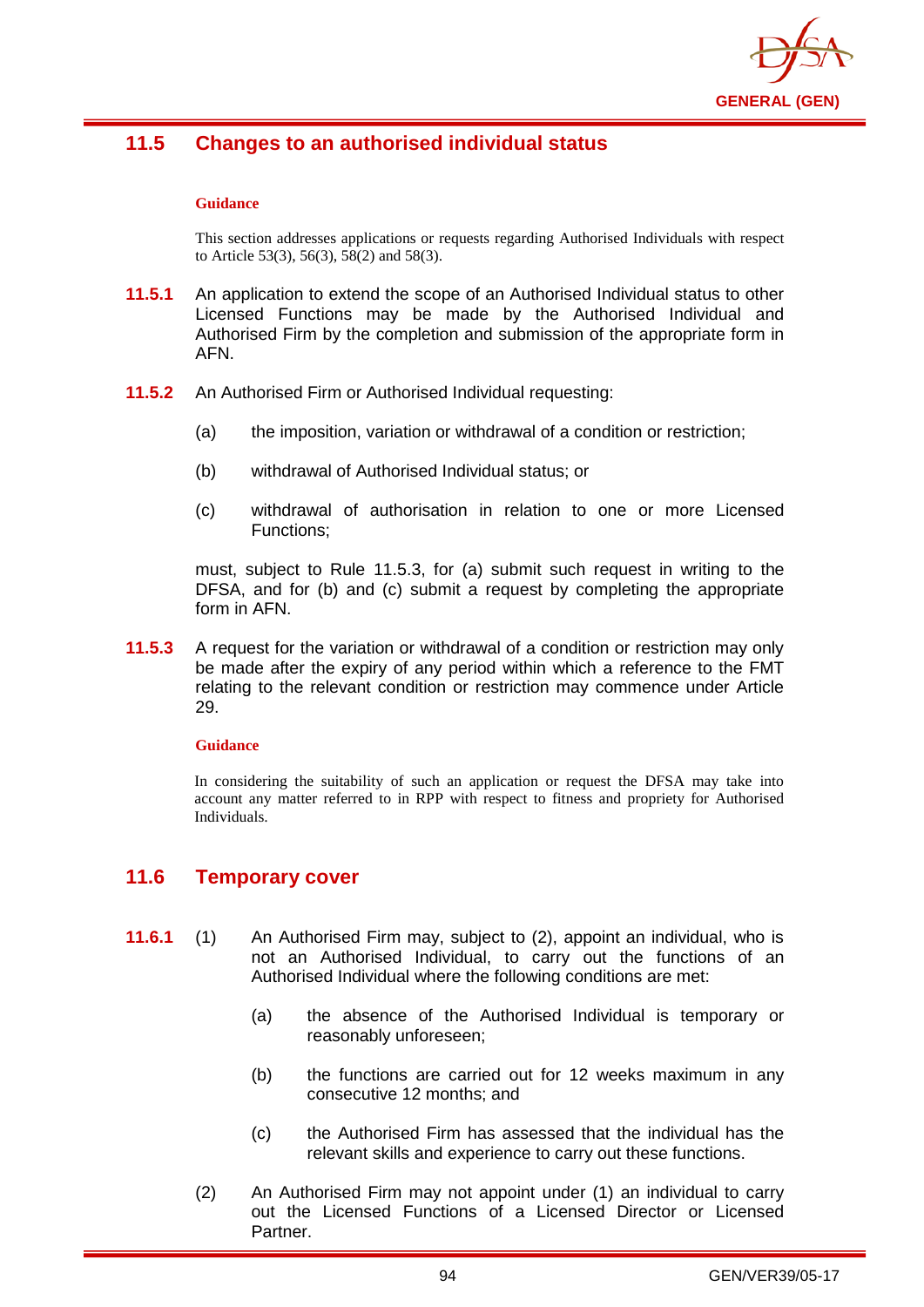## 11.5 Changes to an authorised individual status

**Guidance**

This section addresses applications or requests regarding Authorised Individuals with respect to Article 53(3), 56(3), 58(2) and 58(3).

**11.5.1** An application to extend the scope of an Authorised Individual status to other Licensed Functions may be made by the Authorised Individual and Authorised Firm by the completion and submission of the appropriate form in AFN.

**11.5.2** An Authorised Firm or Authorised Individual requesting:

(a) the imposition, variation or withdrawal of a condition or restriction;

(b) withdrawal of Authorised Individual status; or

(c) withdrawal of authorisation in relation to one or more Licensed Functions;

must, subject to Rule 11.5.3, for (a) submit such request in writing to the DFSA, and for (b) and (c) submit a request by completing the appropriate form in AFN.

**11.5.3** A request for the variation or withdrawal of a condition or restriction may only be made after the expiry of any period within which a reference to the FMT relating to the relevant condition or restriction may commence under Article 29.

**Guidance**

In considering the suitability of such an application or request the DFSA may take into account any matter referred to in RPP with respect to fitness and propriety for Authorised Individuals.

## 11.6 Temporary cover

**11.6.1** (1) An Authorised Firm may, subject to (2), appoint an individual, who is not an Authorised Individual, to carry out the functions of an Authorised Individual where the following conditions are met:

(a) the absence of the Authorised Individual is temporary or reasonably unforeseen;

(b) the functions are carried out for 12 weeks maximum in any consecutive 12 months; and

(c) the Authorised Firm has assessed that the individual has the relevant skills and experience to carry out these functions.

(2) An Authorised Firm may not appoint under (1) an individual to carry out the Licensed Functions of a Licensed Director or Licensed Partner.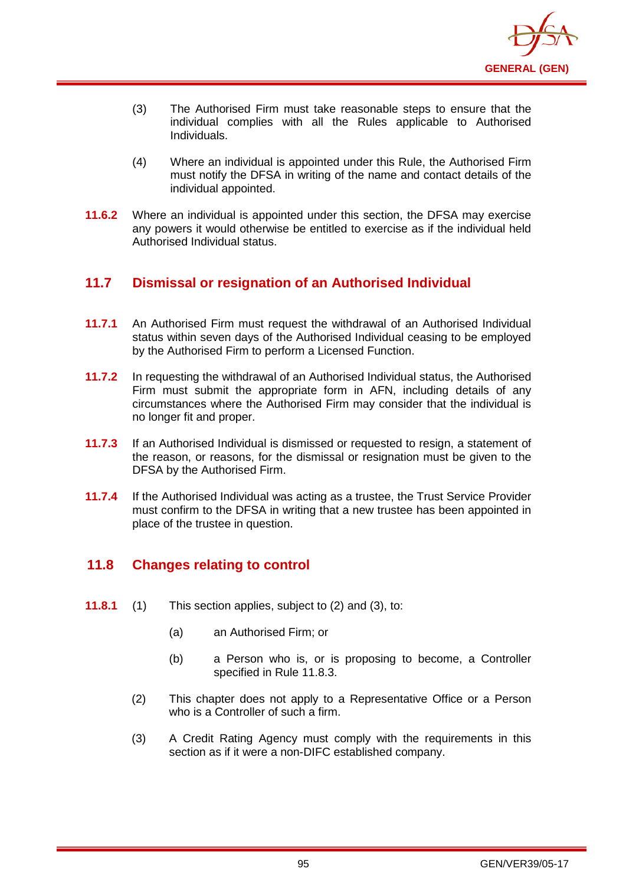(3) The Authorised Firm must take reasonable steps to ensure that the individual complies with all the Rules applicable to Authorised Individuals.

(4) Where an individual is appointed under this Rule, the Authorised Firm must notify the DFSA in writing of the name and contact details of the individual appointed.

**11.6.2** Where an individual is appointed under this section, the DFSA may exercise any powers it would otherwise be entitled to exercise as if the individual held Authorised Individual status.

## 11.7 Dismissal or resignation of an Authorised Individual

**11.7.1** An Authorised Firm must request the withdrawal of an Authorised Individual status within seven days of the Authorised Individual ceasing to be employed by the Authorised Firm to perform a Licensed Function.

**11.7.2** In requesting the withdrawal of an Authorised Individual status, the Authorised Firm must submit the appropriate form in AFN, including details of any circumstances where the Authorised Firm may consider that the individual is no longer fit and proper.

**11.7.3** If an Authorised Individual is dismissed or requested to resign, a statement of the reason, or reasons, for the dismissal or resignation must be given to the DFSA by the Authorised Firm.

**11.7.4** If the Authorised Individual was acting as a trustee, the Trust Service Provider must confirm to the DFSA in writing that a new trustee has been appointed in place of the trustee in question.

## 11.8 Changes relating to control

**11.8.1** (1) This section applies, subject to (2) and (3), to:

(a) an Authorised Firm; or

(b) a Person who is, or is proposing to become, a Controller specified in Rule 11.8.3.

(2) This chapter does not apply to a Representative Office or a Person who is a Controller of such a firm.

(3) A Credit Rating Agency must comply with the requirements in this section as if it were a non-DIFC established company.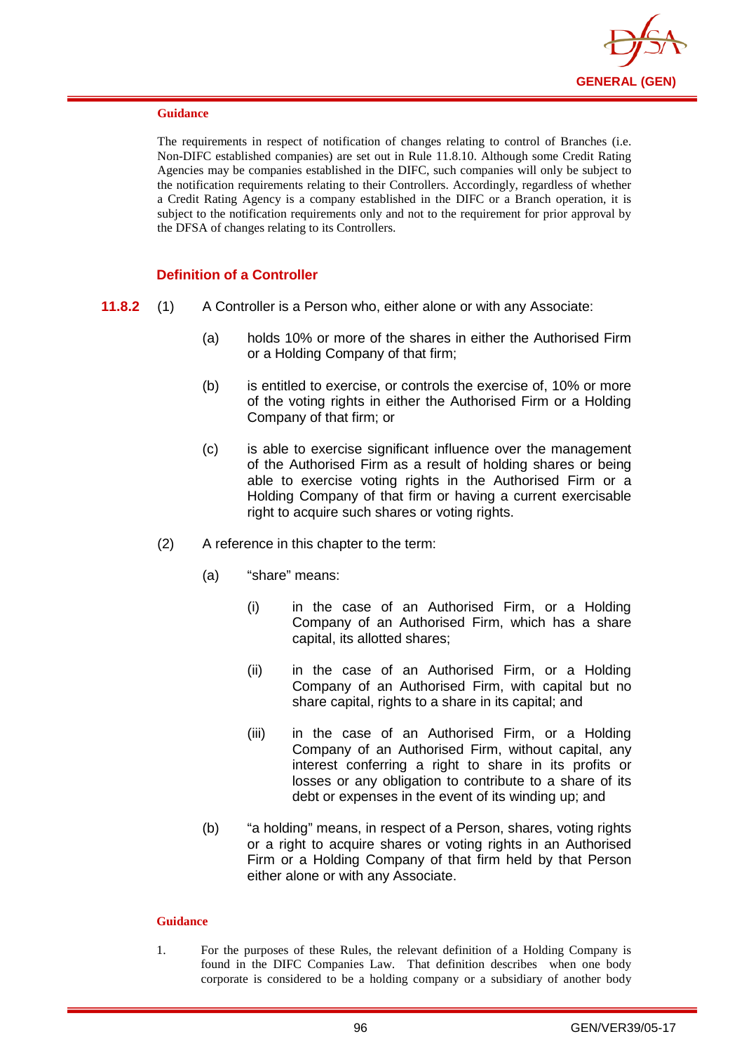**Guidance**

The requirements in respect of notification of changes relating to control of Branches (i.e. Non-DIFC established companies) are set out in Rule 11.8.10. Although some Credit Rating Agencies may be companies established in the DIFC, such companies will only be subject to the notification requirements relating to their Controllers. Accordingly, regardless of whether a Credit Rating Agency is a company established in the DIFC or a Branch operation, it is subject to the notification requirements only and not to the requirement for prior approval by the DFSA of changes relating to its Controllers.

### Definition of a Controller

**11.8.2** (1) A Controller is a Person who, either alone or with any Associate:

(a) holds 10% or more of the shares in either the Authorised Firm or a Holding Company of that firm;

(b) is entitled to exercise, or controls the exercise of, 10% or more of the voting rights in either the Authorised Firm or a Holding Company of that firm; or

(c) is able to exercise significant influence over the management of the Authorised Firm as a result of holding shares or being able to exercise voting rights in the Authorised Firm or a Holding Company of that firm or having a current exercisable right to acquire such shares or voting rights.

(2) A reference in this chapter to the term:

(a) "share" means:

(i) in the case of an Authorised Firm, or a Holding Company of an Authorised Firm, which has a share capital, its allotted shares;

(ii) in the case of an Authorised Firm, or a Holding Company of an Authorised Firm, with capital but no share capital, rights to a share in its capital; and

(iii) in the case of an Authorised Firm, or a Holding Company of an Authorised Firm, without capital, any interest conferring a right to share in its profits or losses or any obligation to contribute to a share of its debt or expenses in the event of its winding up; and

(b) "a holding" means, in respect of a Person, shares, voting rights or a right to acquire shares or voting rights in an Authorised Firm or a Holding Company of that firm held by that Person either alone or with any Associate.

**Guidance**

1. For the purposes of these Rules, the relevant definition of a Holding Company is found in the DIFC Companies Law. That definition describes when one body corporate is considered to be a holding company or a subsidiary of another body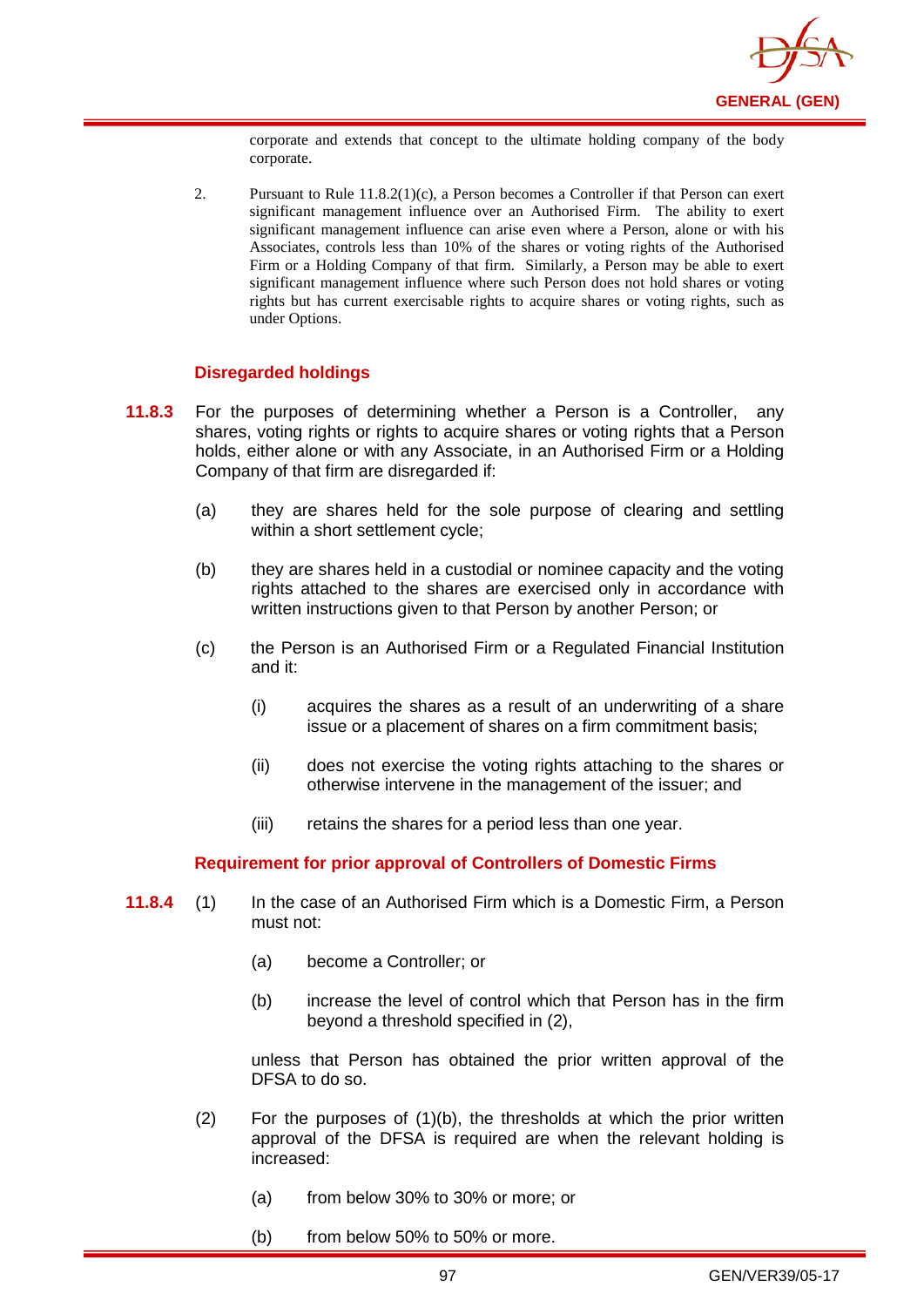corporate and extends that concept to the ultimate holding company of the body corporate.

2. Pursuant to Rule 11.8.2(1)(c), a Person becomes a Controller if that Person can exert significant management influence over an Authorised Firm. The ability to exert significant management influence can arise even where a Person, alone or with his Associates, controls less than 10% of the shares or voting rights of the Authorised Firm or a Holding Company of that firm. Similarly, a Person may be able to exert significant management influence where such Person does not hold shares or voting rights but has current exercisable rights to acquire shares or voting rights, such as under Options.

### Disregarded holdings

**11.8.3** For the purposes of determining whether a Person is a Controller, any shares, voting rights or rights to acquire shares or voting rights that a Person holds, either alone or with any Associate, in an Authorised Firm or a Holding Company of that firm are disregarded if:

(a) they are shares held for the sole purpose of clearing and settling within a short settlement cycle;

(b) they are shares held in a custodial or nominee capacity and the voting rights attached to the shares are exercised only in accordance with written instructions given to that Person by another Person; or

(c) the Person is an Authorised Firm or a Regulated Financial Institution and it:

(i) acquires the shares as a result of an underwriting of a share issue or a placement of shares on a firm commitment basis;

(ii) does not exercise the voting rights attaching to the shares or otherwise intervene in the management of the issuer; and

(iii) retains the shares for a period less than one year.

### Requirement for prior approval of Controllers of Domestic Firms

**11.8.4** (1) In the case of an Authorised Firm which is a Domestic Firm, a Person must not:

(a) become a Controller; or

(b) increase the level of control which that Person has in the firm beyond a threshold specified in (2),

unless that Person has obtained the prior written approval of the DFSA to do so.

(2) For the purposes of (1)(b), the thresholds at which the prior written approval of the DFSA is required are when the relevant holding is increased:

(a) from below 30% to 30% or more; or

(b) from below 50% to 50% or more.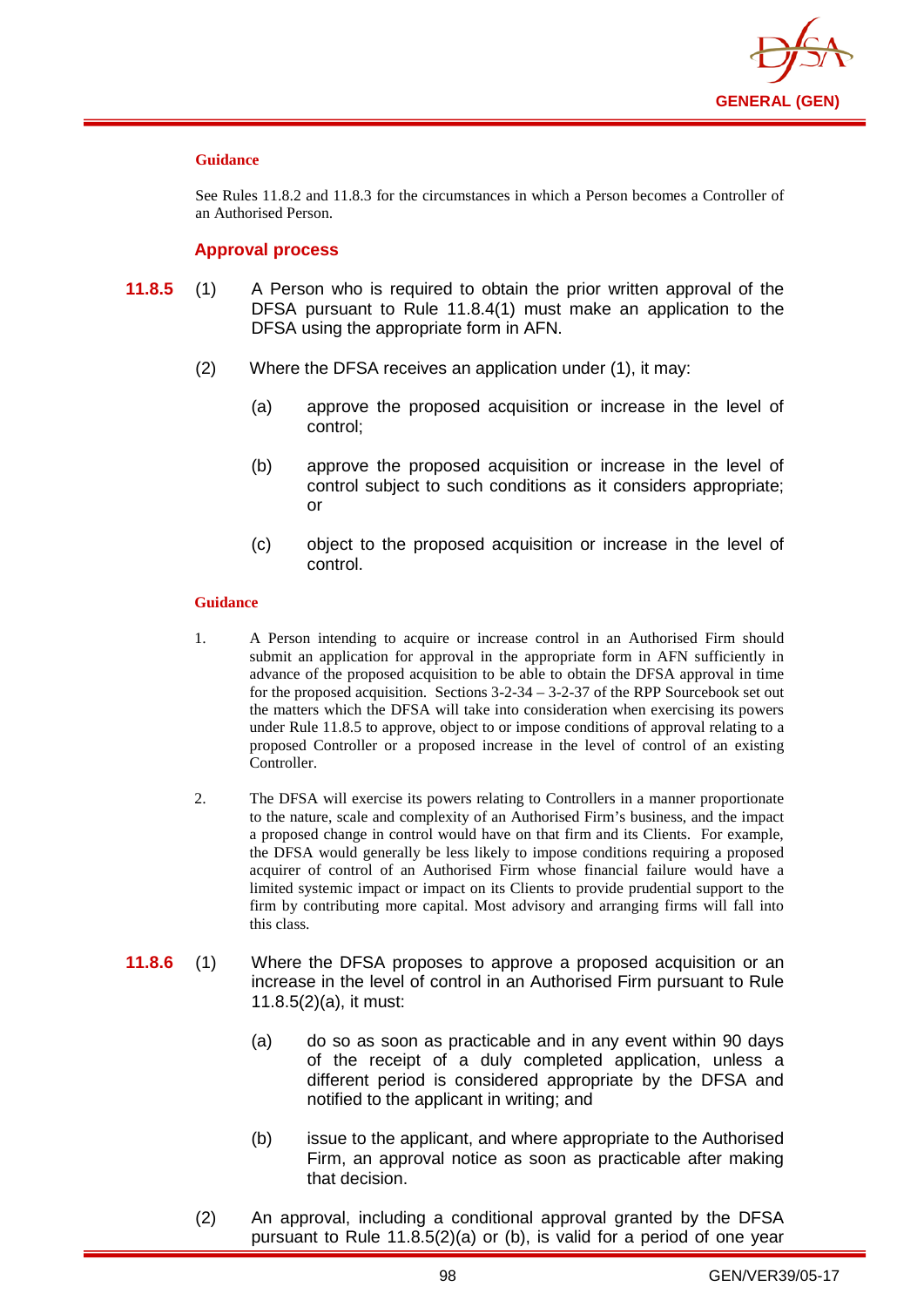#### Guidance

See Rules 11.8.2 and 11.8.3 for the circumstances in which a Person becomes a Controller of an Authorised Person.

### Approval process

**11.8.5** (1) A Person who is required to obtain the prior written approval of the DFSA pursuant to Rule 11.8.4(1) must make an application to the DFSA using the appropriate form in AFN.

(2) Where the DFSA receives an application under (1), it may:

(a) approve the proposed acquisition or increase in the level of control;

(b) approve the proposed acquisition or increase in the level of control subject to such conditions as it considers appropriate; or

(c) object to the proposed acquisition or increase in the level of control.

#### Guidance

1. A Person intending to acquire or increase control in an Authorised Firm should submit an application for approval in the appropriate form in AFN sufficiently in advance of the proposed acquisition to be able to obtain the DFSA approval in time for the proposed acquisition. Sections 3-2-34 – 3-2-37 of the RPP Sourcebook set out the matters which the DFSA will take into consideration when exercising its powers under Rule 11.8.5 to approve, object to or impose conditions of approval relating to a proposed Controller or a proposed increase in the level of control of an existing Controller.

2. The DFSA will exercise its powers relating to Controllers in a manner proportionate to the nature, scale and complexity of an Authorised Firm's business, and the impact a proposed change in control would have on that firm and its Clients. For example, the DFSA would generally be less likely to impose conditions requiring a proposed acquirer of control of an Authorised Firm whose financial failure would have a limited systemic impact or impact on its Clients to provide prudential support to the firm by contributing more capital. Most advisory and arranging firms will fall into this class.

**11.8.6** (1) Where the DFSA proposes to approve a proposed acquisition or an increase in the level of control in an Authorised Firm pursuant to Rule 11.8.5(2)(a), it must:

(a) do so as soon as practicable and in any event within 90 days of the receipt of a duly completed application, unless a different period is considered appropriate by the DFSA and notified to the applicant in writing; and

(b) issue to the applicant, and where appropriate to the Authorised Firm, an approval notice as soon as practicable after making that decision.

(2) An approval, including a conditional approval granted by the DFSA pursuant to Rule 11.8.5(2)(a) or (b), is valid for a period of one year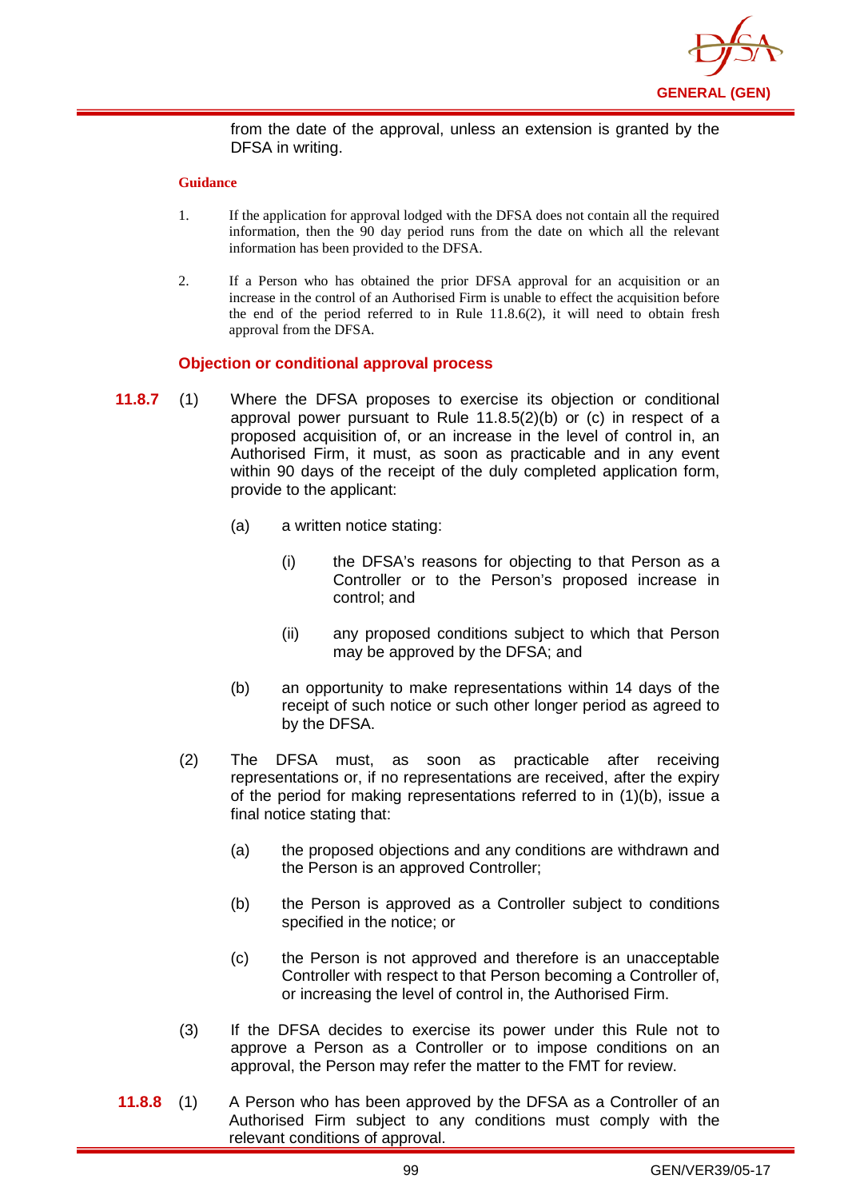from the date of the approval, unless an extension is granted by the DFSA in writing.

**Guidance**

1. If the application for approval lodged with the DFSA does not contain all the required information, then the 90 day period runs from the date on which all the relevant information has been provided to the DFSA.

2. If a Person who has obtained the prior DFSA approval for an acquisition or an increase in the control of an Authorised Firm is unable to effect the acquisition before the end of the period referred to in Rule 11.8.6(2), it will need to obtain fresh approval from the DFSA.

### Objection or conditional approval process

**11.8.7** (1) Where the DFSA proposes to exercise its objection or conditional approval power pursuant to Rule 11.8.5(2)(b) or (c) in respect of a proposed acquisition of, or an increase in the level of control in, an Authorised Firm, it must, as soon as practicable and in any event within 90 days of the receipt of the duly completed application form, provide to the applicant:

(a) a written notice stating:

(i) the DFSA's reasons for objecting to that Person as a Controller or to the Person's proposed increase in control; and

(ii) any proposed conditions subject to which that Person may be approved by the DFSA; and

(b) an opportunity to make representations within 14 days of the receipt of such notice or such other longer period as agreed to by the DFSA.

(2) The DFSA must, as soon as practicable after receiving representations or, if no representations are received, after the expiry of the period for making representations referred to in (1)(b), issue a final notice stating that:

(a) the proposed objections and any conditions are withdrawn and the Person is an approved Controller;

(b) the Person is approved as a Controller subject to conditions specified in the notice; or

(c) the Person is not approved and therefore is an unacceptable Controller with respect to that Person becoming a Controller of, or increasing the level of control in, the Authorised Firm.

(3) If the DFSA decides to exercise its power under this Rule not to approve a Person as a Controller or to impose conditions on an approval, the Person may refer the matter to the FMT for review.

**11.8.8** (1) A Person who has been approved by the DFSA as a Controller of an Authorised Firm subject to any conditions must comply with the relevant conditions of approval.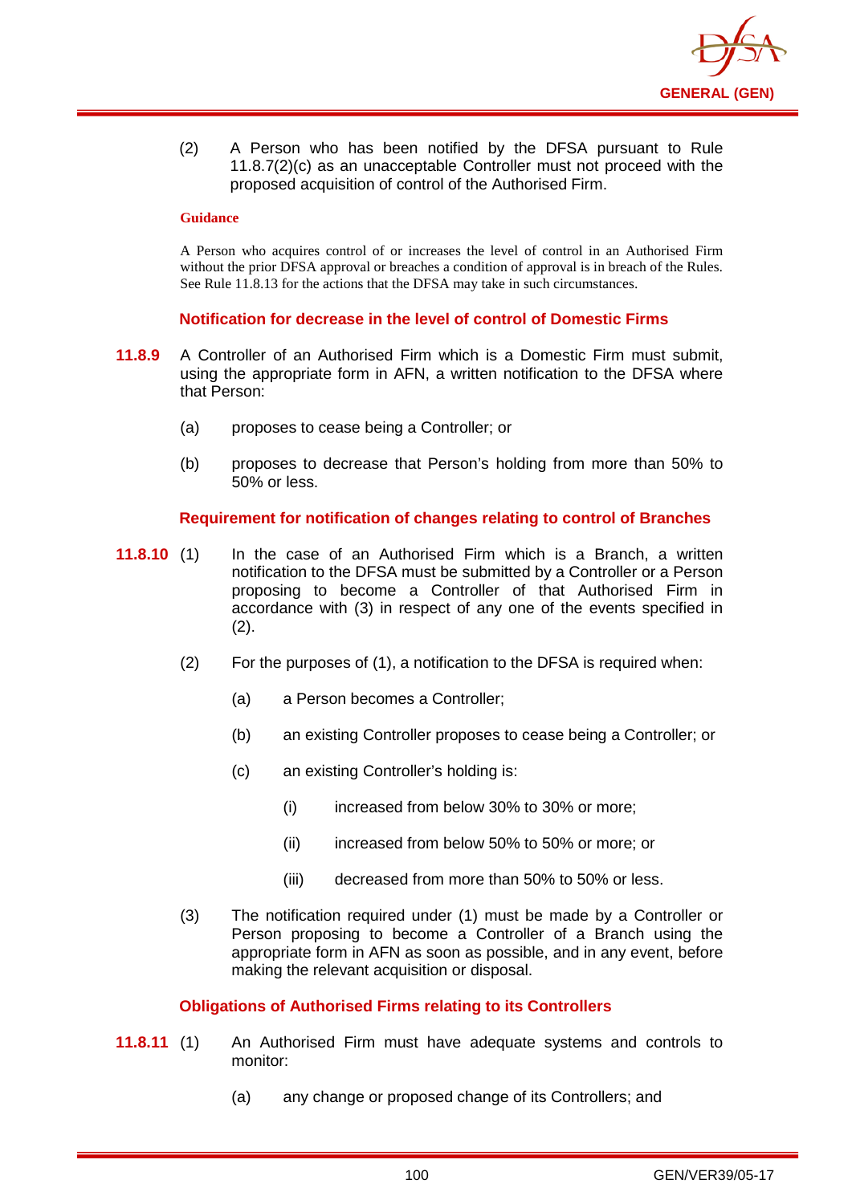(2) A Person who has been notified by the DFSA pursuant to Rule 11.8.7(2)(c) as an unacceptable Controller must not proceed with the proposed acquisition of control of the Authorised Firm.

**Guidance**

A Person who acquires control of or increases the level of control in an Authorised Firm without the prior DFSA approval or breaches a condition of approval is in breach of the Rules. See Rule 11.8.13 for the actions that the DFSA may take in such circumstances.

### Notification for decrease in the level of control of Domestic Firms

**11.8.9** A Controller of an Authorised Firm which is a Domestic Firm must submit, using the appropriate form in AFN, a written notification to the DFSA where that Person:

(a) proposes to cease being a Controller; or

(b) proposes to decrease that Person's holding from more than 50% to 50% or less.

### Requirement for notification of changes relating to control of Branches

**11.8.10** (1) In the case of an Authorised Firm which is a Branch, a written notification to the DFSA must be submitted by a Controller or a Person proposing to become a Controller of that Authorised Firm in accordance with (3) in respect of any one of the events specified in (2).

(2) For the purposes of (1), a notification to the DFSA is required when:

(a) a Person becomes a Controller;

(b) an existing Controller proposes to cease being a Controller; or

(c) an existing Controller's holding is:

(i) increased from below 30% to 30% or more;

(ii) increased from below 50% to 50% or more; or

(iii) decreased from more than 50% to 50% or less.

(3) The notification required under (1) must be made by a Controller or Person proposing to become a Controller of a Branch using the appropriate form in AFN as soon as possible, and in any event, before making the relevant acquisition or disposal.

### Obligations of Authorised Firms relating to its Controllers

**11.8.11** (1) An Authorised Firm must have adequate systems and controls to monitor:

(a) any change or proposed change of its Controllers; and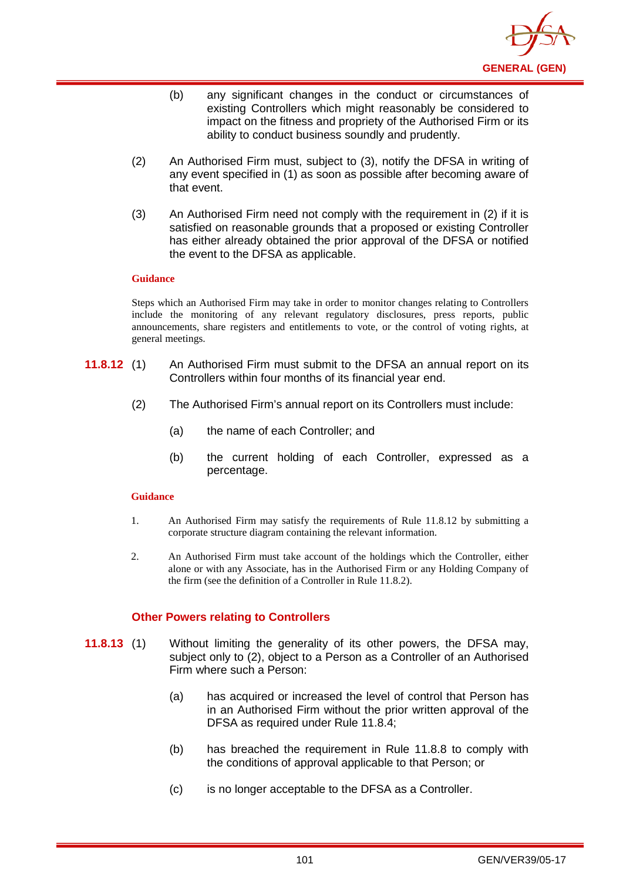(b) any significant changes in the conduct or circumstances of existing Controllers which might reasonably be considered to impact on the fitness and propriety of the Authorised Firm or its ability to conduct business soundly and prudently.

(2) An Authorised Firm must, subject to (3), notify the DFSA in writing of any event specified in (1) as soon as possible after becoming aware of that event.

(3) An Authorised Firm need not comply with the requirement in (2) if it is satisfied on reasonable grounds that a proposed or existing Controller has either already obtained the prior approval of the DFSA or notified the event to the DFSA as applicable.

**Guidance**

Steps which an Authorised Firm may take in order to monitor changes relating to Controllers include the monitoring of any relevant regulatory disclosures, press reports, public announcements, share registers and entitlements to vote, or the control of voting rights, at general meetings.

**11.8.12** (1) An Authorised Firm must submit to the DFSA an annual report on its Controllers within four months of its financial year end.

(2) The Authorised Firm's annual report on its Controllers must include:

(a) the name of each Controller; and

(b) the current holding of each Controller, expressed as a percentage.

**Guidance**

1. An Authorised Firm may satisfy the requirements of Rule 11.8.12 by submitting a corporate structure diagram containing the relevant information.

2. An Authorised Firm must take account of the holdings which the Controller, either alone or with any Associate, has in the Authorised Firm or any Holding Company of the firm (see the definition of a Controller in Rule 11.8.2).

### Other Powers relating to Controllers

**11.8.13** (1) Without limiting the generality of its other powers, the DFSA may, subject only to (2), object to a Person as a Controller of an Authorised Firm where such a Person:

(a) has acquired or increased the level of control that Person has in an Authorised Firm without the prior written approval of the DFSA as required under Rule 11.8.4;

(b) has breached the requirement in Rule 11.8.8 to comply with the conditions of approval applicable to that Person; or

(c) is no longer acceptable to the DFSA as a Controller.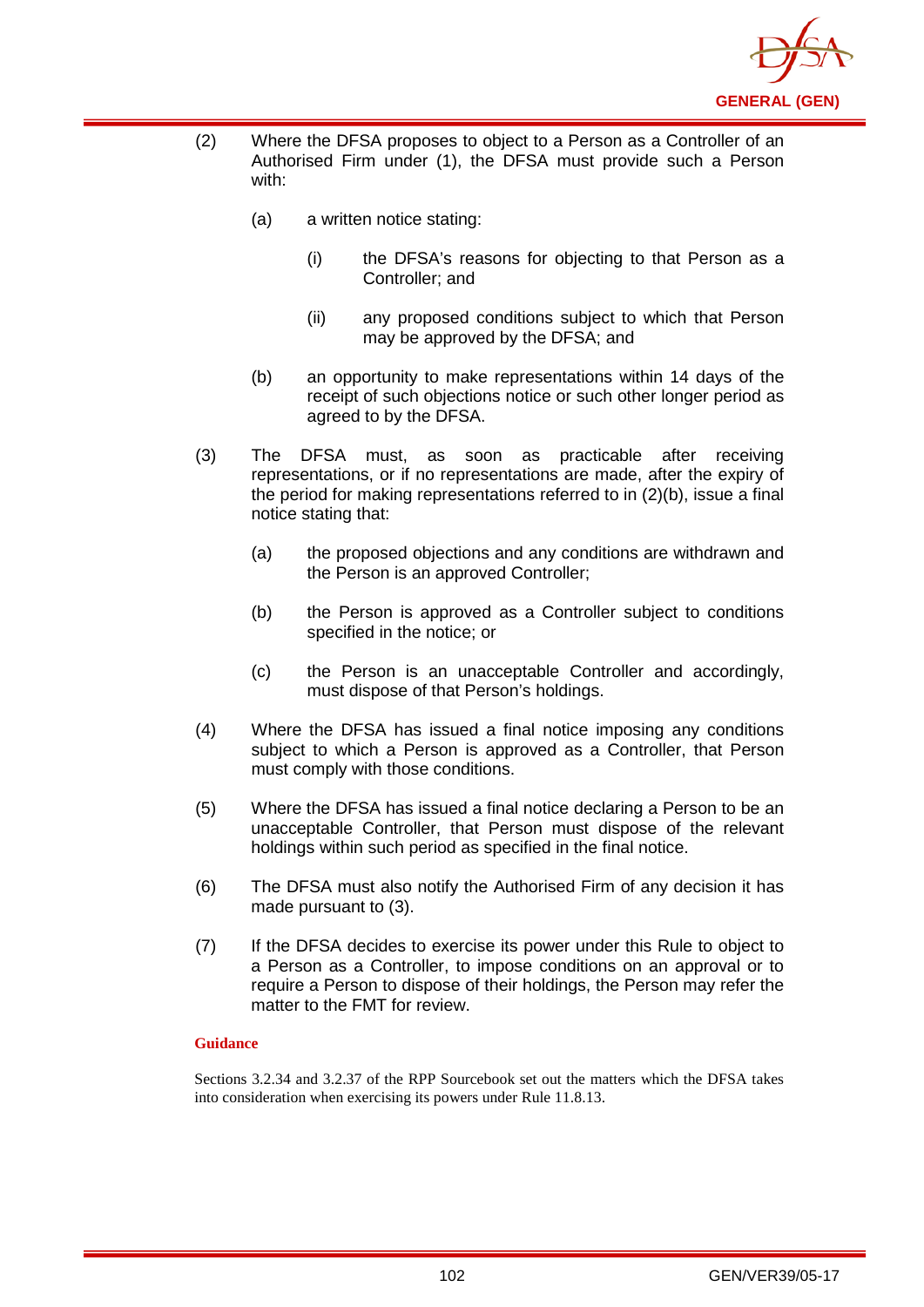(2) Where the DFSA proposes to object to a Person as a Controller of an Authorised Firm under (1), the DFSA must provide such a Person with:

   (a) a written notice stating:

      (i) the DFSA's reasons for objecting to that Person as a Controller; and

      (ii) any proposed conditions subject to which that Person may be approved by the DFSA; and

   (b) an opportunity to make representations within 14 days of the receipt of such objections notice or such other longer period as agreed to by the DFSA.

(3) The DFSA must, as soon as practicable after receiving representations, or if no representations are made, after the expiry of the period for making representations referred to in (2)(b), issue a final notice stating that:

   (a) the proposed objections and any conditions are withdrawn and the Person is an approved Controller;

   (b) the Person is approved as a Controller subject to conditions specified in the notice; or

   (c) the Person is an unacceptable Controller and accordingly, must dispose of that Person's holdings.

(4) Where the DFSA has issued a final notice imposing any conditions subject to which a Person is approved as a Controller, that Person must comply with those conditions.

(5) Where the DFSA has issued a final notice declaring a Person to be an unacceptable Controller, that Person must dispose of the relevant holdings within such period as specified in the final notice.

(6) The DFSA must also notify the Authorised Firm of any decision it has made pursuant to (3).

(7) If the DFSA decides to exercise its power under this Rule to object to a Person as a Controller, to impose conditions on an approval or to require a Person to dispose of their holdings, the Person may refer the matter to the FMT for review.

**Guidance**

Sections 3.2.34 and 3.2.37 of the RPP Sourcebook set out the matters which the DFSA takes into consideration when exercising its powers under Rule 11.8.13.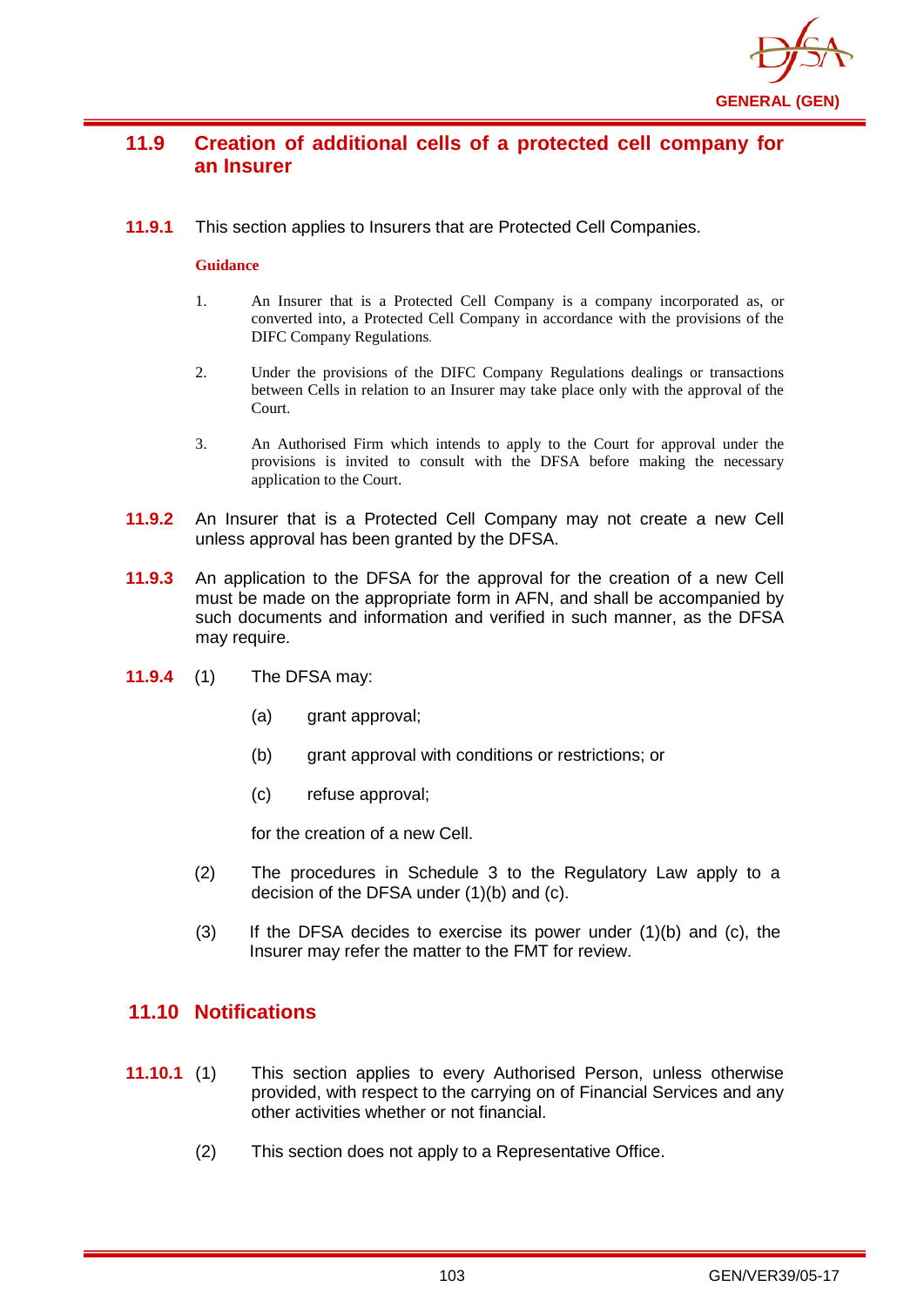## 11.9 Creation of additional cells of a protected cell company for an Insurer

**11.9.1** This section applies to Insurers that are Protected Cell Companies.

**Guidance**

1. An Insurer that is a Protected Cell Company is a company incorporated as, or converted into, a Protected Cell Company in accordance with the provisions of the DIFC Company Regulations.

2. Under the provisions of the DIFC Company Regulations dealings or transactions between Cells in relation to an Insurer may take place only with the approval of the Court.

3. An Authorised Firm which intends to apply to the Court for approval under the provisions is invited to consult with the DFSA before making the necessary application to the Court.

**11.9.2** An Insurer that is a Protected Cell Company may not create a new Cell unless approval has been granted by the DFSA.

**11.9.3** An application to the DFSA for the approval for the creation of a new Cell must be made on the appropriate form in AFN, and shall be accompanied by such documents and information and verified in such manner, as the DFSA may require.

**11.9.4** (1) The DFSA may:

(a) grant approval;

(b) grant approval with conditions or restrictions; or

(c) refuse approval;

for the creation of a new Cell.

(2) The procedures in Schedule 3 to the Regulatory Law apply to a decision of the DFSA under (1)(b) and (c).

(3) If the DFSA decides to exercise its power under (1)(b) and (c), the Insurer may refer the matter to the FMT for review.

## 11.10 Notifications

**11.10.1** (1) This section applies to every Authorised Person, unless otherwise provided, with respect to the carrying on of Financial Services and any other activities whether or not financial.

(2) This section does not apply to a Representative Office.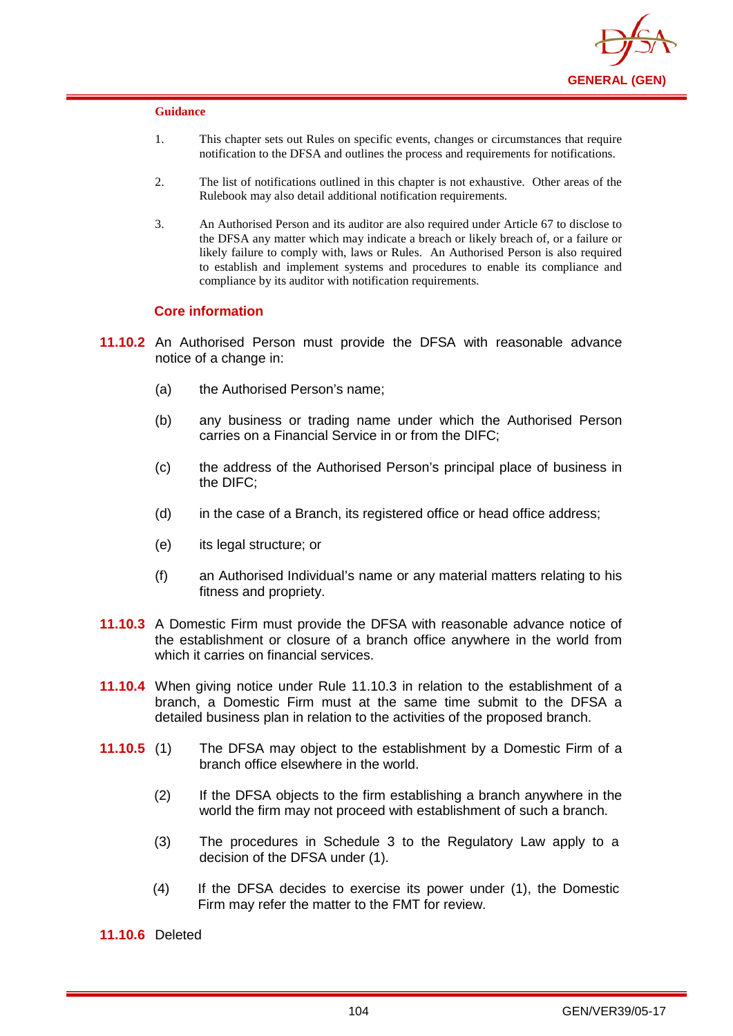**Guidance**

1. This chapter sets out Rules on specific events, changes or circumstances that require notification to the DFSA and outlines the process and requirements for notifications.

2. The list of notifications outlined in this chapter is not exhaustive. Other areas of the Rulebook may also detail additional notification requirements.

3. An Authorised Person and its auditor are also required under Article 67 to disclose to the DFSA any matter which may indicate a breach or likely breach of, or a failure or likely failure to comply with, laws or Rules. An Authorised Person is also required to establish and implement systems and procedures to enable its compliance and compliance by its auditor with notification requirements.

### Core information

**11.10.2** An Authorised Person must provide the DFSA with reasonable advance notice of a change in:

(a) the Authorised Person's name;

(b) any business or trading name under which the Authorised Person carries on a Financial Service in or from the DIFC;

(c) the address of the Authorised Person's principal place of business in the DIFC;

(d) in the case of a Branch, its registered office or head office address;

(e) its legal structure; or

(f) an Authorised Individual's name or any material matters relating to his fitness and propriety.

**11.10.3** A Domestic Firm must provide the DFSA with reasonable advance notice of the establishment or closure of a branch office anywhere in the world from which it carries on financial services.

**11.10.4** When giving notice under Rule 11.10.3 in relation to the establishment of a branch, a Domestic Firm must at the same time submit to the DFSA a detailed business plan in relation to the activities of the proposed branch.

**11.10.5** (1) The DFSA may object to the establishment by a Domestic Firm of a branch office elsewhere in the world.

(2) If the DFSA objects to the firm establishing a branch anywhere in the world the firm may not proceed with establishment of such a branch.

(3) The procedures in Schedule 3 to the Regulatory Law apply to a decision of the DFSA under (1).

(4) If the DFSA decides to exercise its power under (1), the Domestic Firm may refer the matter to the FMT for review.

**11.10.6** Deleted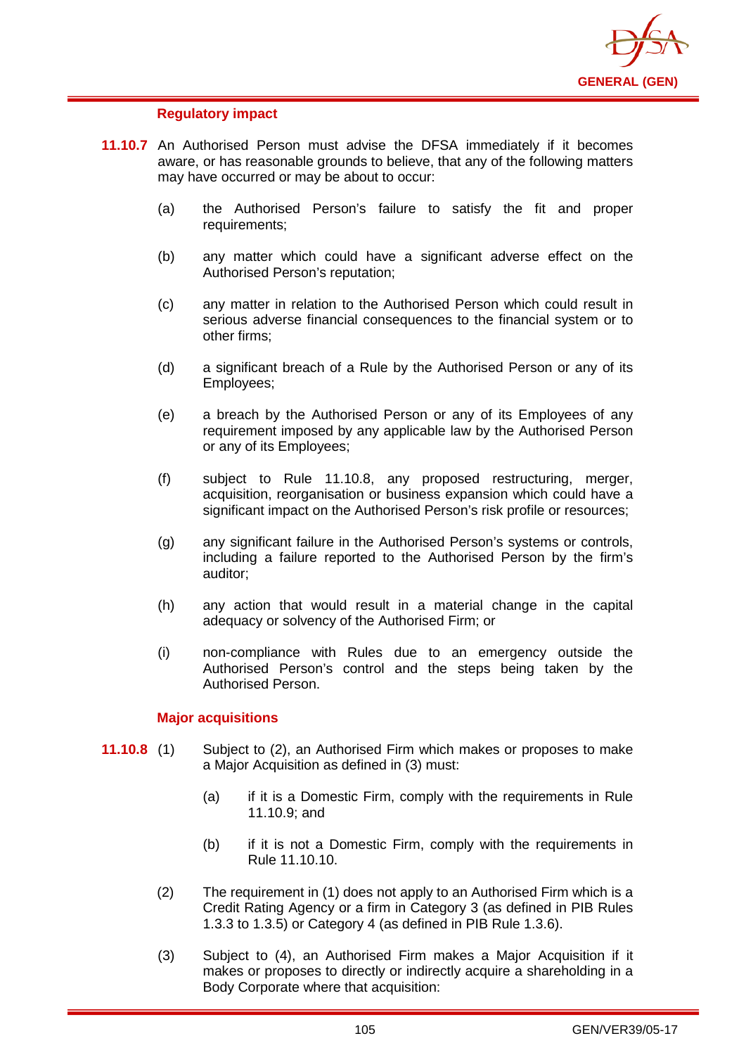#### Regulatory impact

**11.10.7** An Authorised Person must advise the DFSA immediately if it becomes aware, or has reasonable grounds to believe, that any of the following matters may have occurred or may be about to occur:

(a) the Authorised Person's failure to satisfy the fit and proper requirements;

(b) any matter which could have a significant adverse effect on the Authorised Person's reputation;

(c) any matter in relation to the Authorised Person which could result in serious adverse financial consequences to the financial system or to other firms;

(d) a significant breach of a Rule by the Authorised Person or any of its Employees;

(e) a breach by the Authorised Person or any of its Employees of any requirement imposed by any applicable law by the Authorised Person or any of its Employees;

(f) subject to Rule 11.10.8, any proposed restructuring, merger, acquisition, reorganisation or business expansion which could have a significant impact on the Authorised Person's risk profile or resources;

(g) any significant failure in the Authorised Person's systems or controls, including a failure reported to the Authorised Person by the firm's auditor;

(h) any action that would result in a material change in the capital adequacy or solvency of the Authorised Firm; or

(i) non-compliance with Rules due to an emergency outside the Authorised Person's control and the steps being taken by the Authorised Person.

#### Major acquisitions

**11.10.8** (1) Subject to (2), an Authorised Firm which makes or proposes to make a Major Acquisition as defined in (3) must:

(a) if it is a Domestic Firm, comply with the requirements in Rule 11.10.9; and

(b) if it is not a Domestic Firm, comply with the requirements in Rule 11.10.10.

(2) The requirement in (1) does not apply to an Authorised Firm which is a Credit Rating Agency or a firm in Category 3 (as defined in PIB Rules 1.3.3 to 1.3.5) or Category 4 (as defined in PIB Rule 1.3.6).

(3) Subject to (4), an Authorised Firm makes a Major Acquisition if it makes or proposes to directly or indirectly acquire a shareholding in a Body Corporate where that acquisition: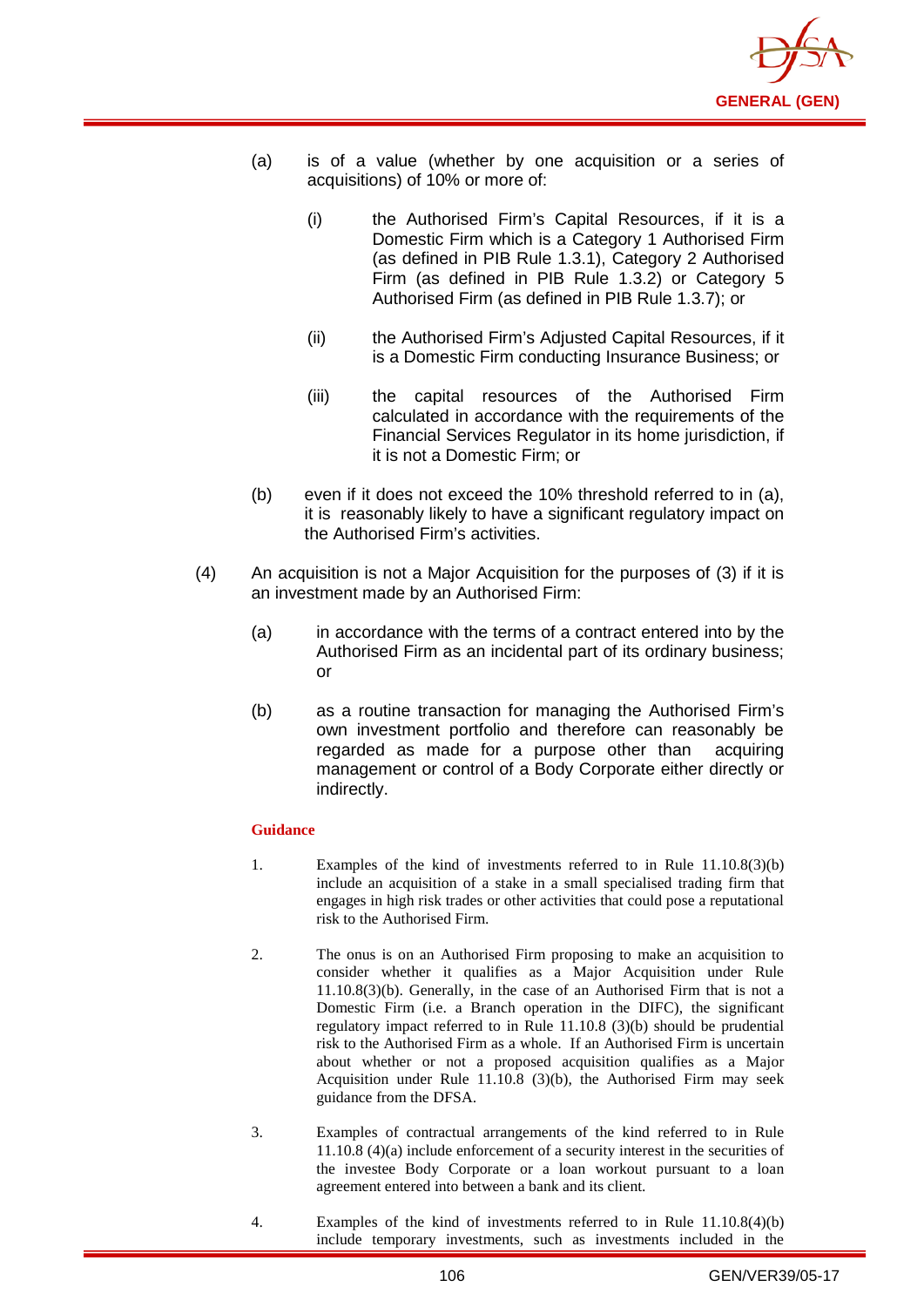(a) is of a value (whether by one acquisition or a series of acquisitions) of 10% or more of:

   (i) the Authorised Firm's Capital Resources, if it is a Domestic Firm which is a Category 1 Authorised Firm (as defined in PIB Rule 1.3.1), Category 2 Authorised Firm (as defined in PIB Rule 1.3.2) or Category 5 Authorised Firm (as defined in PIB Rule 1.3.7); or

   (ii) the Authorised Firm's Adjusted Capital Resources, if it is a Domestic Firm conducting Insurance Business; or

   (iii) the capital resources of the Authorised Firm calculated in accordance with the requirements of the Financial Services Regulator in its home jurisdiction, if it is not a Domestic Firm; or

(b) even if it does not exceed the 10% threshold referred to in (a), it is reasonably likely to have a significant regulatory impact on the Authorised Firm's activities.

(4) An acquisition is not a Major Acquisition for the purposes of (3) if it is an investment made by an Authorised Firm:

   (a) in accordance with the terms of a contract entered into by the Authorised Firm as an incidental part of its ordinary business; or

   (b) as a routine transaction for managing the Authorised Firm's own investment portfolio and therefore can reasonably be regarded as made for a purpose other than acquiring management or control of a Body Corporate either directly or indirectly.

**Guidance**

1. Examples of the kind of investments referred to in Rule 11.10.8(3)(b) include an acquisition of a stake in a small specialised trading firm that engages in high risk trades or other activities that could pose a reputational risk to the Authorised Firm.

2. The onus is on an Authorised Firm proposing to make an acquisition to consider whether it qualifies as a Major Acquisition under Rule 11.10.8(3)(b). Generally, in the case of an Authorised Firm that is not a Domestic Firm (i.e. a Branch operation in the DIFC), the significant regulatory impact referred to in Rule 11.10.8 (3)(b) should be prudential risk to the Authorised Firm as a whole. If an Authorised Firm is uncertain about whether or not a proposed acquisition qualifies as a Major Acquisition under Rule 11.10.8 (3)(b), the Authorised Firm may seek guidance from the DFSA.

3. Examples of contractual arrangements of the kind referred to in Rule 11.10.8 (4)(a) include enforcement of a security interest in the securities of the investee Body Corporate or a loan workout pursuant to a loan agreement entered into between a bank and its client.

4. Examples of the kind of investments referred to in Rule 11.10.8(4)(b) include temporary investments, such as investments included in the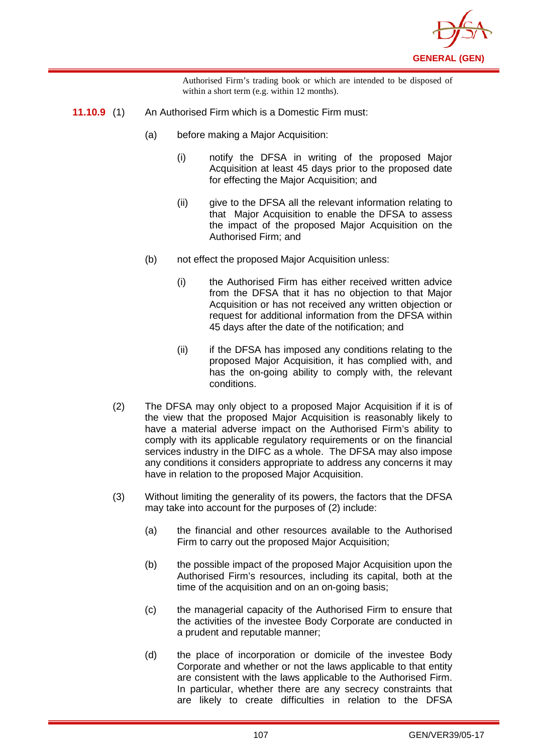Authorised Firm's trading book or which are intended to be disposed of within a short term (e.g. within 12 months).

**11.10.9** (1) An Authorised Firm which is a Domestic Firm must:

(a) before making a Major Acquisition:

(i) notify the DFSA in writing of the proposed Major Acquisition at least 45 days prior to the proposed date for effecting the Major Acquisition; and

(ii) give to the DFSA all the relevant information relating to that Major Acquisition to enable the DFSA to assess the impact of the proposed Major Acquisition on the Authorised Firm; and

(b) not effect the proposed Major Acquisition unless:

(i) the Authorised Firm has either received written advice from the DFSA that it has no objection to that Major Acquisition or has not received any written objection or request for additional information from the DFSA within 45 days after the date of the notification; and

(ii) if the DFSA has imposed any conditions relating to the proposed Major Acquisition, it has complied with, and has the on-going ability to comply with, the relevant conditions.

(2) The DFSA may only object to a proposed Major Acquisition if it is of the view that the proposed Major Acquisition is reasonably likely to have a material adverse impact on the Authorised Firm's ability to comply with its applicable regulatory requirements or on the financial services industry in the DIFC as a whole. The DFSA may also impose any conditions it considers appropriate to address any concerns it may have in relation to the proposed Major Acquisition.

(3) Without limiting the generality of its powers, the factors that the DFSA may take into account for the purposes of (2) include:

(a) the financial and other resources available to the Authorised Firm to carry out the proposed Major Acquisition;

(b) the possible impact of the proposed Major Acquisition upon the Authorised Firm's resources, including its capital, both at the time of the acquisition and on an on-going basis;

(c) the managerial capacity of the Authorised Firm to ensure that the activities of the investee Body Corporate are conducted in a prudent and reputable manner;

(d) the place of incorporation or domicile of the investee Body Corporate and whether or not the laws applicable to that entity are consistent with the laws applicable to the Authorised Firm. In particular, whether there are any secrecy constraints that are likely to create difficulties in relation to the DFSA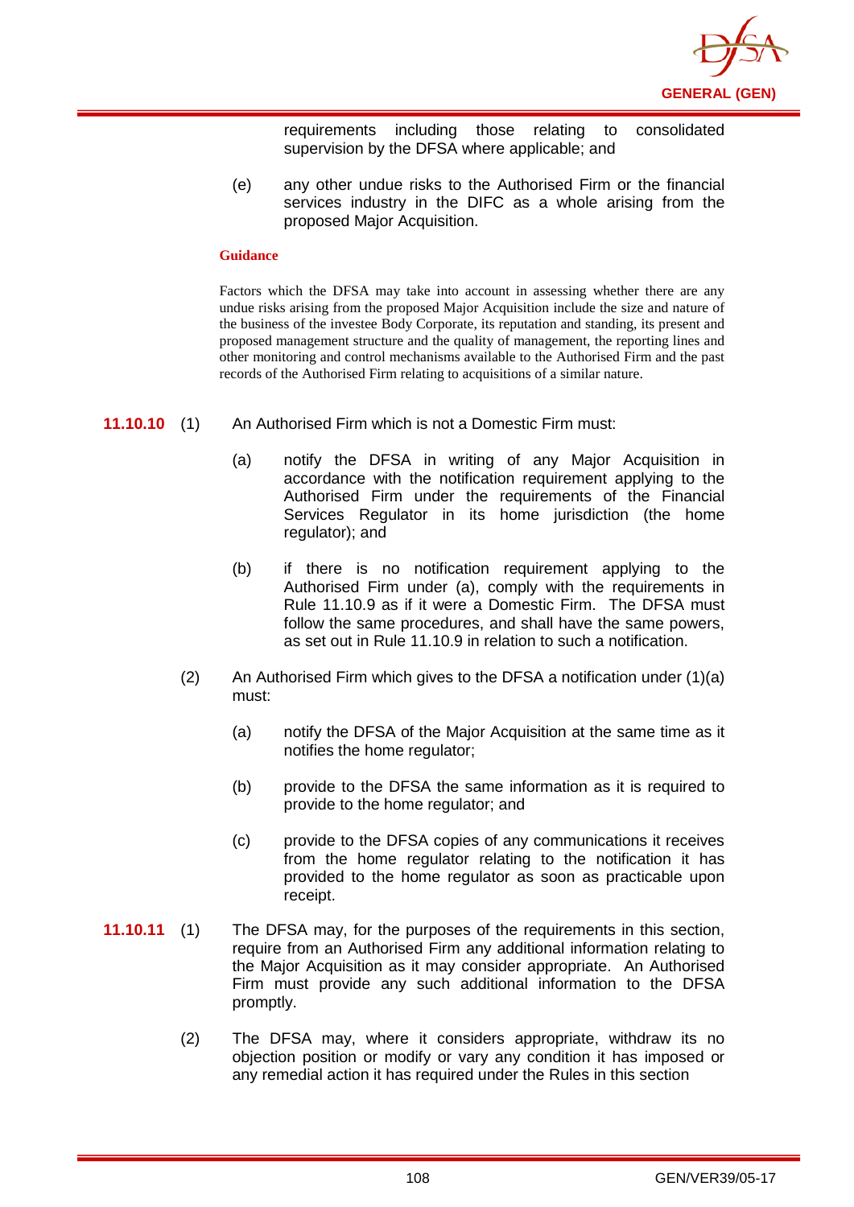requirements including those relating to consolidated supervision by the DFSA where applicable; and

(e) any other undue risks to the Authorised Firm or the financial services industry in the DIFC as a whole arising from the proposed Major Acquisition.

**Guidance**

Factors which the DFSA may take into account in assessing whether there are any undue risks arising from the proposed Major Acquisition include the size and nature of the business of the investee Body Corporate, its reputation and standing, its present and proposed management structure and the quality of management, the reporting lines and other monitoring and control mechanisms available to the Authorised Firm and the past records of the Authorised Firm relating to acquisitions of a similar nature.

**11.10.10** (1) An Authorised Firm which is not a Domestic Firm must:

(a) notify the DFSA in writing of any Major Acquisition in accordance with the notification requirement applying to the Authorised Firm under the requirements of the Financial Services Regulator in its home jurisdiction (the home regulator); and

(b) if there is no notification requirement applying to the Authorised Firm under (a), comply with the requirements in Rule 11.10.9 as if it were a Domestic Firm. The DFSA must follow the same procedures, and shall have the same powers, as set out in Rule 11.10.9 in relation to such a notification.

(2) An Authorised Firm which gives to the DFSA a notification under (1)(a) must:

(a) notify the DFSA of the Major Acquisition at the same time as it notifies the home regulator;

(b) provide to the DFSA the same information as it is required to provide to the home regulator; and

(c) provide to the DFSA copies of any communications it receives from the home regulator relating to the notification it has provided to the home regulator as soon as practicable upon receipt.

**11.10.11** (1) The DFSA may, for the purposes of the requirements in this section, require from an Authorised Firm any additional information relating to the Major Acquisition as it may consider appropriate. An Authorised Firm must provide any such additional information to the DFSA promptly.

(2) The DFSA may, where it considers appropriate, withdraw its no objection position or modify or vary any condition it has imposed or any remedial action it has required under the Rules in this section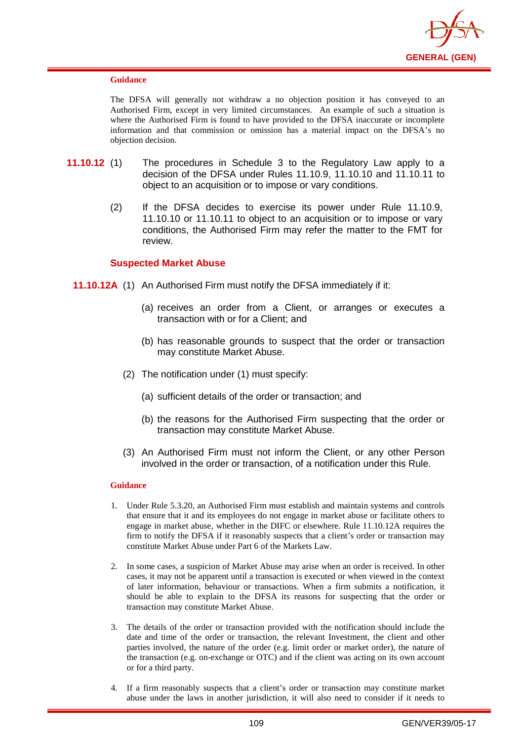**Guidance**

The DFSA will generally not withdraw a no objection position it has conveyed to an Authorised Firm, except in very limited circumstances. An example of such a situation is where the Authorised Firm is found to have provided to the DFSA inaccurate or incomplete information and that commission or omission has a material impact on the DFSA's no objection decision.

**11.10.12** (1) The procedures in Schedule 3 to the Regulatory Law apply to a decision of the DFSA under Rules 11.10.9, 11.10.10 and 11.10.11 to object to an acquisition or to impose or vary conditions.

(2) If the DFSA decides to exercise its power under Rule 11.10.9, 11.10.10 or 11.10.11 to object to an acquisition or to impose or vary conditions, the Authorised Firm may refer the matter to the FMT for review.

### Suspected Market Abuse

**11.10.12A** (1) An Authorised Firm must notify the DFSA immediately if it:

(a) receives an order from a Client, or arranges or executes a transaction with or for a Client; and

(b) has reasonable grounds to suspect that the order or transaction may constitute Market Abuse.

(2) The notification under (1) must specify:

(a) sufficient details of the order or transaction; and

(b) the reasons for the Authorised Firm suspecting that the order or transaction may constitute Market Abuse.

(3) An Authorised Firm must not inform the Client, or any other Person involved in the order or transaction, of a notification under this Rule.

**Guidance**

1. Under Rule 5.3.20, an Authorised Firm must establish and maintain systems and controls that ensure that it and its employees do not engage in market abuse or facilitate others to engage in market abuse, whether in the DIFC or elsewhere. Rule 11.10.12A requires the firm to notify the DFSA if it reasonably suspects that a client's order or transaction may constitute Market Abuse under Part 6 of the Markets Law.

2. In some cases, a suspicion of Market Abuse may arise when an order is received. In other cases, it may not be apparent until a transaction is executed or when viewed in the context of later information, behaviour or transactions. When a firm submits a notification, it should be able to explain to the DFSA its reasons for suspecting that the order or transaction may constitute Market Abuse.

3. The details of the order or transaction provided with the notification should include the date and time of the order or transaction, the relevant Investment, the client and other parties involved, the nature of the order (e.g. limit order or market order), the nature of the transaction (e.g. on-exchange or OTC) and if the client was acting on its own account or for a third party.

4. If a firm reasonably suspects that a client's order or transaction may constitute market abuse under the laws in another jurisdiction, it will also need to consider if it needs to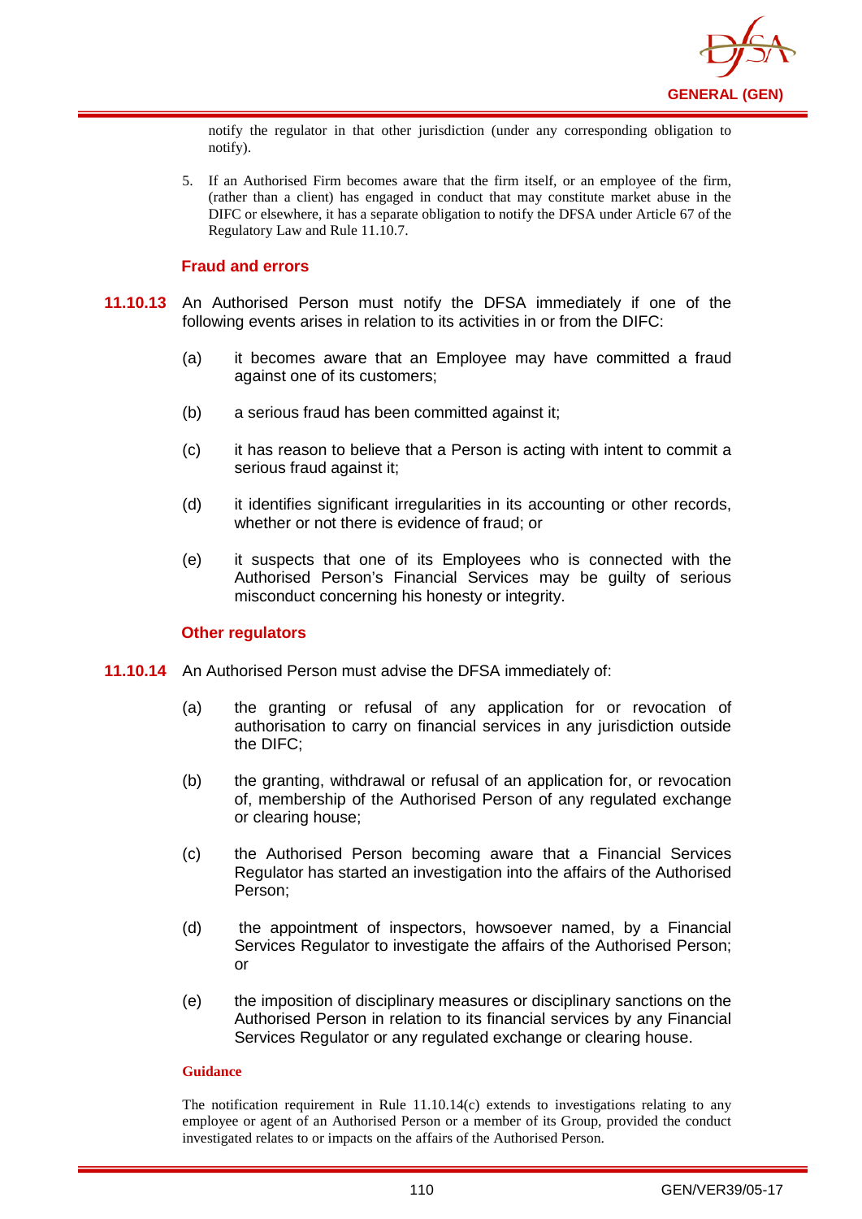notify the regulator in that other jurisdiction (under any corresponding obligation to notify).

5. If an Authorised Firm becomes aware that the firm itself, or an employee of the firm, (rather than a client) has engaged in conduct that may constitute market abuse in the DIFC or elsewhere, it has a separate obligation to notify the DFSA under Article 67 of the Regulatory Law and Rule 11.10.7.

### Fraud and errors

**11.10.13** An Authorised Person must notify the DFSA immediately if one of the following events arises in relation to its activities in or from the DIFC:

(a) it becomes aware that an Employee may have committed a fraud against one of its customers;

(b) a serious fraud has been committed against it;

(c) it has reason to believe that a Person is acting with intent to commit a serious fraud against it;

(d) it identifies significant irregularities in its accounting or other records, whether or not there is evidence of fraud; or

(e) it suspects that one of its Employees who is connected with the Authorised Person's Financial Services may be guilty of serious misconduct concerning his honesty or integrity.

### Other regulators

**11.10.14** An Authorised Person must advise the DFSA immediately of:

(a) the granting or refusal of any application for or revocation of authorisation to carry on financial services in any jurisdiction outside the DIFC;

(b) the granting, withdrawal or refusal of an application for, or revocation of, membership of the Authorised Person of any regulated exchange or clearing house;

(c) the Authorised Person becoming aware that a Financial Services Regulator has started an investigation into the affairs of the Authorised Person;

(d) the appointment of inspectors, howsoever named, by a Financial Services Regulator to investigate the affairs of the Authorised Person; or

(e) the imposition of disciplinary measures or disciplinary sanctions on the Authorised Person in relation to its financial services by any Financial Services Regulator or any regulated exchange or clearing house.

**Guidance**

The notification requirement in Rule 11.10.14(c) extends to investigations relating to any employee or agent of an Authorised Person or a member of its Group, provided the conduct investigated relates to or impacts on the affairs of the Authorised Person.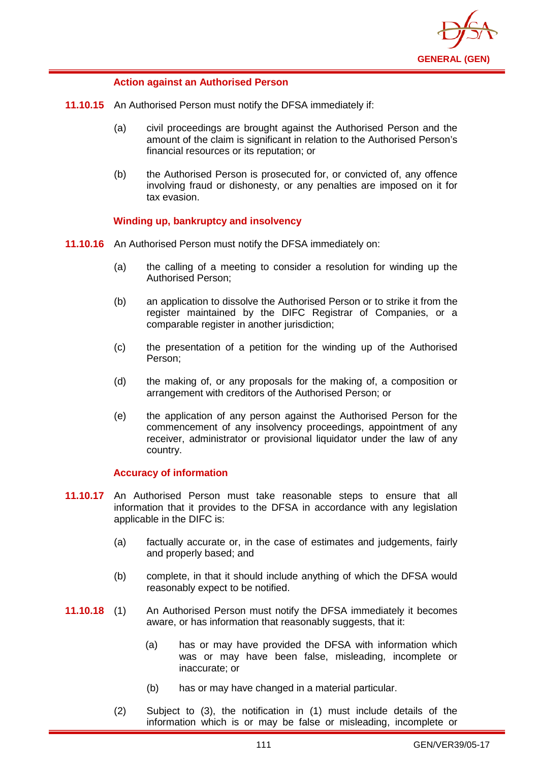### Action against an Authorised Person

**11.10.15** An Authorised Person must notify the DFSA immediately if:

(a) civil proceedings are brought against the Authorised Person and the amount of the claim is significant in relation to the Authorised Person's financial resources or its reputation; or

(b) the Authorised Person is prosecuted for, or convicted of, any offence involving fraud or dishonesty, or any penalties are imposed on it for tax evasion.

### Winding up, bankruptcy and insolvency

**11.10.16** An Authorised Person must notify the DFSA immediately on:

(a) the calling of a meeting to consider a resolution for winding up the Authorised Person;

(b) an application to dissolve the Authorised Person or to strike it from the register maintained by the DIFC Registrar of Companies, or a comparable register in another jurisdiction;

(c) the presentation of a petition for the winding up of the Authorised Person;

(d) the making of, or any proposals for the making of, a composition or arrangement with creditors of the Authorised Person; or

(e) the application of any person against the Authorised Person for the commencement of any insolvency proceedings, appointment of any receiver, administrator or provisional liquidator under the law of any country.

### Accuracy of information

**11.10.17** An Authorised Person must take reasonable steps to ensure that all information that it provides to the DFSA in accordance with any legislation applicable in the DIFC is:

(a) factually accurate or, in the case of estimates and judgements, fairly and properly based; and

(b) complete, in that it should include anything of which the DFSA would reasonably expect to be notified.

**11.10.18** (1) An Authorised Person must notify the DFSA immediately it becomes aware, or has information that reasonably suggests, that it:

(a) has or may have provided the DFSA with information which was or may have been false, misleading, incomplete or inaccurate; or

(b) has or may have changed in a material particular.

(2) Subject to (3), the notification in (1) must include details of the information which is or may be false or misleading, incomplete or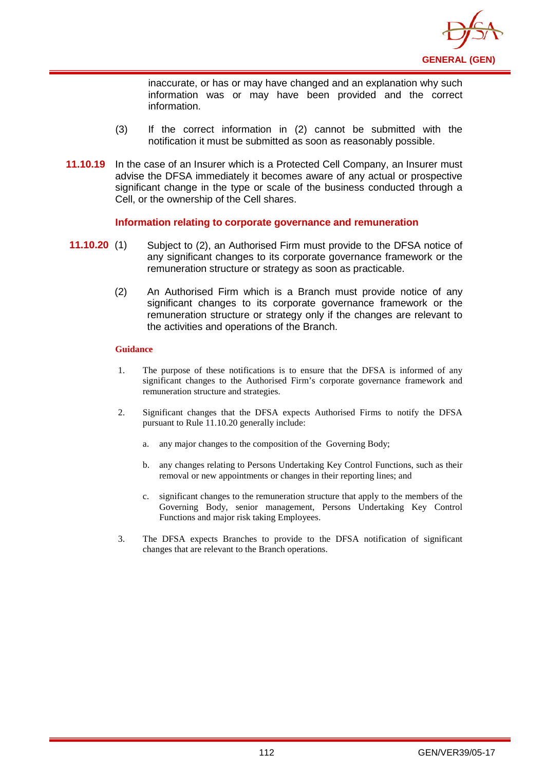inaccurate, or has or may have changed and an explanation why such information was or may have been provided and the correct information.

(3) If the correct information in (2) cannot be submitted with the notification it must be submitted as soon as reasonably possible.

**11.10.19** In the case of an Insurer which is a Protected Cell Company, an Insurer must advise the DFSA immediately it becomes aware of any actual or prospective significant change in the type or scale of the business conducted through a Cell, or the ownership of the Cell shares.

### Information relating to corporate governance and remuneration

**11.10.20** (1) Subject to (2), an Authorised Firm must provide to the DFSA notice of any significant changes to its corporate governance framework or the remuneration structure or strategy as soon as practicable.

(2) An Authorised Firm which is a Branch must provide notice of any significant changes to its corporate governance framework or the remuneration structure or strategy only if the changes are relevant to the activities and operations of the Branch.

**Guidance**

1. The purpose of these notifications is to ensure that the DFSA is informed of any significant changes to the Authorised Firm's corporate governance framework and remuneration structure and strategies.

2. Significant changes that the DFSA expects Authorised Firms to notify the DFSA pursuant to Rule 11.10.20 generally include:

   a. any major changes to the composition of the Governing Body;

   b. any changes relating to Persons Undertaking Key Control Functions, such as their removal or new appointments or changes in their reporting lines; and

   c. significant changes to the remuneration structure that apply to the members of the Governing Body, senior management, Persons Undertaking Key Control Functions and major risk taking Employees.

3. The DFSA expects Branches to provide to the DFSA notification of significant changes that are relevant to the Branch operations.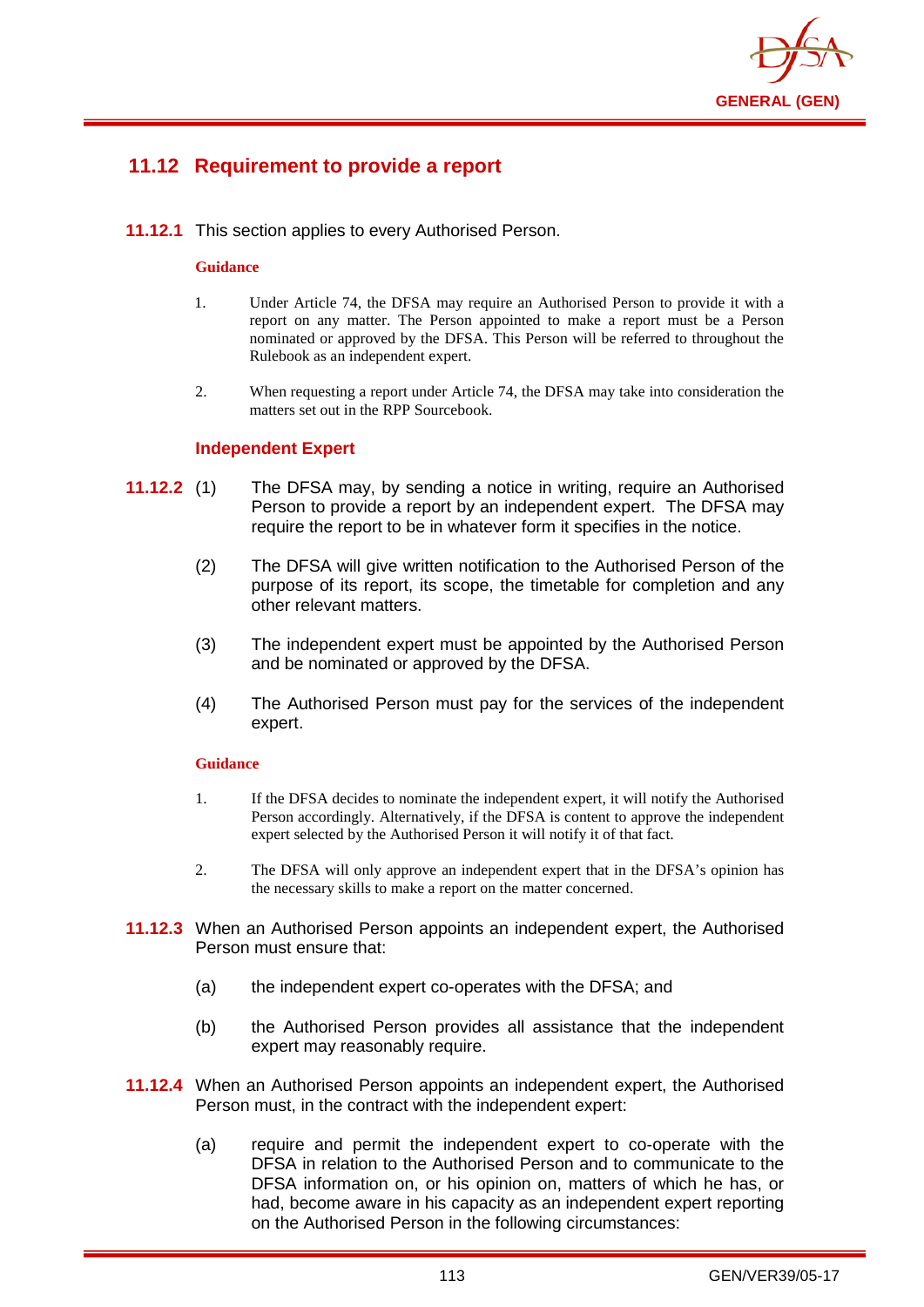## 11.12 Requirement to provide a report

**11.12.1** This section applies to every Authorised Person.

**Guidance**

1. Under Article 74, the DFSA may require an Authorised Person to provide it with a report on any matter. The Person appointed to make a report must be a Person nominated or approved by the DFSA. This Person will be referred to throughout the Rulebook as an independent expert.

2. When requesting a report under Article 74, the DFSA may take into consideration the matters set out in the RPP Sourcebook.

### Independent Expert

**11.12.2** (1) The DFSA may, by sending a notice in writing, require an Authorised Person to provide a report by an independent expert. The DFSA may require the report to be in whatever form it specifies in the notice.

(2) The DFSA will give written notification to the Authorised Person of the purpose of its report, its scope, the timetable for completion and any other relevant matters.

(3) The independent expert must be appointed by the Authorised Person and be nominated or approved by the DFSA.

(4) The Authorised Person must pay for the services of the independent expert.

**Guidance**

1. If the DFSA decides to nominate the independent expert, it will notify the Authorised Person accordingly. Alternatively, if the DFSA is content to approve the independent expert selected by the Authorised Person it will notify it of that fact.

2. The DFSA will only approve an independent expert that in the DFSA's opinion has the necessary skills to make a report on the matter concerned.

**11.12.3** When an Authorised Person appoints an independent expert, the Authorised Person must ensure that:

(a) the independent expert co-operates with the DFSA; and

(b) the Authorised Person provides all assistance that the independent expert may reasonably require.

**11.12.4** When an Authorised Person appoints an independent expert, the Authorised Person must, in the contract with the independent expert:

(a) require and permit the independent expert to co-operate with the DFSA in relation to the Authorised Person and to communicate to the DFSA information on, or his opinion on, matters of which he has, or had, become aware in his capacity as an independent expert reporting on the Authorised Person in the following circumstances: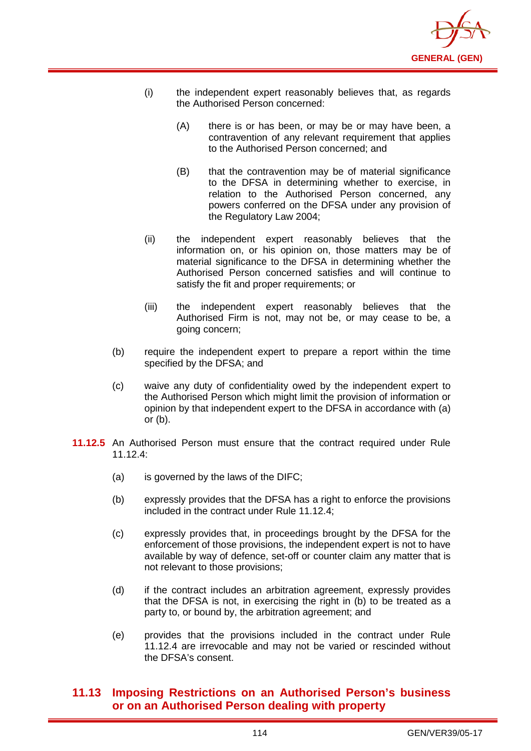(i) the independent expert reasonably believes that, as regards the Authorised Person concerned:

(A) there is or has been, or may be or may have been, a contravention of any relevant requirement that applies to the Authorised Person concerned; and

(B) that the contravention may be of material significance to the DFSA in determining whether to exercise, in relation to the Authorised Person concerned, any powers conferred on the DFSA under any provision of the Regulatory Law 2004;

(ii) the independent expert reasonably believes that the information on, or his opinion on, those matters may be of material significance to the DFSA in determining whether the Authorised Person concerned satisfies and will continue to satisfy the fit and proper requirements; or

(iii) the independent expert reasonably believes that the Authorised Firm is not, may not be, or may cease to be, a going concern;

(b) require the independent expert to prepare a report within the time specified by the DFSA; and

(c) waive any duty of confidentiality owed by the independent expert to the Authorised Person which might limit the provision of information or opinion by that independent expert to the DFSA in accordance with (a) or (b).

**11.12.5** An Authorised Person must ensure that the contract required under Rule 11.12.4:

(a) is governed by the laws of the DIFC;

(b) expressly provides that the DFSA has a right to enforce the provisions included in the contract under Rule 11.12.4;

(c) expressly provides that, in proceedings brought by the DFSA for the enforcement of those provisions, the independent expert is not to have available by way of defence, set-off or counter claim any matter that is not relevant to those provisions;

(d) if the contract includes an arbitration agreement, expressly provides that the DFSA is not, in exercising the right in (b) to be treated as a party to, or bound by, the arbitration agreement; and

(e) provides that the provisions included in the contract under Rule 11.12.4 are irrevocable and may not be varied or rescinded without the DFSA's consent.

## 11.13 Imposing Restrictions on an Authorised Person's business or on an Authorised Person dealing with property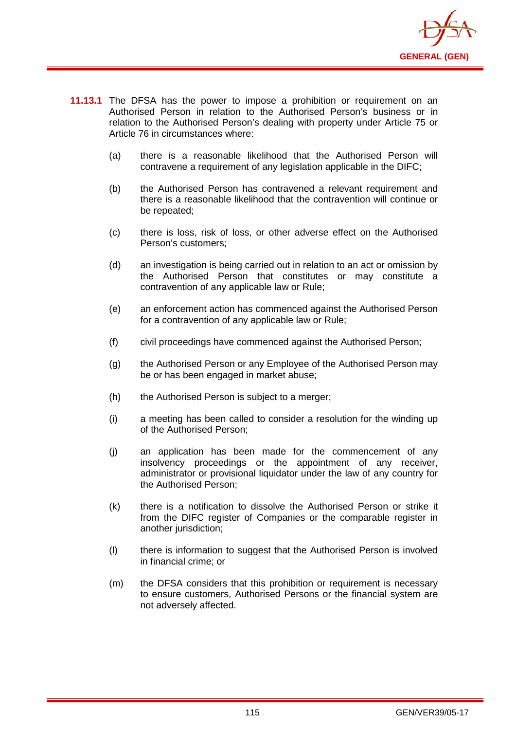**11.13.1** The DFSA has the power to impose a prohibition or requirement on an Authorised Person in relation to the Authorised Person's business or in relation to the Authorised Person's dealing with property under Article 75 or Article 76 in circumstances where:

(a) there is a reasonable likelihood that the Authorised Person will contravene a requirement of any legislation applicable in the DIFC;

(b) the Authorised Person has contravened a relevant requirement and there is a reasonable likelihood that the contravention will continue or be repeated;

(c) there is loss, risk of loss, or other adverse effect on the Authorised Person's customers;

(d) an investigation is being carried out in relation to an act or omission by the Authorised Person that constitutes or may constitute a contravention of any applicable law or Rule;

(e) an enforcement action has commenced against the Authorised Person for a contravention of any applicable law or Rule;

(f) civil proceedings have commenced against the Authorised Person;

(g) the Authorised Person or any Employee of the Authorised Person may be or has been engaged in market abuse;

(h) the Authorised Person is subject to a merger;

(i) a meeting has been called to consider a resolution for the winding up of the Authorised Person;

(j) an application has been made for the commencement of any insolvency proceedings or the appointment of any receiver, administrator or provisional liquidator under the law of any country for the Authorised Person;

(k) there is a notification to dissolve the Authorised Person or strike it from the DIFC register of Companies or the comparable register in another jurisdiction;

(l) there is information to suggest that the Authorised Person is involved in financial crime; or

(m) the DFSA considers that this prohibition or requirement is necessary to ensure customers, Authorised Persons or the financial system are not adversely affected.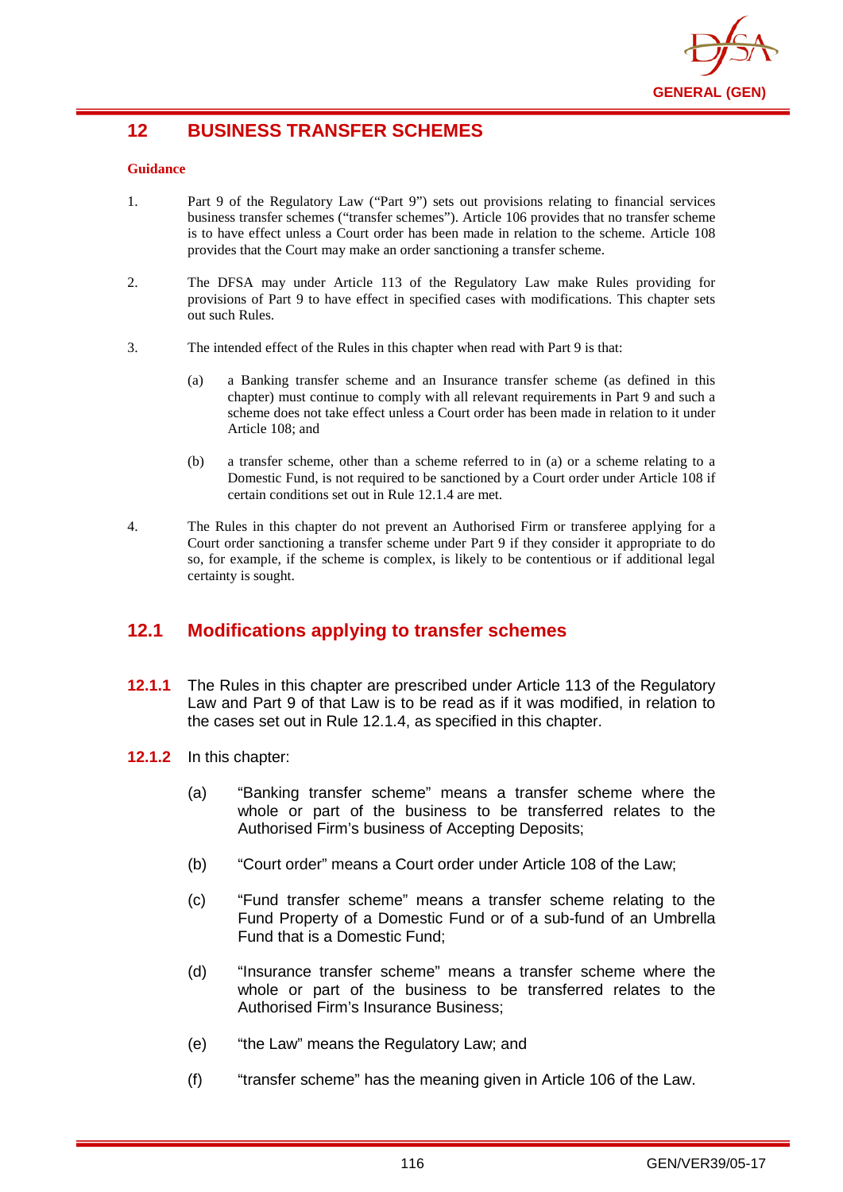# 12 BUSINESS TRANSFER SCHEMES

**Guidance**

1. Part 9 of the Regulatory Law ("Part 9") sets out provisions relating to financial services business transfer schemes ("transfer schemes"). Article 106 provides that no transfer scheme is to have effect unless a Court order has been made in relation to the scheme. Article 108 provides that the Court may make an order sanctioning a transfer scheme.

2. The DFSA may under Article 113 of the Regulatory Law make Rules providing for provisions of Part 9 to have effect in specified cases with modifications. This chapter sets out such Rules.

3. The intended effect of the Rules in this chapter when read with Part 9 is that:

   (a) a Banking transfer scheme and an Insurance transfer scheme (as defined in this chapter) must continue to comply with all relevant requirements in Part 9 and such a scheme does not take effect unless a Court order has been made in relation to it under Article 108; and

   (b) a transfer scheme, other than a scheme referred to in (a) or a scheme relating to a Domestic Fund, is not required to be sanctioned by a Court order under Article 108 if certain conditions set out in Rule 12.1.4 are met.

4. The Rules in this chapter do not prevent an Authorised Firm or transferee applying for a Court order sanctioning a transfer scheme under Part 9 if they consider it appropriate to do so, for example, if the scheme is complex, is likely to be contentious or if additional legal certainty is sought.

## 12.1 Modifications applying to transfer schemes

**12.1.1** The Rules in this chapter are prescribed under Article 113 of the Regulatory Law and Part 9 of that Law is to be read as if it was modified, in relation to the cases set out in Rule 12.1.4, as specified in this chapter.

**12.1.2** In this chapter:

(a) "Banking transfer scheme" means a transfer scheme where the whole or part of the business to be transferred relates to the Authorised Firm's business of Accepting Deposits;

(b) "Court order" means a Court order under Article 108 of the Law;

(c) "Fund transfer scheme" means a transfer scheme relating to the Fund Property of a Domestic Fund or of a sub-fund of an Umbrella Fund that is a Domestic Fund;

(d) "Insurance transfer scheme" means a transfer scheme where the whole or part of the business to be transferred relates to the Authorised Firm's Insurance Business;

(e) "the Law" means the Regulatory Law; and

(f) "transfer scheme" has the meaning given in Article 106 of the Law.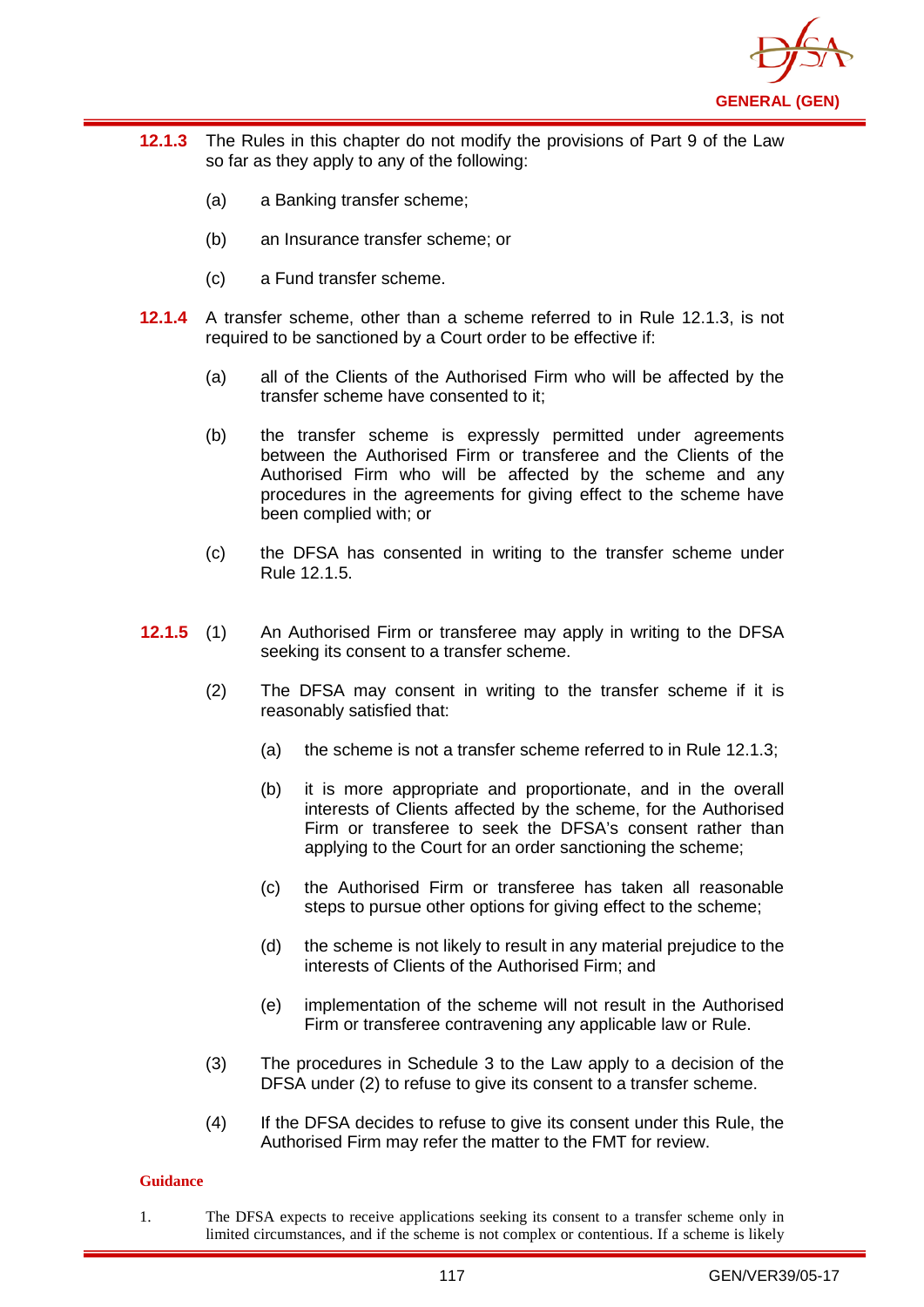**12.1.3** The Rules in this chapter do not modify the provisions of Part 9 of the Law so far as they apply to any of the following:

(a) a Banking transfer scheme;

(b) an Insurance transfer scheme; or

(c) a Fund transfer scheme.

**12.1.4** A transfer scheme, other than a scheme referred to in Rule 12.1.3, is not required to be sanctioned by a Court order to be effective if:

(a) all of the Clients of the Authorised Firm who will be affected by the transfer scheme have consented to it;

(b) the transfer scheme is expressly permitted under agreements between the Authorised Firm or transferee and the Clients of the Authorised Firm who will be affected by the scheme and any procedures in the agreements for giving effect to the scheme have been complied with; or

(c) the DFSA has consented in writing to the transfer scheme under Rule 12.1.5.

**12.1.5** (1) An Authorised Firm or transferee may apply in writing to the DFSA seeking its consent to a transfer scheme.

(2) The DFSA may consent in writing to the transfer scheme if it is reasonably satisfied that:

(a) the scheme is not a transfer scheme referred to in Rule 12.1.3;

(b) it is more appropriate and proportionate, and in the overall interests of Clients affected by the scheme, for the Authorised Firm or transferee to seek the DFSA's consent rather than applying to the Court for an order sanctioning the scheme;

(c) the Authorised Firm or transferee has taken all reasonable steps to pursue other options for giving effect to the scheme;

(d) the scheme is not likely to result in any material prejudice to the interests of Clients of the Authorised Firm; and

(e) implementation of the scheme will not result in the Authorised Firm or transferee contravening any applicable law or Rule.

(3) The procedures in Schedule 3 to the Law apply to a decision of the DFSA under (2) to refuse to give its consent to a transfer scheme.

(4) If the DFSA decides to refuse to give its consent under this Rule, the Authorised Firm may refer the matter to the FMT for review.

**Guidance**

1. The DFSA expects to receive applications seeking its consent to a transfer scheme only in limited circumstances, and if the scheme is not complex or contentious. If a scheme is likely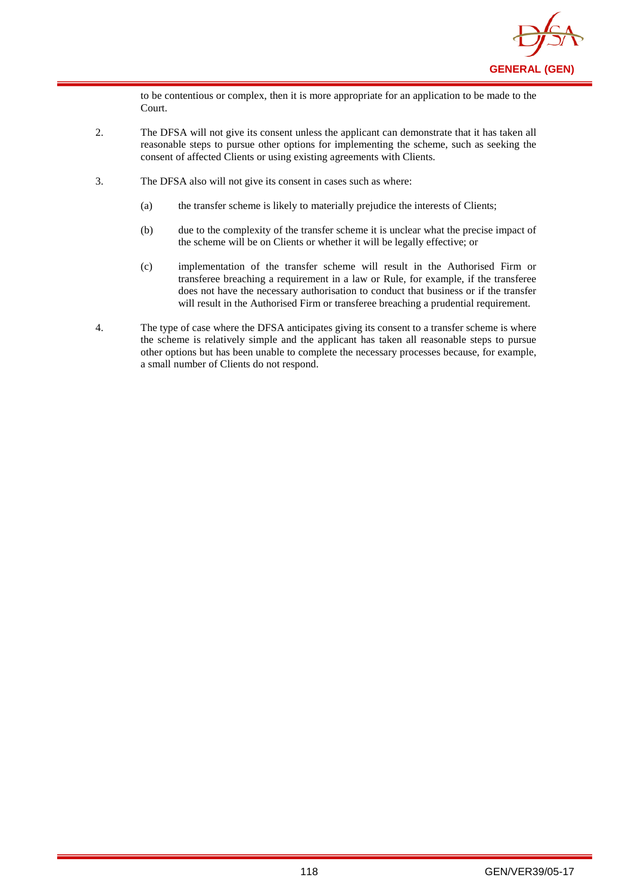to be contentious or complex, then it is more appropriate for an application to be made to the Court.

2. The DFSA will not give its consent unless the applicant can demonstrate that it has taken all reasonable steps to pursue other options for implementing the scheme, such as seeking the consent of affected Clients or using existing agreements with Clients.

3. The DFSA also will not give its consent in cases such as where:

   (a) the transfer scheme is likely to materially prejudice the interests of Clients;

   (b) due to the complexity of the transfer scheme it is unclear what the precise impact of the scheme will be on Clients or whether it will be legally effective; or

   (c) implementation of the transfer scheme will result in the Authorised Firm or transferee breaching a requirement in a law or Rule, for example, if the transferee does not have the necessary authorisation to conduct that business or if the transfer will result in the Authorised Firm or transferee breaching a prudential requirement.

4. The type of case where the DFSA anticipates giving its consent to a transfer scheme is where the scheme is relatively simple and the applicant has taken all reasonable steps to pursue other options but has been unable to complete the necessary processes because, for example, a small number of Clients do not respond.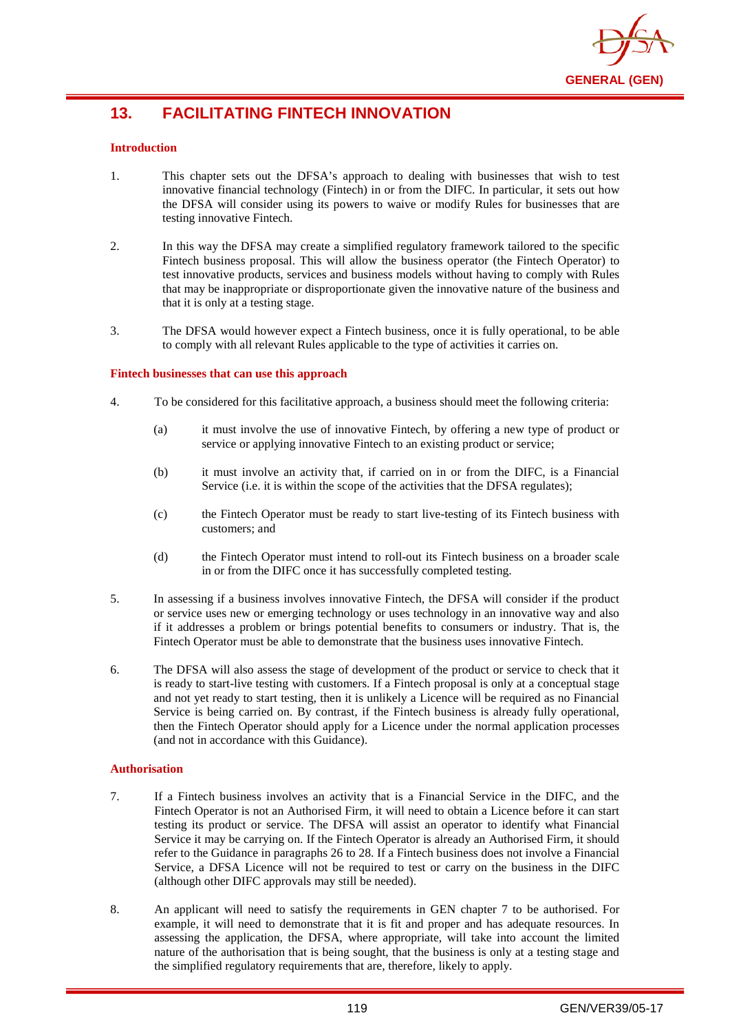## 13. FACILITATING FINTECH INNOVATION

### Introduction

1. This chapter sets out the DFSA's approach to dealing with businesses that wish to test innovative financial technology (Fintech) in or from the DIFC. In particular, it sets out how the DFSA will consider using its powers to waive or modify Rules for businesses that are testing innovative Fintech.

2. In this way the DFSA may create a simplified regulatory framework tailored to the specific Fintech business proposal. This will allow the business operator (the Fintech Operator) to test innovative products, services and business models without having to comply with Rules that may be inappropriate or disproportionate given the innovative nature of the business and that it is only at a testing stage.

3. The DFSA would however expect a Fintech business, once it is fully operational, to be able to comply with all relevant Rules applicable to the type of activities it carries on.

### Fintech businesses that can use this approach

4. To be considered for this facilitative approach, a business should meet the following criteria:

   (a) it must involve the use of innovative Fintech, by offering a new type of product or service or applying innovative Fintech to an existing product or service;

   (b) it must involve an activity that, if carried on in or from the DIFC, is a Financial Service (i.e. it is within the scope of the activities that the DFSA regulates);

   (c) the Fintech Operator must be ready to start live-testing of its Fintech business with customers; and

   (d) the Fintech Operator must intend to roll-out its Fintech business on a broader scale in or from the DIFC once it has successfully completed testing.

5. In assessing if a business involves innovative Fintech, the DFSA will consider if the product or service uses new or emerging technology or uses technology in an innovative way and also if it addresses a problem or brings potential benefits to consumers or industry. That is, the Fintech Operator must be able to demonstrate that the business uses innovative Fintech.

6. The DFSA will also assess the stage of development of the product or service to check that it is ready to start-live testing with customers. If a Fintech proposal is only at a conceptual stage and not yet ready to start testing, then it is unlikely a Licence will be required as no Financial Service is being carried on. By contrast, if the Fintech business is already fully operational, then the Fintech Operator should apply for a Licence under the normal application processes (and not in accordance with this Guidance).

### Authorisation

7. If a Fintech business involves an activity that is a Financial Service in the DIFC, and the Fintech Operator is not an Authorised Firm, it will need to obtain a Licence before it can start testing its product or service. The DFSA will assist an operator to identify what Financial Service it may be carrying on. If the Fintech Operator is already an Authorised Firm, it should refer to the Guidance in paragraphs 26 to 28. If a Fintech business does not involve a Financial Service, a DFSA Licence will not be required to test or carry on the business in the DIFC (although other DIFC approvals may still be needed).

8. An applicant will need to satisfy the requirements in GEN chapter 7 to be authorised. For example, it will need to demonstrate that it is fit and proper and has adequate resources. In assessing the application, the DFSA, where appropriate, will take into account the limited nature of the authorisation that is being sought, that the business is only at a testing stage and the simplified regulatory requirements that are, therefore, likely to apply.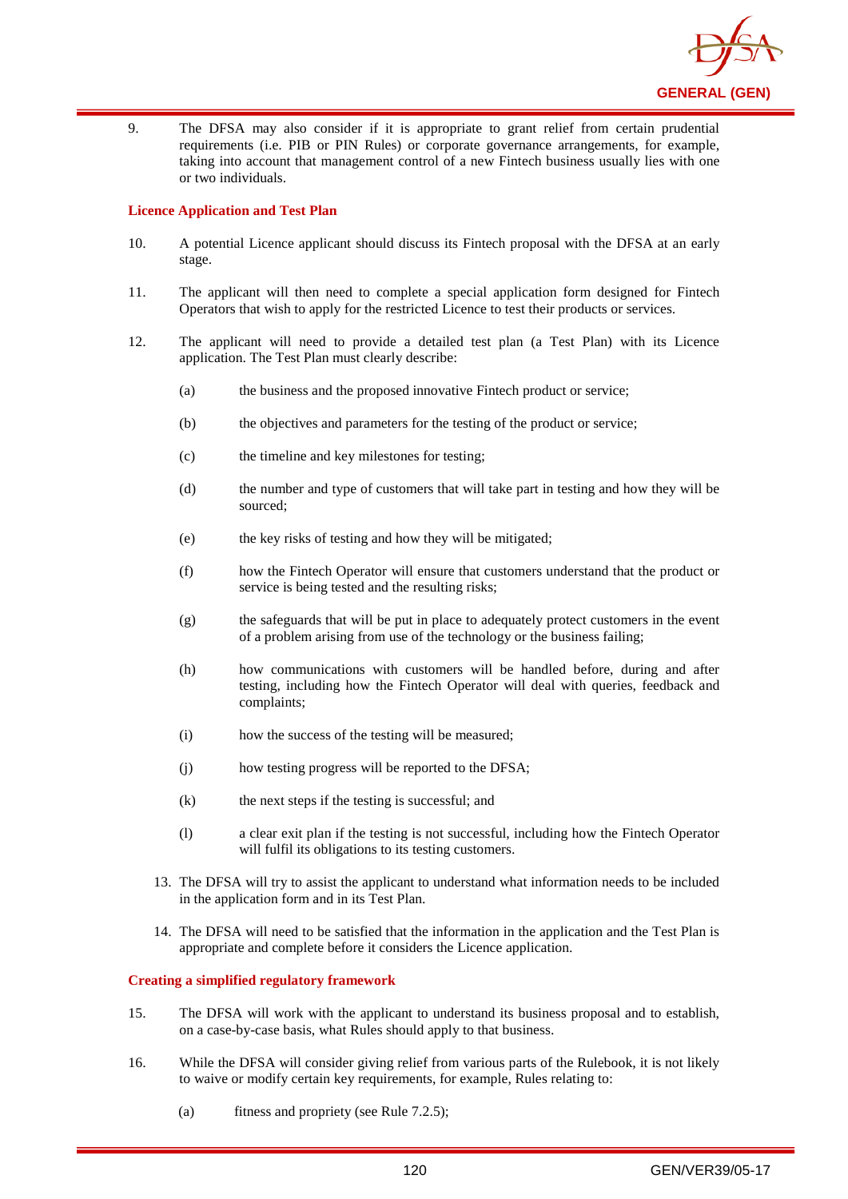9. The DFSA may also consider if it is appropriate to grant relief from certain prudential requirements (i.e. PIB or PIN Rules) or corporate governance arrangements, for example, taking into account that management control of a new Fintech business usually lies with one or two individuals.

**Licence Application and Test Plan**

10. A potential Licence applicant should discuss its Fintech proposal with the DFSA at an early stage.

11. The applicant will then need to complete a special application form designed for Fintech Operators that wish to apply for the restricted Licence to test their products or services.

12. The applicant will need to provide a detailed test plan (a Test Plan) with its Licence application. The Test Plan must clearly describe:

    (a) the business and the proposed innovative Fintech product or service;

    (b) the objectives and parameters for the testing of the product or service;

    (c) the timeline and key milestones for testing;

    (d) the number and type of customers that will take part in testing and how they will be sourced;

    (e) the key risks of testing and how they will be mitigated;

    (f) how the Fintech Operator will ensure that customers understand that the product or service is being tested and the resulting risks;

    (g) the safeguards that will be put in place to adequately protect customers in the event of a problem arising from use of the technology or the business failing;

    (h) how communications with customers will be handled before, during and after testing, including how the Fintech Operator will deal with queries, feedback and complaints;

    (i) how the success of the testing will be measured;

    (j) how testing progress will be reported to the DFSA;

    (k) the next steps if the testing is successful; and

    (l) a clear exit plan if the testing is not successful, including how the Fintech Operator will fulfil its obligations to its testing customers.

13. The DFSA will try to assist the applicant to understand what information needs to be included in the application form and in its Test Plan.

14. The DFSA will need to be satisfied that the information in the application and the Test Plan is appropriate and complete before it considers the Licence application.

**Creating a simplified regulatory framework**

15. The DFSA will work with the applicant to understand its business proposal and to establish, on a case-by-case basis, what Rules should apply to that business.

16. While the DFSA will consider giving relief from various parts of the Rulebook, it is not likely to waive or modify certain key requirements, for example, Rules relating to:

    (a) fitness and propriety (see Rule 7.2.5);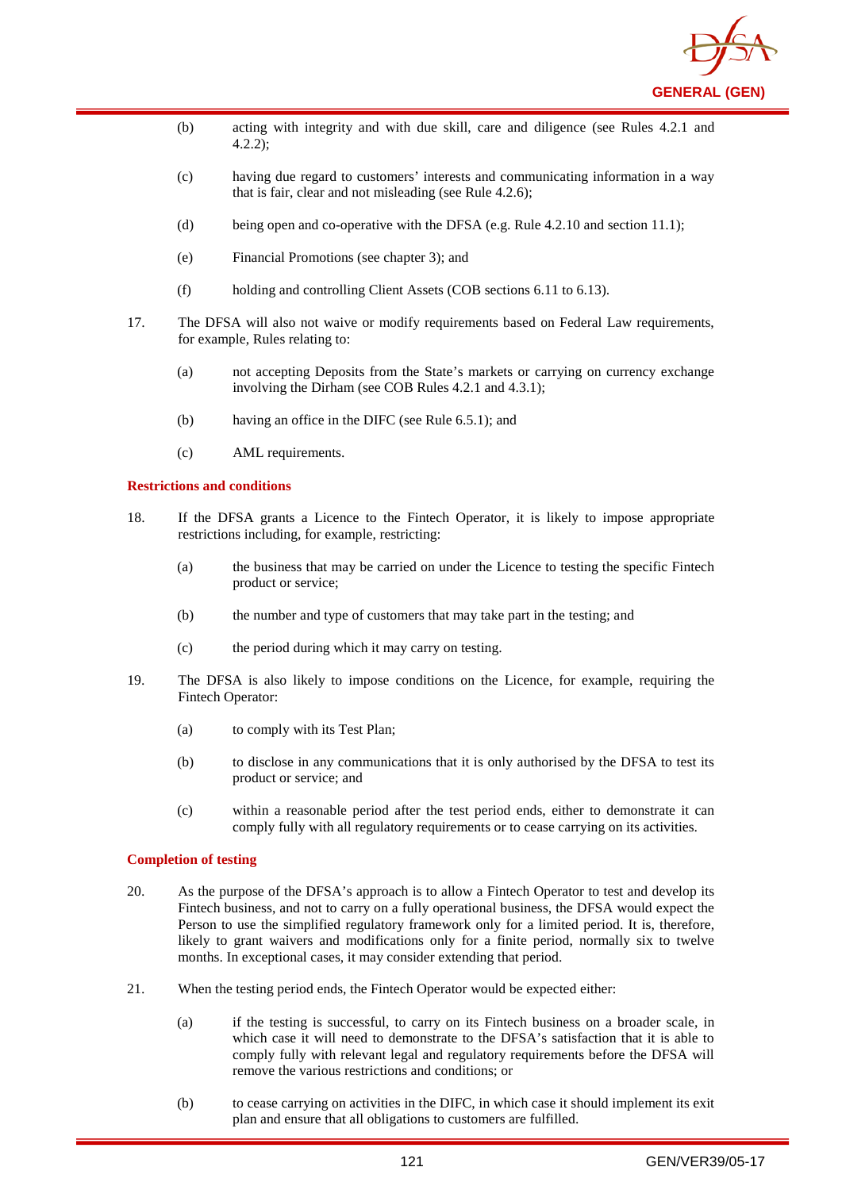(b) acting with integrity and with due skill, care and diligence (see Rules 4.2.1 and 4.2.2);

(c) having due regard to customers' interests and communicating information in a way that is fair, clear and not misleading (see Rule 4.2.6);

(d) being open and co-operative with the DFSA (e.g. Rule 4.2.10 and section 11.1);

(e) Financial Promotions (see chapter 3); and

(f) holding and controlling Client Assets (COB sections 6.11 to 6.13).

17. The DFSA will also not waive or modify requirements based on Federal Law requirements, for example, Rules relating to:

(a) not accepting Deposits from the State's markets or carrying on currency exchange involving the Dirham (see COB Rules 4.2.1 and 4.3.1);

(b) having an office in the DIFC (see Rule 6.5.1); and

(c) AML requirements.

**Restrictions and conditions**

18. If the DFSA grants a Licence to the Fintech Operator, it is likely to impose appropriate restrictions including, for example, restricting:

(a) the business that may be carried on under the Licence to testing the specific Fintech product or service;

(b) the number and type of customers that may take part in the testing; and

(c) the period during which it may carry on testing.

19. The DFSA is also likely to impose conditions on the Licence, for example, requiring the Fintech Operator:

(a) to comply with its Test Plan;

(b) to disclose in any communications that it is only authorised by the DFSA to test its product or service; and

(c) within a reasonable period after the test period ends, either to demonstrate it can comply fully with all regulatory requirements or to cease carrying on its activities.

**Completion of testing**

20. As the purpose of the DFSA's approach is to allow a Fintech Operator to test and develop its Fintech business, and not to carry on a fully operational business, the DFSA would expect the Person to use the simplified regulatory framework only for a limited period. It is, therefore, likely to grant waivers and modifications only for a finite period, normally six to twelve months. In exceptional cases, it may consider extending that period.

21. When the testing period ends, the Fintech Operator would be expected either:

(a) if the testing is successful, to carry on its Fintech business on a broader scale, in which case it will need to demonstrate to the DFSA's satisfaction that it is able to comply fully with relevant legal and regulatory requirements before the DFSA will remove the various restrictions and conditions; or

(b) to cease carrying on activities in the DIFC, in which case it should implement its exit plan and ensure that all obligations to customers are fulfilled.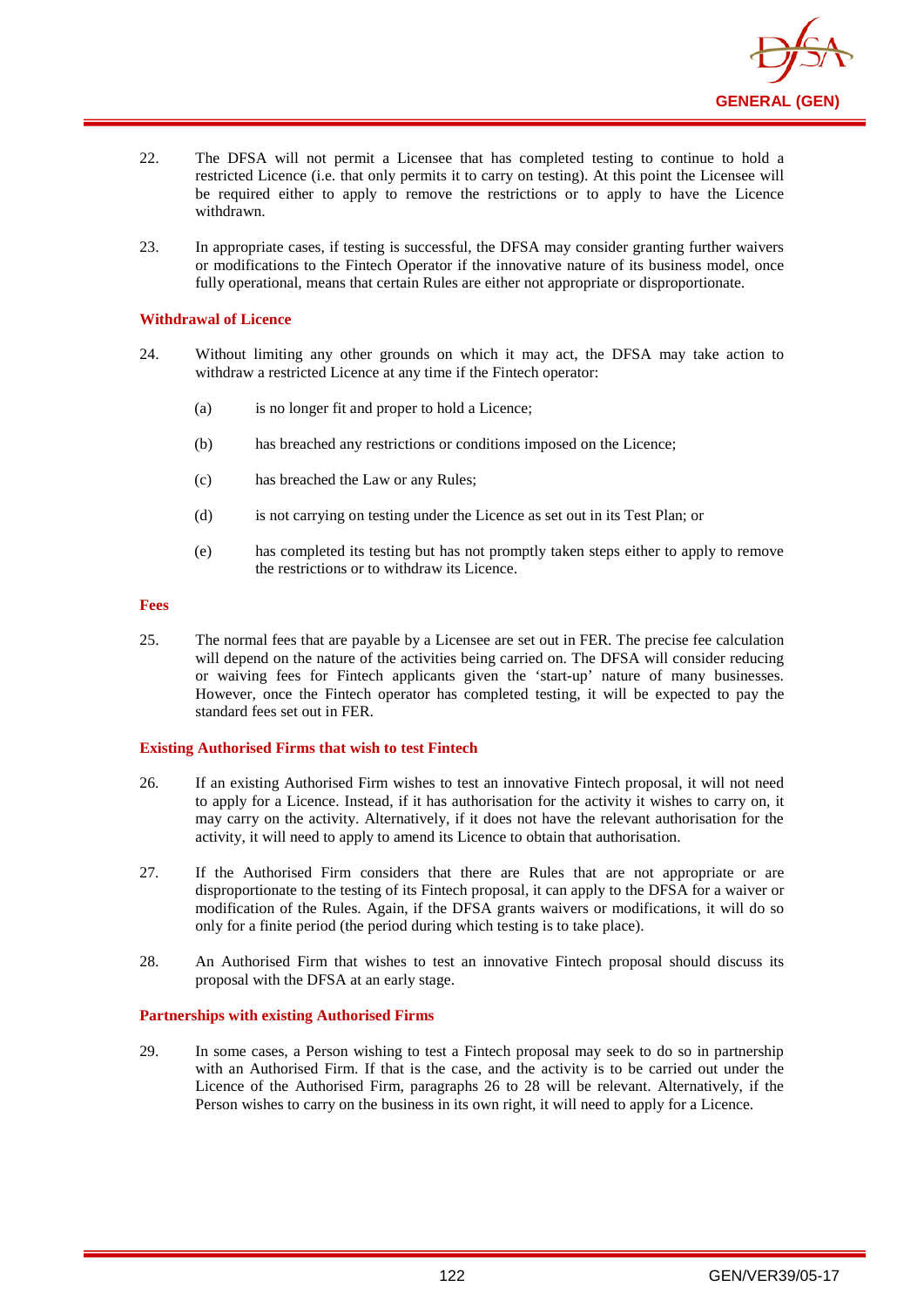22. The DFSA will not permit a Licensee that has completed testing to continue to hold a restricted Licence (i.e. that only permits it to carry on testing). At this point the Licensee will be required either to apply to remove the restrictions or to apply to have the Licence withdrawn.

23. In appropriate cases, if testing is successful, the DFSA may consider granting further waivers or modifications to the Fintech Operator if the innovative nature of its business model, once fully operational, means that certain Rules are either not appropriate or disproportionate.

**Withdrawal of Licence**

24. Without limiting any other grounds on which it may act, the DFSA may take action to withdraw a restricted Licence at any time if the Fintech operator:

    (a) is no longer fit and proper to hold a Licence;

    (b) has breached any restrictions or conditions imposed on the Licence;

    (c) has breached the Law or any Rules;

    (d) is not carrying on testing under the Licence as set out in its Test Plan; or

    (e) has completed its testing but has not promptly taken steps either to apply to remove the restrictions or to withdraw its Licence.

**Fees**

25. The normal fees that are payable by a Licensee are set out in FER. The precise fee calculation will depend on the nature of the activities being carried on. The DFSA will consider reducing or waiving fees for Fintech applicants given the 'start-up' nature of many businesses. However, once the Fintech operator has completed testing, it will be expected to pay the standard fees set out in FER.

**Existing Authorised Firms that wish to test Fintech**

26. If an existing Authorised Firm wishes to test an innovative Fintech proposal, it will not need to apply for a Licence. Instead, if it has authorisation for the activity it wishes to carry on, it may carry on the activity. Alternatively, if it does not have the relevant authorisation for the activity, it will need to apply to amend its Licence to obtain that authorisation.

27. If the Authorised Firm considers that there are Rules that are not appropriate or are disproportionate to the testing of its Fintech proposal, it can apply to the DFSA for a waiver or modification of the Rules. Again, if the DFSA grants waivers or modifications, it will do so only for a finite period (the period during which testing is to take place).

28. An Authorised Firm that wishes to test an innovative Fintech proposal should discuss its proposal with the DFSA at an early stage.

**Partnerships with existing Authorised Firms**

29. In some cases, a Person wishing to test a Fintech proposal may seek to do so in partnership with an Authorised Firm. If that is the case, and the activity is to be carried out under the Licence of the Authorised Firm, paragraphs 26 to 28 will be relevant. Alternatively, if the Person wishes to carry on the business in its own right, it will need to apply for a Licence.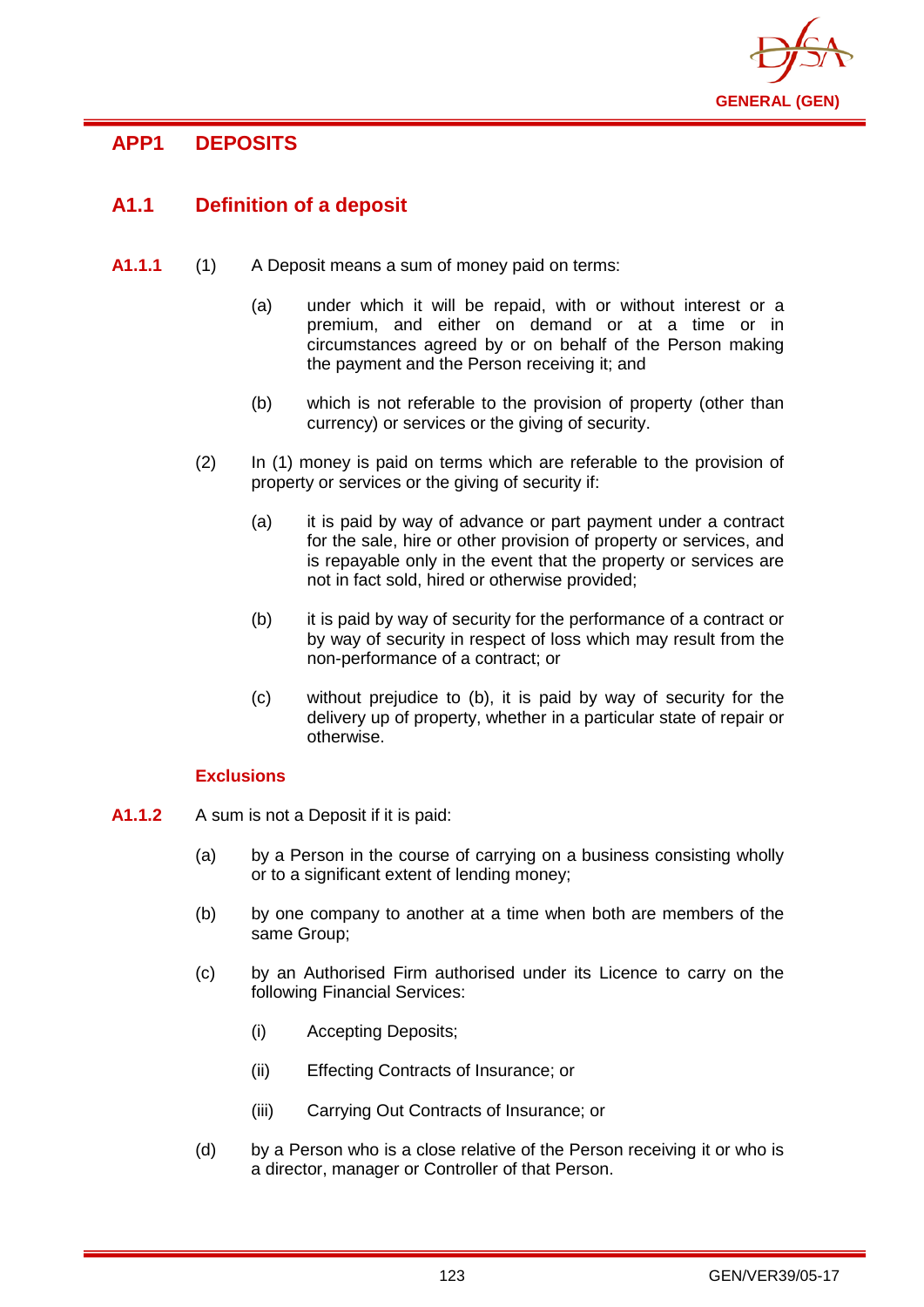## APP1 DEPOSITS

### A1.1 Definition of a deposit

**A1.1.1** (1) A Deposit means a sum of money paid on terms:

(a) under which it will be repaid, with or without interest or a premium, and either on demand or at a time or in circumstances agreed by or on behalf of the Person making the payment and the Person receiving it; and

(b) which is not referable to the provision of property (other than currency) or services or the giving of security.

(2) In (1) money is paid on terms which are referable to the provision of property or services or the giving of security if:

(a) it is paid by way of advance or part payment under a contract for the sale, hire or other provision of property or services, and is repayable only in the event that the property or services are not in fact sold, hired or otherwise provided;

(b) it is paid by way of security for the performance of a contract or by way of security in respect of loss which may result from the non-performance of a contract; or

(c) without prejudice to (b), it is paid by way of security for the delivery up of property, whether in a particular state of repair or otherwise.

#### Exclusions

**A1.1.2** A sum is not a Deposit if it is paid:

(a) by a Person in the course of carrying on a business consisting wholly or to a significant extent of lending money;

(b) by one company to another at a time when both are members of the same Group;

(c) by an Authorised Firm authorised under its Licence to carry on the following Financial Services:

(i) Accepting Deposits;

(ii) Effecting Contracts of Insurance; or

(iii) Carrying Out Contracts of Insurance; or

(d) by a Person who is a close relative of the Person receiving it or who is a director, manager or Controller of that Person.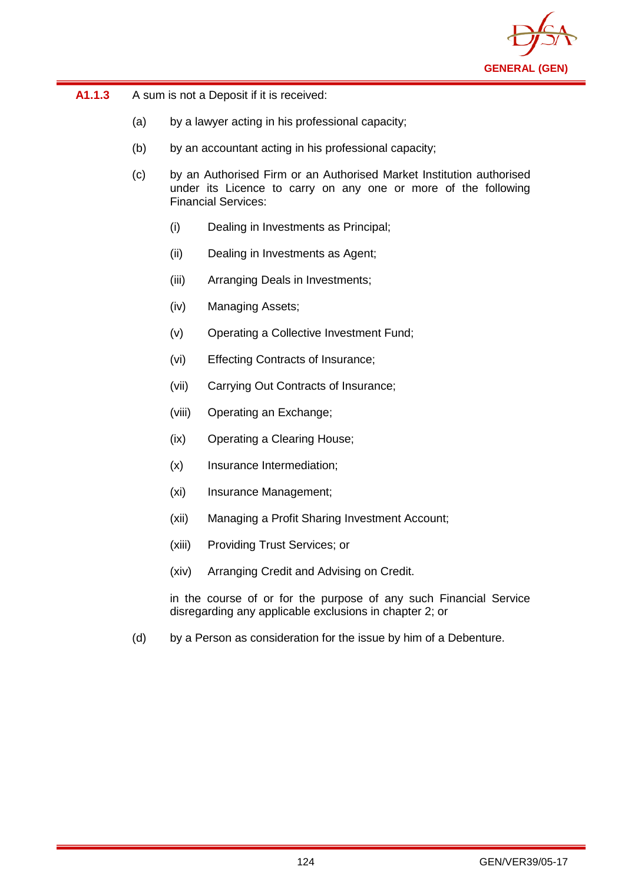**A1.1.3** A sum is not a Deposit if it is received:

(a) by a lawyer acting in his professional capacity;

(b) by an accountant acting in his professional capacity;

(c) by an Authorised Firm or an Authorised Market Institution authorised under its Licence to carry on any one or more of the following Financial Services:

- (i) Dealing in Investments as Principal;
- (ii) Dealing in Investments as Agent;
- (iii) Arranging Deals in Investments;
- (iv) Managing Assets;
- (v) Operating a Collective Investment Fund;
- (vi) Effecting Contracts of Insurance;
- (vii) Carrying Out Contracts of Insurance;
- (viii) Operating an Exchange;
- (ix) Operating a Clearing House;
- (x) Insurance Intermediation;
- (xi) Insurance Management;
- (xii) Managing a Profit Sharing Investment Account;
- (xiii) Providing Trust Services; or
- (xiv) Arranging Credit and Advising on Credit.

in the course of or for the purpose of any such Financial Service disregarding any applicable exclusions in chapter 2; or

(d) by a Person as consideration for the issue by him of a Debenture.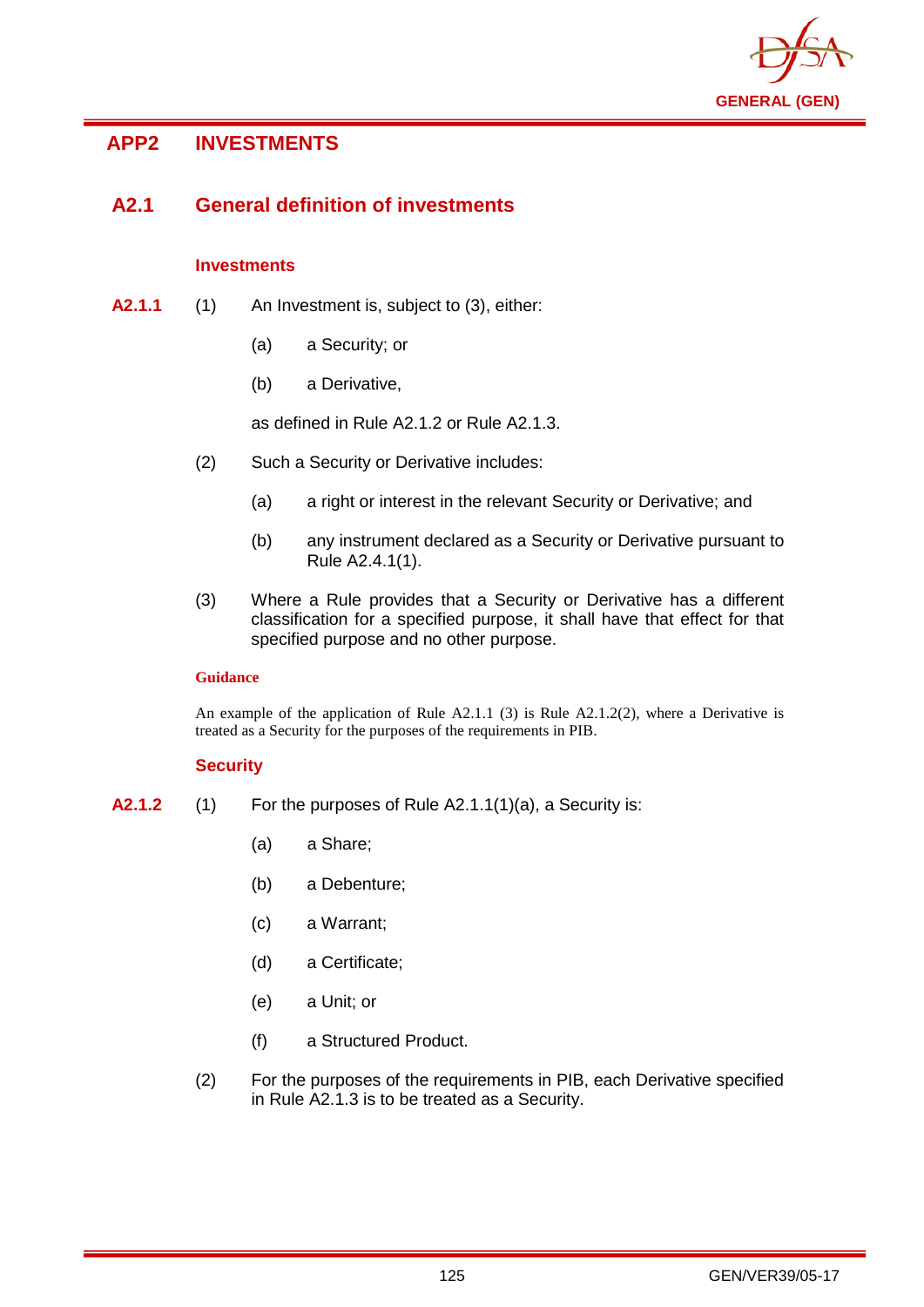# APP2 INVESTMENTS

## A2.1 General definition of investments

### Investments

**A2.1.1** (1) An Investment is, subject to (3), either:

(a) a Security; or

(b) a Derivative,

as defined in Rule A2.1.2 or Rule A2.1.3.

(2) Such a Security or Derivative includes:

(a) a right or interest in the relevant Security or Derivative; and

(b) any instrument declared as a Security or Derivative pursuant to Rule A2.4.1(1).

(3) Where a Rule provides that a Security or Derivative has a different classification for a specified purpose, it shall have that effect for that specified purpose and no other purpose.

**Guidance**

An example of the application of Rule A2.1.1 (3) is Rule A2.1.2(2), where a Derivative is treated as a Security for the purposes of the requirements in PIB.

### Security

**A2.1.2** (1) For the purposes of Rule A2.1.1(1)(a), a Security is:

(a) a Share;

(b) a Debenture;

(c) a Warrant;

(d) a Certificate;

(e) a Unit; or

(f) a Structured Product.

(2) For the purposes of the requirements in PIB, each Derivative specified in Rule A2.1.3 is to be treated as a Security.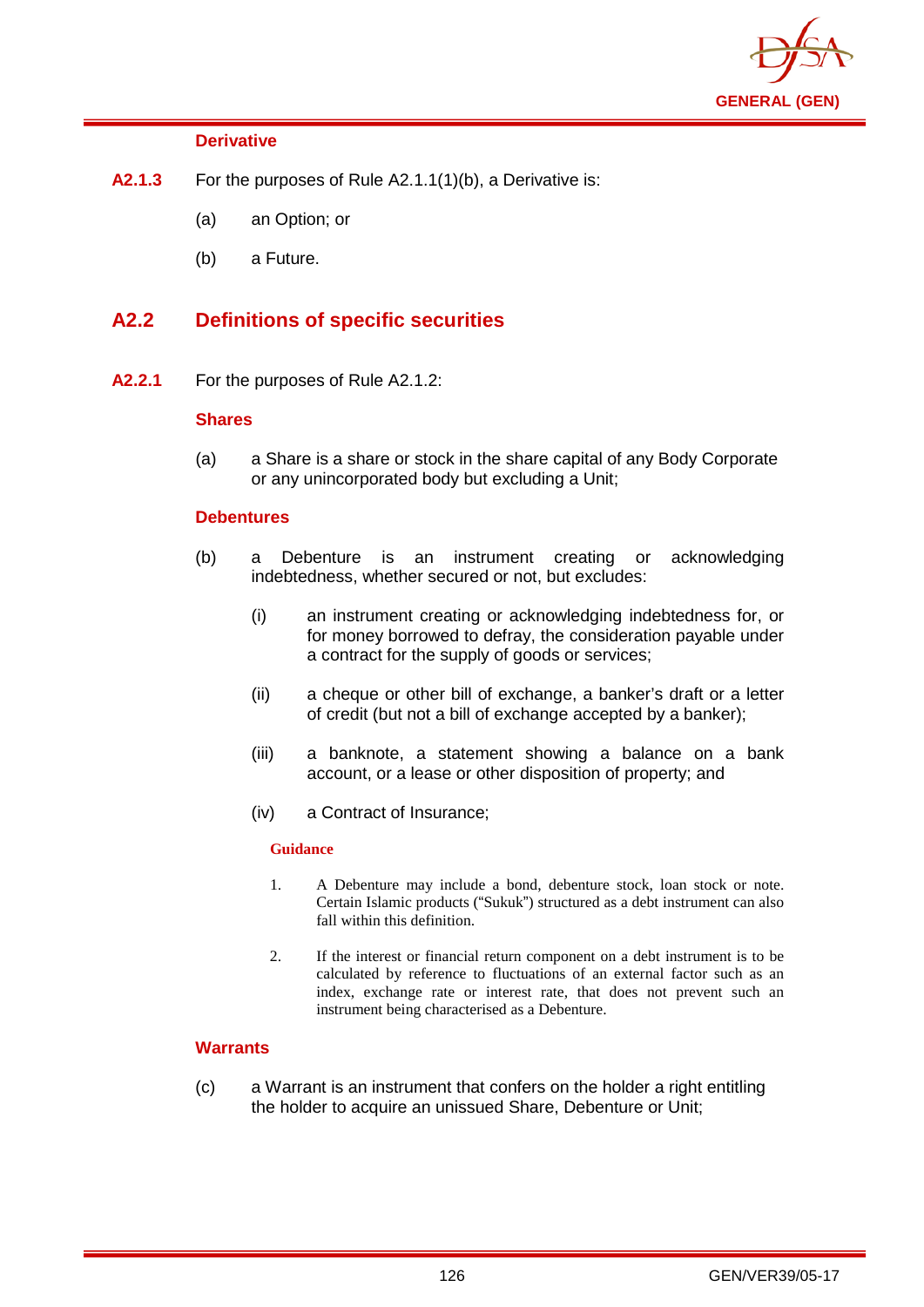**Derivative**

**A2.1.3** For the purposes of Rule A2.1.1(1)(b), a Derivative is:

(a) an Option; or

(b) a Future.

## A2.2 Definitions of specific securities

**A2.2.1** For the purposes of Rule A2.1.2:

**Shares**

(a) a Share is a share or stock in the share capital of any Body Corporate or any unincorporated body but excluding a Unit;

**Debentures**

(b) a Debenture is an instrument creating or acknowledging indebtedness, whether secured or not, but excludes:

(i) an instrument creating or acknowledging indebtedness for, or for money borrowed to defray, the consideration payable under a contract for the supply of goods or services;

(ii) a cheque or other bill of exchange, a banker's draft or a letter of credit (but not a bill of exchange accepted by a banker);

(iii) a banknote, a statement showing a balance on a bank account, or a lease or other disposition of property; and

(iv) a Contract of Insurance;

**Guidance**

1. A Debenture may include a bond, debenture stock, loan stock or note. Certain Islamic products ("Sukuk") structured as a debt instrument can also fall within this definition.

2. If the interest or financial return component on a debt instrument is to be calculated by reference to fluctuations of an external factor such as an index, exchange rate or interest rate, that does not prevent such an instrument being characterised as a Debenture.

**Warrants**

(c) a Warrant is an instrument that confers on the holder a right entitling the holder to acquire an unissued Share, Debenture or Unit;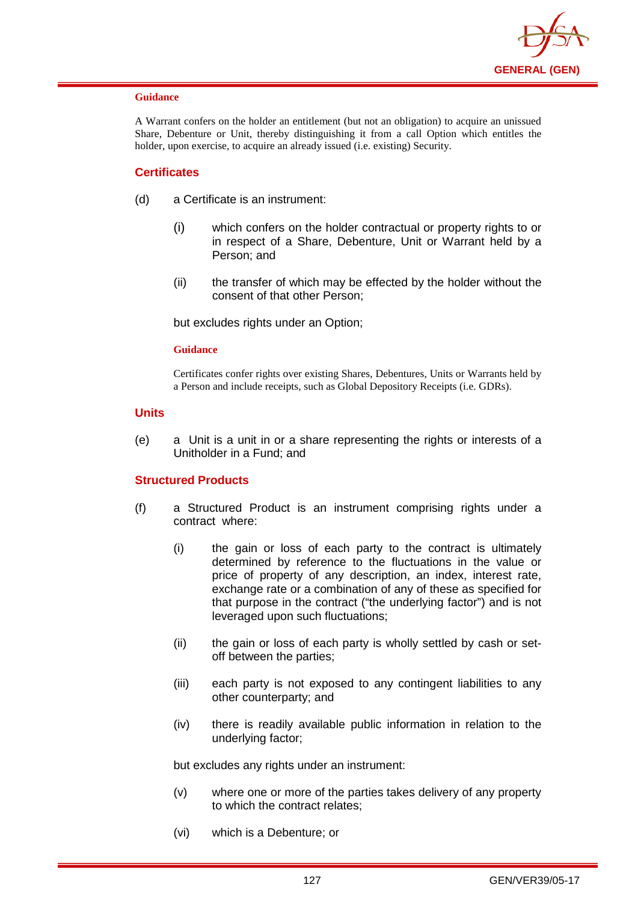#### Guidance

A Warrant confers on the holder an entitlement (but not an obligation) to acquire an unissued Share, Debenture or Unit, thereby distinguishing it from a call Option which entitles the holder, upon exercise, to acquire an already issued (i.e. existing) Security.

### Certificates

(d) a Certificate is an instrument:

(i) which confers on the holder contractual or property rights to or in respect of a Share, Debenture, Unit or Warrant held by a Person; and

(ii) the transfer of which may be effected by the holder without the consent of that other Person;

but excludes rights under an Option;

#### Guidance

Certificates confer rights over existing Shares, Debentures, Units or Warrants held by a Person and include receipts, such as Global Depository Receipts (i.e. GDRs).

### Units

(e) a Unit is a unit in or a share representing the rights or interests of a Unitholder in a Fund; and

### Structured Products

(f) a Structured Product is an instrument comprising rights under a contract where:

(i) the gain or loss of each party to the contract is ultimately determined by reference to the fluctuations in the value or price of property of any description, an index, interest rate, exchange rate or a combination of any of these as specified for that purpose in the contract ("the underlying factor") and is not leveraged upon such fluctuations;

(ii) the gain or loss of each party is wholly settled by cash or set-off between the parties;

(iii) each party is not exposed to any contingent liabilities to any other counterparty; and

(iv) there is readily available public information in relation to the underlying factor;

but excludes any rights under an instrument:

(v) where one or more of the parties takes delivery of any property to which the contract relates;

(vi) which is a Debenture; or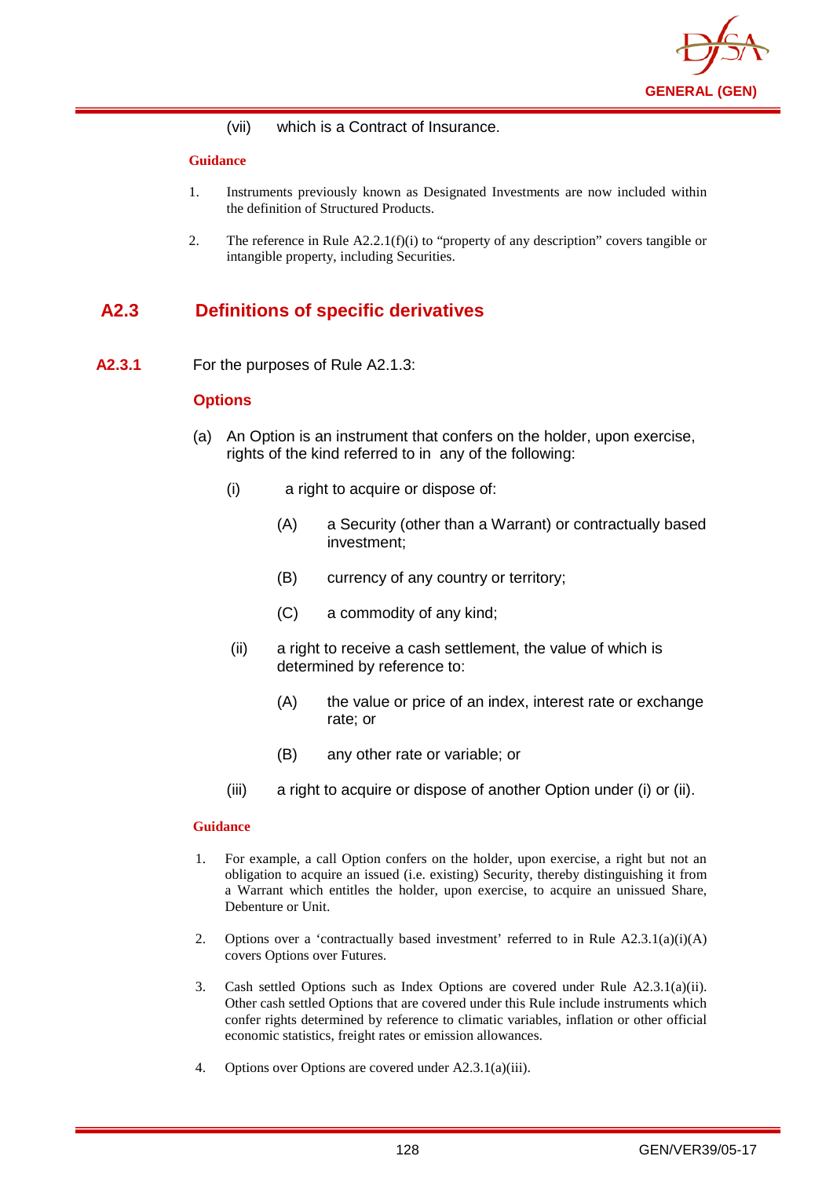(vii) which is a Contract of Insurance.

**Guidance**

1. Instruments previously known as Designated Investments are now included within the definition of Structured Products.
2. The reference in Rule A2.2.1(f)(i) to "property of any description" covers tangible or intangible property, including Securities.

## A2.3 Definitions of specific derivatives

**A2.3.1** For the purposes of Rule A2.1.3:

### Options

(a) An Option is an instrument that confers on the holder, upon exercise, rights of the kind referred to in any of the following:

   (i) a right to acquire or dispose of:

      (A) a Security (other than a Warrant) or contractually based investment;

      (B) currency of any country or territory;

      (C) a commodity of any kind;

   (ii) a right to receive a cash settlement, the value of which is determined by reference to:

      (A) the value or price of an index, interest rate or exchange rate; or

      (B) any other rate or variable; or

   (iii) a right to acquire or dispose of another Option under (i) or (ii).

**Guidance**

1. For example, a call Option confers on the holder, upon exercise, a right but not an obligation to acquire an issued (i.e. existing) Security, thereby distinguishing it from a Warrant which entitles the holder, upon exercise, to acquire an unissued Share, Debenture or Unit.
2. Options over a 'contractually based investment' referred to in Rule A2.3.1(a)(i)(A) covers Options over Futures.
3. Cash settled Options such as Index Options are covered under Rule A2.3.1(a)(ii). Other cash settled Options that are covered under this Rule include instruments which confer rights determined by reference to climatic variables, inflation or other official economic statistics, freight rates or emission allowances.
4. Options over Options are covered under A2.3.1(a)(iii).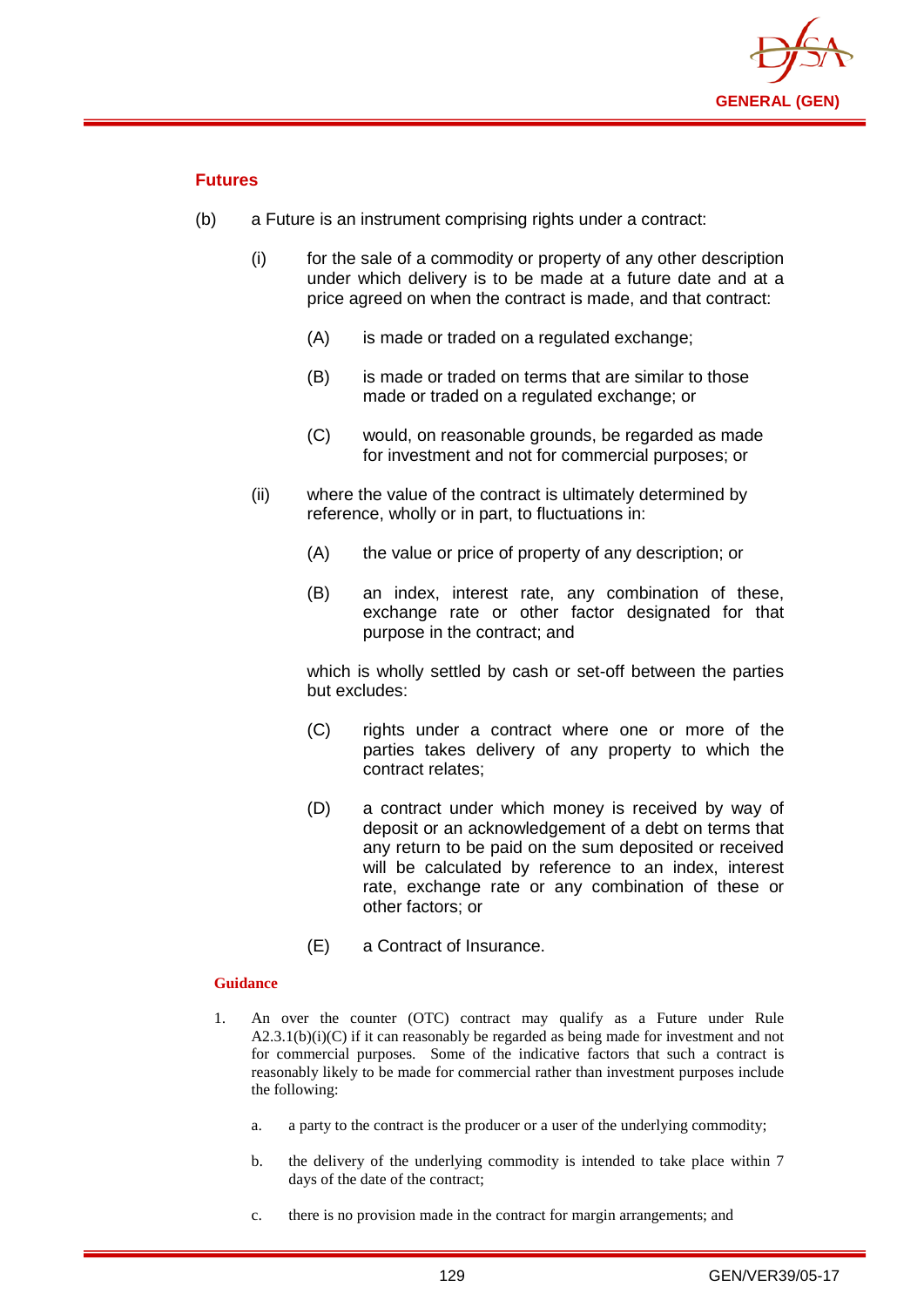### Futures

(b) a Future is an instrument comprising rights under a contract:

(i) for the sale of a commodity or property of any other description under which delivery is to be made at a future date and at a price agreed on when the contract is made, and that contract:

(A) is made or traded on a regulated exchange;

(B) is made or traded on terms that are similar to those made or traded on a regulated exchange; or

(C) would, on reasonable grounds, be regarded as made for investment and not for commercial purposes; or

(ii) where the value of the contract is ultimately determined by reference, wholly or in part, to fluctuations in:

(A) the value or price of property of any description; or

(B) an index, interest rate, any combination of these, exchange rate or other factor designated for that purpose in the contract; and

which is wholly settled by cash or set-off between the parties but excludes:

(C) rights under a contract where one or more of the parties takes delivery of any property to which the contract relates;

(D) a contract under which money is received by way of deposit or an acknowledgement of a debt on terms that any return to be paid on the sum deposited or received will be calculated by reference to an index, interest rate, exchange rate or any combination of these or other factors; or

(E) a Contract of Insurance.

#### Guidance

1. An over the counter (OTC) contract may qualify as a Future under Rule A2.3.1(b)(i)(C) if it can reasonably be regarded as being made for investment and not for commercial purposes. Some of the indicative factors that such a contract is reasonably likely to be made for commercial rather than investment purposes include the following:

   a. a party to the contract is the producer or a user of the underlying commodity;

   b. the delivery of the underlying commodity is intended to take place within 7 days of the date of the contract;

   c. there is no provision made in the contract for margin arrangements; and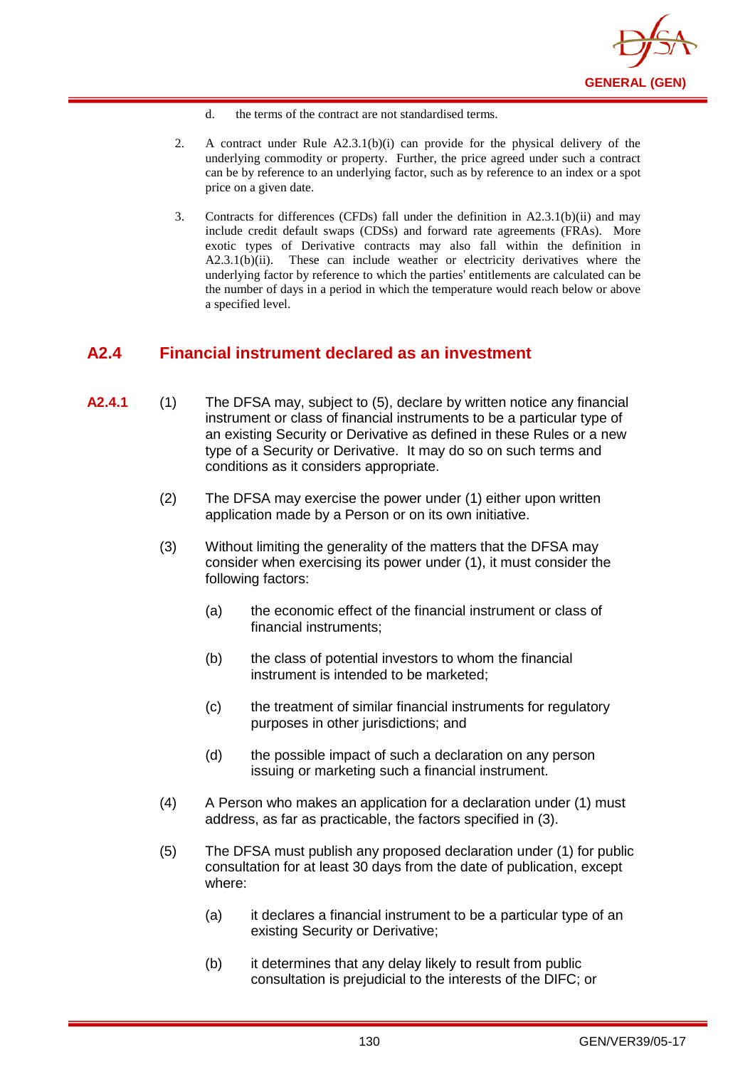d. the terms of the contract are not standardised terms.

2. A contract under Rule A2.3.1(b)(i) can provide for the physical delivery of the underlying commodity or property. Further, the price agreed under such a contract can be by reference to an underlying factor, such as by reference to an index or a spot price on a given date.

3. Contracts for differences (CFDs) fall under the definition in A2.3.1(b)(ii) and may include credit default swaps (CDSs) and forward rate agreements (FRAs). More exotic types of Derivative contracts may also fall within the definition in A2.3.1(b)(ii). These can include weather or electricity derivatives where the underlying factor by reference to which the parties' entitlements are calculated can be the number of days in a period in which the temperature would reach below or above a specified level.

## A2.4 Financial instrument declared as an investment

**A2.4.1** (1) The DFSA may, subject to (5), declare by written notice any financial instrument or class of financial instruments to be a particular type of an existing Security or Derivative as defined in these Rules or a new type of a Security or Derivative. It may do so on such terms and conditions as it considers appropriate.

(2) The DFSA may exercise the power under (1) either upon written application made by a Person or on its own initiative.

(3) Without limiting the generality of the matters that the DFSA may consider when exercising its power under (1), it must consider the following factors:

(a) the economic effect of the financial instrument or class of financial instruments;

(b) the class of potential investors to whom the financial instrument is intended to be marketed;

(c) the treatment of similar financial instruments for regulatory purposes in other jurisdictions; and

(d) the possible impact of such a declaration on any person issuing or marketing such a financial instrument.

(4) A Person who makes an application for a declaration under (1) must address, as far as practicable, the factors specified in (3).

(5) The DFSA must publish any proposed declaration under (1) for public consultation for at least 30 days from the date of publication, except where:

(a) it declares a financial instrument to be a particular type of an existing Security or Derivative;

(b) it determines that any delay likely to result from public consultation is prejudicial to the interests of the DIFC; or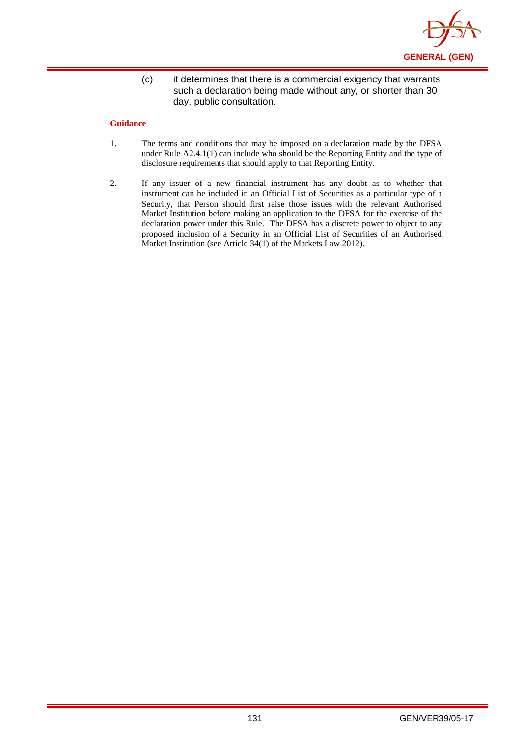(c) it determines that there is a commercial exigency that warrants such a declaration being made without any, or shorter than 30 day, public consultation.

**Guidance**

1. The terms and conditions that may be imposed on a declaration made by the DFSA under Rule A2.4.1(1) can include who should be the Reporting Entity and the type of disclosure requirements that should apply to that Reporting Entity.

2. If any issuer of a new financial instrument has any doubt as to whether that instrument can be included in an Official List of Securities as a particular type of a Security, that Person should first raise those issues with the relevant Authorised Market Institution before making an application to the DFSA for the exercise of the declaration power under this Rule. The DFSA has a discrete power to object to any proposed inclusion of a Security in an Official List of Securities of an Authorised Market Institution (see Article 34(1) of the Markets Law 2012).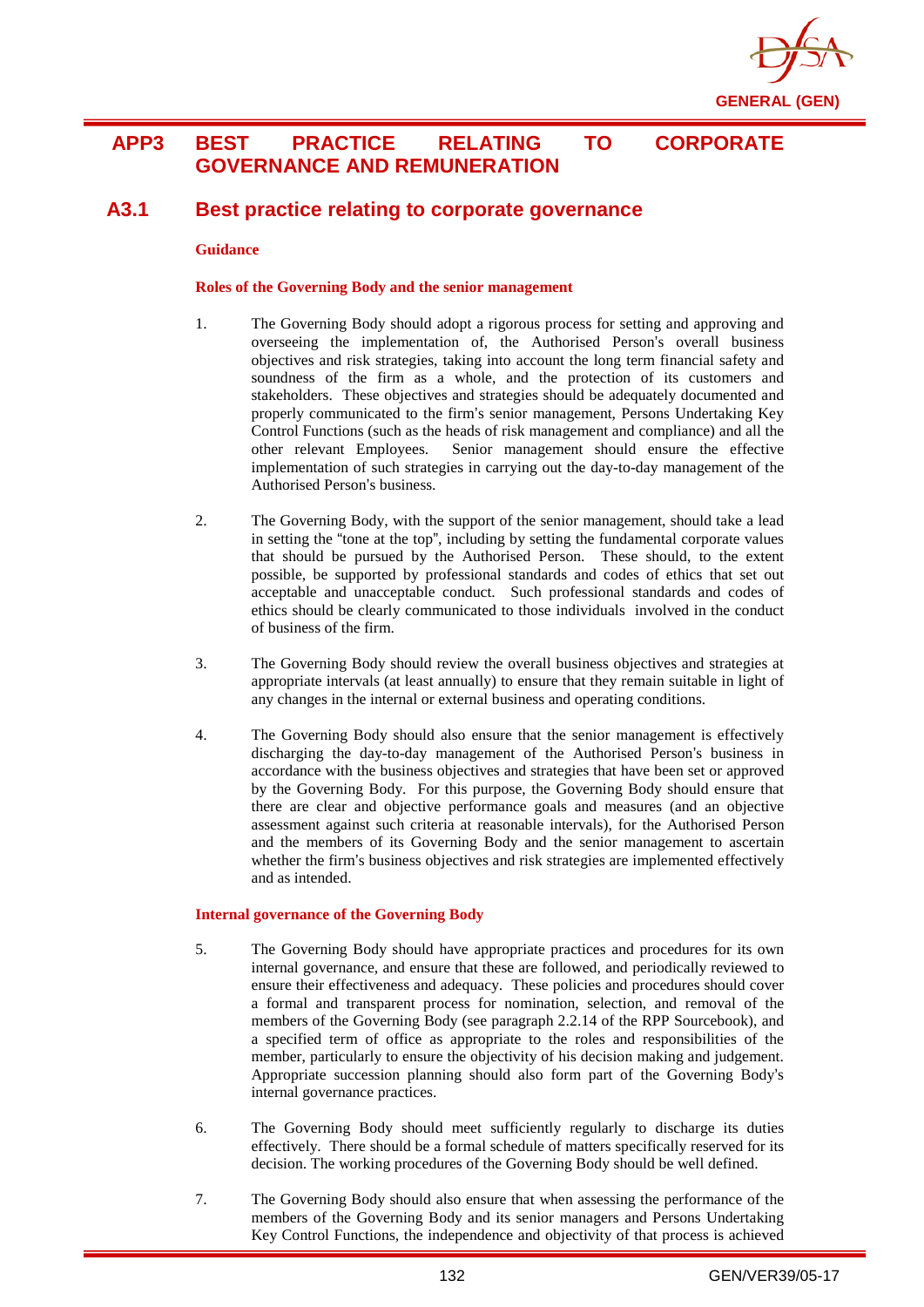# APP3 BEST PRACTICE RELATING TO CORPORATE GOVERNANCE AND REMUNERATION

## A3.1 Best practice relating to corporate governance

**Guidance**

**Roles of the Governing Body and the senior management**

1. The Governing Body should adopt a rigorous process for setting and approving and overseeing the implementation of, the Authorised Person's overall business objectives and risk strategies, taking into account the long term financial safety and soundness of the firm as a whole, and the protection of its customers and stakeholders. These objectives and strategies should be adequately documented and properly communicated to the firm's senior management, Persons Undertaking Key Control Functions (such as the heads of risk management and compliance) and all the other relevant Employees. Senior management should ensure the effective implementation of such strategies in carrying out the day-to-day management of the Authorised Person's business.

2. The Governing Body, with the support of the senior management, should take a lead in setting the "tone at the top", including by setting the fundamental corporate values that should be pursued by the Authorised Person. These should, to the extent possible, be supported by professional standards and codes of ethics that set out acceptable and unacceptable conduct. Such professional standards and codes of ethics should be clearly communicated to those individuals involved in the conduct of business of the firm.

3. The Governing Body should review the overall business objectives and strategies at appropriate intervals (at least annually) to ensure that they remain suitable in light of any changes in the internal or external business and operating conditions.

4. The Governing Body should also ensure that the senior management is effectively discharging the day-to-day management of the Authorised Person's business in accordance with the business objectives and strategies that have been set or approved by the Governing Body. For this purpose, the Governing Body should ensure that there are clear and objective performance goals and measures (and an objective assessment against such criteria at reasonable intervals), for the Authorised Person and the members of its Governing Body and the senior management to ascertain whether the firm's business objectives and risk strategies are implemented effectively and as intended.

**Internal governance of the Governing Body**

5. The Governing Body should have appropriate practices and procedures for its own internal governance, and ensure that these are followed, and periodically reviewed to ensure their effectiveness and adequacy. These policies and procedures should cover a formal and transparent process for nomination, selection, and removal of the members of the Governing Body (see paragraph 2.2.14 of the RPP Sourcebook), and a specified term of office as appropriate to the roles and responsibilities of the member, particularly to ensure the objectivity of his decision making and judgement. Appropriate succession planning should also form part of the Governing Body's internal governance practices.

6. The Governing Body should meet sufficiently regularly to discharge its duties effectively. There should be a formal schedule of matters specifically reserved for its decision. The working procedures of the Governing Body should be well defined.

7. The Governing Body should also ensure that when assessing the performance of the members of the Governing Body and its senior managers and Persons Undertaking Key Control Functions, the independence and objectivity of that process is achieved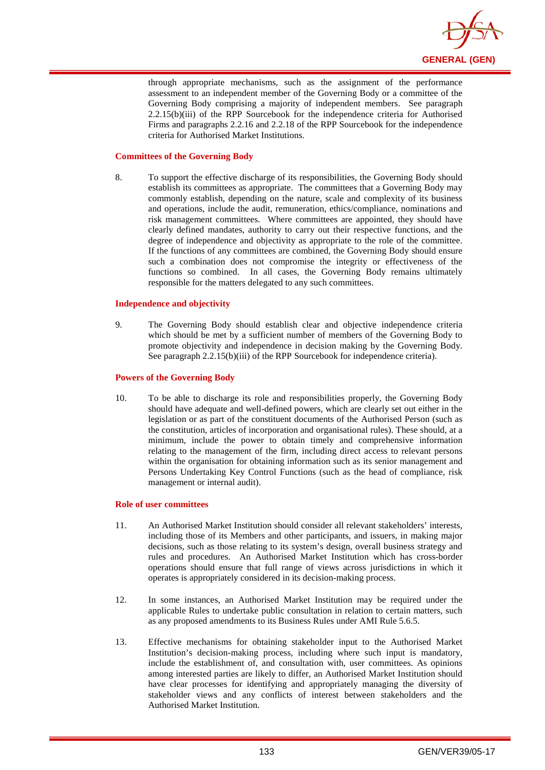through appropriate mechanisms, such as the assignment of the performance assessment to an independent member of the Governing Body or a committee of the Governing Body comprising a majority of independent members. See paragraph 2.2.15(b)(iii) of the RPP Sourcebook for the independence criteria for Authorised Firms and paragraphs 2.2.16 and 2.2.18 of the RPP Sourcebook for the independence criteria for Authorised Market Institutions.

**Committees of the Governing Body**

8. To support the effective discharge of its responsibilities, the Governing Body should establish its committees as appropriate. The committees that a Governing Body may commonly establish, depending on the nature, scale and complexity of its business and operations, include the audit, remuneration, ethics/compliance, nominations and risk management committees. Where committees are appointed, they should have clearly defined mandates, authority to carry out their respective functions, and the degree of independence and objectivity as appropriate to the role of the committee. If the functions of any committees are combined, the Governing Body should ensure such a combination does not compromise the integrity or effectiveness of the functions so combined. In all cases, the Governing Body remains ultimately responsible for the matters delegated to any such committees.

**Independence and objectivity**

9. The Governing Body should establish clear and objective independence criteria which should be met by a sufficient number of members of the Governing Body to promote objectivity and independence in decision making by the Governing Body. See paragraph 2.2.15(b)(iii) of the RPP Sourcebook for independence criteria).

**Powers of the Governing Body**

10. To be able to discharge its role and responsibilities properly, the Governing Body should have adequate and well-defined powers, which are clearly set out either in the legislation or as part of the constituent documents of the Authorised Person (such as the constitution, articles of incorporation and organisational rules). These should, at a minimum, include the power to obtain timely and comprehensive information relating to the management of the firm, including direct access to relevant persons within the organisation for obtaining information such as its senior management and Persons Undertaking Key Control Functions (such as the head of compliance, risk management or internal audit).

**Role of user committees**

11. An Authorised Market Institution should consider all relevant stakeholders' interests, including those of its Members and other participants, and issuers, in making major decisions, such as those relating to its system's design, overall business strategy and rules and procedures. An Authorised Market Institution which has cross-border operations should ensure that full range of views across jurisdictions in which it operates is appropriately considered in its decision-making process.

12. In some instances, an Authorised Market Institution may be required under the applicable Rules to undertake public consultation in relation to certain matters, such as any proposed amendments to its Business Rules under AMI Rule 5.6.5.

13. Effective mechanisms for obtaining stakeholder input to the Authorised Market Institution's decision-making process, including where such input is mandatory, include the establishment of, and consultation with, user committees. As opinions among interested parties are likely to differ, an Authorised Market Institution should have clear processes for identifying and appropriately managing the diversity of stakeholder views and any conflicts of interest between stakeholders and the Authorised Market Institution.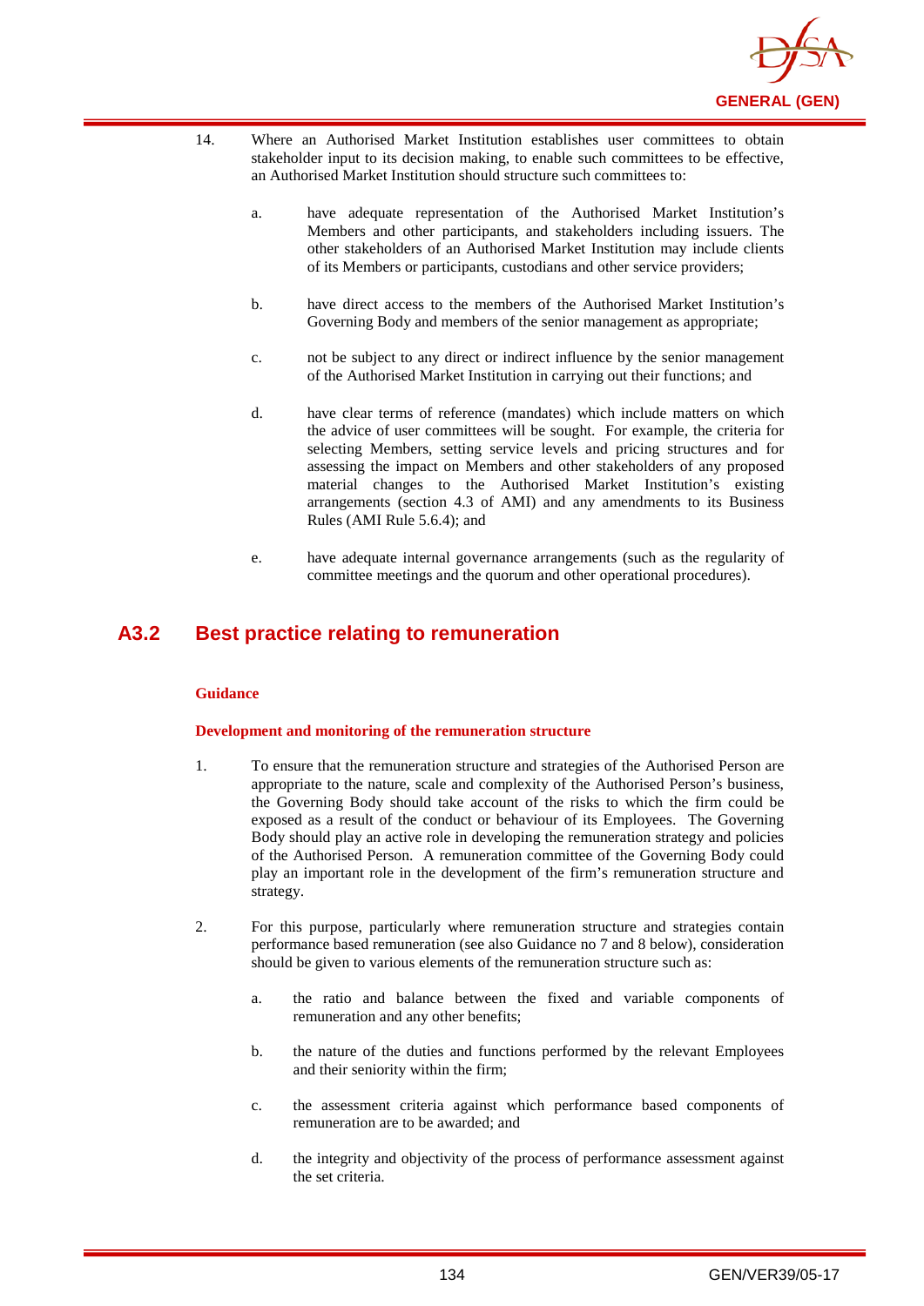14. Where an Authorised Market Institution establishes user committees to obtain stakeholder input to its decision making, to enable such committees to be effective, an Authorised Market Institution should structure such committees to:

    a. have adequate representation of the Authorised Market Institution's Members and other participants, and stakeholders including issuers. The other stakeholders of an Authorised Market Institution may include clients of its Members or participants, custodians and other service providers;

    b. have direct access to the members of the Authorised Market Institution's Governing Body and members of the senior management as appropriate;

    c. not be subject to any direct or indirect influence by the senior management of the Authorised Market Institution in carrying out their functions; and

    d. have clear terms of reference (mandates) which include matters on which the advice of user committees will be sought. For example, the criteria for selecting Members, setting service levels and pricing structures and for assessing the impact on Members and other stakeholders of any proposed material changes to the Authorised Market Institution's existing arrangements (section 4.3 of AMI) and any amendments to its Business Rules (AMI Rule 5.6.4); and

    e. have adequate internal governance arrangements (such as the regularity of committee meetings and the quorum and other operational procedures).

## A3.2 Best practice relating to remuneration

**Guidance**

**Development and monitoring of the remuneration structure**

1. To ensure that the remuneration structure and strategies of the Authorised Person are appropriate to the nature, scale and complexity of the Authorised Person's business, the Governing Body should take account of the risks to which the firm could be exposed as a result of the conduct or behaviour of its Employees. The Governing Body should play an active role in developing the remuneration strategy and policies of the Authorised Person. A remuneration committee of the Governing Body could play an important role in the development of the firm's remuneration structure and strategy.

2. For this purpose, particularly where remuneration structure and strategies contain performance based remuneration (see also Guidance no 7 and 8 below), consideration should be given to various elements of the remuneration structure such as:

    a. the ratio and balance between the fixed and variable components of remuneration and any other benefits;

    b. the nature of the duties and functions performed by the relevant Employees and their seniority within the firm;

    c. the assessment criteria against which performance based components of remuneration are to be awarded; and

    d. the integrity and objectivity of the process of performance assessment against the set criteria.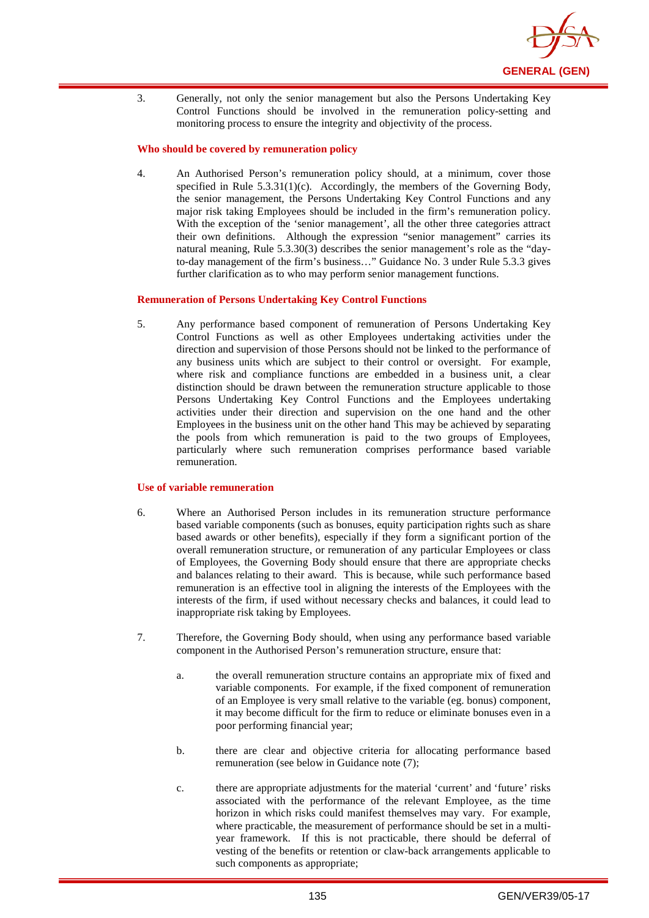3. Generally, not only the senior management but also the Persons Undertaking Key Control Functions should be involved in the remuneration policy-setting and monitoring process to ensure the integrity and objectivity of the process.

**Who should be covered by remuneration policy**

4. An Authorised Person's remuneration policy should, at a minimum, cover those specified in Rule 5.3.31(1)(c). Accordingly, the members of the Governing Body, the senior management, the Persons Undertaking Key Control Functions and any major risk taking Employees should be included in the firm's remuneration policy. With the exception of the 'senior management', all the other three categories attract their own definitions. Although the expression "senior management" carries its natural meaning, Rule 5.3.30(3) describes the senior management's role as the "day-to-day management of the firm's business…" Guidance No. 3 under Rule 5.3.3 gives further clarification as to who may perform senior management functions.

**Remuneration of Persons Undertaking Key Control Functions**

5. Any performance based component of remuneration of Persons Undertaking Key Control Functions as well as other Employees undertaking activities under the direction and supervision of those Persons should not be linked to the performance of any business units which are subject to their control or oversight. For example, where risk and compliance functions are embedded in a business unit, a clear distinction should be drawn between the remuneration structure applicable to those Persons Undertaking Key Control Functions and the Employees undertaking activities under their direction and supervision on the one hand and the other Employees in the business unit on the other hand This may be achieved by separating the pools from which remuneration is paid to the two groups of Employees, particularly where such remuneration comprises performance based variable remuneration.

**Use of variable remuneration**

6. Where an Authorised Person includes in its remuneration structure performance based variable components (such as bonuses, equity participation rights such as share based awards or other benefits), especially if they form a significant portion of the overall remuneration structure, or remuneration of any particular Employees or class of Employees, the Governing Body should ensure that there are appropriate checks and balances relating to their award. This is because, while such performance based remuneration is an effective tool in aligning the interests of the Employees with the interests of the firm, if used without necessary checks and balances, it could lead to inappropriate risk taking by Employees.

7. Therefore, the Governing Body should, when using any performance based variable component in the Authorised Person's remuneration structure, ensure that:

   a. the overall remuneration structure contains an appropriate mix of fixed and variable components. For example, if the fixed component of remuneration of an Employee is very small relative to the variable (eg. bonus) component, it may become difficult for the firm to reduce or eliminate bonuses even in a poor performing financial year;

   b. there are clear and objective criteria for allocating performance based remuneration (see below in Guidance note (7);

   c. there are appropriate adjustments for the material 'current' and 'future' risks associated with the performance of the relevant Employee, as the time horizon in which risks could manifest themselves may vary. For example, where practicable, the measurement of performance should be set in a multi-year framework. If this is not practicable, there should be deferral of vesting of the benefits or retention or claw-back arrangements applicable to such components as appropriate;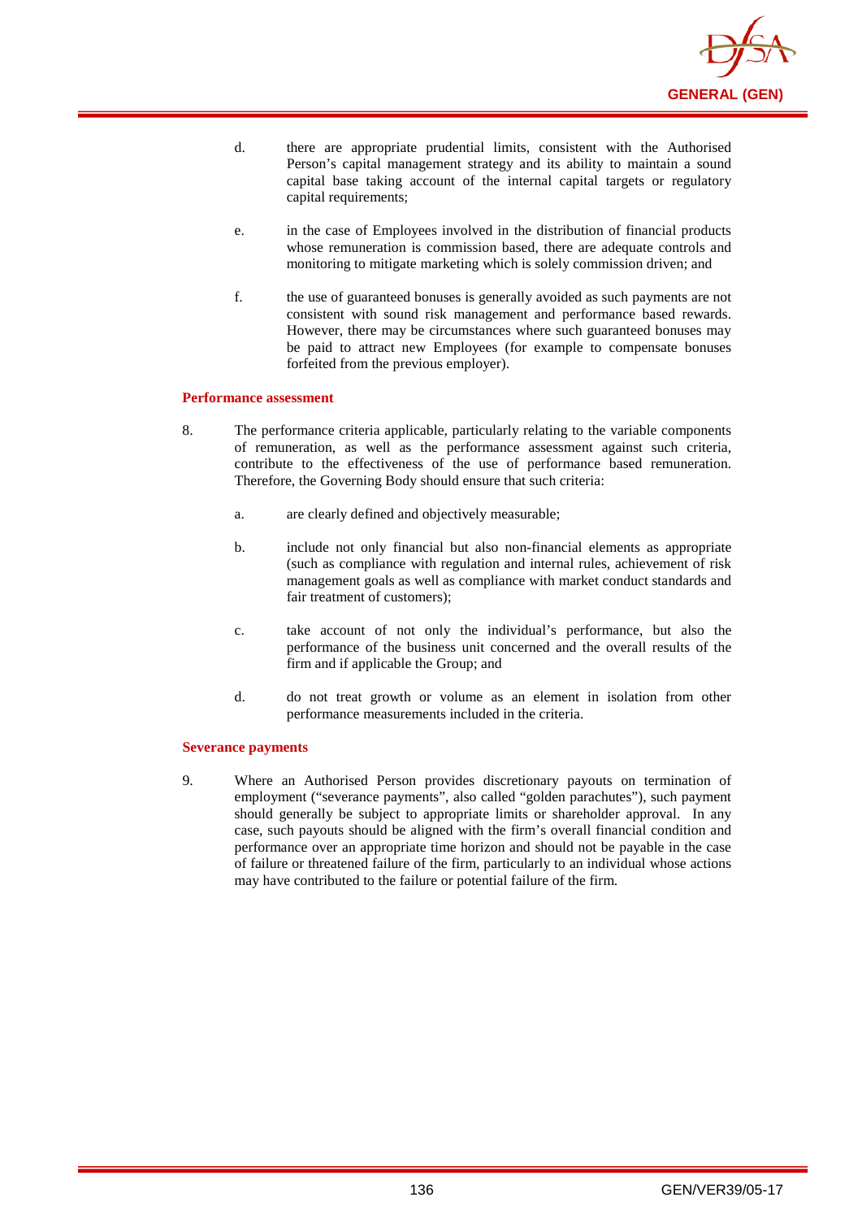d. there are appropriate prudential limits, consistent with the Authorised Person's capital management strategy and its ability to maintain a sound capital base taking account of the internal capital targets or regulatory capital requirements;

e. in the case of Employees involved in the distribution of financial products whose remuneration is commission based, there are adequate controls and monitoring to mitigate marketing which is solely commission driven; and

f. the use of guaranteed bonuses is generally avoided as such payments are not consistent with sound risk management and performance based rewards. However, there may be circumstances where such guaranteed bonuses may be paid to attract new Employees (for example to compensate bonuses forfeited from the previous employer).

**Performance assessment**

8. The performance criteria applicable, particularly relating to the variable components of remuneration, as well as the performance assessment against such criteria, contribute to the effectiveness of the use of performance based remuneration. Therefore, the Governing Body should ensure that such criteria:

   a. are clearly defined and objectively measurable;

   b. include not only financial but also non-financial elements as appropriate (such as compliance with regulation and internal rules, achievement of risk management goals as well as compliance with market conduct standards and fair treatment of customers);

   c. take account of not only the individual's performance, but also the performance of the business unit concerned and the overall results of the firm and if applicable the Group; and

   d. do not treat growth or volume as an element in isolation from other performance measurements included in the criteria.

**Severance payments**

9. Where an Authorised Person provides discretionary payouts on termination of employment ("severance payments", also called "golden parachutes"), such payment should generally be subject to appropriate limits or shareholder approval. In any case, such payouts should be aligned with the firm's overall financial condition and performance over an appropriate time horizon and should not be payable in the case of failure or threatened failure of the firm, particularly to an individual whose actions may have contributed to the failure or potential failure of the firm.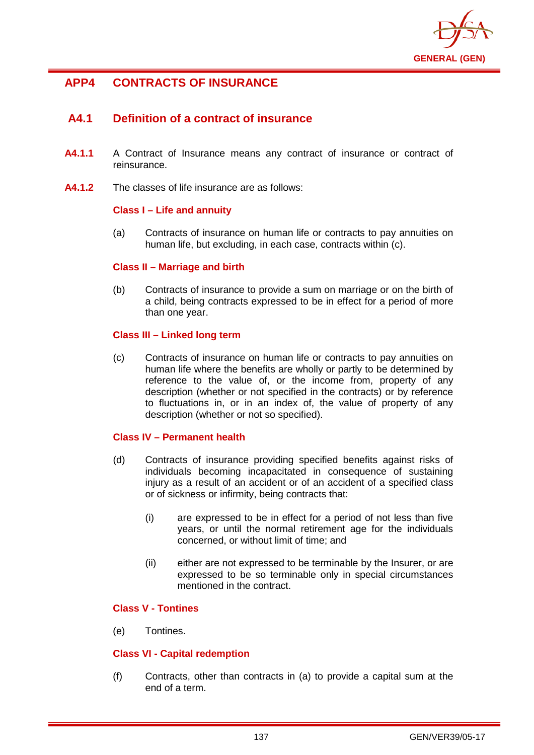## APP4 CONTRACTS OF INSURANCE

### A4.1 Definition of a contract of insurance

**A4.1.1** A Contract of Insurance means any contract of insurance or contract of reinsurance.

**A4.1.2** The classes of life insurance are as follows:

**Class I – Life and annuity**

(a) Contracts of insurance on human life or contracts to pay annuities on human life, but excluding, in each case, contracts within (c).

**Class II – Marriage and birth**

(b) Contracts of insurance to provide a sum on marriage or on the birth of a child, being contracts expressed to be in effect for a period of more than one year.

**Class III – Linked long term**

(c) Contracts of insurance on human life or contracts to pay annuities on human life where the benefits are wholly or partly to be determined by reference to the value of, or the income from, property of any description (whether or not specified in the contracts) or by reference to fluctuations in, or in an index of, the value of property of any description (whether or not so specified).

**Class IV – Permanent health**

(d) Contracts of insurance providing specified benefits against risks of individuals becoming incapacitated in consequence of sustaining injury as a result of an accident or of an accident of a specified class or of sickness or infirmity, being contracts that:

(i) are expressed to be in effect for a period of not less than five years, or until the normal retirement age for the individuals concerned, or without limit of time; and

(ii) either are not expressed to be terminable by the Insurer, or are expressed to be so terminable only in special circumstances mentioned in the contract.

**Class V - Tontines**

(e) Tontines.

**Class VI - Capital redemption**

(f) Contracts, other than contracts in (a) to provide a capital sum at the end of a term.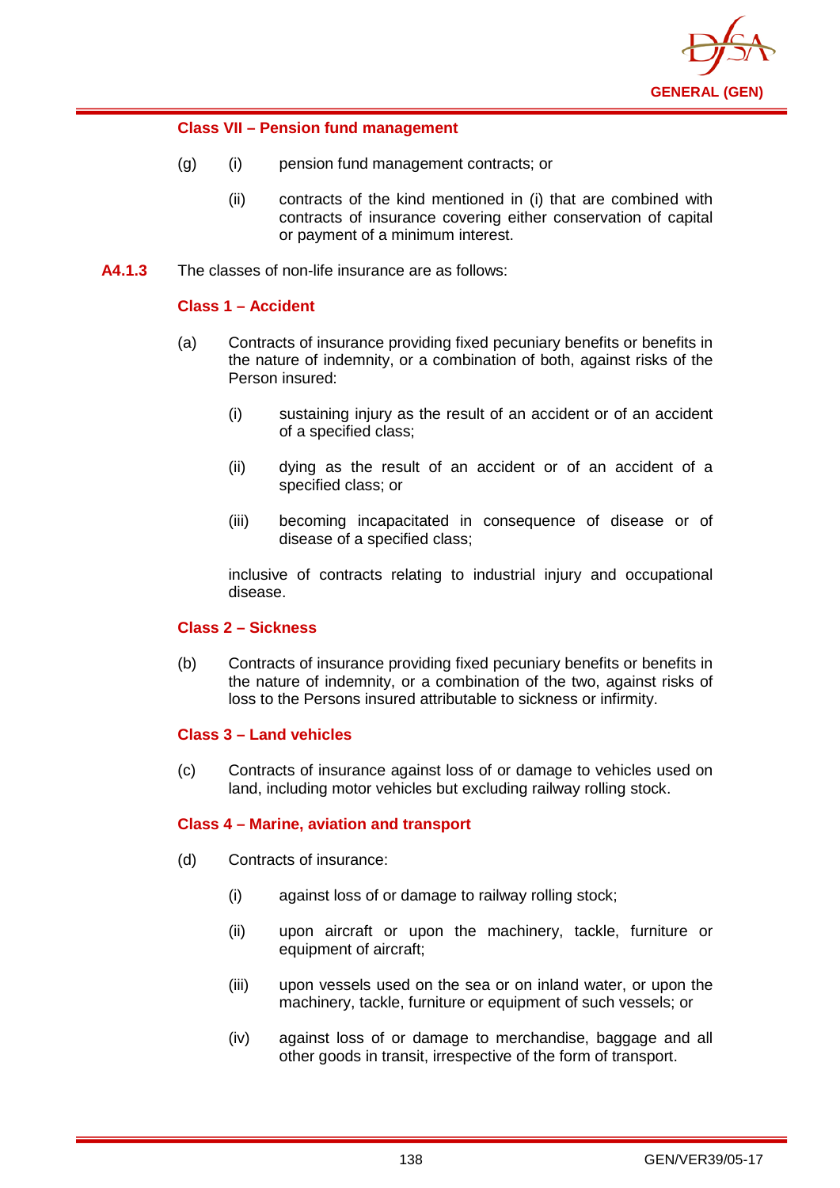#### Class VII – Pension fund management

(g) (i) pension fund management contracts; or

(ii) contracts of the kind mentioned in (i) that are combined with contracts of insurance covering either conservation of capital or payment of a minimum interest.

**A4.1.3** The classes of non-life insurance are as follows:

#### Class 1 – Accident

(a) Contracts of insurance providing fixed pecuniary benefits or benefits in the nature of indemnity, or a combination of both, against risks of the Person insured:

(i) sustaining injury as the result of an accident or of an accident of a specified class;

(ii) dying as the result of an accident or of an accident of a specified class; or

(iii) becoming incapacitated in consequence of disease or of disease of a specified class;

inclusive of contracts relating to industrial injury and occupational disease.

#### Class 2 – Sickness

(b) Contracts of insurance providing fixed pecuniary benefits or benefits in the nature of indemnity, or a combination of the two, against risks of loss to the Persons insured attributable to sickness or infirmity.

#### Class 3 – Land vehicles

(c) Contracts of insurance against loss of or damage to vehicles used on land, including motor vehicles but excluding railway rolling stock.

#### Class 4 – Marine, aviation and transport

(d) Contracts of insurance:

(i) against loss of or damage to railway rolling stock;

(ii) upon aircraft or upon the machinery, tackle, furniture or equipment of aircraft;

(iii) upon vessels used on the sea or on inland water, or upon the machinery, tackle, furniture or equipment of such vessels; or

(iv) against loss of or damage to merchandise, baggage and all other goods in transit, irrespective of the form of transport.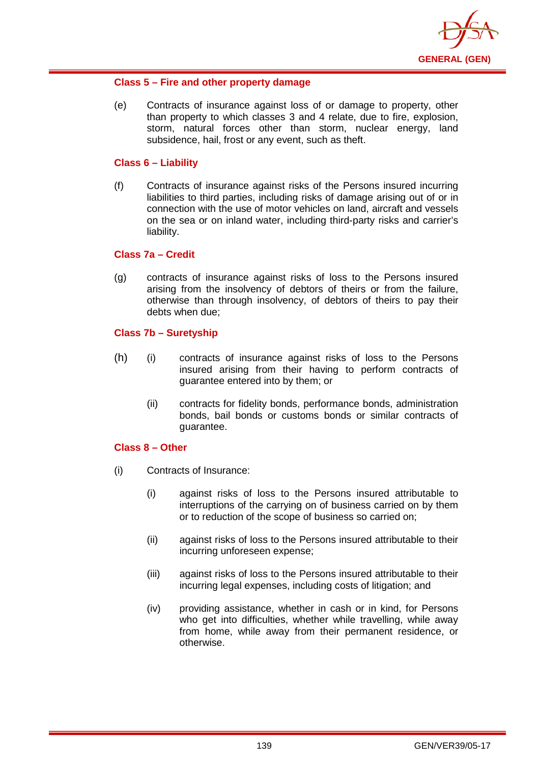#### Class 5 – Fire and other property damage

(e) Contracts of insurance against loss of or damage to property, other than property to which classes 3 and 4 relate, due to fire, explosion, storm, natural forces other than storm, nuclear energy, land subsidence, hail, frost or any event, such as theft.

#### Class 6 – Liability

(f) Contracts of insurance against risks of the Persons insured incurring liabilities to third parties, including risks of damage arising out of or in connection with the use of motor vehicles on land, aircraft and vessels on the sea or on inland water, including third-party risks and carrier's liability.

#### Class 7a – Credit

(g) contracts of insurance against risks of loss to the Persons insured arising from the insolvency of debtors of theirs or from the failure, otherwise than through insolvency, of debtors of theirs to pay their debts when due;

#### Class 7b – Suretyship

(h)
- (i) contracts of insurance against risks of loss to the Persons insured arising from their having to perform contracts of guarantee entered into by them; or
- (ii) contracts for fidelity bonds, performance bonds, administration bonds, bail bonds or customs bonds or similar contracts of guarantee.

#### Class 8 – Other

(i) Contracts of Insurance:

- (i) against risks of loss to the Persons insured attributable to interruptions of the carrying on of business carried on by them or to reduction of the scope of business so carried on;
- (ii) against risks of loss to the Persons insured attributable to their incurring unforeseen expense;
- (iii) against risks of loss to the Persons insured attributable to their incurring legal expenses, including costs of litigation; and
- (iv) providing assistance, whether in cash or in kind, for Persons who get into difficulties, whether while travelling, while away from home, while away from their permanent residence, or otherwise.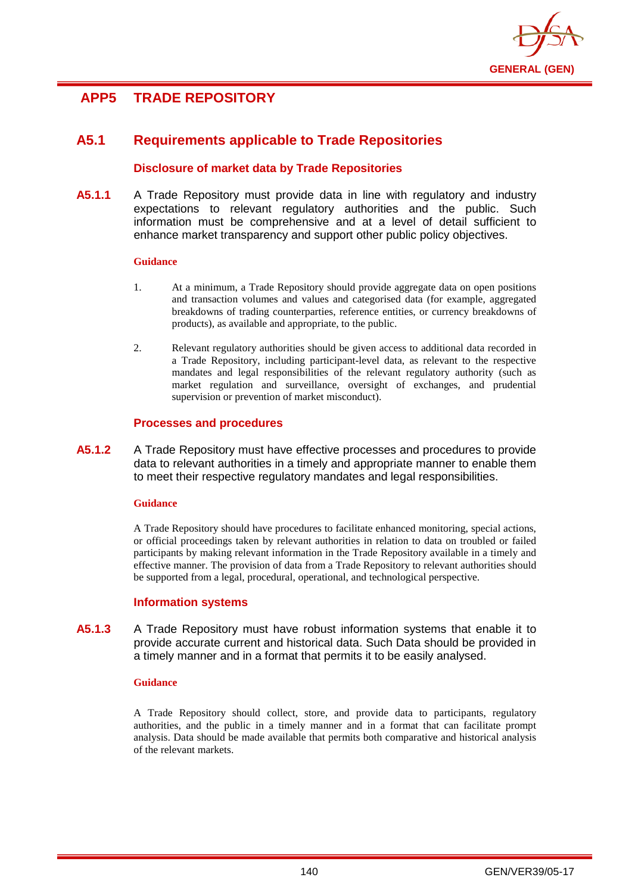# APP5 TRADE REPOSITORY

## A5.1 Requirements applicable to Trade Repositories

### Disclosure of market data by Trade Repositories

**A5.1.1** A Trade Repository must provide data in line with regulatory and industry expectations to relevant regulatory authorities and the public. Such information must be comprehensive and at a level of detail sufficient to enhance market transparency and support other public policy objectives.

**Guidance**

1. At a minimum, a Trade Repository should provide aggregate data on open positions and transaction volumes and values and categorised data (for example, aggregated breakdowns of trading counterparties, reference entities, or currency breakdowns of products), as available and appropriate, to the public.

2. Relevant regulatory authorities should be given access to additional data recorded in a Trade Repository, including participant-level data, as relevant to the respective mandates and legal responsibilities of the relevant regulatory authority (such as market regulation and surveillance, oversight of exchanges, and prudential supervision or prevention of market misconduct).

### Processes and procedures

**A5.1.2** A Trade Repository must have effective processes and procedures to provide data to relevant authorities in a timely and appropriate manner to enable them to meet their respective regulatory mandates and legal responsibilities.

**Guidance**

A Trade Repository should have procedures to facilitate enhanced monitoring, special actions, or official proceedings taken by relevant authorities in relation to data on troubled or failed participants by making relevant information in the Trade Repository available in a timely and effective manner. The provision of data from a Trade Repository to relevant authorities should be supported from a legal, procedural, operational, and technological perspective.

### Information systems

**A5.1.3** A Trade Repository must have robust information systems that enable it to provide accurate current and historical data. Such Data should be provided in a timely manner and in a format that permits it to be easily analysed.

**Guidance**

A Trade Repository should collect, store, and provide data to participants, regulatory authorities, and the public in a timely manner and in a format that can facilitate prompt analysis. Data should be made available that permits both comparative and historical analysis of the relevant markets.